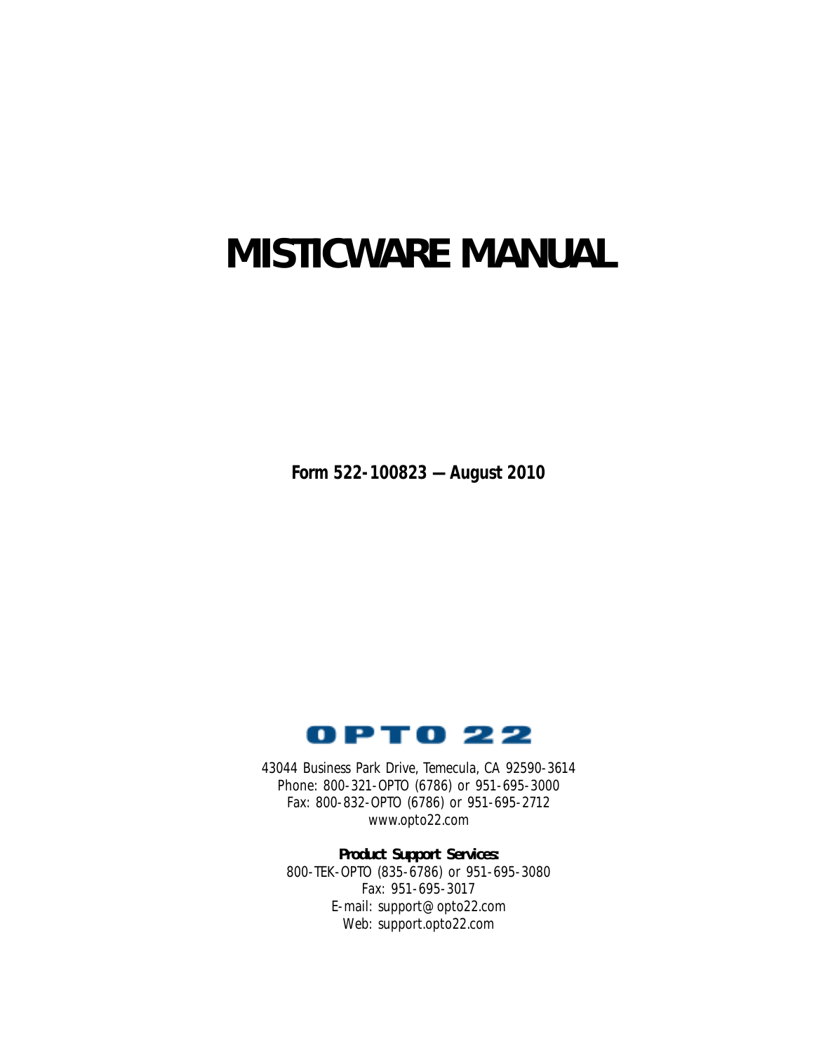# MISTICWARE MANUAL

**Form 522-100823 — August 2010**

OPTO 22

43044 Business Park Drive, Temecula, CA 92590-3614
Phone: 800-321-OPTO (6786) or 951-695-3000
Fax: 800-832-OPTO (6786) or 951-695-2712
www.opto22.com

**Product Support Services:**
800-TEK-OPTO (835-6786) or 951-695-3080
Fax: 951-695-3017
E-mail: support@opto22.com
Web: support.opto22.com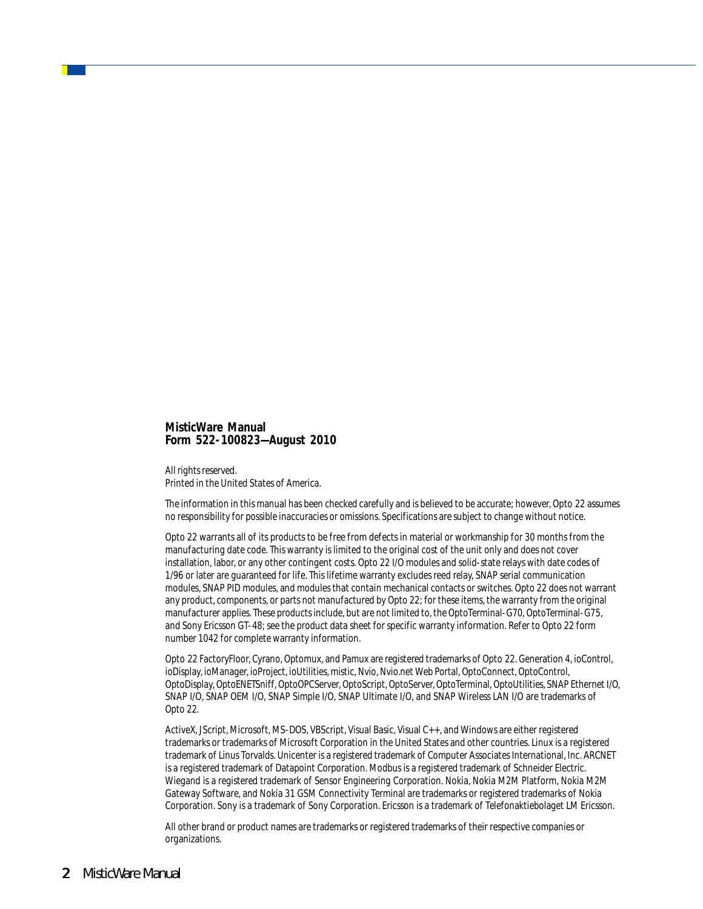**MisticWare Manual**
**Form 522-100823—August 2010**

All rights reserved.
Printed in the United States of America.

The information in this manual has been checked carefully and is believed to be accurate; however, Opto 22 assumes no responsibility for possible inaccuracies or omissions. Specifications are subject to change without notice.

Opto 22 warrants all of its products to be free from defects in material or workmanship for 30 months from the manufacturing date code. This warranty is limited to the original cost of the unit only and does not cover installation, labor, or any other contingent costs. Opto 22 I/O modules and solid-state relays with date codes of 1/96 or later are guaranteed for life. This lifetime warranty excludes reed relay, SNAP serial communication modules, SNAP PID modules, and modules that contain mechanical contacts or switches. Opto 22 does not warrant any product, components, or parts not manufactured by Opto 22; for these items, the warranty from the original manufacturer applies. These products include, but are not limited to, the OptoTerminal-G70, OptoTerminal-G75, and Sony Ericsson GT-48; see the product data sheet for specific warranty information. Refer to Opto 22 form number 1042 for complete warranty information.

Opto 22 FactoryFloor, Cyrano, Optomux, and Pamux are registered trademarks of Opto 22. Generation 4, ioControl, ioDisplay, ioManager, ioProject, ioUtilities, mistic, Nvio, Nvio.net Web Portal, OptoConnect, OptoControl, OptoDisplay, OptoENETSniff, OptoOPCServer, OptoScript, OptoServer, OptoTerminal, OptoUtilities, SNAP Ethernet I/O, SNAP I/O, SNAP OEM I/O, SNAP Simple I/O, SNAP Ultimate I/O, and SNAP Wireless LAN I/O are trademarks of Opto 22.

ActiveX, JScript, Microsoft, MS-DOS, VBScript, Visual Basic, Visual C++, and Windows are either registered trademarks or trademarks of Microsoft Corporation in the United States and other countries. Linux is a registered trademark of Linus Torvalds. Unicenter is a registered trademark of Computer Associates International, Inc. ARCNET is a registered trademark of Datapoint Corporation. Modbus is a registered trademark of Schneider Electric. Wiegand is a registered trademark of Sensor Engineering Corporation. Nokia, Nokia M2M Platform, Nokia M2M Gateway Software, and Nokia 31 GSM Connectivity Terminal are trademarks or registered trademarks of Nokia Corporation. Sony is a trademark of Sony Corporation. Ericsson is a trademark of Telefonaktiebolaget LM Ericsson.

All other brand or product names are trademarks or registered trademarks of their respective companies or organizations.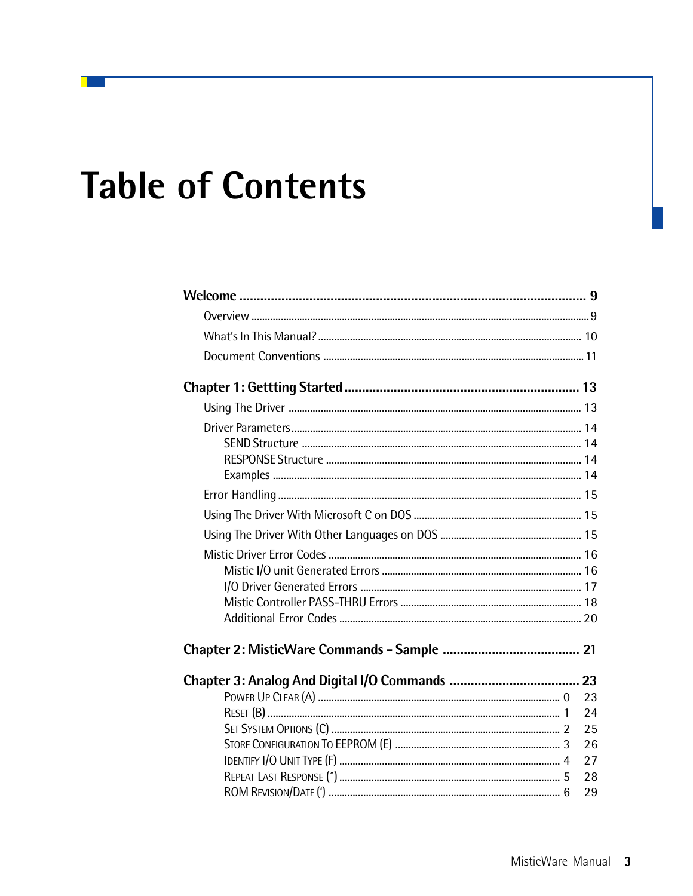# Table of Contents

**Welcome .................................................................................................. 9**

Overview ............................................................................................................ 9

What's In This Manual? ................................................................................... 10

Document Conventions ................................................................................... 11

**Chapter 1: Gettting Started .................................................................. 13**

Using The Driver ............................................................................................. 13

Driver Parameters ............................................................................................ 14

- SEND Structure ........................................................................................ 14
- RESPONSE Structure ............................................................................... 14
- Examples .................................................................................................. 14

Error Handling ................................................................................................. 15

Using The Driver With Microsoft C on DOS ..................................................... 15

Using The Driver With Other Languages on DOS ............................................ 15

Mistic Driver Error Codes ................................................................................ 16

- Mistic I/O unit Generated Errors .............................................................. 16
- I/O Driver Generated Errors ..................................................................... 17
- Mistic Controller PASS-THRU Errors ........................................................ 18
- Additional Error Codes ............................................................................. 20

**Chapter 2: MisticWare Commands - Sample ....................................... 21**

**Chapter 3: Analog And Digital I/O Commands .................................... 23**

- Power Up Clear (A) ........................................................................... 0 23
- Reset (B) ............................................................................................ 1 24
- Set System Options (C) ..................................................................... 2 25
- Store Configuration To EEPROM (E) ................................................. 3 26
- Identify I/O Unit Type (F) ................................................................... 4 27
- Repeat Last Response (^) ................................................................. 5 28
- ROM Revision/Date (') ...................................................................... 6 29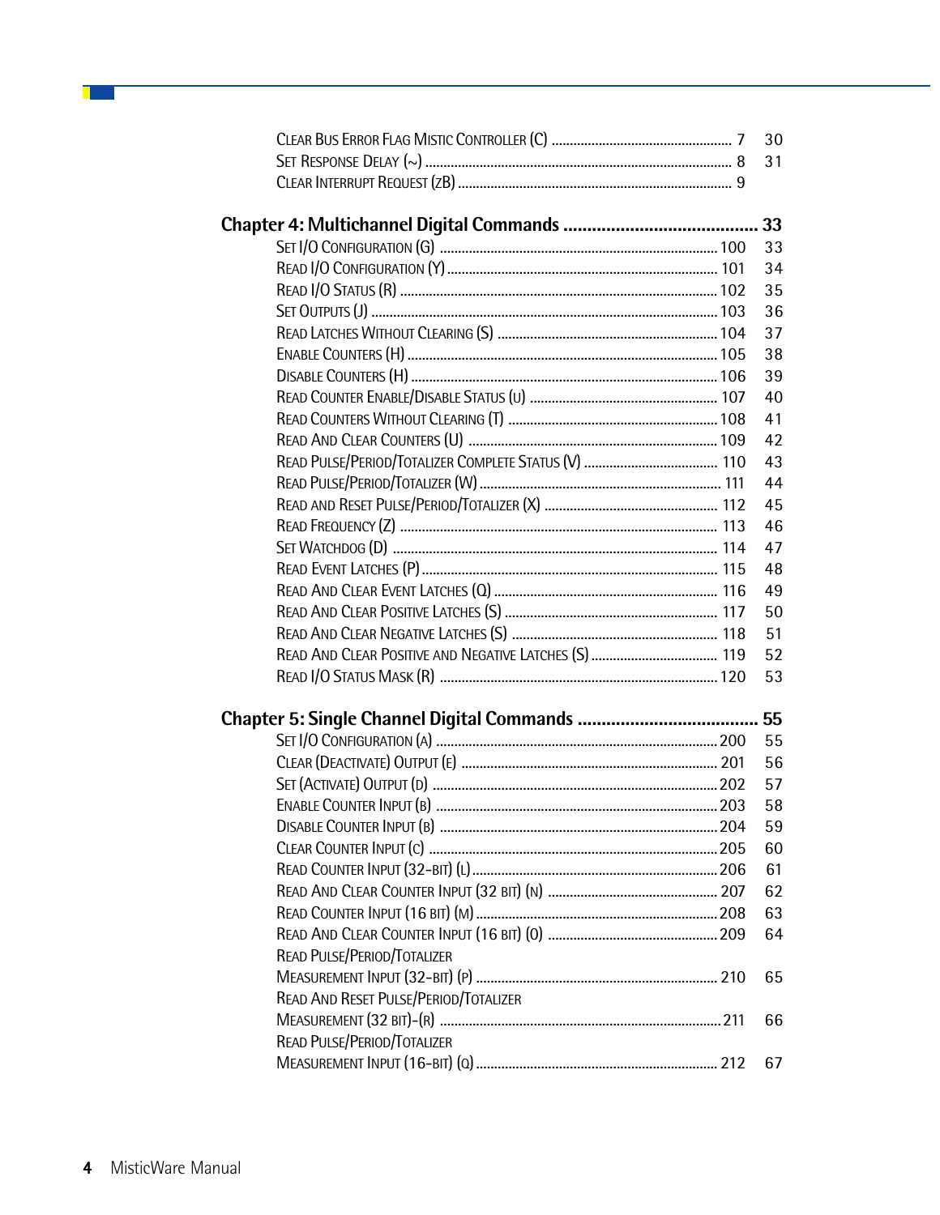Clear Bus Error Flag Mistic Controller (C) .................................................. 7    30
Set Response Delay (~) ................................................................................ 8    31
Clear Interrupt Request (zB) ........................................................................ 9

## Chapter 4: Multichannel Digital Commands ........................................ 33

Set I/O Configuration (G) ........................................................................ 100    33
Read I/O Configuration (Y) ...................................................................... 101    34
Read I/O Status (R) .................................................................................. 102    35
Set Outputs (J) ........................................................................................ 103    36
Read Latches Without Clearing (S) ........................................................ 104    37
Enable Counters (H) ................................................................................ 105    38
Disable Counters (H) ............................................................................... 106    39
Read Counter Enable/Disable Status (u) ................................................. 107    40
Read Counters Without Clearing (T) ....................................................... 108    41
Read And Clear Counters (U) .................................................................. 109    42
Read Pulse/Period/Totalizer Complete Status (V) ..................................... 110    43
Read Pulse/Period/Totalizer (W) .............................................................. 111    44
Read and Reset Pulse/Period/Totalizer (X) ............................................... 112    45
Read Frequency (Z) .................................................................................. 113    46
Set Watchdog (D) ..................................................................................... 114    47
Read Event Latches (P) ............................................................................. 115    48
Read And Clear Event Latches (Q) ........................................................... 116    49
Read And Clear Positive Latches (S) ........................................................ 117    50
Read And Clear Negative Latches (S) ....................................................... 118    51
Read And Clear Positive and Negative Latches (S) ................................... 119    52
Read I/O Status Mask (R) ......................................................................... 120    53

## Chapter 5: Single Channel Digital Commands ..................................... 55

Set I/O Configuration (A) ........................................................................ 200    55
Clear (Deactivate) Output (e) .................................................................. 201    56
Set (Activate) Output (d) ......................................................................... 202    57
Enable Counter Input (b) .......................................................................... 203    58
Disable Counter Input (b) ......................................................................... 204    59
Clear Counter Input (c) ............................................................................ 205    60
Read Counter Input (32-bit) (l) ................................................................. 206    61
Read And Clear Counter Input (32 bit) (n) ............................................... 207    62
Read Counter Input (16 bit) (m) ............................................................... 208    63
Read And Clear Counter Input (16 bit) (o) ............................................... 209    64
Read Pulse/Period/Totalizer
Measurement Input (32-bit) (p) ............................................................... 210    65
Read And Reset Pulse/Period/Totalizer
Measurement (32 bit)-(r) .......................................................................... 211    66
Read Pulse/Period/Totalizer
Measurement Input (16-bit) (q) ............................................................... 212    67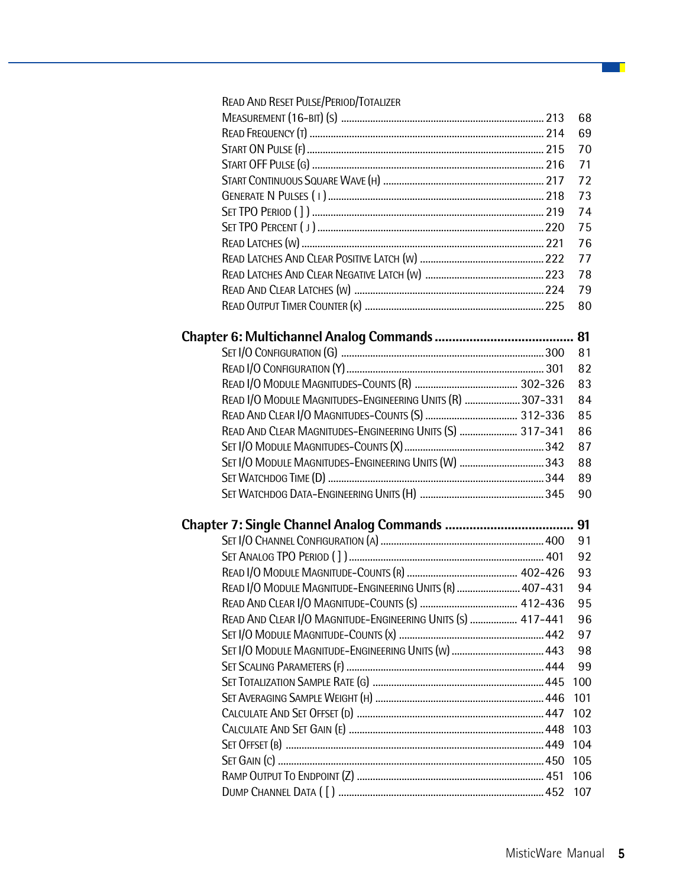| | | |
|---|---|---|
| Read And Reset Pulse/Period/Totalizer Measurement (16-bit) (s) | 213 | 68 |
| Read Frequency (t) | 214 | 69 |
| Start ON Pulse (f) | 215 | 70 |
| Start OFF Pulse (g) | 216 | 71 |
| Start Continuous Square Wave (h) | 217 | 72 |
| Generate N Pulses ( i ) | 218 | 73 |
| Set TPO Period ( ] ) | 219 | 74 |
| Set TPO Percent ( j ) | 220 | 75 |
| Read Latches (w) | 221 | 76 |
| Read Latches And Clear Positive Latch (w) | 222 | 77 |
| Read Latches And Clear Negative Latch (w) | 223 | 78 |
| Read And Clear Latches (w) | 224 | 79 |
| Read Output Timer Counter (k) | 225 | 80 |

**Chapter 6: Multichannel Analog Commands ........................................ 81**

| | | |
|---|---|---|
| Set I/O Configuration (G) | 300 | 81 |
| Read I/O Configuration (Y) | 301 | 82 |
| Read I/O Module Magnitudes-Counts (R) | 302-326 | 83 |
| Read I/O Module Magnitudes-Engineering Units (R) | 307-331 | 84 |
| Read And Clear I/O Magnitudes-Counts (S) | 312-336 | 85 |
| Read And Clear Magnitudes-Engineering Units (S) | 317-341 | 86 |
| Set I/O Module Magnitudes-Counts (X) | 342 | 87 |
| Set I/O Module Magnitudes-Engineering Units (W) | 343 | 88 |
| Set Watchdog Time (D) | 344 | 89 |
| Set Watchdog Data-Engineering Units (H) | 345 | 90 |

**Chapter 7: Single Channel Analog Commands ..................................... 91**

| | | |
|---|---|---|
| Set I/O Channel Configuration (a) | 400 | 91 |
| Set Analog TPO Period ( ] ) | 401 | 92 |
| Read I/O Module Magnitude-Counts (r) | 402-426 | 93 |
| Read I/O Module Magnitude-Engineering Units (r) | 407-431 | 94 |
| Read And Clear I/O Magnitude-Counts (s) | 412-436 | 95 |
| Read And Clear I/O Magnitude-Engineering Units (s) | 417-441 | 96 |
| Set I/O Module Magnitude-Counts (x) | 442 | 97 |
| Set I/O Module Magnitude-Engineering Units (w) | 443 | 98 |
| Set Scaling Parameters (f) | 444 | 99 |
| Set Totalization Sample Rate (g) | 445 | 100 |
| Set Averaging Sample Weight (h) | 446 | 101 |
| Calculate And Set Offset (d) | 447 | 102 |
| Calculate And Set Gain (e) | 448 | 103 |
| Set Offset (b) | 449 | 104 |
| Set Gain (c) | 450 | 105 |
| Ramp Output To Endpoint (Z) | 451 | 106 |
| Dump Channel Data ( [ ) | 452 | 107 |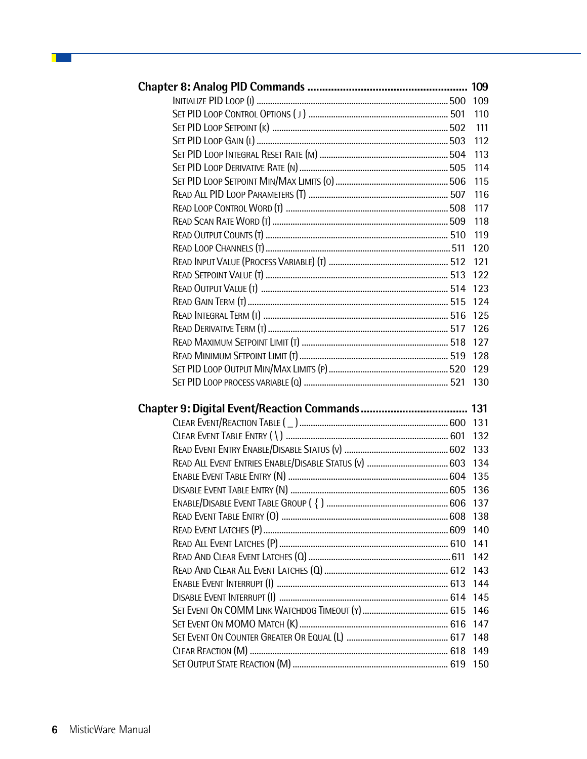## Chapter 8: Analog PID Commands ...................................................... 109

| | | |
|---|---|---|
| Initialize PID Loop (I) | 500 | 109 |
| Set PID Loop Control Options ( J ) | 501 | 110 |
| Set PID Loop Setpoint (K) | 502 | 111 |
| Set PID Loop Gain (L) | 503 | 112 |
| Set PID Loop Integral Reset Rate (M) | 504 | 113 |
| Set PID Loop Derivative Rate (N) | 505 | 114 |
| Set PID Loop Setpoint Min/Max Limits (O) | 506 | 115 |
| Read All PID Loop Parameters (T) | 507 | 116 |
| Read Loop Control Word (T) | 508 | 117 |
| Read Scan Rate Word (T) | 509 | 118 |
| Read Output Counts (T) | 510 | 119 |
| Read Loop Channels (T) | 511 | 120 |
| Read Input Value (Process Variable) (T) | 512 | 121 |
| Read Setpoint Value (T) | 513 | 122 |
| Read Output Value (T) | 514 | 123 |
| Read Gain Term (T) | 515 | 124 |
| Read Integral Term (T) | 516 | 125 |
| Read Derivative Term (T) | 517 | 126 |
| Read Maximum Setpoint Limit (T) | 518 | 127 |
| Read Minimum Setpoint Limit (T) | 519 | 128 |
| Set PID Loop Output Min/Max Limits (P) | 520 | 129 |
| Set PID Loop process variable (Q) | 521 | 130 |

## Chapter 9: Digital Event/Reaction Commands .................................... 131

| | | |
|---|---|---|
| Clear Event/Reaction Table ( _ ) | 600 | 131 |
| Clear Event Table Entry ( \ ) | 601 | 132 |
| Read Event Entry Enable/Disable Status (V) | 602 | 133 |
| Read All Event Entries Enable/Disable Status (V) | 603 | 134 |
| Enable Event Table Entry (N) | 604 | 135 |
| Disable Event Table Entry (N) | 605 | 136 |
| Enable/Disable Event Table Group ( { ) | 606 | 137 |
| Read Event Table Entry (O) | 608 | 138 |
| Read Event Latches (P) | 609 | 140 |
| Read All Event Latches (P) | 610 | 141 |
| Read And Clear Event Latches (Q) | 611 | 142 |
| Read And Clear All Event Latches (Q) | 612 | 143 |
| Enable Event Interrupt (I) | 613 | 144 |
| Disable Event Interrupt (I) | 614 | 145 |
| Set Event On COMM Link Watchdog Timeout (Y) | 615 | 146 |
| Set Event On MOMO Match (K) | 616 | 147 |
| Set Event On Counter Greater Or Equal (L) | 617 | 148 |
| Clear Reaction (M) | 618 | 149 |
| Set Output State Reaction (M) | 619 | 150 |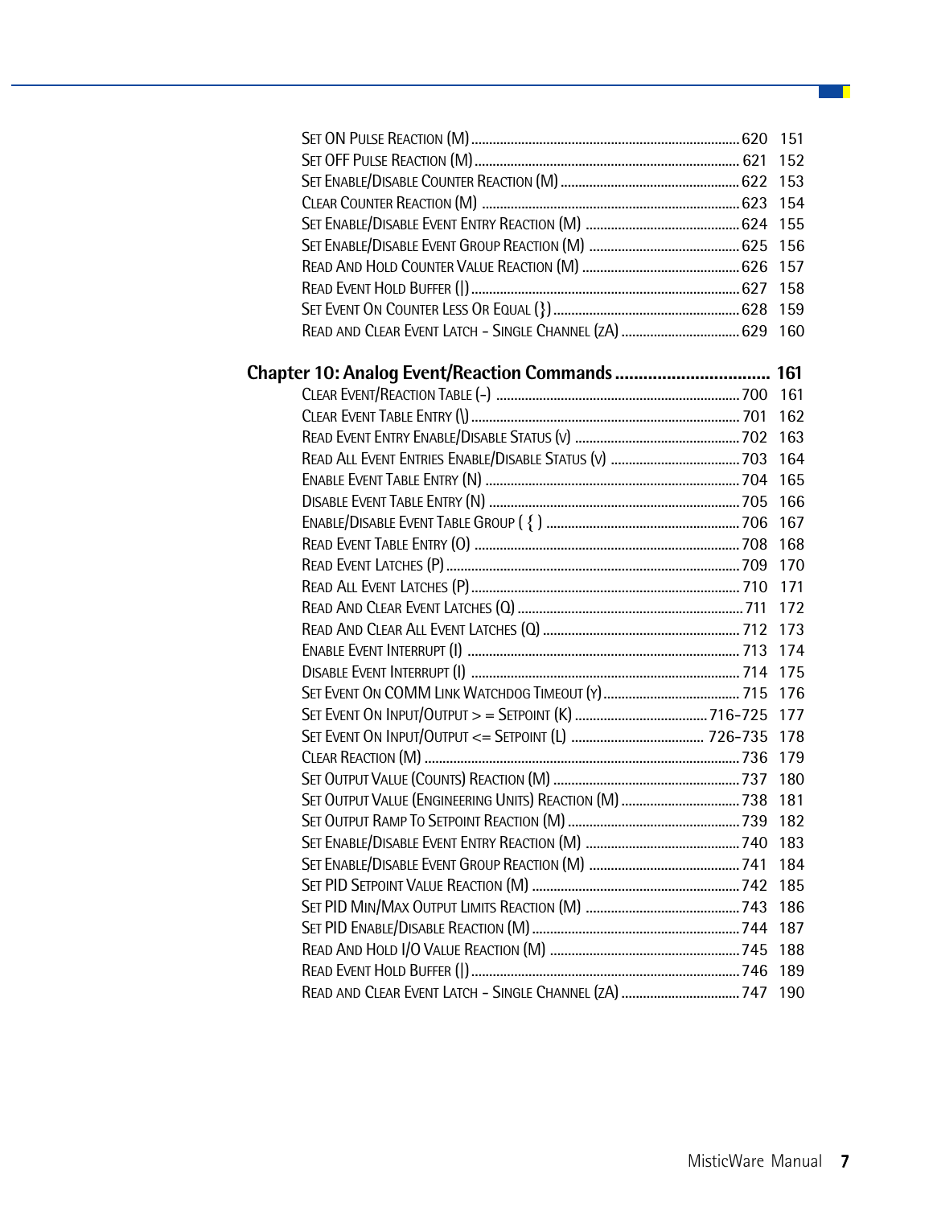Set ON Pulse Reaction (M) .......... 620 151
Set OFF Pulse Reaction (M) .......... 621 152
Set Enable/Disable Counter Reaction (M) .......... 622 153
Clear Counter Reaction (M) .......... 623 154
Set Enable/Disable Event Entry Reaction (M) .......... 624 155
Set Enable/Disable Event Group Reaction (M) .......... 625 156
Read And Hold Counter Value Reaction (M) .......... 626 157
Read Event Hold Buffer (|) .......... 627 158
Set Event On Counter Less Or Equal (}) .......... 628 159
Read and Clear Event Latch - Single Channel (zA) .......... 629 160

## Chapter 10: Analog Event/Reaction Commands .......... 161

Clear Event/Reaction Table (-) .......... 700 161
Clear Event Table Entry (\) .......... 701 162
Read Event Entry Enable/Disable Status (v) .......... 702 163
Read All Event Entries Enable/Disable Status (v) .......... 703 164
Enable Event Table Entry (N) .......... 704 165
Disable Event Table Entry (N) .......... 705 166
Enable/Disable Event Table Group ( { ) .......... 706 167
Read Event Table Entry (O) .......... 708 168
Read Event Latches (P) .......... 709 170
Read All Event Latches (P) .......... 710 171
Read And Clear Event Latches (Q) .......... 711 172
Read And Clear All Event Latches (Q) .......... 712 173
Enable Event Interrupt (I) .......... 713 174
Disable Event Interrupt (I) .......... 714 175
Set Event On COMM Link Watchdog Timeout (Y) .......... 715 176
Set Event On Input/Output > = Setpoint (K) .......... 716-725 177
Set Event On Input/Output <= Setpoint (L) .......... 726-735 178
Clear Reaction (M) .......... 736 179
Set Output Value (Counts) Reaction (M) .......... 737 180
Set Output Value (Engineering Units) Reaction (M) .......... 738 181
Set Output Ramp To Setpoint Reaction (M) .......... 739 182
Set Enable/Disable Event Entry Reaction (M) .......... 740 183
Set Enable/Disable Event Group Reaction (M) .......... 741 184
Set PID Setpoint Value Reaction (M) .......... 742 185
Set PID Min/Max Output Limits Reaction (M) .......... 743 186
Set PID Enable/Disable Reaction (M) .......... 744 187
Read And Hold I/O Value Reaction (M) .......... 745 188
Read Event Hold Buffer (|) .......... 746 189
Read and Clear Event Latch - Single Channel (zA) .......... 747 190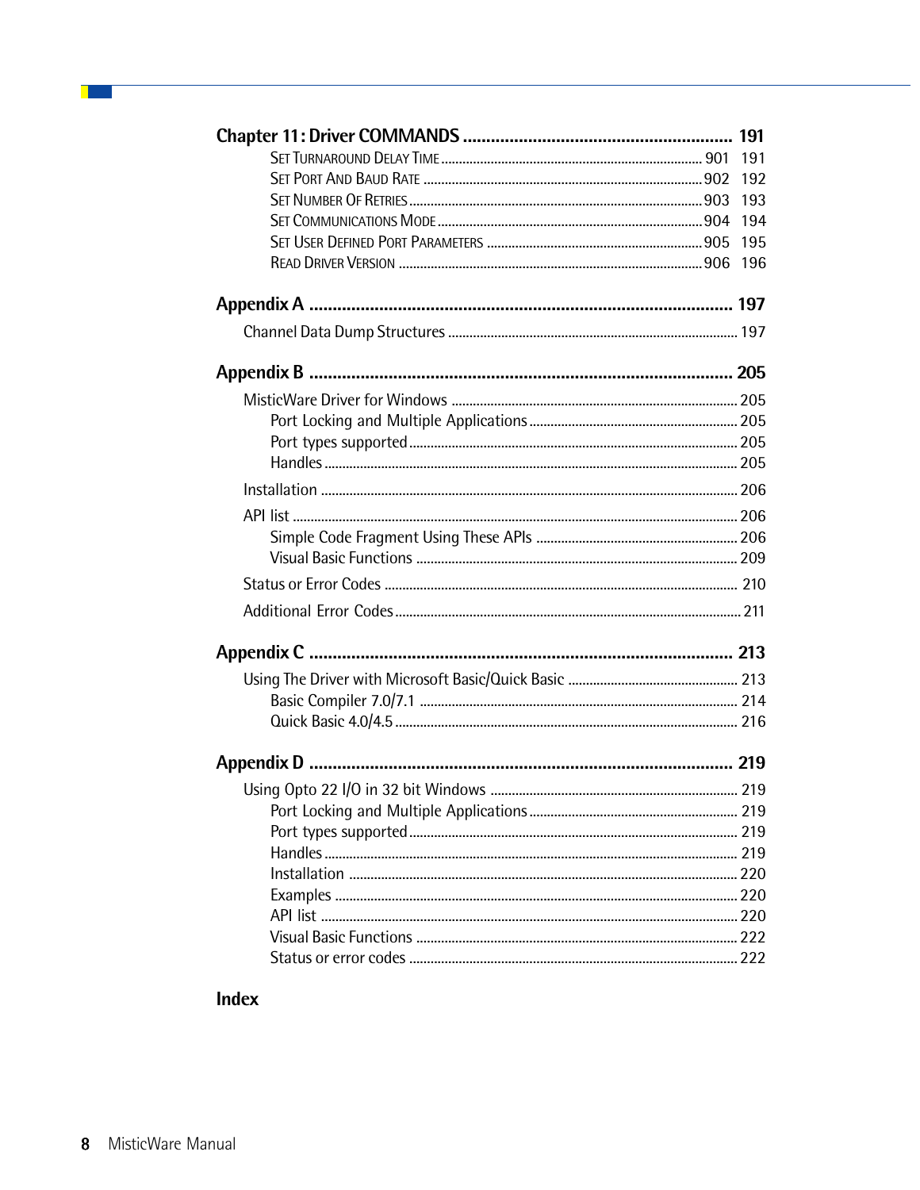**Chapter 11: Driver COMMANDS** .......... 191

- Set Turnaround Delay Time .......... 901 191
- Set Port And Baud Rate .......... 902 192
- Set Number Of Retries .......... 903 193
- Set Communications Mode .......... 904 194
- Set User Defined Port Parameters .......... 905 195
- Read Driver Version .......... 906 196

**Appendix A** .......... 197

- Channel Data Dump Structures .......... 197

**Appendix B** .......... 205

- MisticWare Driver for Windows .......... 205
  - Port Locking and Multiple Applications .......... 205
  - Port types supported .......... 205
  - Handles .......... 205
- Installation .......... 206
- API list .......... 206
  - Simple Code Fragment Using These APIs .......... 206
  - Visual Basic Functions .......... 209
- Status or Error Codes .......... 210
- Additional Error Codes .......... 211

**Appendix C** .......... 213

- Using The Driver with Microsoft Basic/Quick Basic .......... 213
  - Basic Compiler 7.0/7.1 .......... 214
  - Quick Basic 4.0/4.5 .......... 216

**Appendix D** .......... 219

- Using Opto 22 I/O in 32 bit Windows .......... 219
  - Port Locking and Multiple Applications .......... 219
  - Port types supported .......... 219
  - Handles .......... 219
  - Installation .......... 220
  - Examples .......... 220
  - API list .......... 220
  - Visual Basic Functions .......... 222
  - Status or error codes .......... 222

**Index**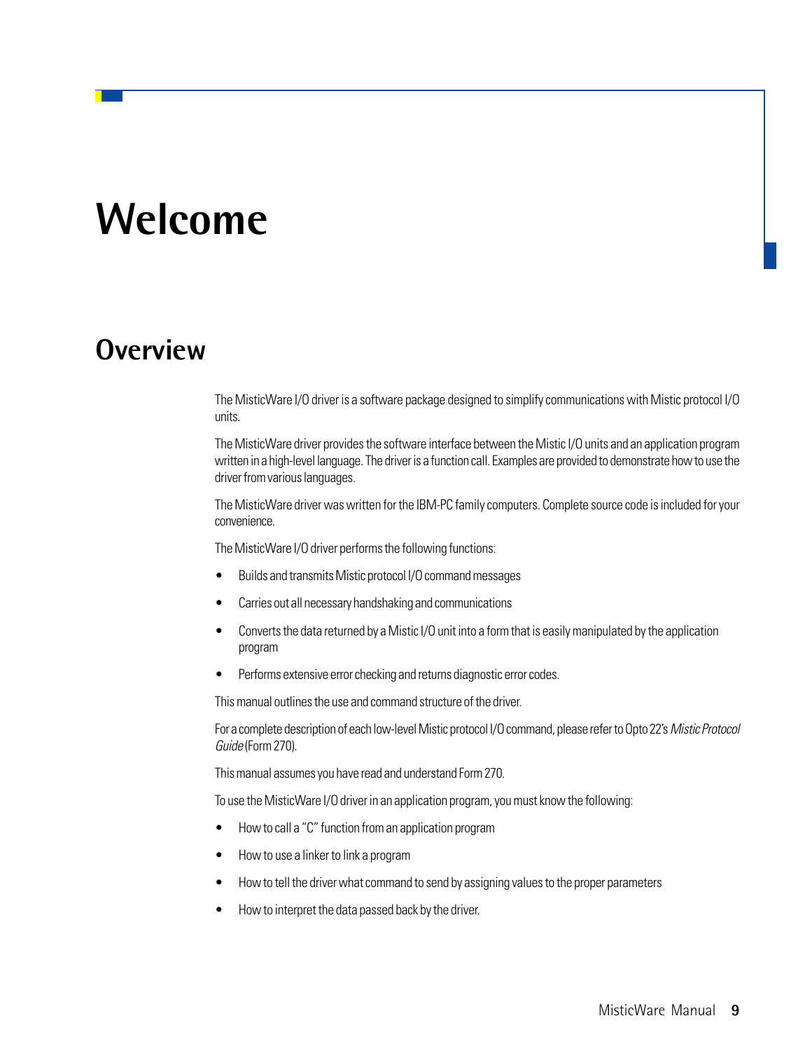# Welcome

## Overview

The MisticWare I/O driver is a software package designed to simplify communications with Mistic protocol I/O units.

The MisticWare driver provides the software interface between the Mistic I/O units and an application program written in a high-level language. The driver is a function call. Examples are provided to demonstrate how to use the driver from various languages.

The MisticWare driver was written for the IBM-PC family computers. Complete source code is included for your convenience.

The MisticWare I/O driver performs the following functions:

- Builds and transmits Mistic protocol I/O command messages
- Carries out all necessary handshaking and communications
- Converts the data returned by a Mistic I/O unit into a form that is easily manipulated by the application program
- Performs extensive error checking and returns diagnostic error codes.

This manual outlines the use and command structure of the driver.

For a complete description of each low-level Mistic protocol I/O command, please refer to Opto 22's *Mistic Protocol Guide* (Form 270).

This manual assumes you have read and understand Form 270.

To use the MisticWare I/O driver in an application program, you must know the following:

- How to call a "C" function from an application program
- How to use a linker to link a program
- How to tell the driver what command to send by assigning values to the proper parameters
- How to interpret the data passed back by the driver.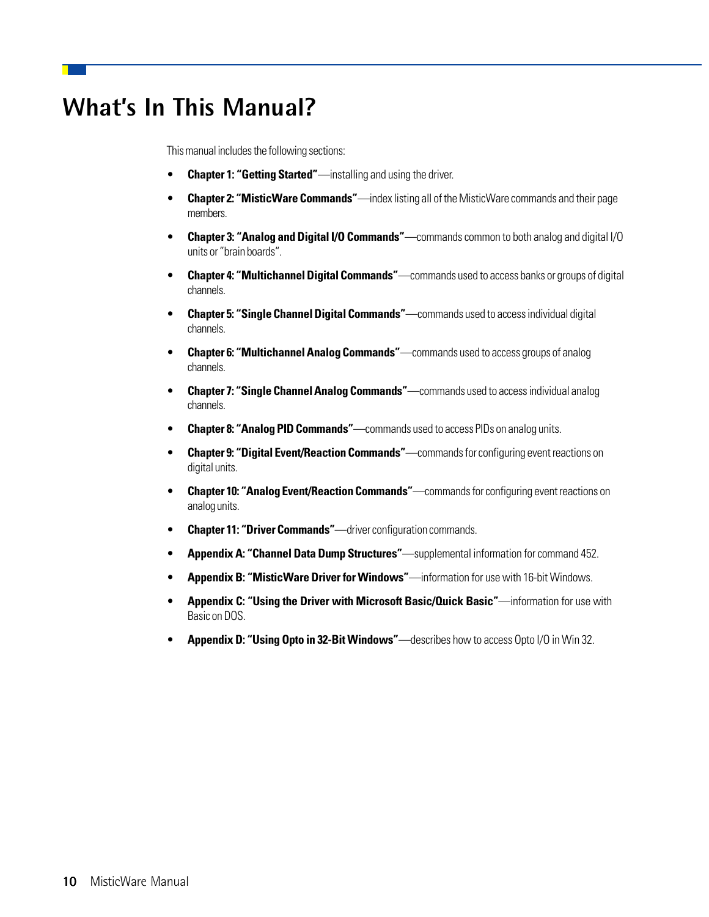# What's In This Manual?

This manual includes the following sections:

- **Chapter 1: "Getting Started"**—installing and using the driver.
- **Chapter 2: "MisticWare Commands"**—index listing all of the MisticWare commands and their page members.
- **Chapter 3: "Analog and Digital I/O Commands"**—commands common to both analog and digital I/O units or "brain boards".
- **Chapter 4: "Multichannel Digital Commands"**—commands used to access banks or groups of digital channels.
- **Chapter 5: "Single Channel Digital Commands"**—commands used to access individual digital channels.
- **Chapter 6: "Multichannel Analog Commands"**—commands used to access groups of analog channels.
- **Chapter 7: "Single Channel Analog Commands"**—commands used to access individual analog channels.
- **Chapter 8: "Analog PID Commands"**—commands used to access PIDs on analog units.
- **Chapter 9: "Digital Event/Reaction Commands"**—commands for configuring event reactions on digital units.
- **Chapter 10: "Analog Event/Reaction Commands"**—commands for configuring event reactions on analog units.
- **Chapter 11: "Driver Commands"**—driver configuration commands.
- **Appendix A: "Channel Data Dump Structures"**—supplemental information for command 452.
- **Appendix B: "MisticWare Driver for Windows"**—information for use with 16-bit Windows.
- **Appendix C: "Using the Driver with Microsoft Basic/Quick Basic"**—information for use with Basic on DOS.
- **Appendix D: "Using Opto in 32-Bit Windows"**—describes how to access Opto I/O in Win 32.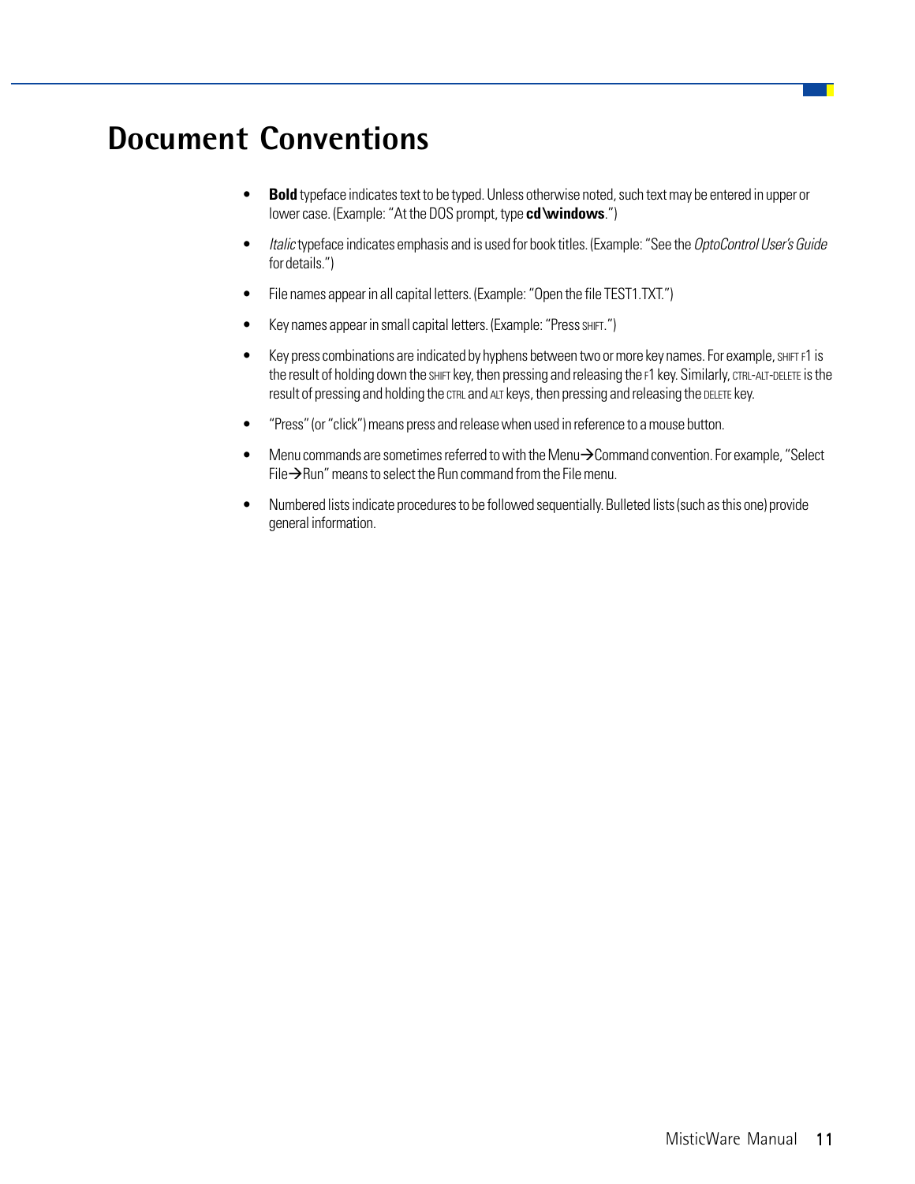# Document Conventions

- **Bold** typeface indicates text to be typed. Unless otherwise noted, such text may be entered in upper or lower case. (Example: "At the DOS prompt, type **cd\windows**.")
- *Italic* typeface indicates emphasis and is used for book titles. (Example: "See the *OptoControl User's Guide* for details.")
- File names appear in all capital letters. (Example: "Open the file TEST1.TXT.")
- Key names appear in small capital letters. (Example: "Press SHIFT.")
- Key press combinations are indicated by hyphens between two or more key names. For example, SHIFT F1 is the result of holding down the SHIFT key, then pressing and releasing the F1 key. Similarly, CTRL-ALT-DELETE is the result of pressing and holding the CTRL and ALT keys, then pressing and releasing the DELETE key.
- "Press" (or "click") means press and release when used in reference to a mouse button.
- Menu commands are sometimes referred to with the Menu→Command convention. For example, "Select File→Run" means to select the Run command from the File menu.
- Numbered lists indicate procedures to be followed sequentially. Bulleted lists (such as this one) provide general information.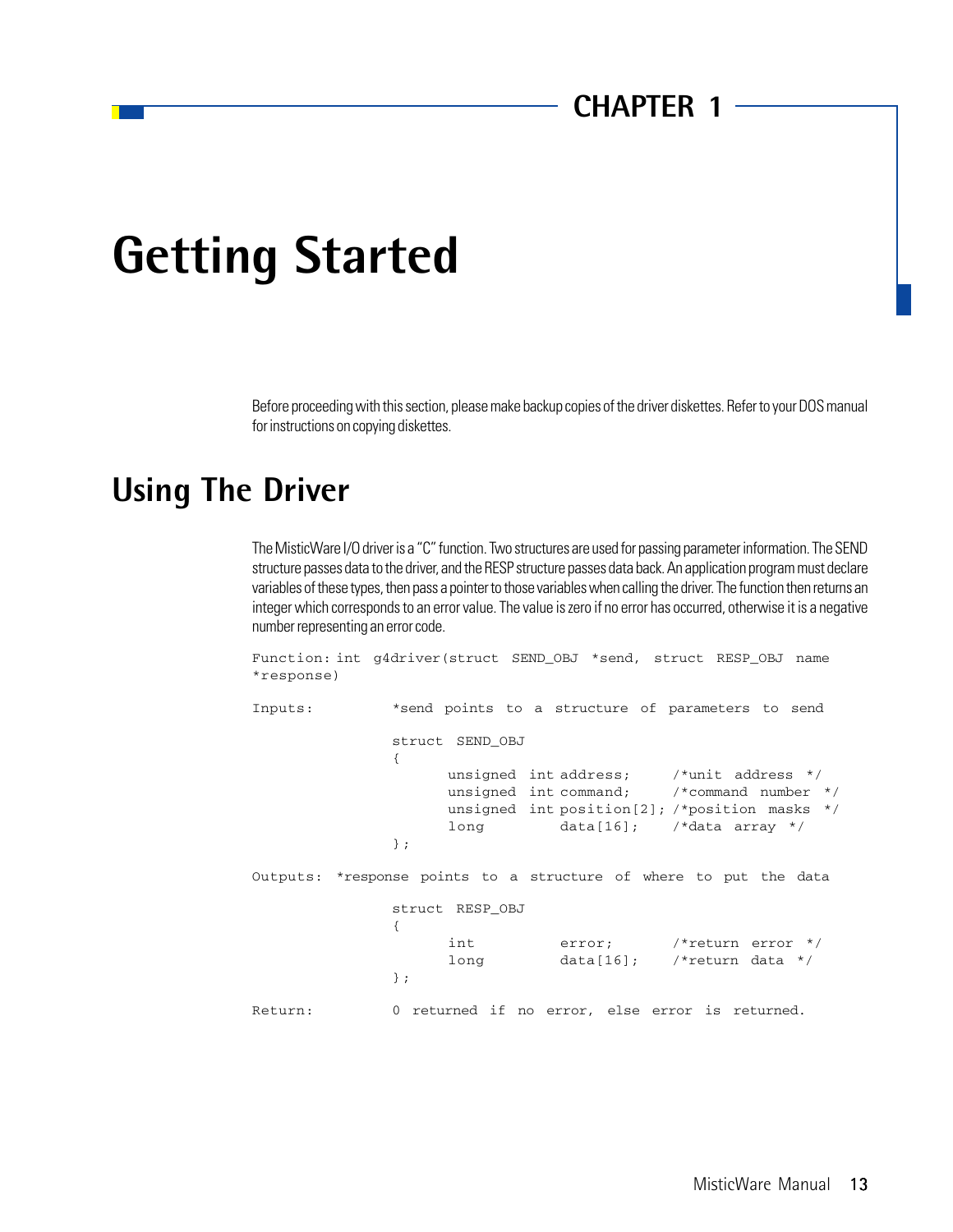CHAPTER 1

# Getting Started

Before proceeding with this section, please make backup copies of the driver diskettes. Refer to your DOS manual for instructions on copying diskettes.

## Using The Driver

The MisticWare I/O driver is a "C" function. Two structures are used for passing parameter information. The SEND structure passes data to the driver, and the RESP structure passes data back. An application program must declare variables of these types, then pass a pointer to those variables when calling the driver. The function then returns an integer which corresponds to an error value. The value is zero if no error has occurred, otherwise it is a negative number representing an error code.

```
Function: int  g4driver(struct  SEND_OBJ  *send,  struct  RESP_OBJ  name
*response)

Inputs:          *send  points  to  a  structure  of  parameters  to  send

                 struct  SEND_OBJ
                 {
                       unsigned  int address;     /*unit  address  */
                       unsigned  int command;     /*command  number  */
                       unsigned  int position[2]; /*position  masks  */
                       long          data[16];    /*data  array  */
                 };

Outputs:  *response  points  to  a  structure  of  where  to  put  the  data

                 struct  RESP_OBJ
                 {
                       int           error;       /*return  error  */
                       long          data[16];    /*return  data  */
                 };

Return:          0  returned  if  no  error,  else  error  is  returned.
```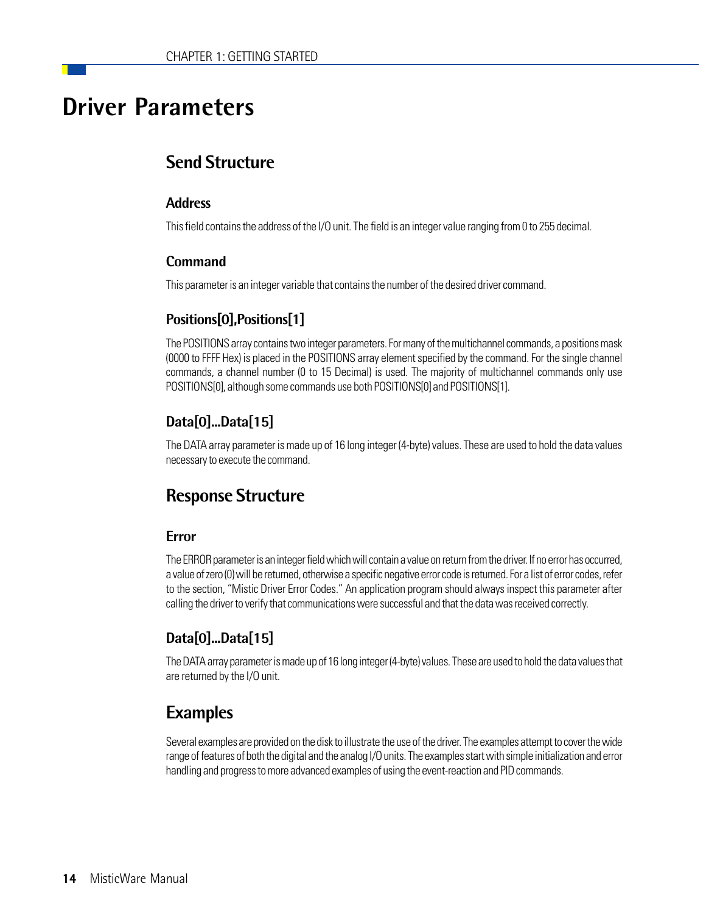# Driver Parameters

## Send Structure

### Address

This field contains the address of the I/O unit. The field is an integer value ranging from 0 to 255 decimal.

### Command

This parameter is an integer variable that contains the number of the desired driver command.

### Positions[0],Positions[1]

The POSITIONS array contains two integer parameters. For many of the multichannel commands, a positions mask (0000 to FFFF Hex) is placed in the POSITIONS array element specified by the command. For the single channel commands, a channel number (0 to 15 Decimal) is used. The majority of multichannel commands only use POSITIONS[0], although some commands use both POSITIONS[0] and POSITIONS[1].

### Data[0]...Data[15]

The DATA array parameter is made up of 16 long integer (4-byte) values. These are used to hold the data values necessary to execute the command.

## Response Structure

### Error

The ERROR parameter is an integer field which will contain a value on return from the driver. If no error has occurred, a value of zero (0) will be returned, otherwise a specific negative error code is returned. For a list of error codes, refer to the section, "Mistic Driver Error Codes." An application program should always inspect this parameter after calling the driver to verify that communications were successful and that the data was received correctly.

### Data[0]...Data[15]

The DATA array parameter is made up of 16 long integer (4-byte) values. These are used to hold the data values that are returned by the I/O unit.

## Examples

Several examples are provided on the disk to illustrate the use of the driver. The examples attempt to cover the wide range of features of both the digital and the analog I/O units. The examples start with simple initialization and error handling and progress to more advanced examples of using the event-reaction and PID commands.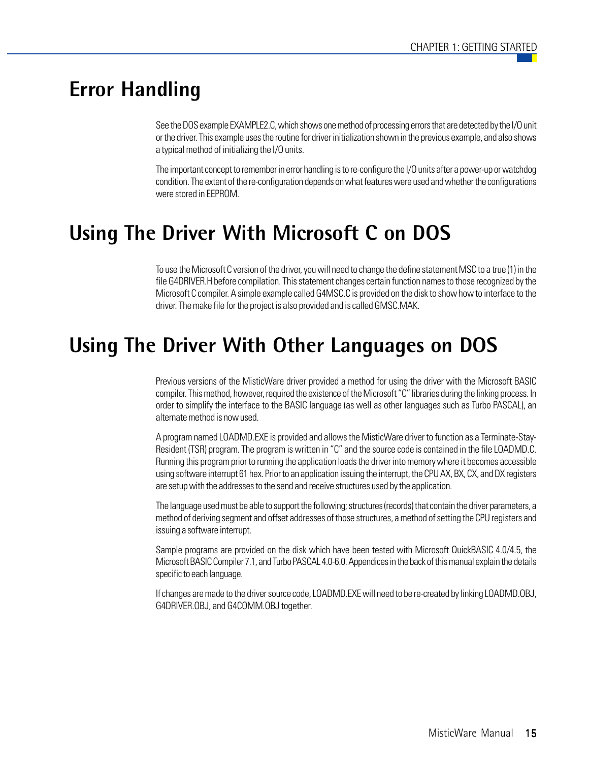# Error Handling

See the DOS example EXAMPLE2.C, which shows one method of processing errors that are detected by the I/O unit or the driver. This example uses the routine for driver initialization shown in the previous example, and also shows a typical method of initializing the I/O units.

The important concept to remember in error handling is to re-configure the I/O units after a power-up or watchdog condition. The extent of the re-configuration depends on what features were used and whether the configurations were stored in EEPROM.

# Using The Driver With Microsoft C on DOS

To use the Microsoft C version of the driver, you will need to change the define statement MSC to a true (1) in the file G4DRIVER.H before compilation. This statement changes certain function names to those recognized by the Microsoft C compiler. A simple example called G4MSC.C is provided on the disk to show how to interface to the driver. The make file for the project is also provided and is called GMSC.MAK.

# Using The Driver With Other Languages on DOS

Previous versions of the MisticWare driver provided a method for using the driver with the Microsoft BASIC compiler. This method, however, required the existence of the Microsoft "C" libraries during the linking process. In order to simplify the interface to the BASIC language (as well as other languages such as Turbo PASCAL), an alternate method is now used.

A program named LOADMD.EXE is provided and allows the MisticWare driver to function as a Terminate-Stay-Resident (TSR) program. The program is written in "C" and the source code is contained in the file LOADMD.C. Running this program prior to running the application loads the driver into memory where it becomes accessible using software interrupt 61 hex. Prior to an application issuing the interrupt, the CPU AX, BX, CX, and DX registers are setup with the addresses to the send and receive structures used by the application.

The language used must be able to support the following; structures (records) that contain the driver parameters, a method of deriving segment and offset addresses of those structures, a method of setting the CPU registers and issuing a software interrupt.

Sample programs are provided on the disk which have been tested with Microsoft QuickBASIC 4.0/4.5, the Microsoft BASIC Compiler 7.1, and Turbo PASCAL 4.0-6.0. Appendices in the back of this manual explain the details specific to each language.

If changes are made to the driver source code, LOADMD.EXE will need to be re-created by linking LOADMD.OBJ, G4DRIVER.OBJ, and G4COMM.OBJ together.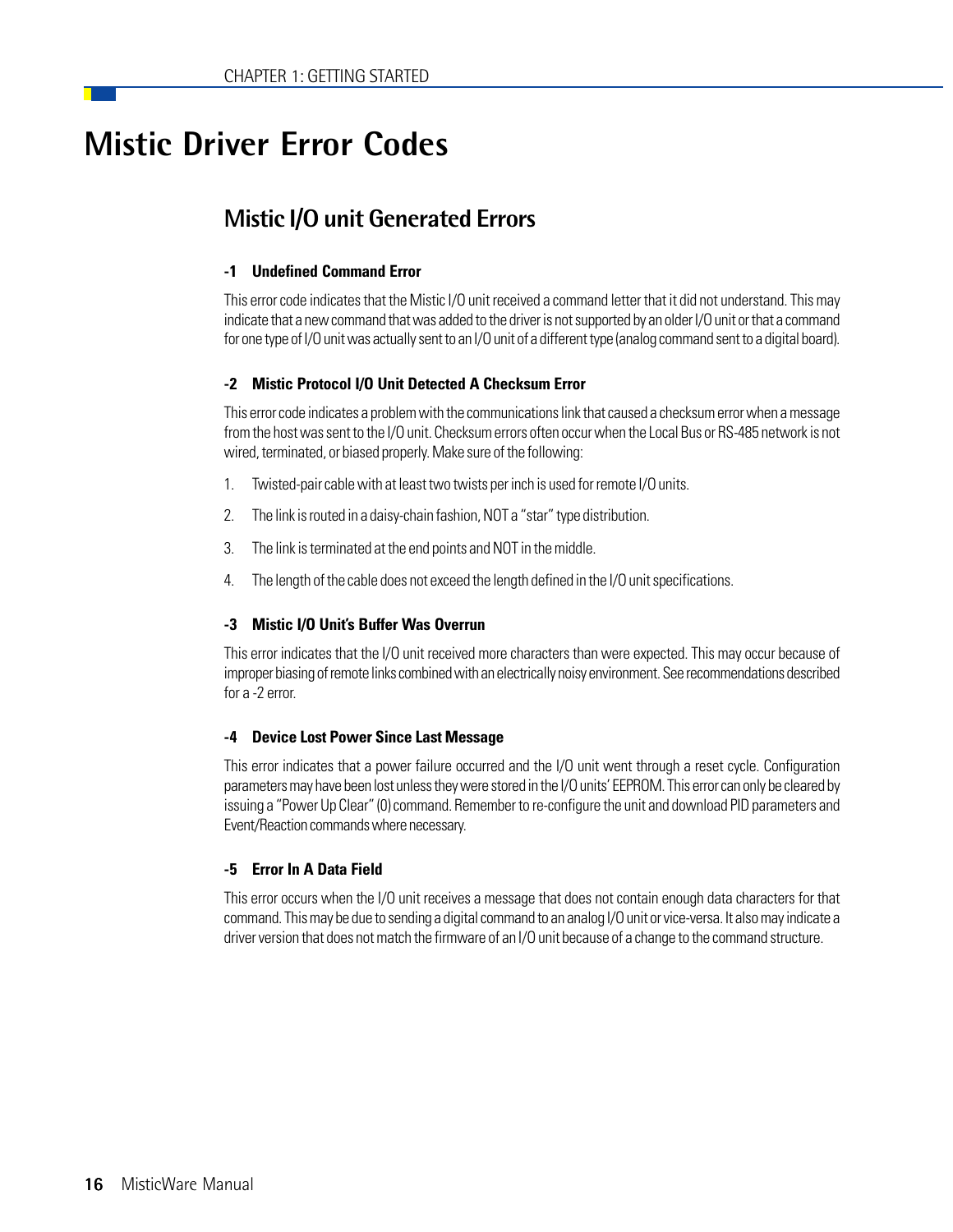# Mistic Driver Error Codes

## Mistic I/O unit Generated Errors

### -1 Undefined Command Error

This error code indicates that the Mistic I/O unit received a command letter that it did not understand. This may indicate that a new command that was added to the driver is not supported by an older I/O unit or that a command for one type of I/O unit was actually sent to an I/O unit of a different type (analog command sent to a digital board).

### -2 Mistic Protocol I/O Unit Detected A Checksum Error

This error code indicates a problem with the communications link that caused a checksum error when a message from the host was sent to the I/O unit. Checksum errors often occur when the Local Bus or RS-485 network is not wired, terminated, or biased properly. Make sure of the following:

1. Twisted-pair cable with at least two twists per inch is used for remote I/O units.
2. The link is routed in a daisy-chain fashion, NOT a "star" type distribution.
3. The link is terminated at the end points and NOT in the middle.
4. The length of the cable does not exceed the length defined in the I/O unit specifications.

### -3 Mistic I/O Unit's Buffer Was Overrun

This error indicates that the I/O unit received more characters than were expected. This may occur because of improper biasing of remote links combined with an electrically noisy environment. See recommendations described for a -2 error.

### -4 Device Lost Power Since Last Message

This error indicates that a power failure occurred and the I/O unit went through a reset cycle. Configuration parameters may have been lost unless they were stored in the I/O units' EEPROM. This error can only be cleared by issuing a "Power Up Clear" (0) command. Remember to re-configure the unit and download PID parameters and Event/Reaction commands where necessary.

### -5 Error In A Data Field

This error occurs when the I/O unit receives a message that does not contain enough data characters for that command. This may be due to sending a digital command to an analog I/O unit or vice-versa. It also may indicate a driver version that does not match the firmware of an I/O unit because of a change to the command structure.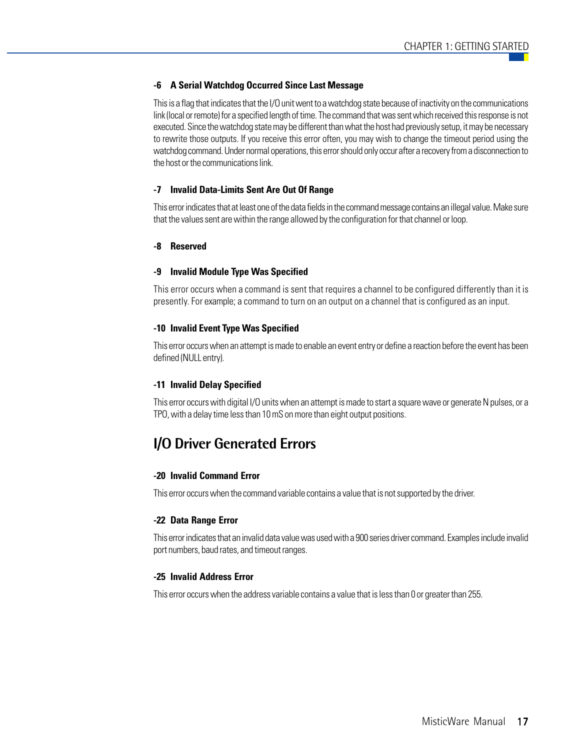#### -6 A Serial Watchdog Occurred Since Last Message

This is a flag that indicates that the I/O unit went to a watchdog state because of inactivity on the communications link (local or remote) for a specified length of time. The command that was sent which received this response is not executed. Since the watchdog state may be different than what the host had previously setup, it may be necessary to rewrite those outputs. If you receive this error often, you may wish to change the timeout period using the watchdog command. Under normal operations, this error should only occur after a recovery from a disconnection to the host or the communications link.

#### -7 Invalid Data-Limits Sent Are Out Of Range

This error indicates that at least one of the data fields in the command message contains an illegal value. Make sure that the values sent are within the range allowed by the configuration for that channel or loop.

#### -8 Reserved

#### -9 Invalid Module Type Was Specified

This error occurs when a command is sent that requires a channel to be configured differently than it is presently. For example; a command to turn on an output on a channel that is configured as an input.

#### -10 Invalid Event Type Was Specified

This error occurs when an attempt is made to enable an event entry or define a reaction before the event has been defined (NULL entry).

#### -11 Invalid Delay Specified

This error occurs with digital I/O units when an attempt is made to start a square wave or generate N pulses, or a TPO, with a delay time less than 10 mS on more than eight output positions.

## I/O Driver Generated Errors

#### -20 Invalid Command Error

This error occurs when the command variable contains a value that is not supported by the driver.

#### -22 Data Range Error

This error indicates that an invalid data value was used with a 900 series driver command. Examples include invalid port numbers, baud rates, and timeout ranges.

#### -25 Invalid Address Error

This error occurs when the address variable contains a value that is less than 0 or greater than 255.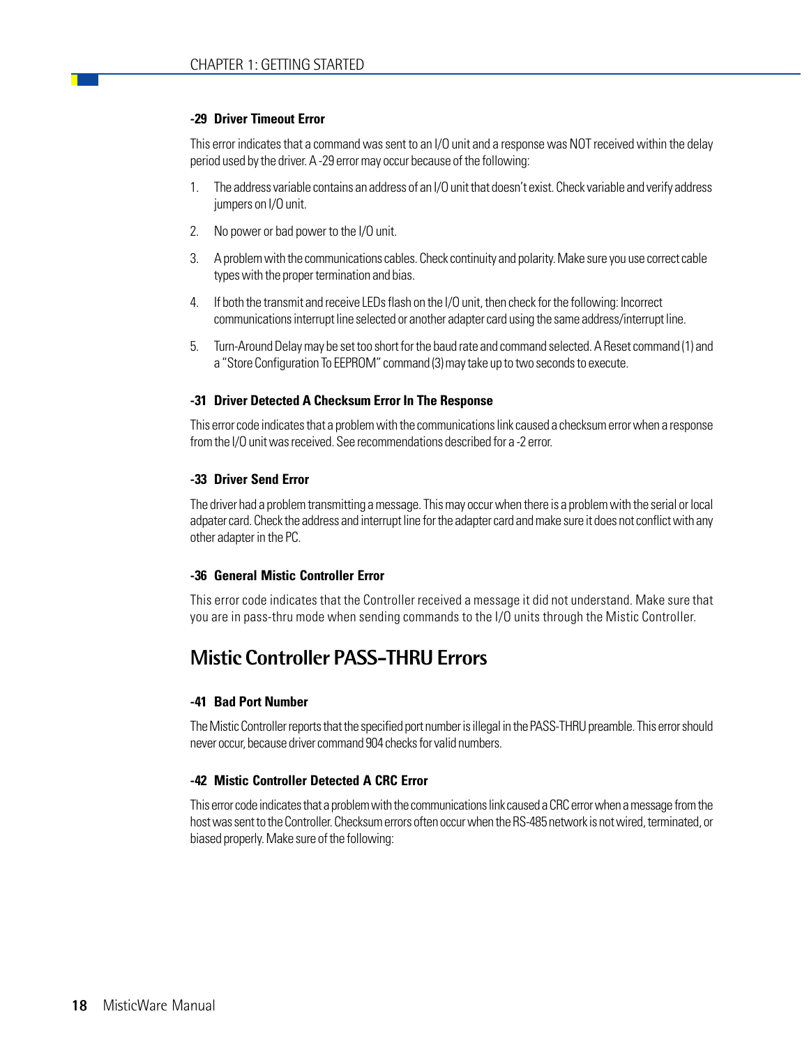#### -29 Driver Timeout Error

This error indicates that a command was sent to an I/O unit and a response was NOT received within the delay period used by the driver. A -29 error may occur because of the following:

1. The address variable contains an address of an I/O unit that doesn't exist. Check variable and verify address jumpers on I/O unit.
2. No power or bad power to the I/O unit.
3. A problem with the communications cables. Check continuity and polarity. Make sure you use correct cable types with the proper termination and bias.
4. If both the transmit and receive LEDs flash on the I/O unit, then check for the following: Incorrect communications interrupt line selected or another adapter card using the same address/interrupt line.
5. Turn-Around Delay may be set too short for the baud rate and command selected. A Reset command (1) and a "Store Configuration To EEPROM" command (3) may take up to two seconds to execute.

#### -31 Driver Detected A Checksum Error In The Response

This error code indicates that a problem with the communications link caused a checksum error when a response from the I/O unit was received. See recommendations described for a -2 error.

#### -33 Driver Send Error

The driver had a problem transmitting a message. This may occur when there is a problem with the serial or local adpater card. Check the address and interrupt line for the adapter card and make sure it does not conflict with any other adapter in the PC.

#### -36 General Mistic Controller Error

This error code indicates that the Controller received a message it did not understand. Make sure that you are in pass-thru mode when sending commands to the I/O units through the Mistic Controller.

## Mistic Controller PASS-THRU Errors

#### -41 Bad Port Number

The Mistic Controller reports that the specified port number is illegal in the PASS-THRU preamble. This error should never occur, because driver command 904 checks for valid numbers.

#### -42 Mistic Controller Detected A CRC Error

This error code indicates that a problem with the communications link caused a CRC error when a message from the host was sent to the Controller. Checksum errors often occur when the RS-485 network is not wired, terminated, or biased properly. Make sure of the following: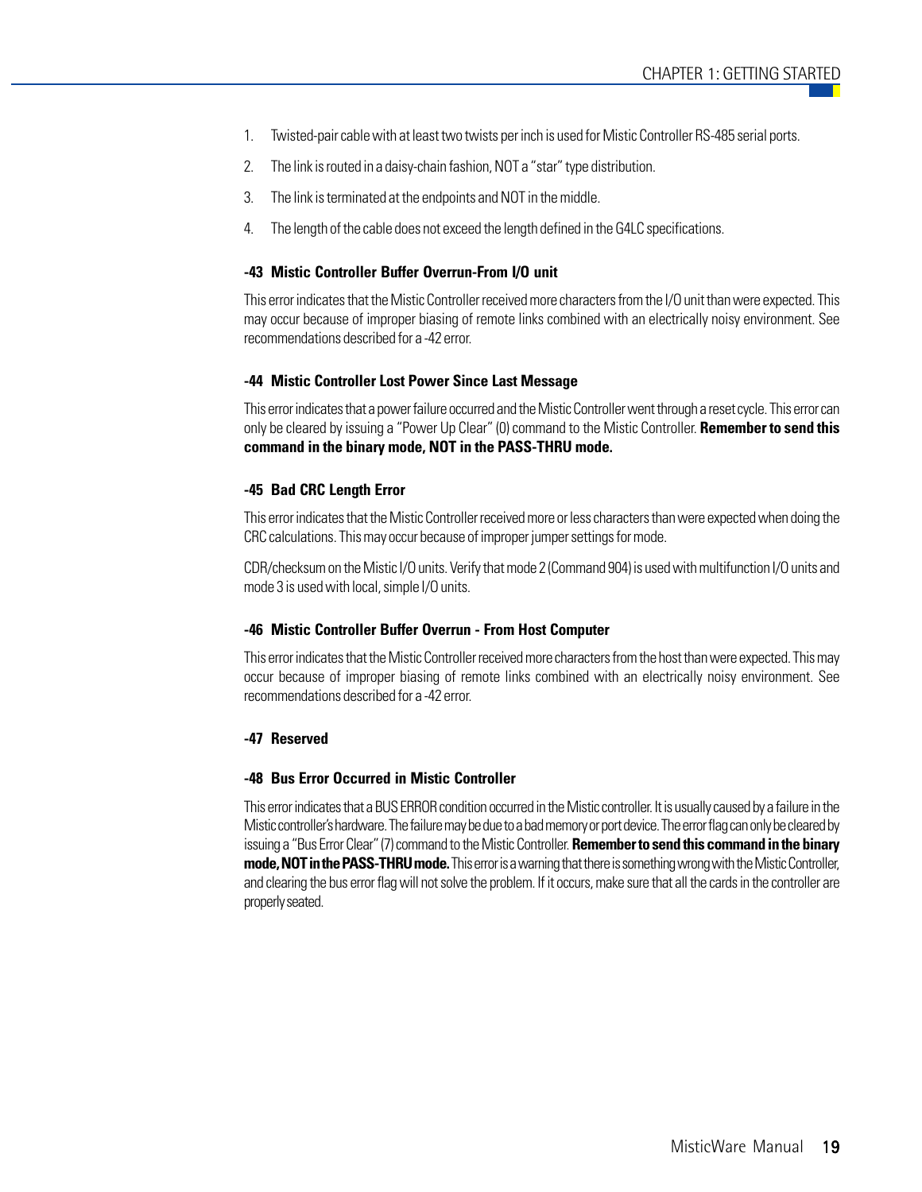1. Twisted-pair cable with at least two twists per inch is used for Mistic Controller RS-485 serial ports.
2. The link is routed in a daisy-chain fashion, NOT a "star" type distribution.
3. The link is terminated at the endpoints and NOT in the middle.
4. The length of the cable does not exceed the length defined in the G4LC specifications.

#### -43 Mistic Controller Buffer Overrun-From I/O unit

This error indicates that the Mistic Controller received more characters from the I/O unit than were expected. This may occur because of improper biasing of remote links combined with an electrically noisy environment. See recommendations described for a -42 error.

#### -44 Mistic Controller Lost Power Since Last Message

This error indicates that a power failure occurred and the Mistic Controller went through a reset cycle. This error can only be cleared by issuing a "Power Up Clear" (0) command to the Mistic Controller. **Remember to send this command in the binary mode, NOT in the PASS-THRU mode.**

#### -45 Bad CRC Length Error

This error indicates that the Mistic Controller received more or less characters than were expected when doing the CRC calculations. This may occur because of improper jumper settings for mode.

CDR/checksum on the Mistic I/O units. Verify that mode 2 (Command 904) is used with multifunction I/O units and mode 3 is used with local, simple I/O units.

#### -46 Mistic Controller Buffer Overrun - From Host Computer

This error indicates that the Mistic Controller received more characters from the host than were expected. This may occur because of improper biasing of remote links combined with an electrically noisy environment. See recommendations described for a -42 error.

#### -47 Reserved

#### -48 Bus Error Occurred in Mistic Controller

This error indicates that a BUS ERROR condition occurred in the Mistic controller. It is usually caused by a failure in the Mistic controller's hardware. The failure may be due to a bad memory or port device. The error flag can only be cleared by issuing a "Bus Error Clear" (7) command to the Mistic Controller. **Remember to send this command in the binary mode, NOT in the PASS-THRU mode.** This error is a warning that there is something wrong with the Mistic Controller, and clearing the bus error flag will not solve the problem. If it occurs, make sure that all the cards in the controller are properly seated.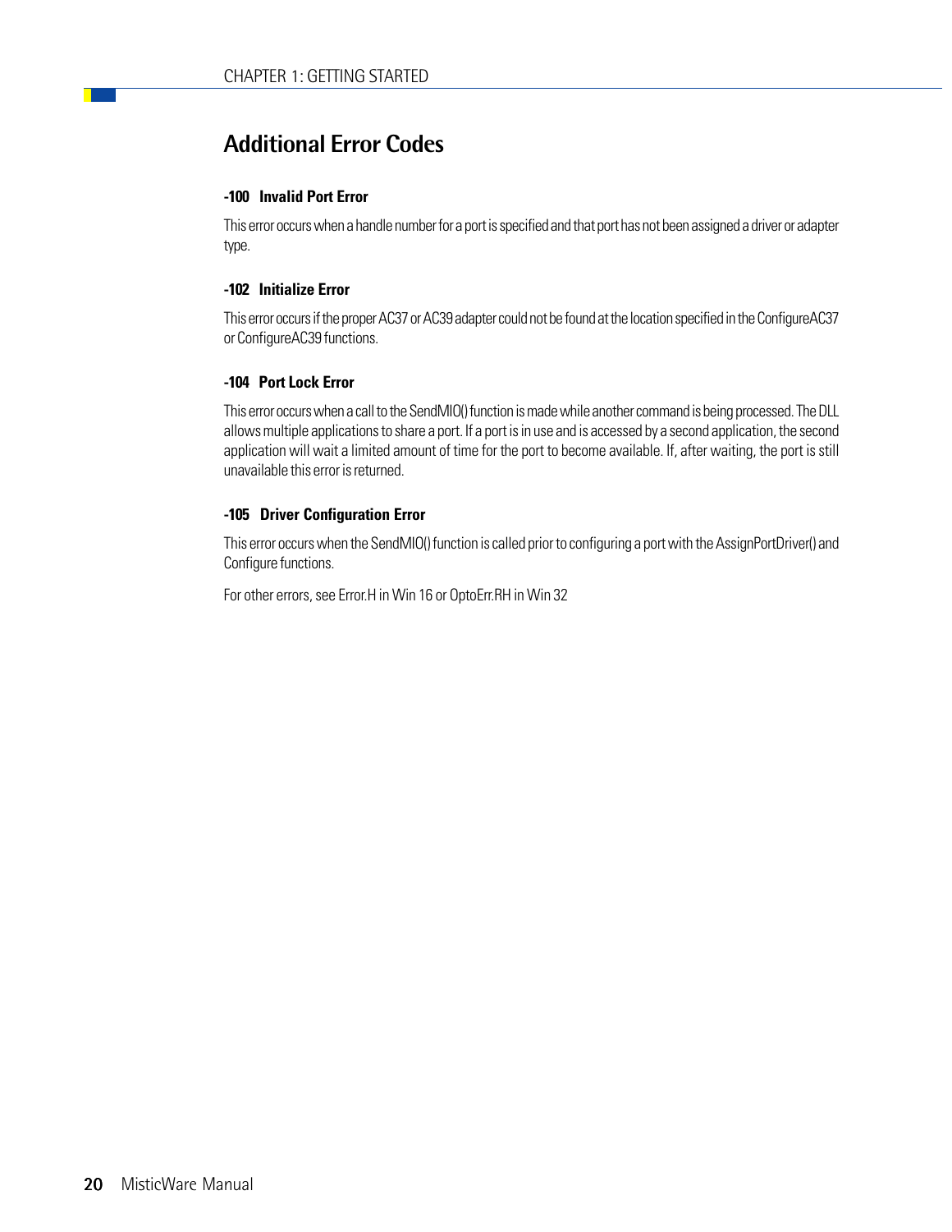## Additional Error Codes

### -100 Invalid Port Error

This error occurs when a handle number for a port is specified and that port has not been assigned a driver or adapter type.

### -102 Initialize Error

This error occurs if the proper AC37 or AC39 adapter could not be found at the location specified in the ConfigureAC37 or ConfigureAC39 functions.

### -104 Port Lock Error

This error occurs when a call to the SendMIO() function is made while another command is being processed. The DLL allows multiple applications to share a port. If a port is in use and is accessed by a second application, the second application will wait a limited amount of time for the port to become available. If, after waiting, the port is still unavailable this error is returned.

### -105 Driver Configuration Error

This error occurs when the SendMIO() function is called prior to configuring a port with the AssignPortDriver() and Configure functions.

For other errors, see Error.H in Win 16 or OptoErr.RH in Win 32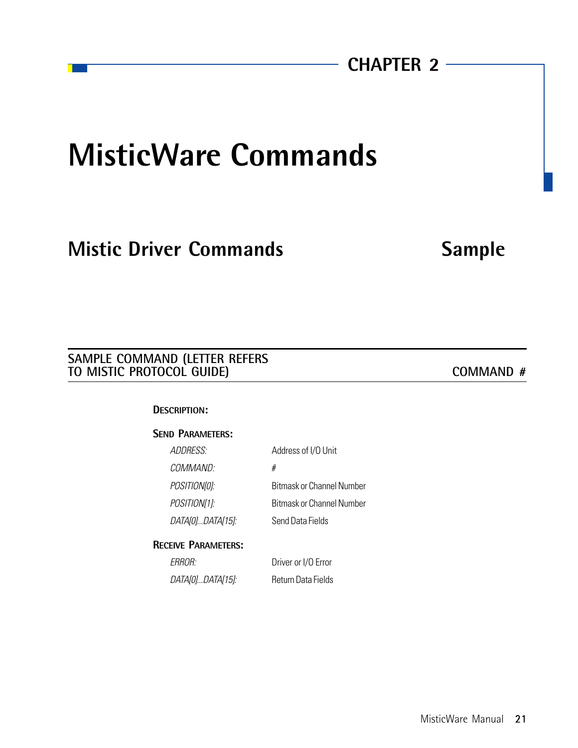CHAPTER 2

# MisticWare Commands

## Mistic Driver Commands — Sample

### SAMPLE COMMAND (LETTER REFERS TO MISTIC PROTOCOL GUIDE) — COMMAND #

**DESCRIPTION:**

**SEND PARAMETERS:**

| | |
|---|---|
| *ADDRESS:* | Address of I/O Unit |
| *COMMAND:* | # |
| *POSITION[0]:* | Bitmask or Channel Number |
| *POSITION[1]:* | Bitmask or Channel Number |
| *DATA[0]...DATA[15]:* | Send Data Fields |

**RECEIVE PARAMETERS:**

| | |
|---|---|
| *ERROR:* | Driver or I/O Error |
| *DATA[0]...DATA[15]:* | Return Data Fields |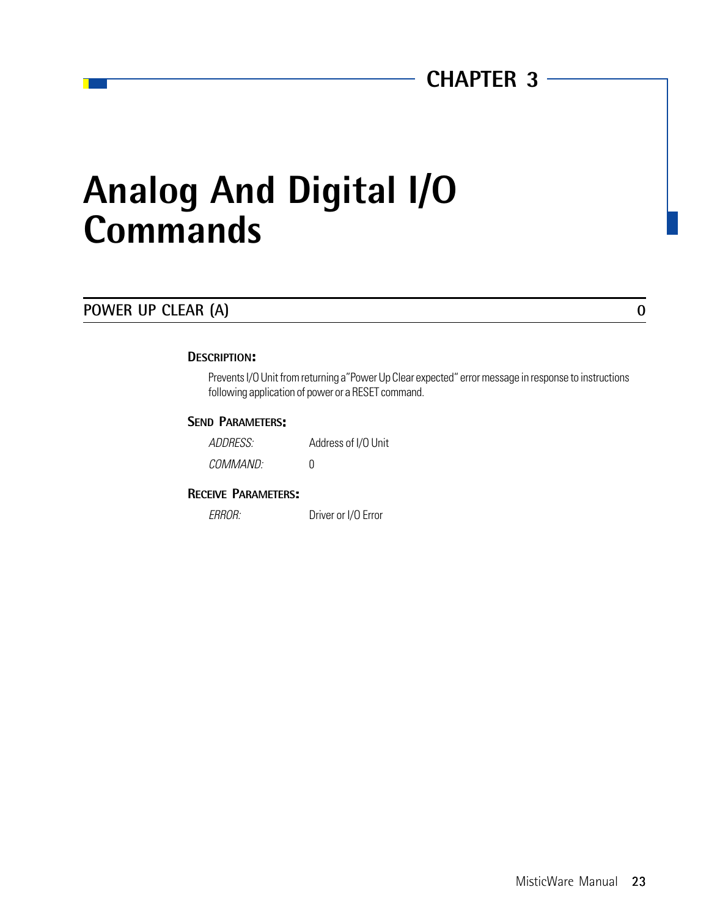CHAPTER 3

# Analog And Digital I/O Commands

## POWER UP CLEAR (A) 0

### DESCRIPTION:

Prevents I/O Unit from returning a "Power Up Clear expected" error message in response to instructions following application of power or a RESET command.

### SEND PARAMETERS:

| | |
|---|---|
| *ADDRESS:* | Address of I/O Unit |
| *COMMAND:* | 0 |

### RECEIVE PARAMETERS:

| | |
|---|---|
| *ERROR:* | Driver or I/O Error |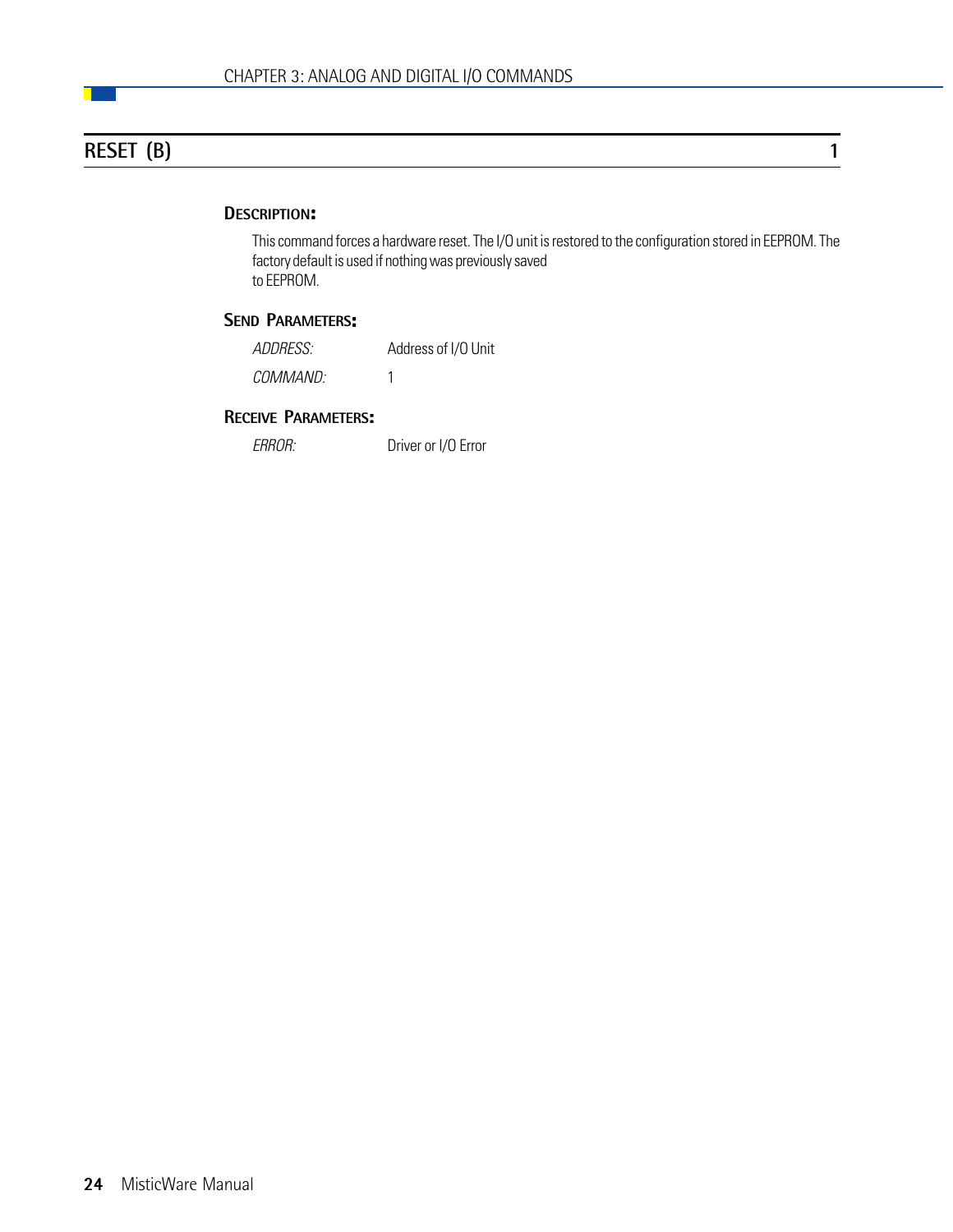## RESET (B) 1

### Description:

This command forces a hardware reset. The I/O unit is restored to the configuration stored in EEPROM. The factory default is used if nothing was previously saved to EEPROM.

### Send Parameters:

| | |
|---|---|
| *ADDRESS:* | Address of I/O Unit |
| *COMMAND:* | 1 |

### Receive Parameters:

| | |
|---|---|
| *ERROR:* | Driver or I/O Error |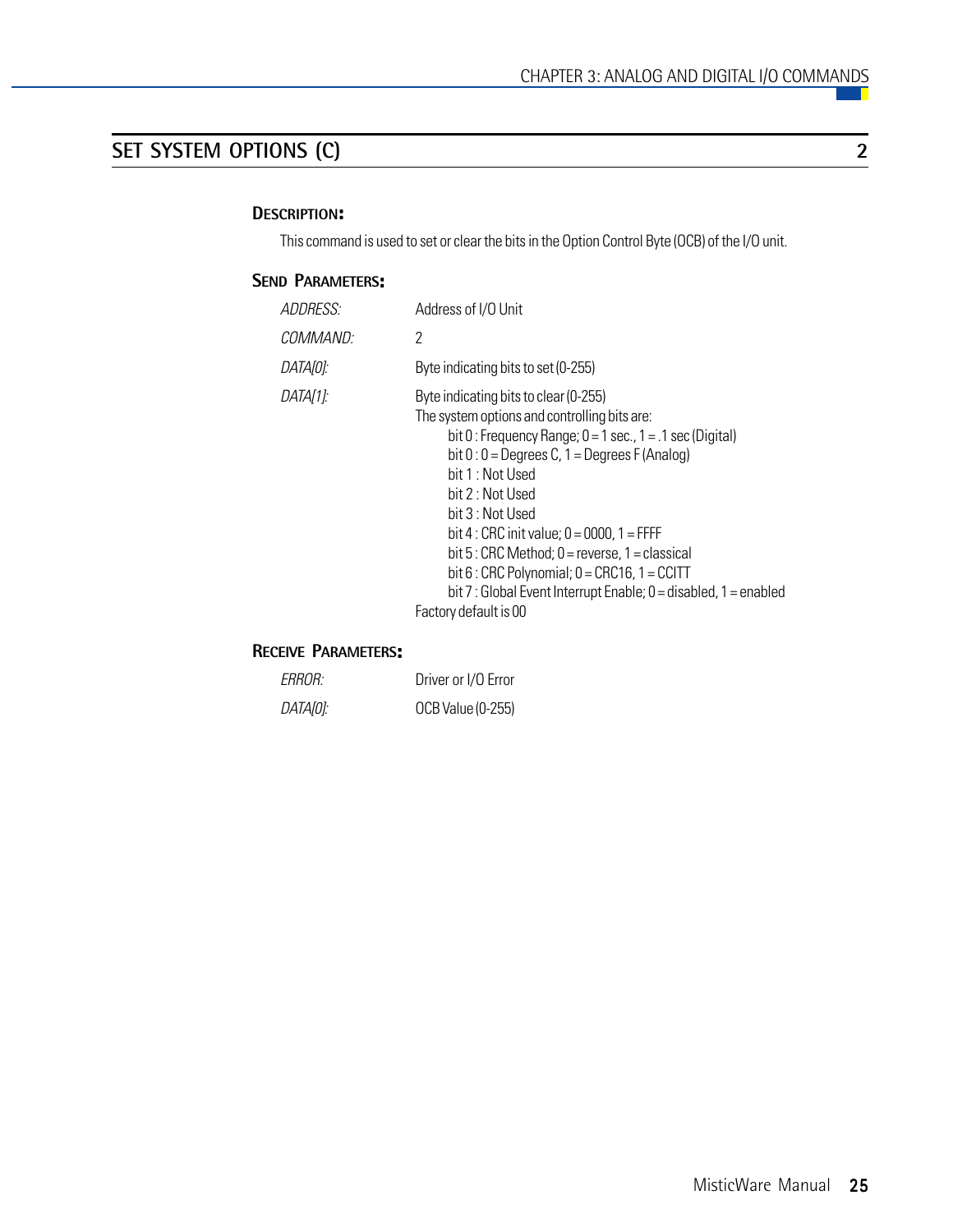## SET SYSTEM OPTIONS (C) 2

### DESCRIPTION:

This command is used to set or clear the bits in the Option Control Byte (OCB) of the I/O unit.

### SEND PARAMETERS:

| | |
|---|---|
| *ADDRESS:* | Address of I/O Unit |
| *COMMAND:* | 2 |
| *DATA[0]:* | Byte indicating bits to set (0-255) |
| *DATA[1]:* | Byte indicating bits to clear (0-255) |

The system options and controlling bits are:

- bit 0 : Frequency Range; 0 = 1 sec., 1 = .1 sec (Digital)
- bit 0 : 0 = Degrees C, 1 = Degrees F (Analog)
- bit 1 : Not Used
- bit 2 : Not Used
- bit 3 : Not Used
- bit 4 : CRC init value; 0 = 0000, 1 = FFFF
- bit 5 : CRC Method; 0 = reverse, 1 = classical
- bit 6 : CRC Polynomial; 0 = CRC16, 1 = CCITT
- bit 7 : Global Event Interrupt Enable; 0 = disabled, 1 = enabled

Factory default is 00

### RECEIVE PARAMETERS:

| | |
|---|---|
| *ERROR:* | Driver or I/O Error |
| *DATA[0]:* | OCB Value (0-255) |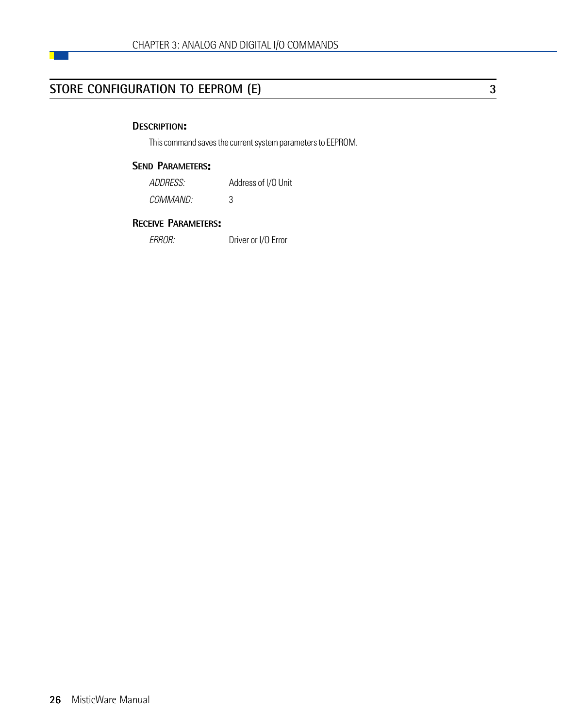## STORE CONFIGURATION TO EEPROM (E) 3

### Description:

This command saves the current system parameters to EEPROM.

### Send Parameters:

| | |
|---|---|
| *ADDRESS:* | Address of I/O Unit |
| *COMMAND:* | 3 |

### Receive Parameters:

| | |
|---|---|
| *ERROR:* | Driver or I/O Error |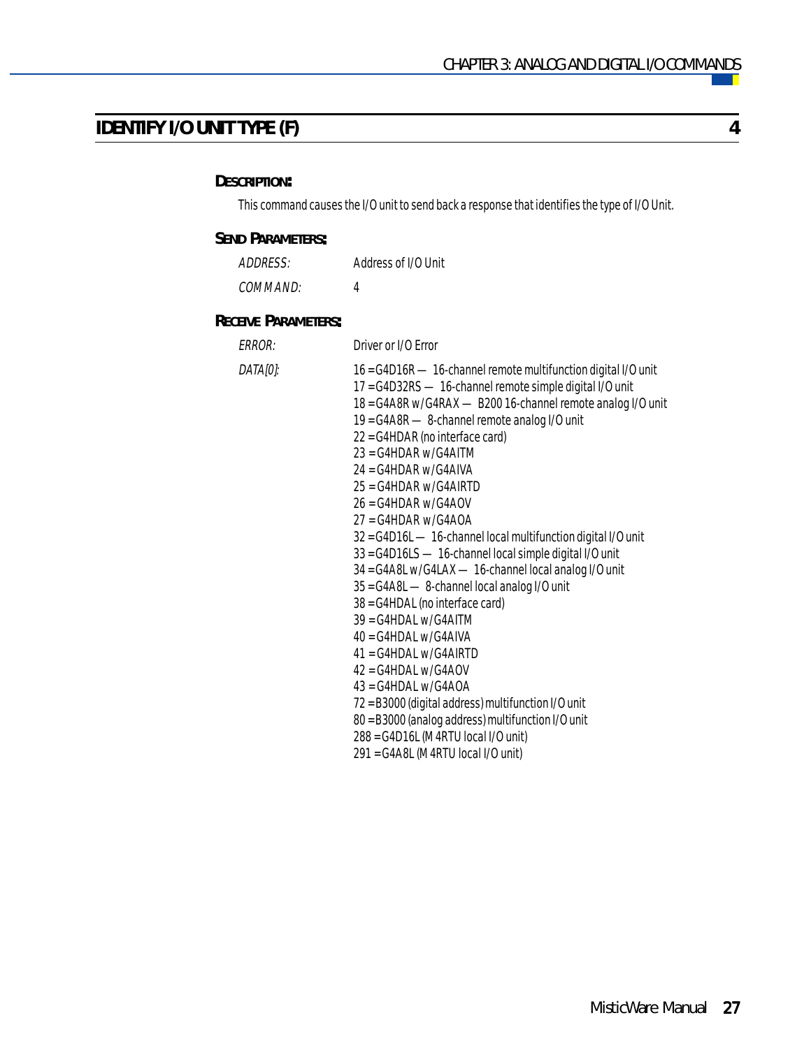## IDENTIFY I/O UNIT TYPE (F) 4

### DESCRIPTION:

This command causes the I/O unit to send back a response that identifies the type of I/O Unit.

### SEND PARAMETERS:

*ADDRESS:* Address of I/O Unit

*COMMAND:* 4

### RECEIVE PARAMETERS:

*ERROR:* Driver or I/O Error

*DATA[0]:*

16 = G4D16R — 16-channel remote multifunction digital I/O unit
17 = G4D32RS — 16-channel remote simple digital I/O unit
18 = G4A8R w/ G4RAX — B200 16-channel remote analog I/O unit
19 = G4A8R — 8-channel remote analog I/O unit
22 = G4HDAR (no interface card)
23 = G4HDAR w/ G4AITM
24 = G4HDAR w/ G4AIVA
25 = G4HDAR w/ G4AIRTD
26 = G4HDAR w/ G4AOV
27 = G4HDAR w/ G4AOA
32 = G4D16L — 16-channel local multifunction digital I/O unit
33 = G4D16LS — 16-channel local simple digital I/O unit
34 = G4A8L w/ G4LAX — 16-channel local analog I/O unit
35 = G4A8L — 8-channel local analog I/O unit
38 = G4HDAL (no interface card)
39 = G4HDAL w/ G4AITM
40 = G4HDAL w/ G4AIVA
41 = G4HDAL w/ G4AIRTD
42 = G4HDAL w/ G4AOV
43 = G4HDAL w/ G4AOA
72 = B3000 (digital address) multifunction I/O unit
80 = B3000 (analog address) multifunction I/O unit
288 = G4D16L (M4RTU local I/O unit)
291 = G4A8L (M4RTU local I/O unit)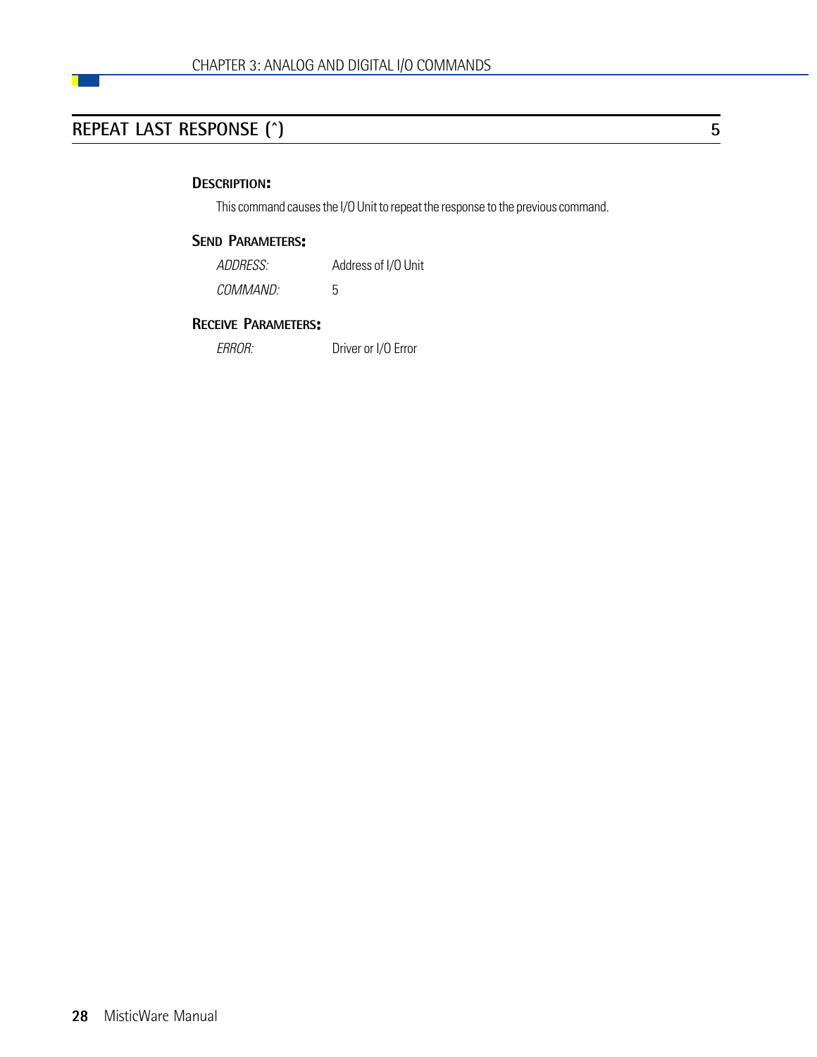## REPEAT LAST RESPONSE (^) 5

### Description:

This command causes the I/O Unit to repeat the response to the previous command.

### Send Parameters:

| | |
|---|---|
| *ADDRESS:* | Address of I/O Unit |
| *COMMAND:* | 5 |

### Receive Parameters:

| | |
|---|---|
| *ERROR:* | Driver or I/O Error |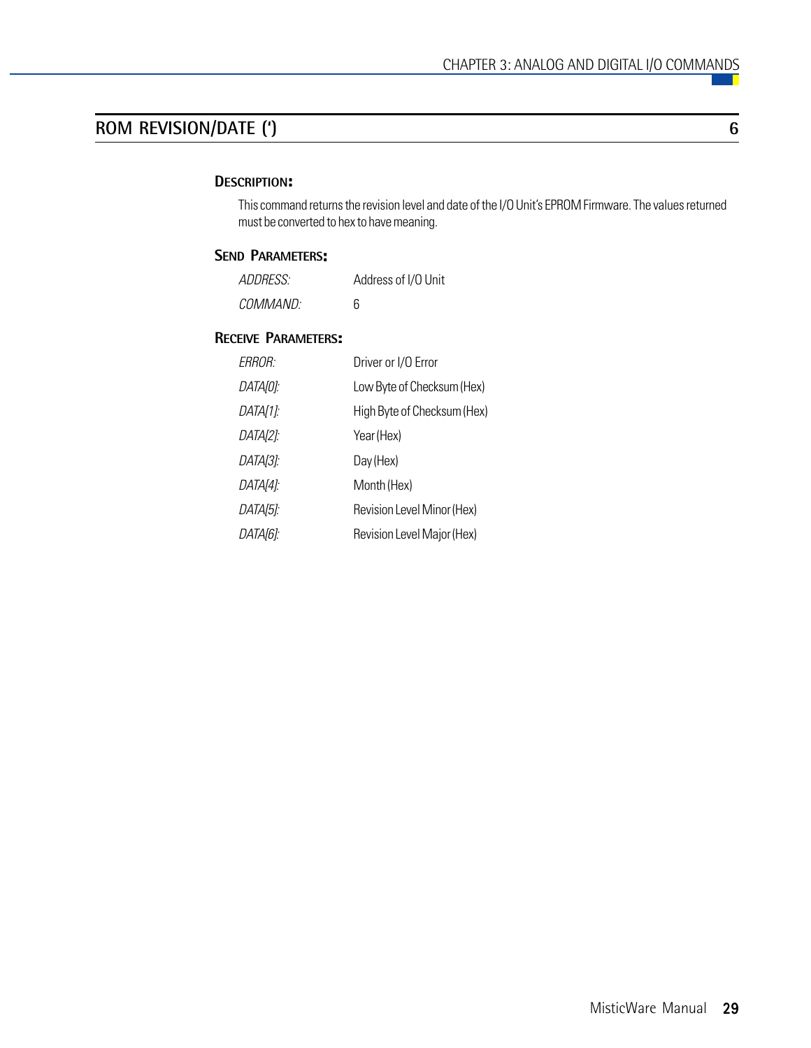## ROM REVISION/DATE (') 6

### DESCRIPTION:

This command returns the revision level and date of the I/O Unit's EPROM Firmware. The values returned must be converted to hex to have meaning.

### SEND PARAMETERS:

| | |
|---|---|
| *ADDRESS:* | Address of I/O Unit |
| *COMMAND:* | 6 |

### RECEIVE PARAMETERS:

| | |
|---|---|
| *ERROR:* | Driver or I/O Error |
| *DATA[0]:* | Low Byte of Checksum (Hex) |
| *DATA[1]:* | High Byte of Checksum (Hex) |
| *DATA[2]:* | Year (Hex) |
| *DATA[3]:* | Day (Hex) |
| *DATA[4]:* | Month (Hex) |
| *DATA[5]:* | Revision Level Minor (Hex) |
| *DATA[6]:* | Revision Level Major (Hex) |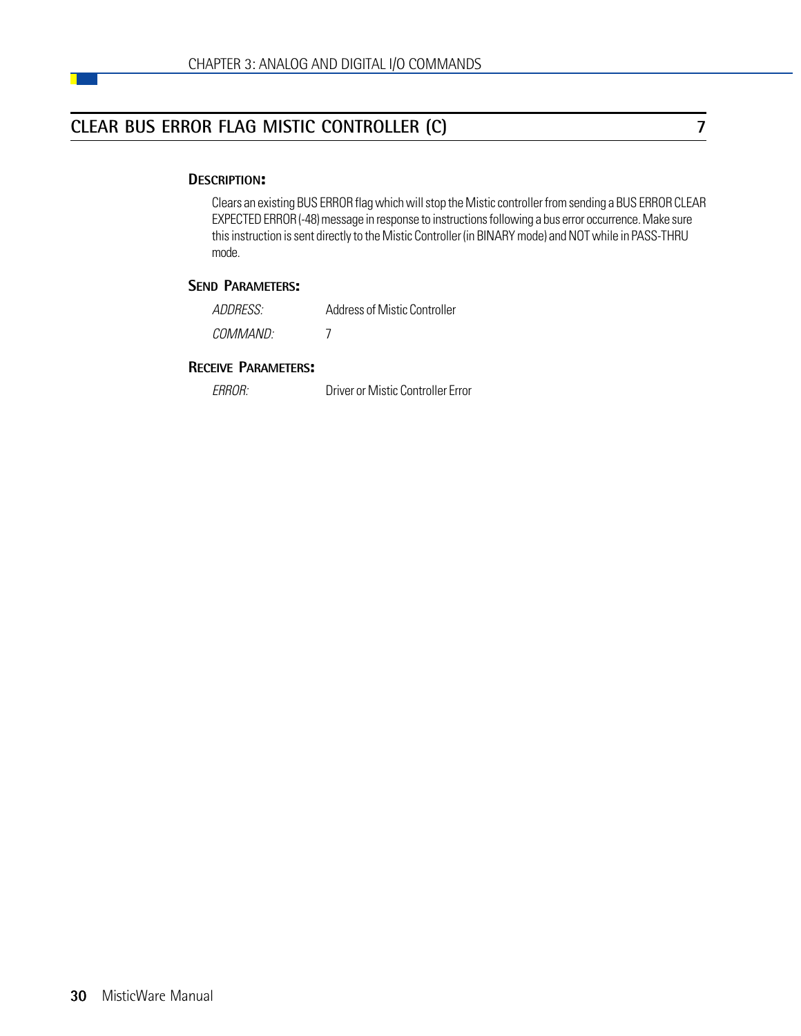## CLEAR BUS ERROR FLAG MISTIC CONTROLLER (C) 7

### DESCRIPTION:

Clears an existing BUS ERROR flag which will stop the Mistic controller from sending a BUS ERROR CLEAR EXPECTED ERROR (-48) message in response to instructions following a bus error occurrence. Make sure this instruction is sent directly to the Mistic Controller (in BINARY mode) and NOT while in PASS-THRU mode.

### SEND PARAMETERS:

| | |
|---|---|
| *ADDRESS:* | Address of Mistic Controller |
| *COMMAND:* | 7 |

### RECEIVE PARAMETERS:

| | |
|---|---|
| *ERROR:* | Driver or Mistic Controller Error |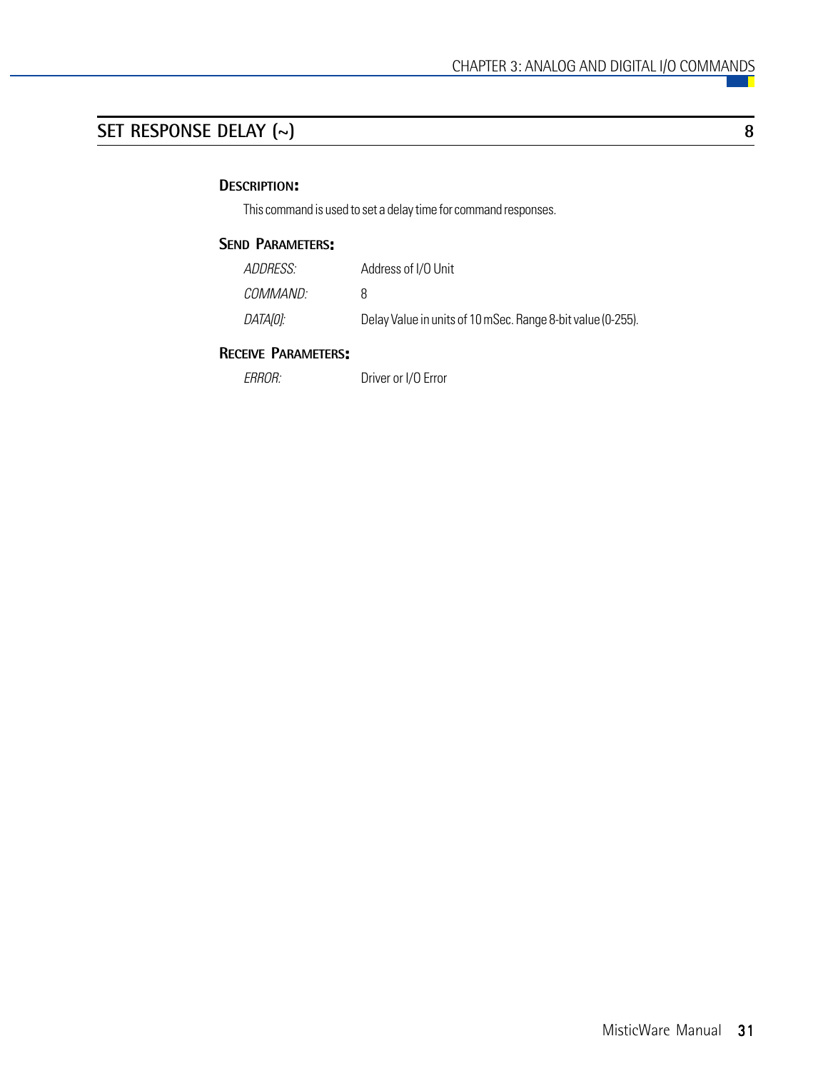## SET RESPONSE DELAY (~) 8

### DESCRIPTION:

This command is used to set a delay time for command responses.

### SEND PARAMETERS:

| | |
|---|---|
| *ADDRESS:* | Address of I/O Unit |
| *COMMAND:* | 8 |
| *DATA[0]:* | Delay Value in units of 10 mSec. Range 8-bit value (0-255). |

### RECEIVE PARAMETERS:

| | |
|---|---|
| *ERROR:* | Driver or I/O Error |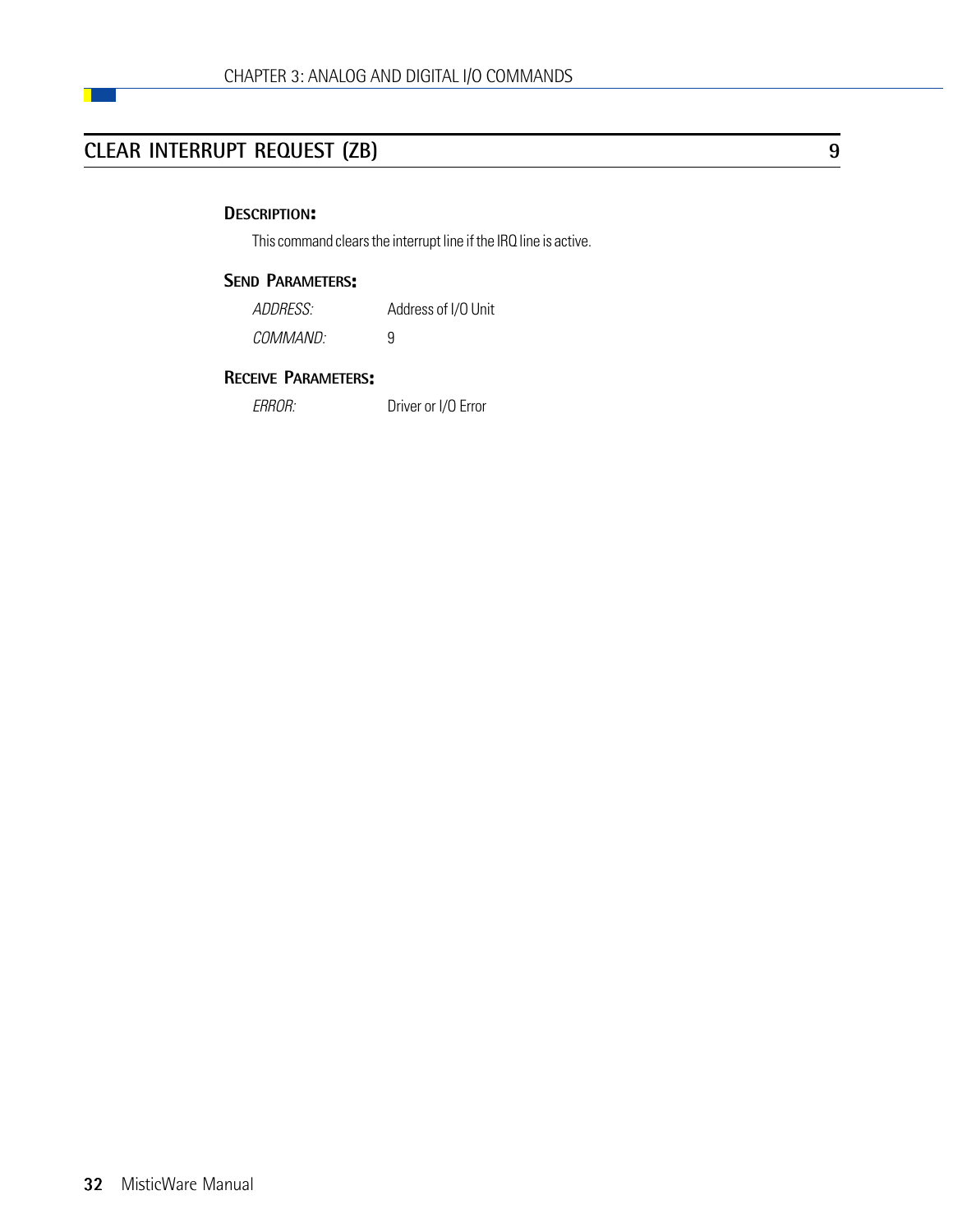## CLEAR INTERRUPT REQUEST (ZB) 9

### Description:

This command clears the interrupt line if the IRQ line is active.

### Send Parameters:

| | |
|---|---|
| *ADDRESS:* | Address of I/O Unit |
| *COMMAND:* | 9 |

### Receive Parameters:

| | |
|---|---|
| *ERROR:* | Driver or I/O Error |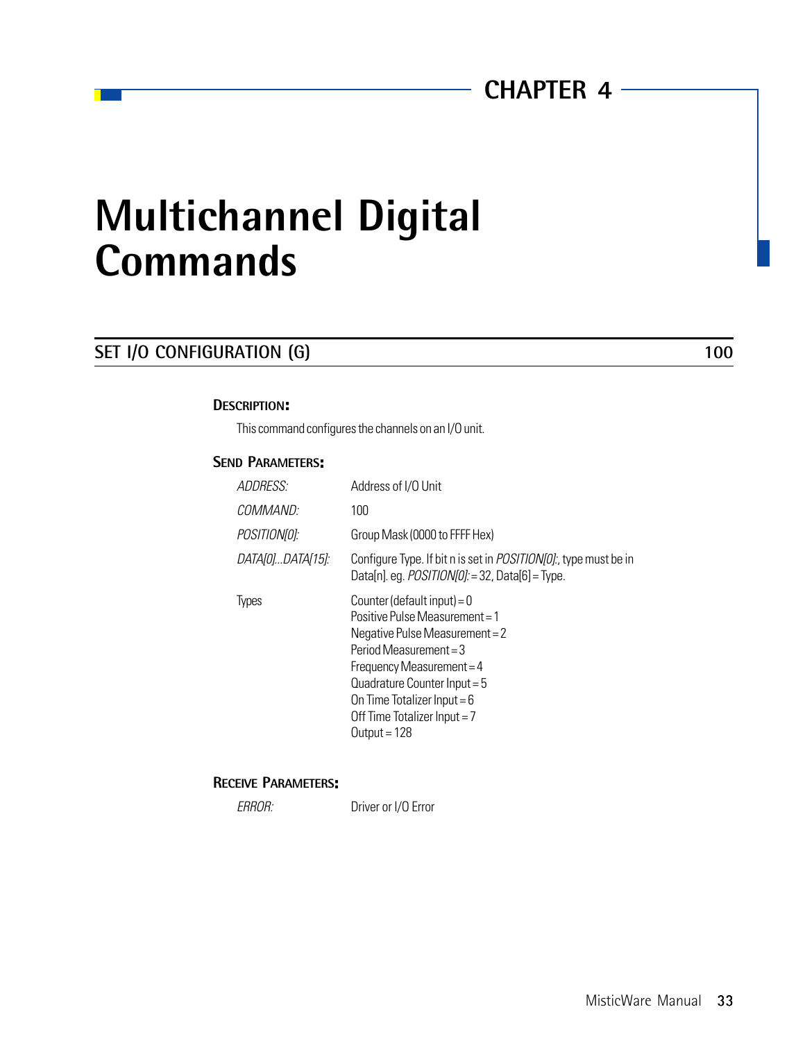CHAPTER 4

# Multichannel Digital Commands

## SET I/O CONFIGURATION (G) 100

### Description:

This command configures the channels on an I/O unit.

### Send Parameters:

| | |
|---|---|
| *ADDRESS:* | Address of I/O Unit |
| *COMMAND:* | 100 |
| *POSITION[0]:* | Group Mask (0000 to FFFF Hex) |
| *DATA[0]...DATA[15]:* | Configure Type. If bit n is set in *POSITION[0]:*, type must be in Data[n]. eg. *POSITION[0]:* = 32, Data[6] = Type. |
| Types | Counter (default input) = 0<br>Positive Pulse Measurement = 1<br>Negative Pulse Measurement = 2<br>Period Measurement = 3<br>Frequency Measurement = 4<br>Quadrature Counter Input = 5<br>On Time Totalizer Input = 6<br>Off Time Totalizer Input = 7<br>Output = 128 |

### Receive Parameters:

| | |
|---|---|
| *ERROR:* | Driver or I/O Error |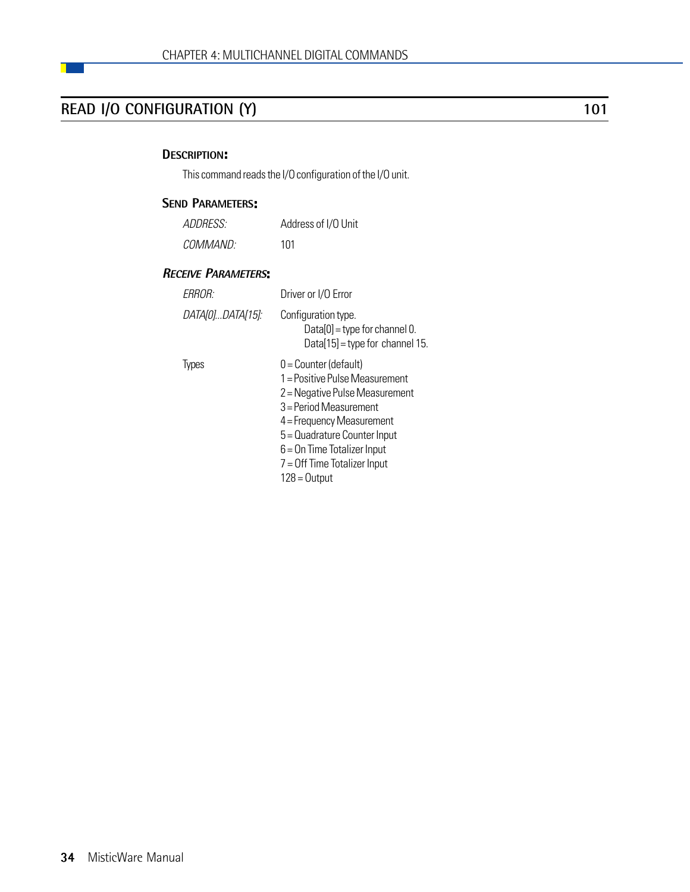## READ I/O CONFIGURATION (Y) 101

### Description:

This command reads the I/O configuration of the I/O unit.

### Send Parameters:

| | |
|---|---|
| *ADDRESS:* | Address of I/O Unit |
| *COMMAND:* | 101 |

### Receive Parameters:

| | |
|---|---|
| *ERROR:* | Driver or I/O Error |
| *DATA[0]...DATA[15]:* | Configuration type.<br>Data[0] = type for channel 0.<br>Data[15] = type for channel 15. |
| Types | 0 = Counter (default)<br>1 = Positive Pulse Measurement<br>2 = Negative Pulse Measurement<br>3 = Period Measurement<br>4 = Frequency Measurement<br>5 = Quadrature Counter Input<br>6 = On Time Totalizer Input<br>7 = Off Time Totalizer Input<br>128 = Output |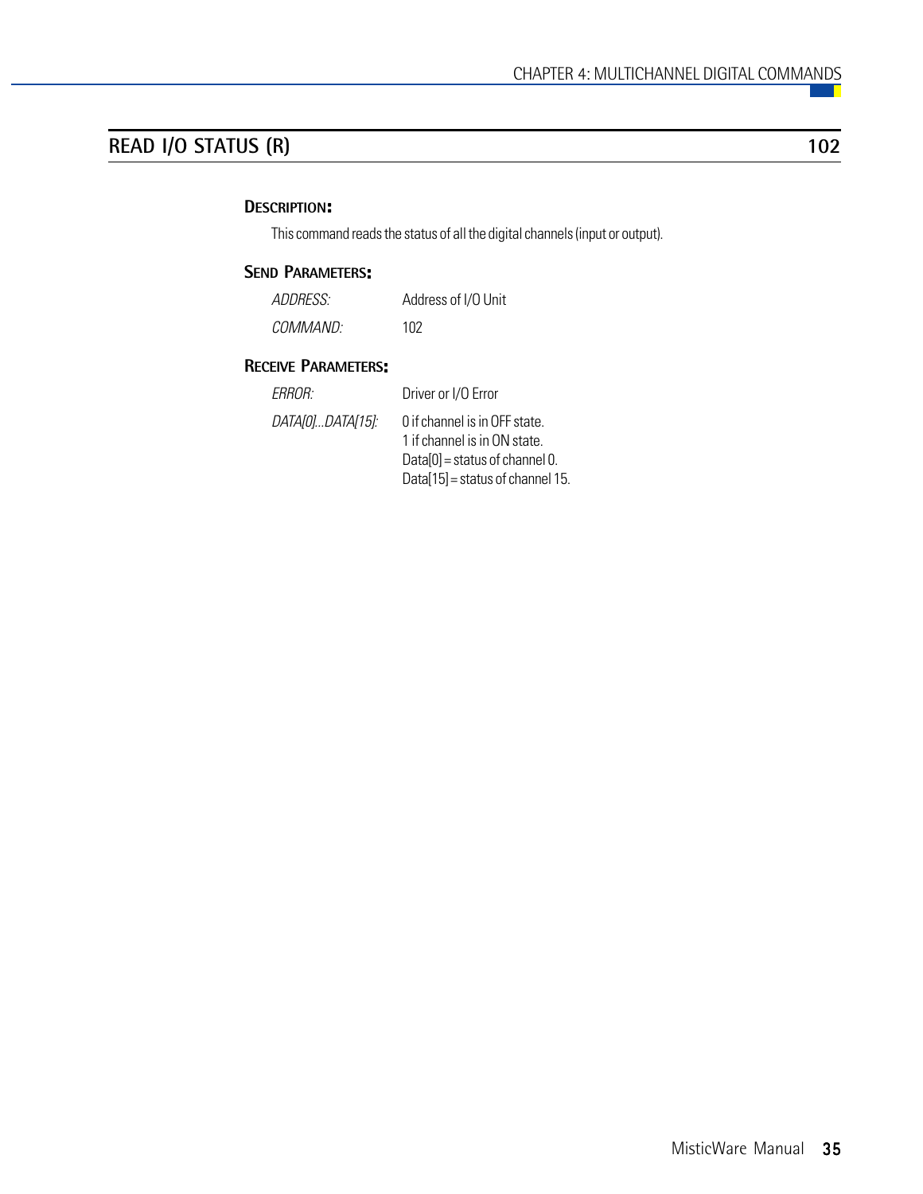## READ I/O STATUS (R) 102

### Description:

This command reads the status of all the digital channels (input or output).

### Send Parameters:

| | |
|---|---|
| *ADDRESS:* | Address of I/O Unit |
| *COMMAND:* | 102 |

### Receive Parameters:

| | |
|---|---|
| *ERROR:* | Driver or I/O Error |
| *DATA[0]...DATA[15]:* | 0 if channel is in OFF state.<br>1 if channel is in ON state.<br>Data[0] = status of channel 0.<br>Data[15] = status of channel 15. |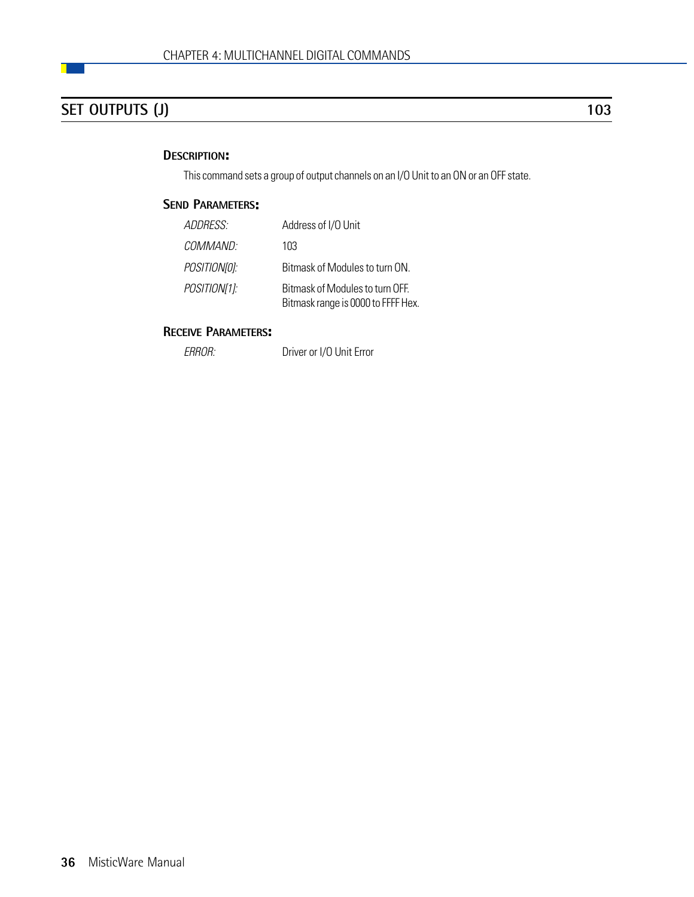## SET OUTPUTS (J) 103

### Description:

This command sets a group of output channels on an I/O Unit to an ON or an OFF state.

### Send Parameters:

| | |
|---|---|
| *ADDRESS:* | Address of I/O Unit |
| *COMMAND:* | 103 |
| *POSITION[0]:* | Bitmask of Modules to turn ON. |
| *POSITION[1]:* | Bitmask of Modules to turn OFF.<br>Bitmask range is 0000 to FFFF Hex. |

### Receive Parameters:

| | |
|---|---|
| *ERROR:* | Driver or I/O Unit Error |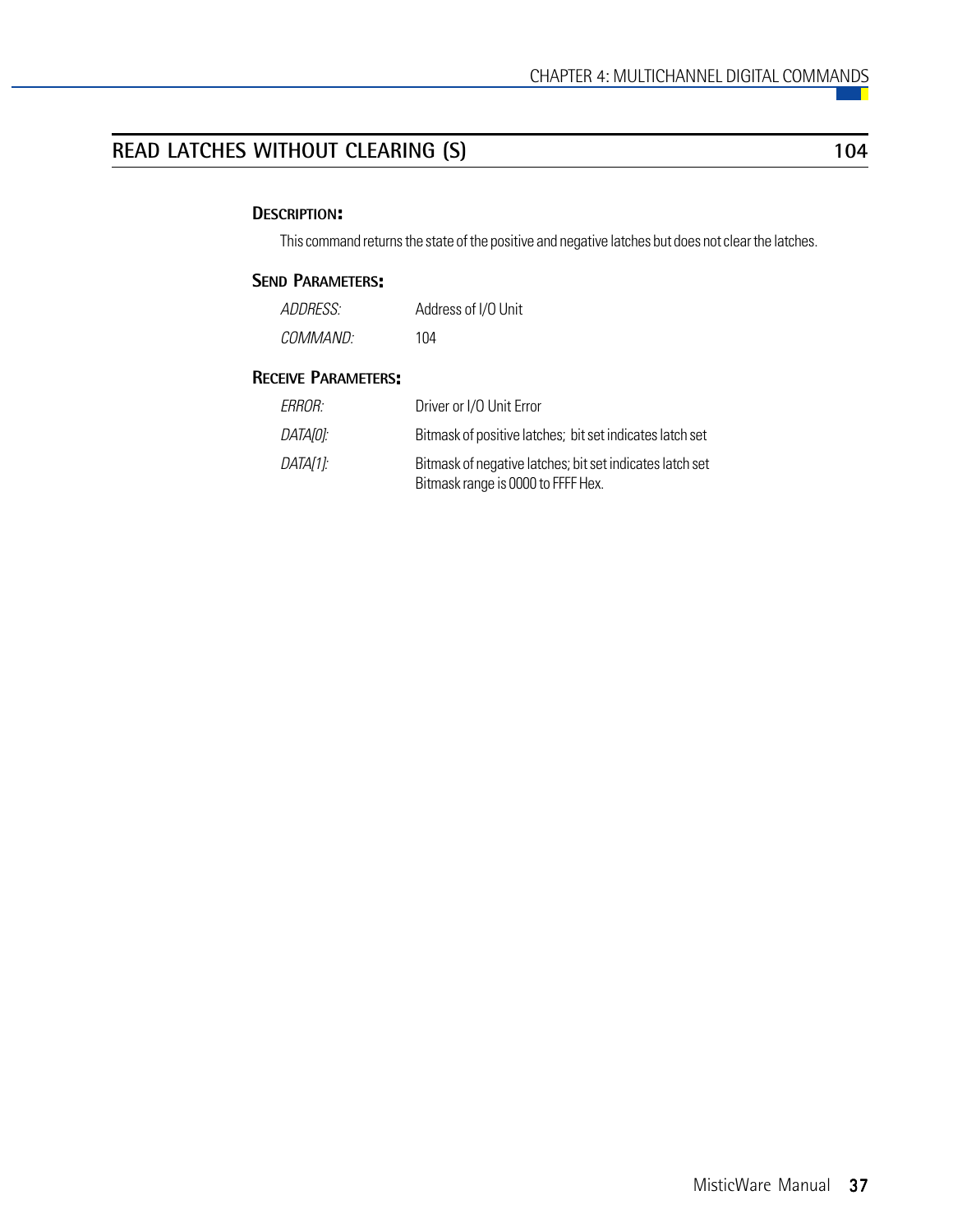## READ LATCHES WITHOUT CLEARING (S) 104

### Description:

This command returns the state of the positive and negative latches but does not clear the latches.

### Send Parameters:

| | |
|---|---|
| *ADDRESS:* | Address of I/O Unit |
| *COMMAND:* | 104 |

### Receive Parameters:

| | |
|---|---|
| *ERROR:* | Driver or I/O Unit Error |
| *DATA[0]:* | Bitmask of positive latches; bit set indicates latch set |
| *DATA[1]:* | Bitmask of negative latches; bit set indicates latch set<br>Bitmask range is 0000 to FFFF Hex. |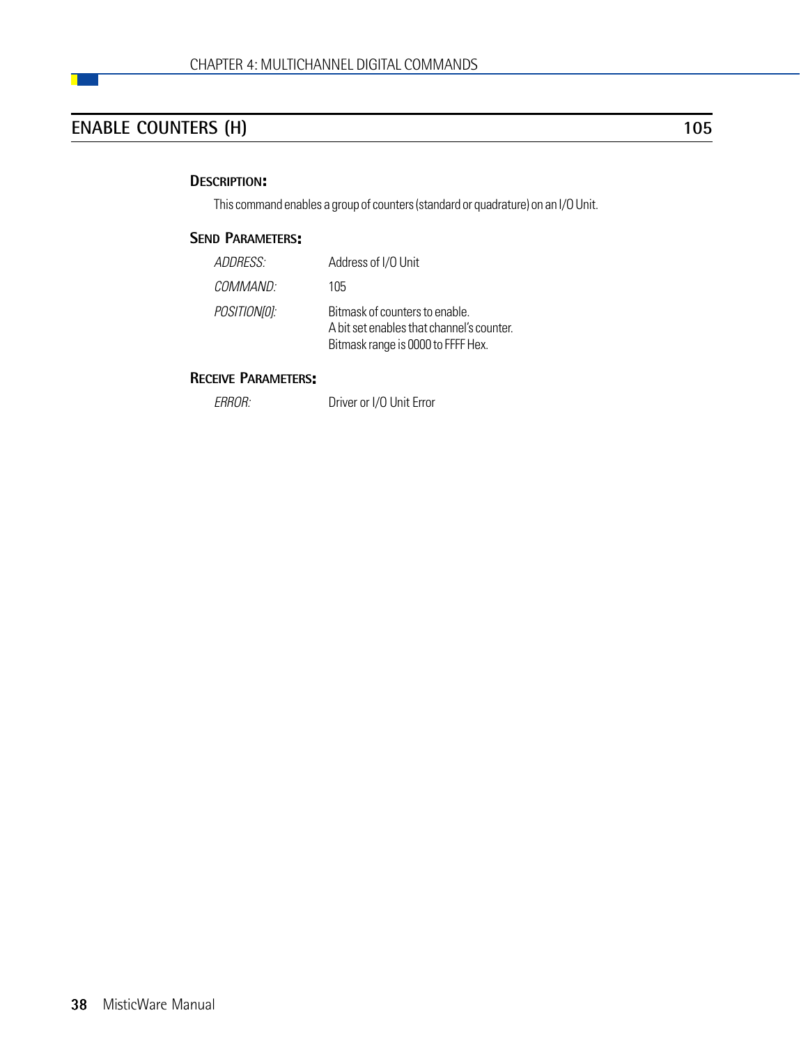## ENABLE COUNTERS (H) 105

### Description:

This command enables a group of counters (standard or quadrature) on an I/O Unit.

### Send Parameters:

| | |
|---|---|
| *ADDRESS:* | Address of I/O Unit |
| *COMMAND:* | 105 |
| *POSITION[0]:* | Bitmask of counters to enable.<br>A bit set enables that channel's counter.<br>Bitmask range is 0000 to FFFF Hex. |

### Receive Parameters:

| | |
|---|---|
| *ERROR:* | Driver or I/O Unit Error |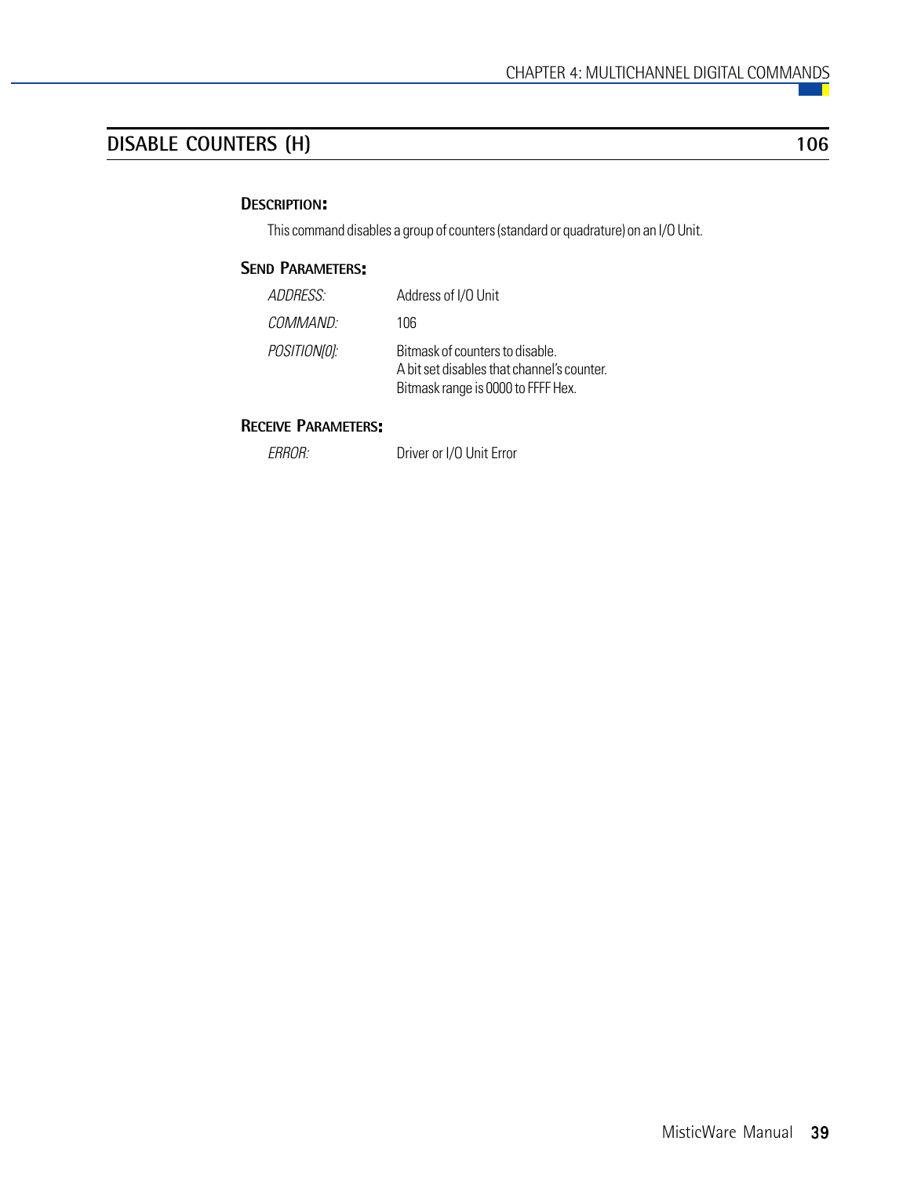## DISABLE COUNTERS (H) 106

### Description:

This command disables a group of counters (standard or quadrature) on an I/O Unit.

### Send Parameters:

| | |
|---|---|
| *ADDRESS:* | Address of I/O Unit |
| *COMMAND:* | 106 |
| *POSITION[0]:* | Bitmask of counters to disable.<br>A bit set disables that channel's counter.<br>Bitmask range is 0000 to FFFF Hex. |

### Receive Parameters:

| | |
|---|---|
| *ERROR:* | Driver or I/O Unit Error |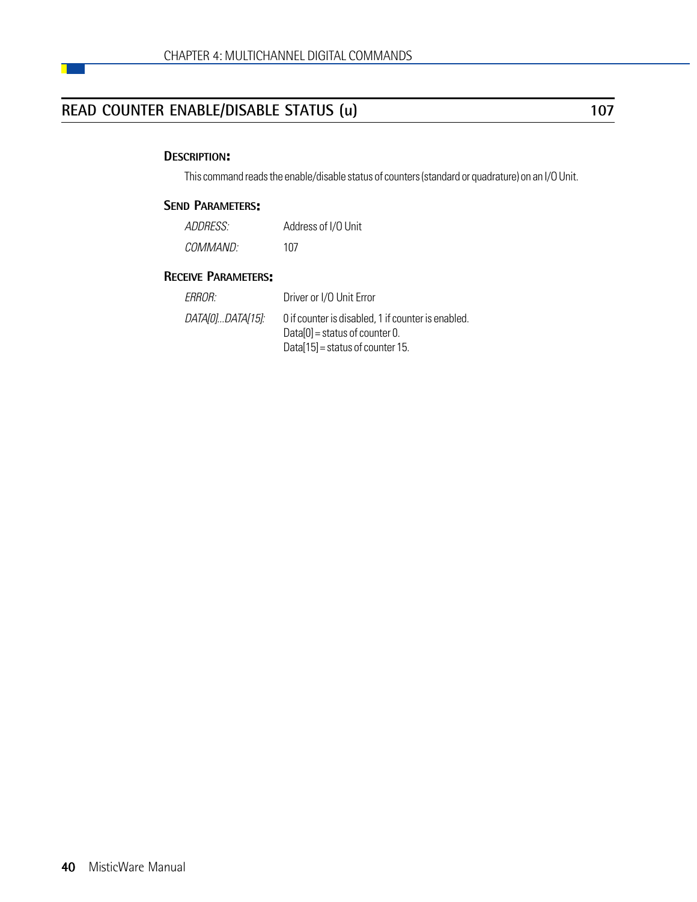## READ COUNTER ENABLE/DISABLE STATUS (u) 107

### Description:

This command reads the enable/disable status of counters (standard or quadrature) on an I/O Unit.

### Send Parameters:

| | |
|---|---|
| *ADDRESS:* | Address of I/O Unit |
| *COMMAND:* | 107 |

### Receive Parameters:

| | |
|---|---|
| *ERROR:* | Driver or I/O Unit Error |
| *DATA[0]...DATA[15]:* | 0 if counter is disabled, 1 if counter is enabled.<br>Data[0] = status of counter 0.<br>Data[15] = status of counter 15. |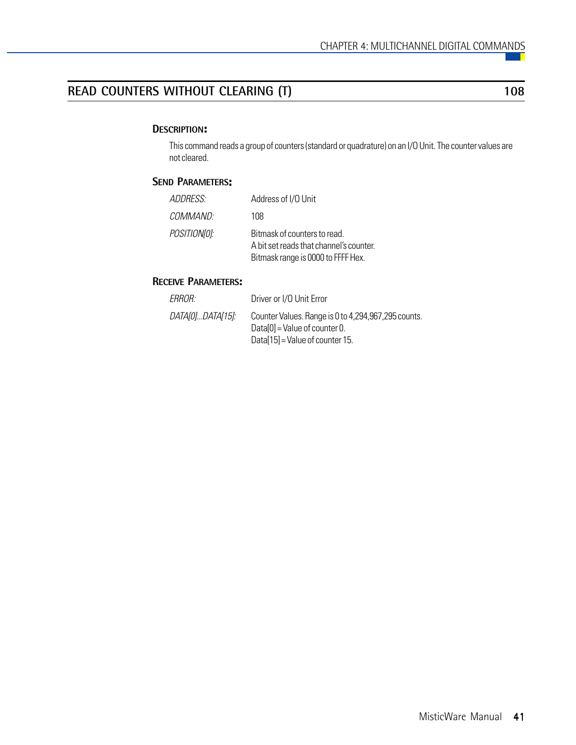## READ COUNTERS WITHOUT CLEARING (T) 108

### Description:

This command reads a group of counters (standard or quadrature) on an I/O Unit. The counter values are not cleared.

### Send Parameters:

| | |
|---|---|
| *ADDRESS:* | Address of I/O Unit |
| *COMMAND:* | 108 |
| *POSITION[0]:* | Bitmask of counters to read.<br>A bit set reads that channel's counter.<br>Bitmask range is 0000 to FFFF Hex. |

### Receive Parameters:

| | |
|---|---|
| *ERROR:* | Driver or I/O Unit Error |
| *DATA[0]...DATA[15]:* | Counter Values. Range is 0 to 4,294,967,295 counts.<br>Data[0] = Value of counter 0.<br>Data[15] = Value of counter 15. |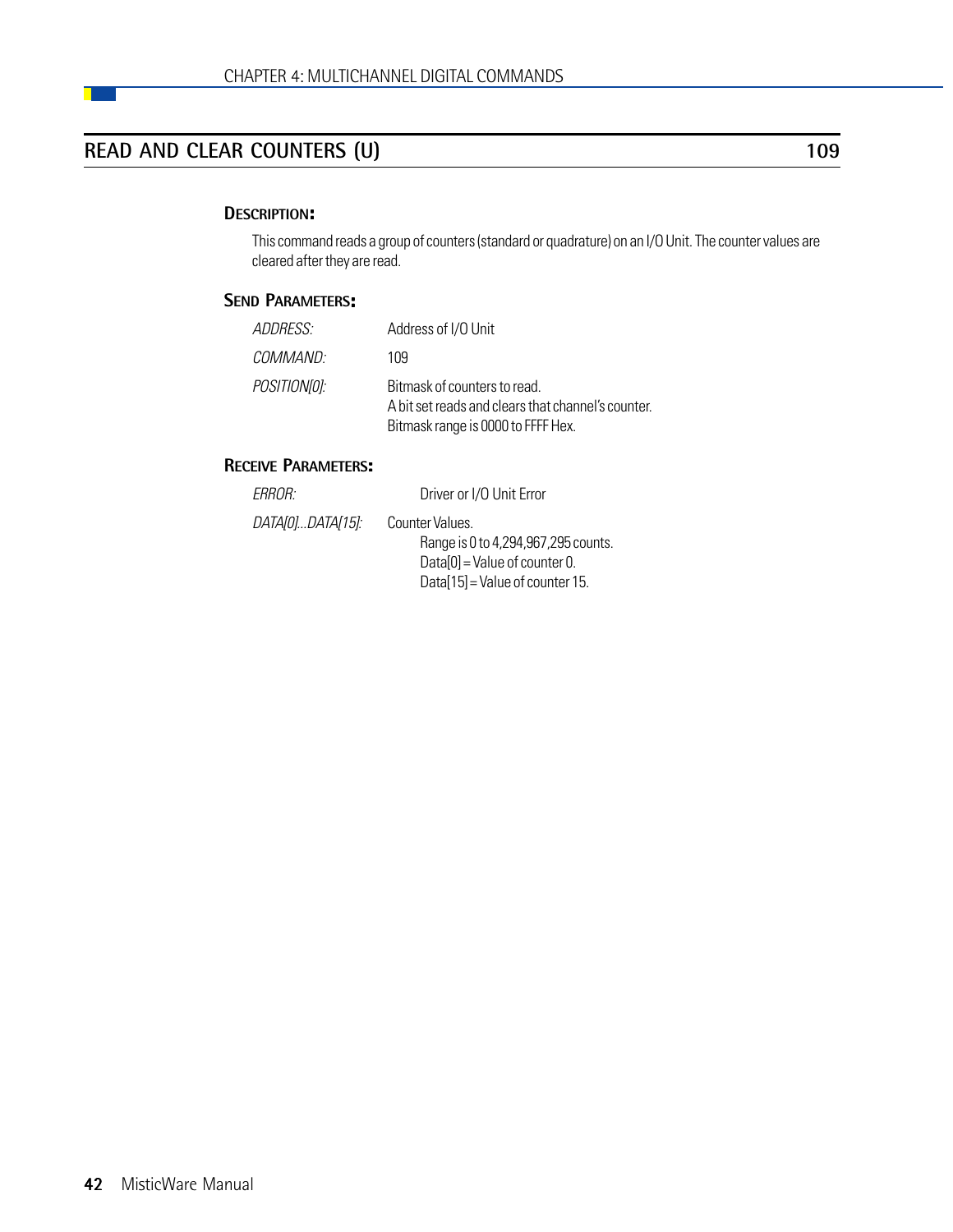## READ AND CLEAR COUNTERS (U) 109

### Description:

This command reads a group of counters (standard or quadrature) on an I/O Unit. The counter values are cleared after they are read.

### Send Parameters:

*ADDRESS:* Address of I/O Unit

*COMMAND:* 109

*POSITION[0]:* Bitmask of counters to read.
A bit set reads and clears that channel's counter.
Bitmask range is 0000 to FFFF Hex.

### Receive Parameters:

*ERROR:* Driver or I/O Unit Error

*DATA[0]...DATA[15]:* Counter Values.
Range is 0 to 4,294,967,295 counts.
Data[0] = Value of counter 0.
Data[15] = Value of counter 15.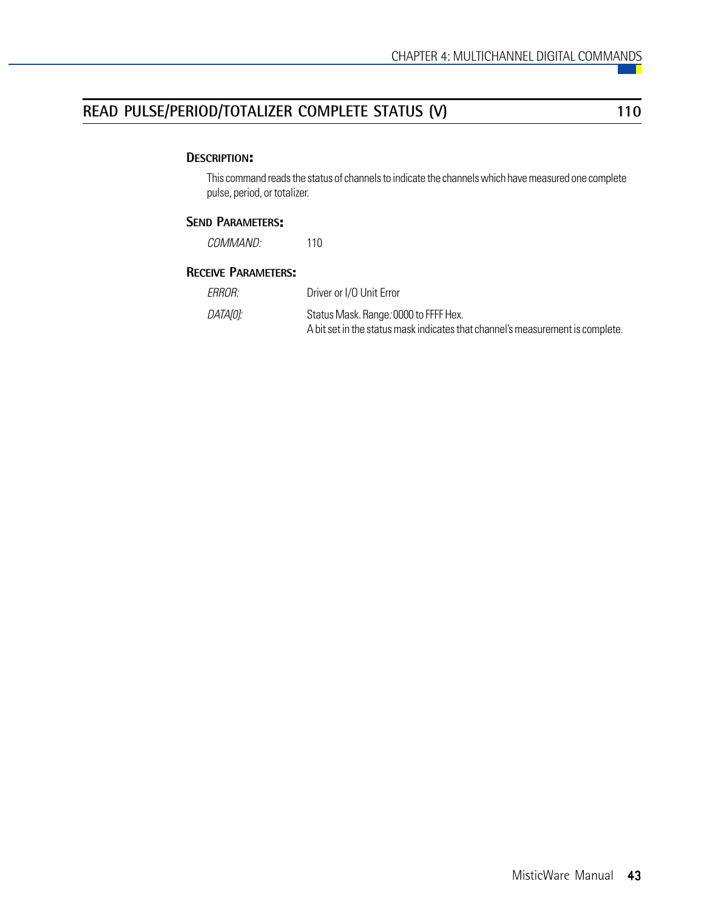## READ PULSE/PERIOD/TOTALIZER COMPLETE STATUS (V) 110

### Description:

This command reads the status of channels to indicate the channels which have measured one complete pulse, period, or totalizer.

### Send Parameters:

*COMMAND:* 110

### Receive Parameters:

*ERROR:* Driver or I/O Unit Error

*DATA[0]:* Status Mask. Range: 0000 to FFFF Hex.
A bit set in the status mask indicates that channel's measurement is complete.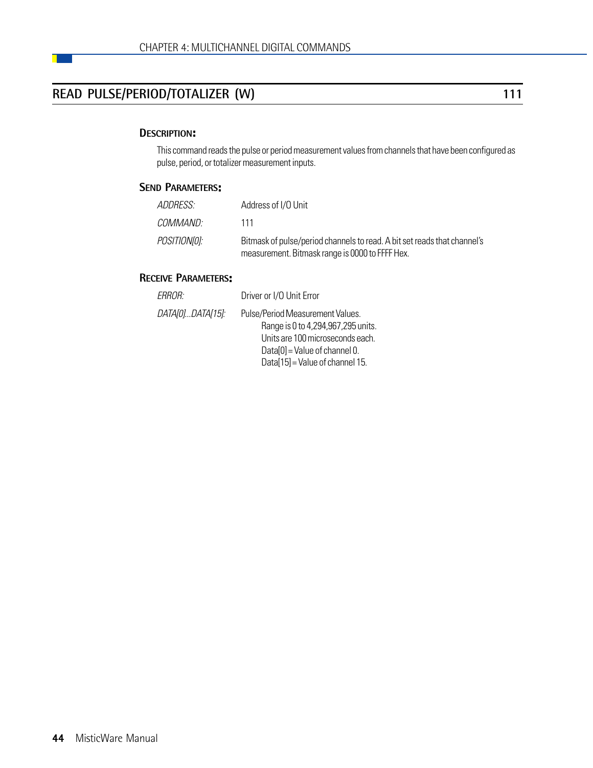## READ PULSE/PERIOD/TOTALIZER (W) 111

### DESCRIPTION:

This command reads the pulse or period measurement values from channels that have been configured as pulse, period, or totalizer measurement inputs.

### SEND PARAMETERS:

| | |
|---|---|
| *ADDRESS:* | Address of I/O Unit |
| *COMMAND:* | 111 |
| *POSITION[0]:* | Bitmask of pulse/period channels to read. A bit set reads that channel's measurement. Bitmask range is 0000 to FFFF Hex. |

### RECEIVE PARAMETERS:

| | |
|---|---|
| *ERROR:* | Driver or I/O Unit Error |
| *DATA[0]...DATA[15]:* | Pulse/Period Measurement Values.<br>Range is 0 to 4,294,967,295 units.<br>Units are 100 microseconds each.<br>Data[0] = Value of channel 0.<br>Data[15] = Value of channel 15. |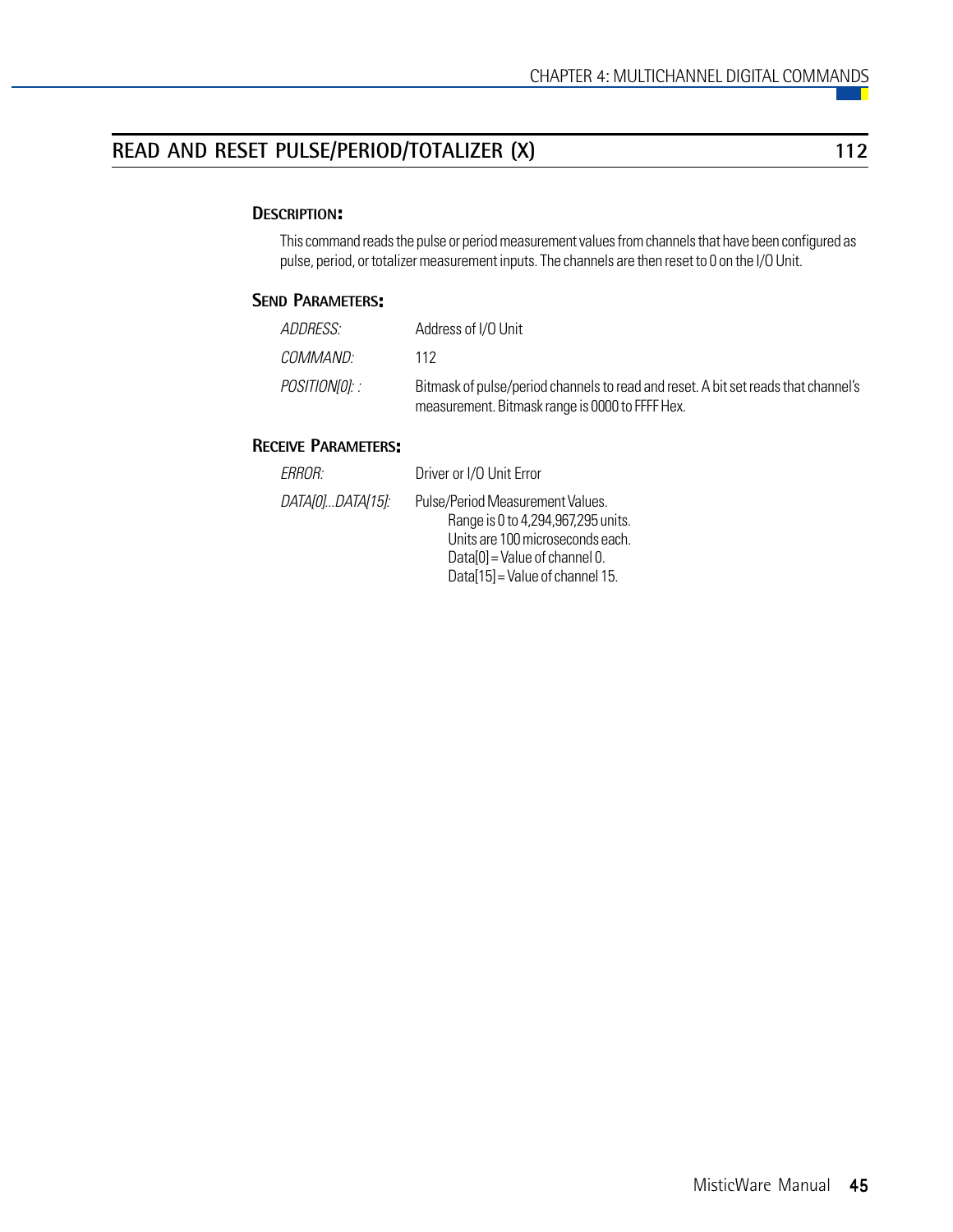## READ AND RESET PULSE/PERIOD/TOTALIZER (X) 112

### Description:

This command reads the pulse or period measurement values from channels that have been configured as pulse, period, or totalizer measurement inputs. The channels are then reset to 0 on the I/O Unit.

### Send Parameters:

| | |
|---|---|
| *ADDRESS:* | Address of I/O Unit |
| *COMMAND:* | 112 |
| *POSITION[0]: :* | Bitmask of pulse/period channels to read and reset. A bit set reads that channel's measurement. Bitmask range is 0000 to FFFF Hex. |

### Receive Parameters:

| | |
|---|---|
| *ERROR:* | Driver or I/O Unit Error |
| *DATA[0]...DATA[15]:* | Pulse/Period Measurement Values.<br>Range is 0 to 4,294,967,295 units.<br>Units are 100 microseconds each.<br>Data[0] = Value of channel 0.<br>Data[15] = Value of channel 15. |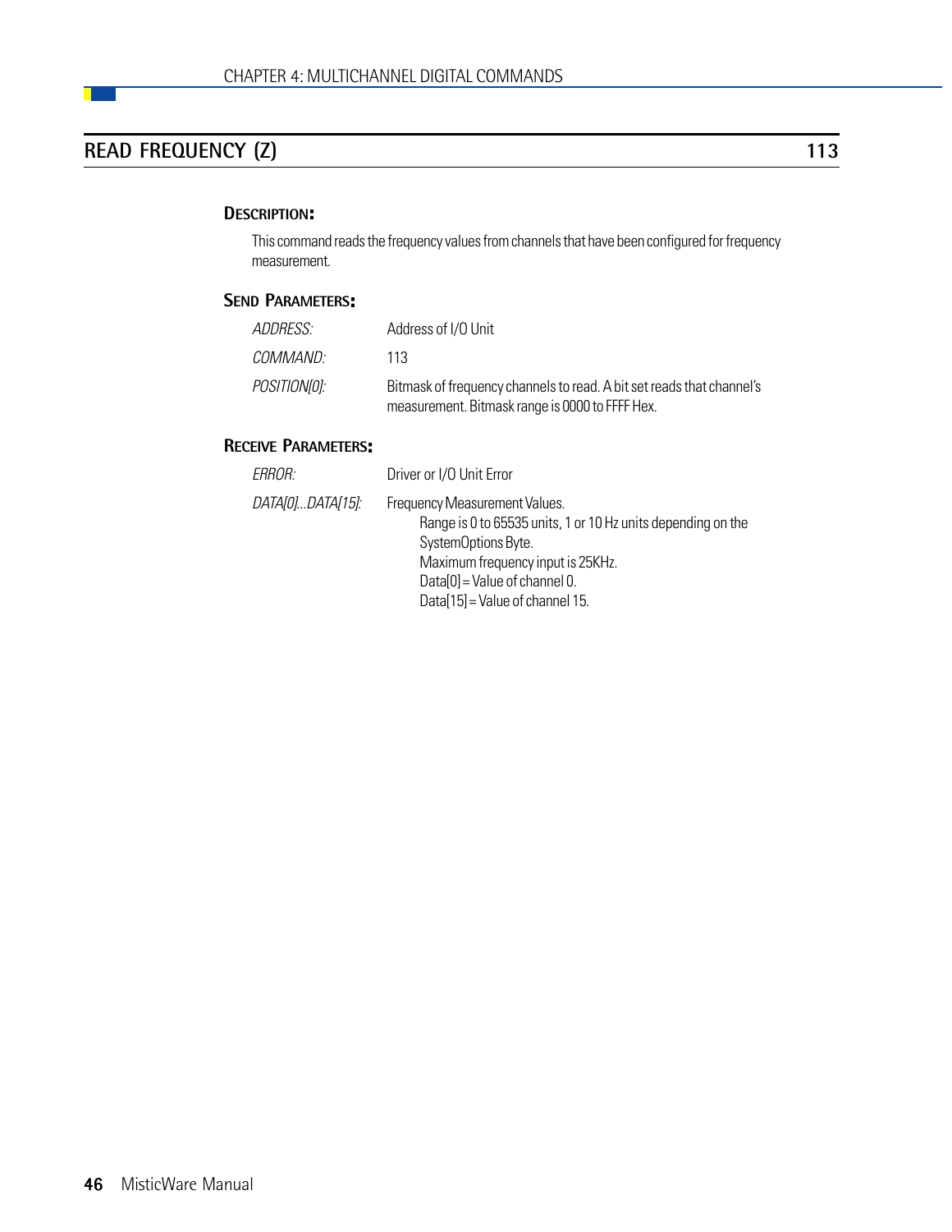## READ FREQUENCY (Z) 113

### DESCRIPTION:

This command reads the frequency values from channels that have been configured for frequency measurement.

### SEND PARAMETERS:

| | |
|---|---|
| *ADDRESS:* | Address of I/O Unit |
| *COMMAND:* | 113 |
| *POSITION[0]:* | Bitmask of frequency channels to read. A bit set reads that channel's measurement. Bitmask range is 0000 to FFFF Hex. |

### RECEIVE PARAMETERS:

| | |
|---|---|
| *ERROR:* | Driver or I/O Unit Error |
| *DATA[0]...DATA[15]:* | Frequency Measurement Values.<br>Range is 0 to 65535 units, 1 or 10 Hz units depending on the SystemOptions Byte.<br>Maximum frequency input is 25KHz.<br>Data[0] = Value of channel 0.<br>Data[15] = Value of channel 15. |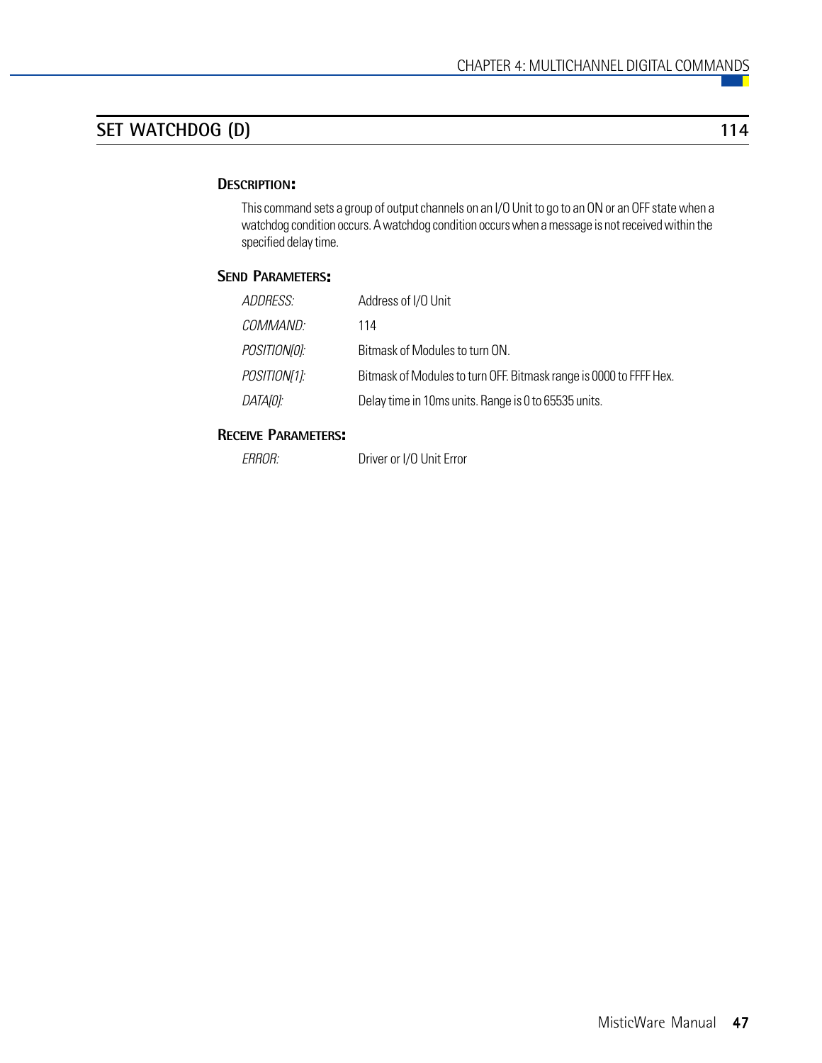## SET WATCHDOG (D) 114

### Description:

This command sets a group of output channels on an I/O Unit to go to an ON or an OFF state when a watchdog condition occurs. A watchdog condition occurs when a message is not received within the specified delay time.

### Send Parameters:

| | |
|---|---|
| *ADDRESS:* | Address of I/O Unit |
| *COMMAND:* | 114 |
| *POSITION[0]:* | Bitmask of Modules to turn ON. |
| *POSITION[1]:* | Bitmask of Modules to turn OFF. Bitmask range is 0000 to FFFF Hex. |
| *DATA[0]:* | Delay time in 10ms units. Range is 0 to 65535 units. |

### Receive Parameters:

| | |
|---|---|
| *ERROR:* | Driver or I/O Unit Error |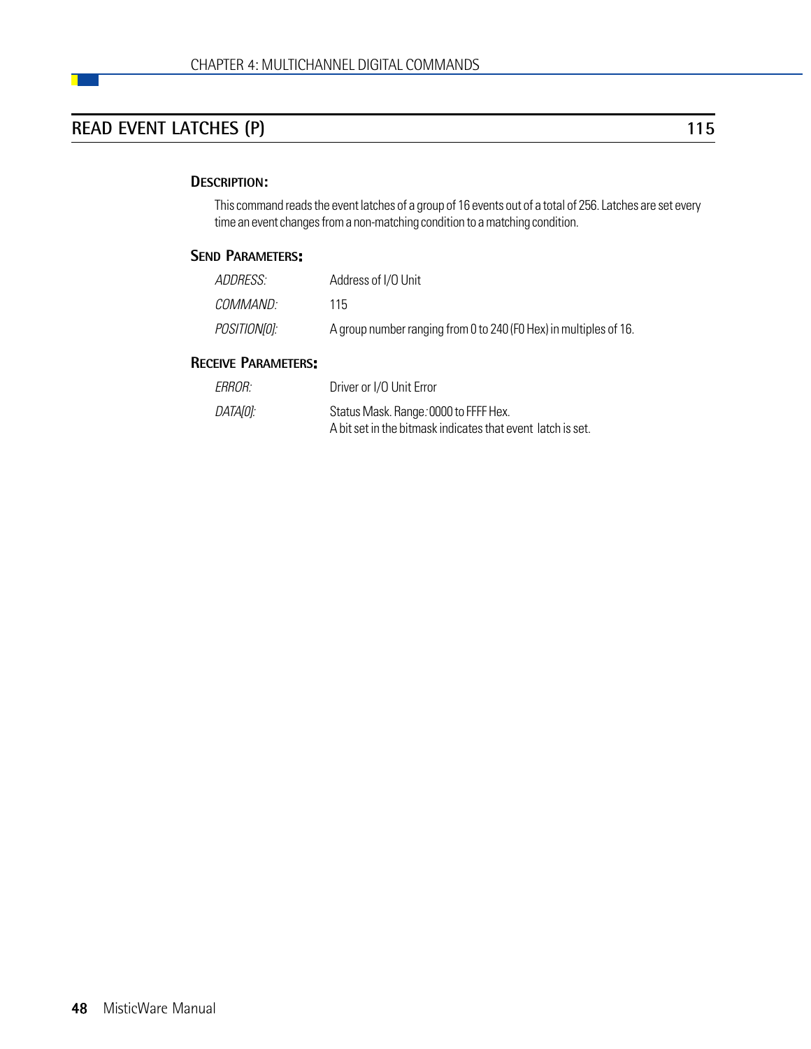## READ EVENT LATCHES (P) — 115

### DESCRIPTION:

This command reads the event latches of a group of 16 events out of a total of 256. Latches are set every time an event changes from a non-matching condition to a matching condition.

### SEND PARAMETERS:

| | |
|---|---|
| *ADDRESS:* | Address of I/O Unit |
| *COMMAND:* | 115 |
| *POSITION[0]:* | A group number ranging from 0 to 240 (F0 Hex) in multiples of 16. |

### RECEIVE PARAMETERS:

| | |
|---|---|
| *ERROR:* | Driver or I/O Unit Error |
| *DATA[0]:* | Status Mask. Range*:* 0000 to FFFF Hex.<br>A bit set in the bitmask indicates that event latch is set. |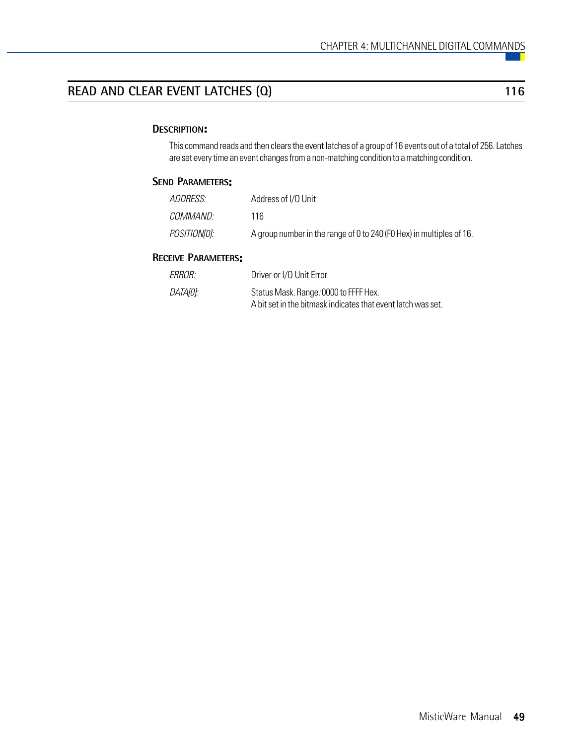## READ AND CLEAR EVENT LATCHES (Q) 116

### Description:

This command reads and then clears the event latches of a group of 16 events out of a total of 256. Latches are set every time an event changes from a non-matching condition to a matching condition.

### Send Parameters:

| | |
|---|---|
| *ADDRESS:* | Address of I/O Unit |
| *COMMAND:* | 116 |
| *POSITION[0]:* | A group number in the range of 0 to 240 (F0 Hex) in multiples of 16. |

### Receive Parameters:

| | |
|---|---|
| *ERROR:* | Driver or I/O Unit Error |
| *DATA[0]:* | Status Mask. Range: 0000 to FFFF Hex.<br>A bit set in the bitmask indicates that event latch was set. |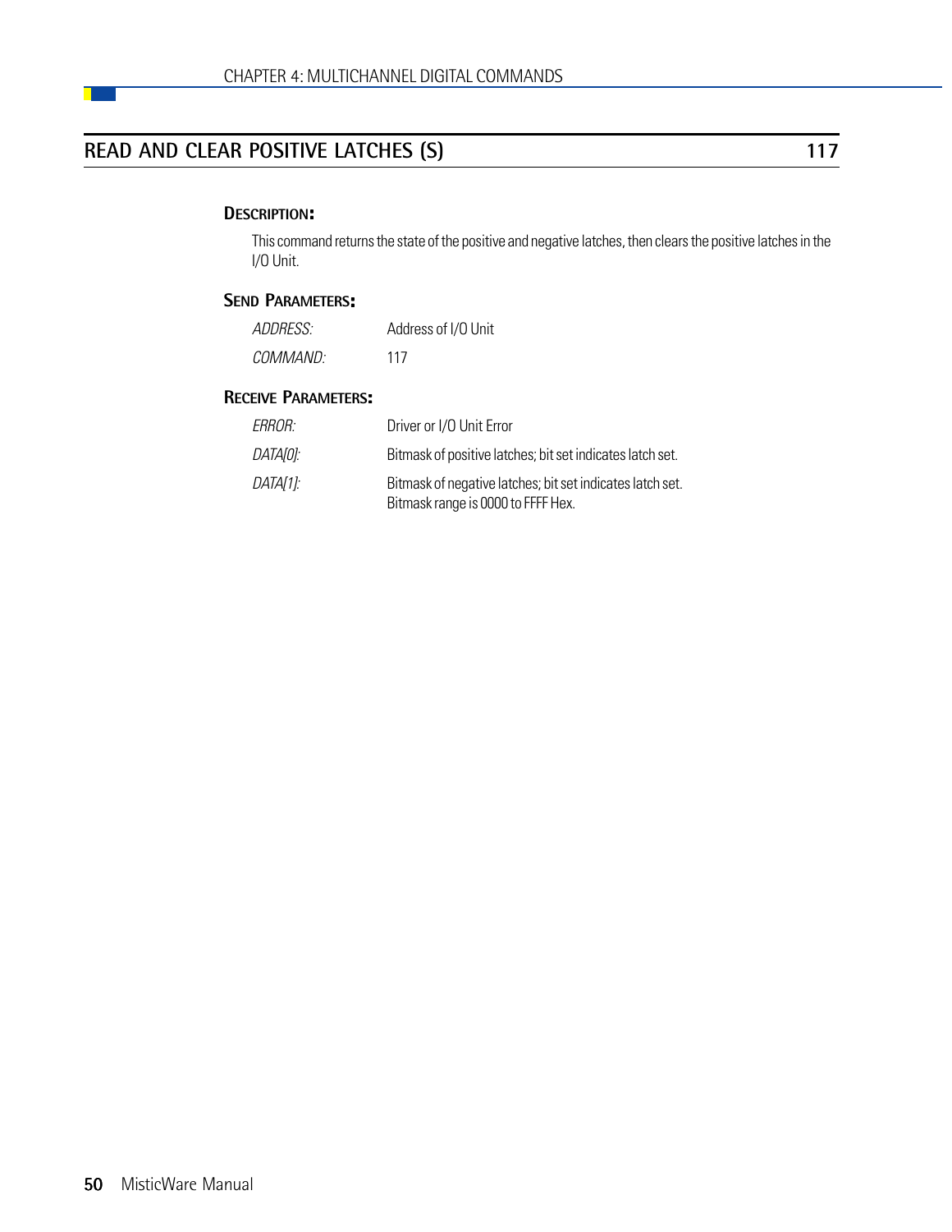## READ AND CLEAR POSITIVE LATCHES (S) 117

**DESCRIPTION:**

This command returns the state of the positive and negative latches, then clears the positive latches in the I/O Unit.

**SEND PARAMETERS:**

| | |
|---|---|
| *ADDRESS:* | Address of I/O Unit |
| *COMMAND:* | 117 |

**RECEIVE PARAMETERS:**

| | |
|---|---|
| *ERROR:* | Driver or I/O Unit Error |
| *DATA[0]:* | Bitmask of positive latches; bit set indicates latch set. |
| *DATA[1]:* | Bitmask of negative latches; bit set indicates latch set. Bitmask range is 0000 to FFFF Hex. |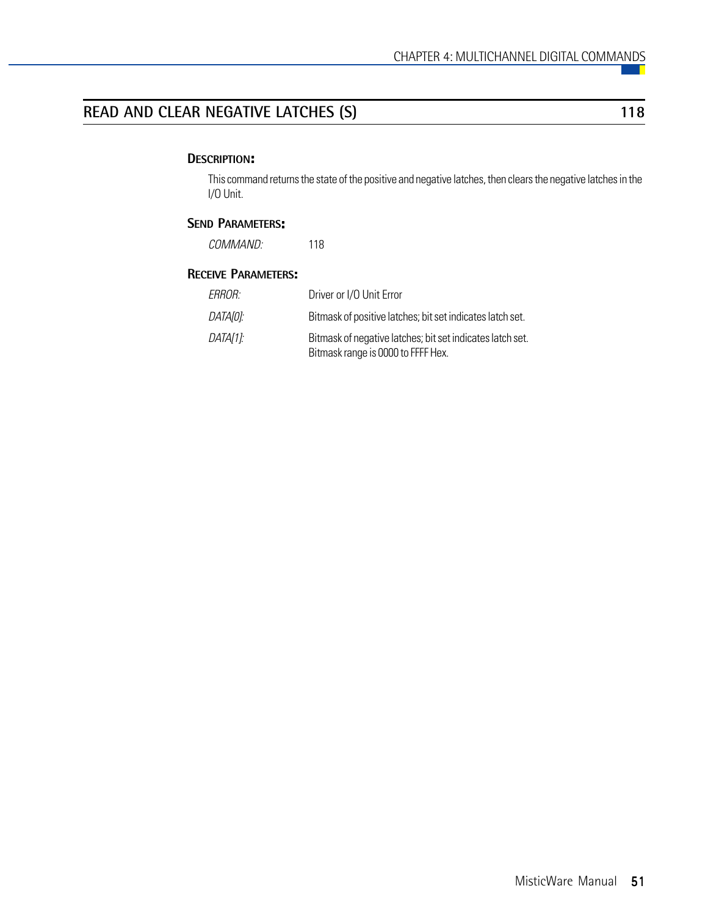## READ AND CLEAR NEGATIVE LATCHES (S) 118

### Description:

This command returns the state of the positive and negative latches, then clears the negative latches in the I/O Unit.

### Send Parameters:

| | |
|---|---|
| *COMMAND:* | 118 |

### Receive Parameters:

| | |
|---|---|
| *ERROR:* | Driver or I/O Unit Error |
| *DATA[0]:* | Bitmask of positive latches; bit set indicates latch set. |
| *DATA[1]:* | Bitmask of negative latches; bit set indicates latch set. Bitmask range is 0000 to FFFF Hex. |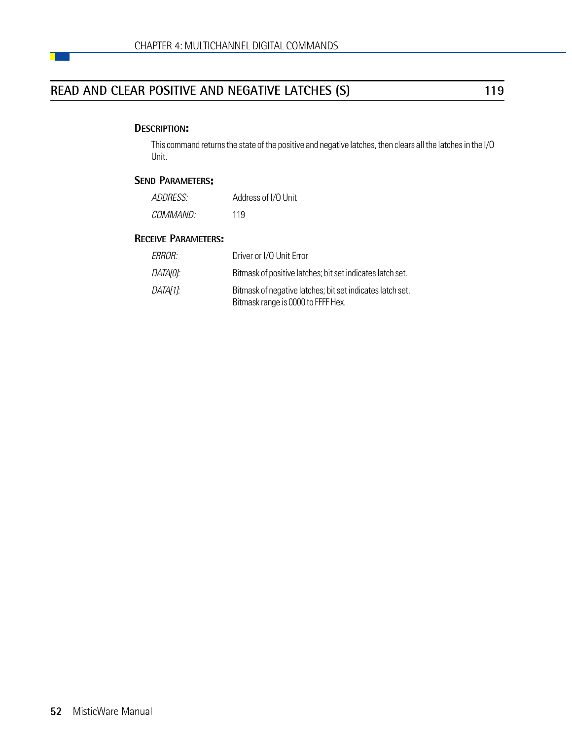## READ AND CLEAR POSITIVE AND NEGATIVE LATCHES (S) 119

### Description:

This command returns the state of the positive and negative latches, then clears all the latches in the I/O Unit.

### Send Parameters:

| | |
|---|---|
| *ADDRESS:* | Address of I/O Unit |
| *COMMAND:* | 119 |

### Receive Parameters:

| | |
|---|---|
| *ERROR:* | Driver or I/O Unit Error |
| *DATA[0]:* | Bitmask of positive latches; bit set indicates latch set. |
| *DATA[1]:* | Bitmask of negative latches; bit set indicates latch set. Bitmask range is 0000 to FFFF Hex. |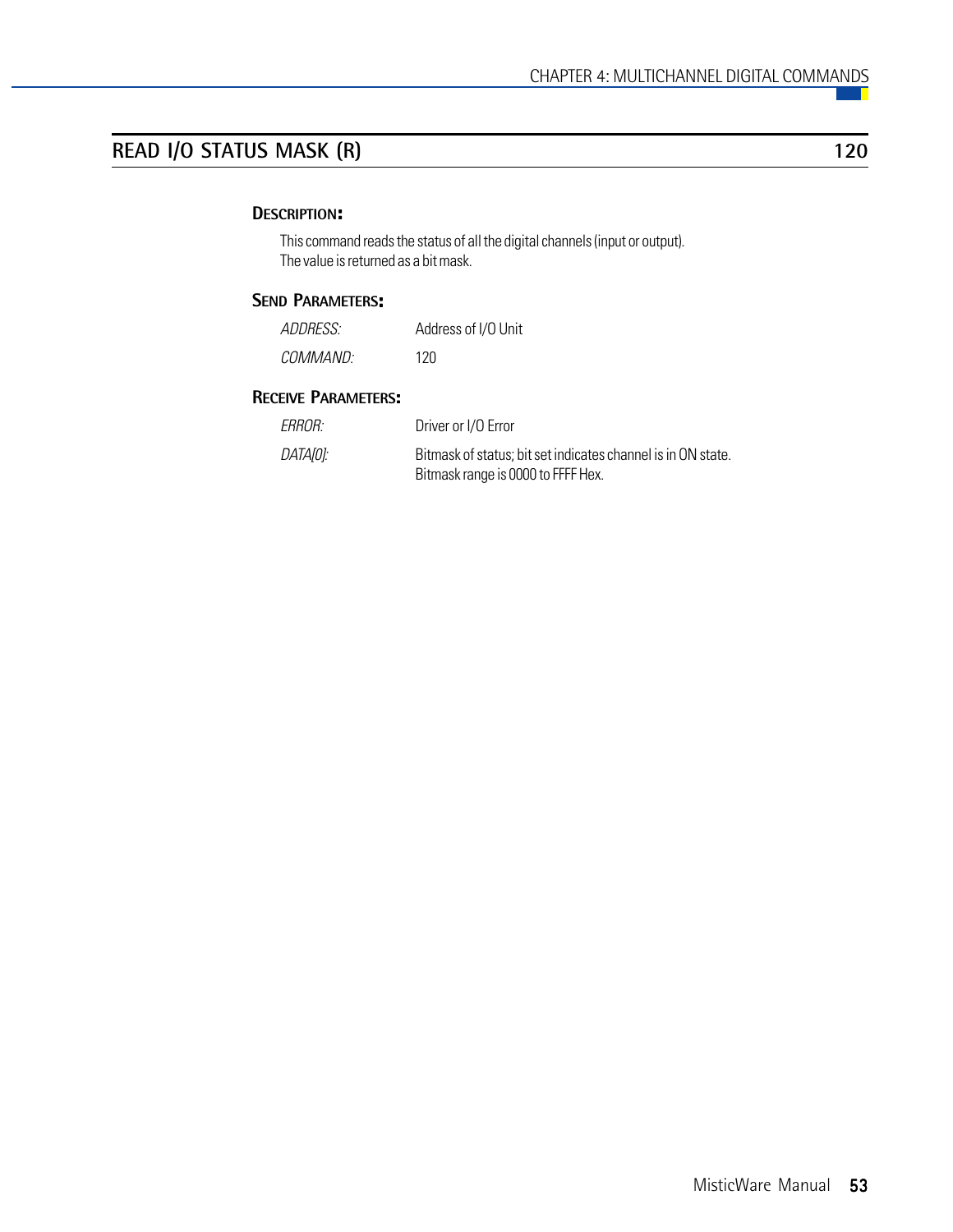## READ I/O STATUS MASK (R) 120

### Description:

This command reads the status of all the digital channels (input or output). The value is returned as a bit mask.

### Send Parameters:

| | |
|---|---|
| *ADDRESS:* | Address of I/O Unit |
| *COMMAND:* | 120 |

### Receive Parameters:

| | |
|---|---|
| *ERROR:* | Driver or I/O Error |
| *DATA[0]:* | Bitmask of status; bit set indicates channel is in ON state. Bitmask range is 0000 to FFFF Hex. |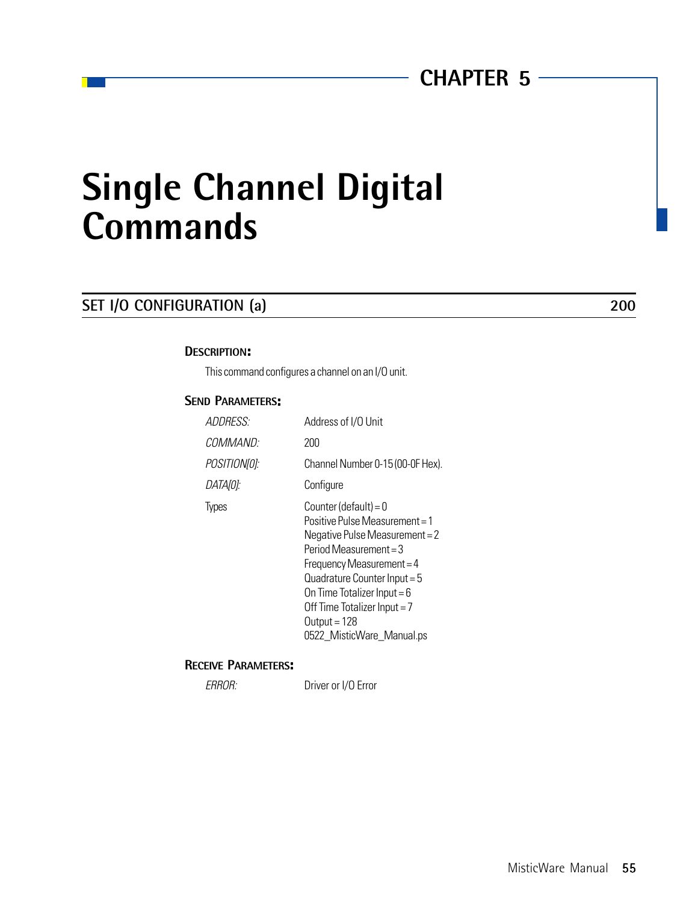## CHAPTER 5

# Single Channel Digital Commands

## SET I/O CONFIGURATION (a) — 200

### Description:

This command configures a channel on an I/O unit.

### Send Parameters:

| | |
|---|---|
| *ADDRESS:* | Address of I/O Unit |
| *COMMAND:* | 200 |
| *POSITION[0]:* | Channel Number 0-15 (00-0F Hex). |
| *DATA[0]:* | Configure |
| Types | Counter (default) = 0<br>Positive Pulse Measurement = 1<br>Negative Pulse Measurement = 2<br>Period Measurement = 3<br>Frequency Measurement = 4<br>Quadrature Counter Input = 5<br>On Time Totalizer Input = 6<br>Off Time Totalizer Input = 7<br>Output = 128<br>0522_MisticWare_Manual.ps |

### Receive Parameters:

| | |
|---|---|
| *ERROR:* | Driver or I/O Error |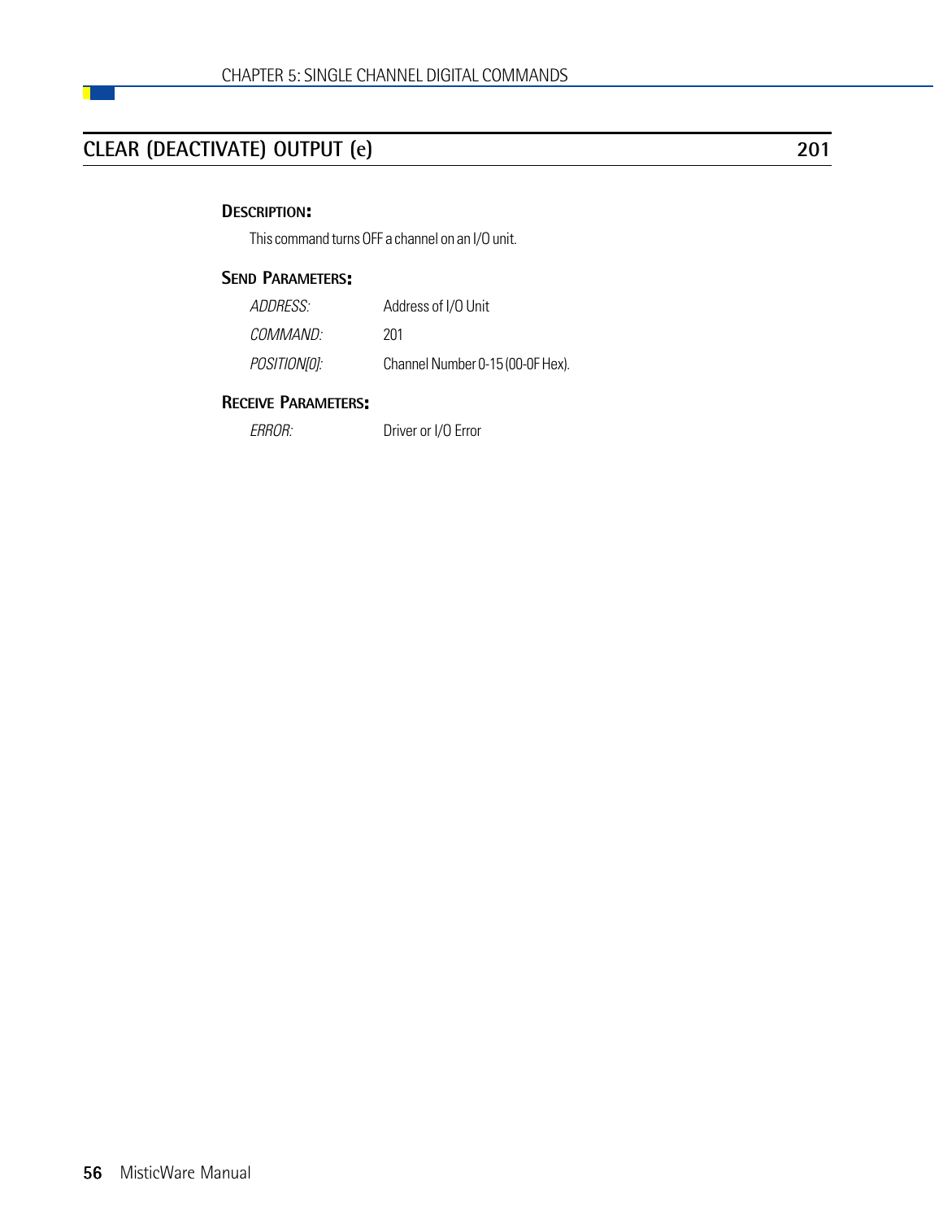## CLEAR (DEACTIVATE) OUTPUT (e) 201

### DESCRIPTION:

This command turns OFF a channel on an I/O unit.

### SEND PARAMETERS:

| | |
|---|---|
| *ADDRESS:* | Address of I/O Unit |
| *COMMAND:* | 201 |
| *POSITION[0]:* | Channel Number 0-15 (00-0F Hex). |

### RECEIVE PARAMETERS:

| | |
|---|---|
| *ERROR:* | Driver or I/O Error |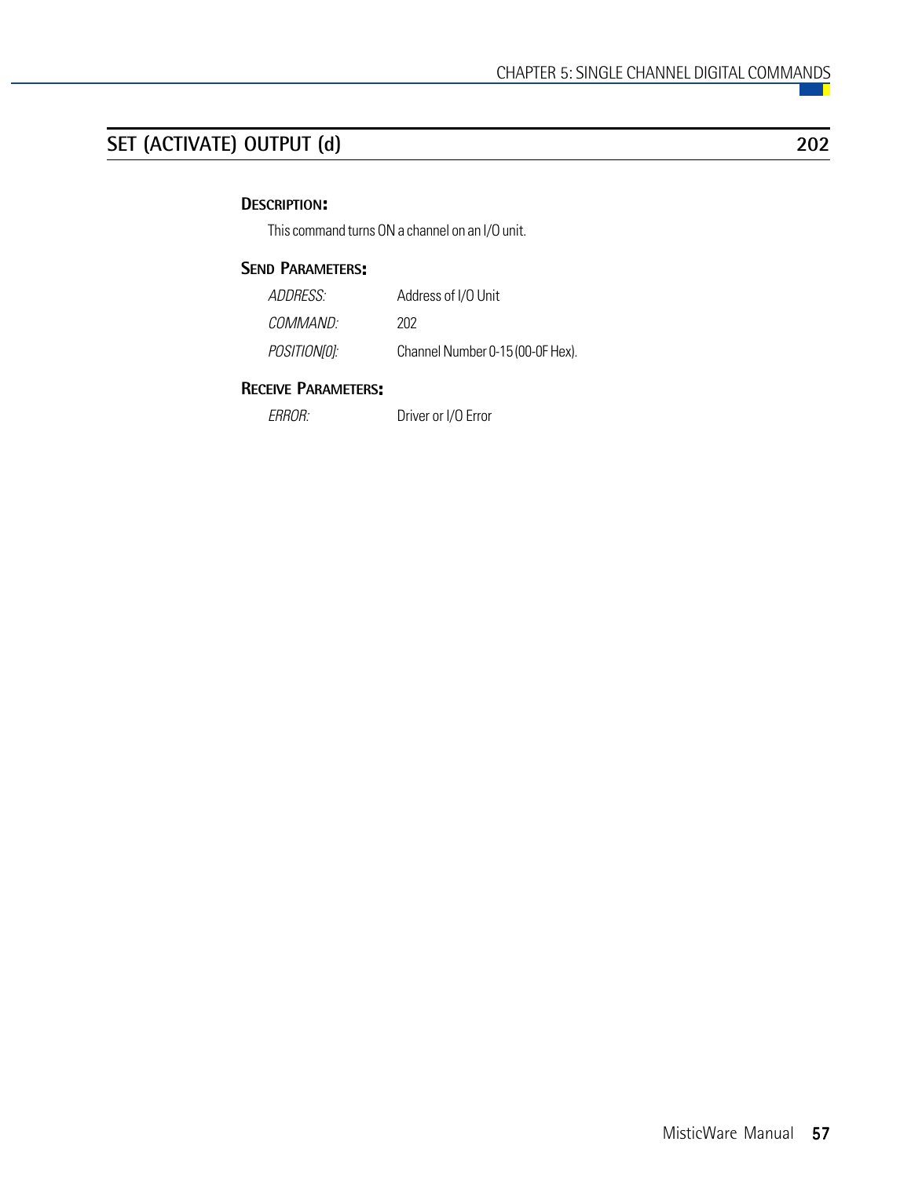## SET (ACTIVATE) OUTPUT (d) 202

### Description:

This command turns ON a channel on an I/O unit.

### Send Parameters:

| | |
|---|---|
| *ADDRESS:* | Address of I/O Unit |
| *COMMAND:* | 202 |
| *POSITION[0]:* | Channel Number 0-15 (00-0F Hex). |

### Receive Parameters:

| | |
|---|---|
| *ERROR:* | Driver or I/O Error |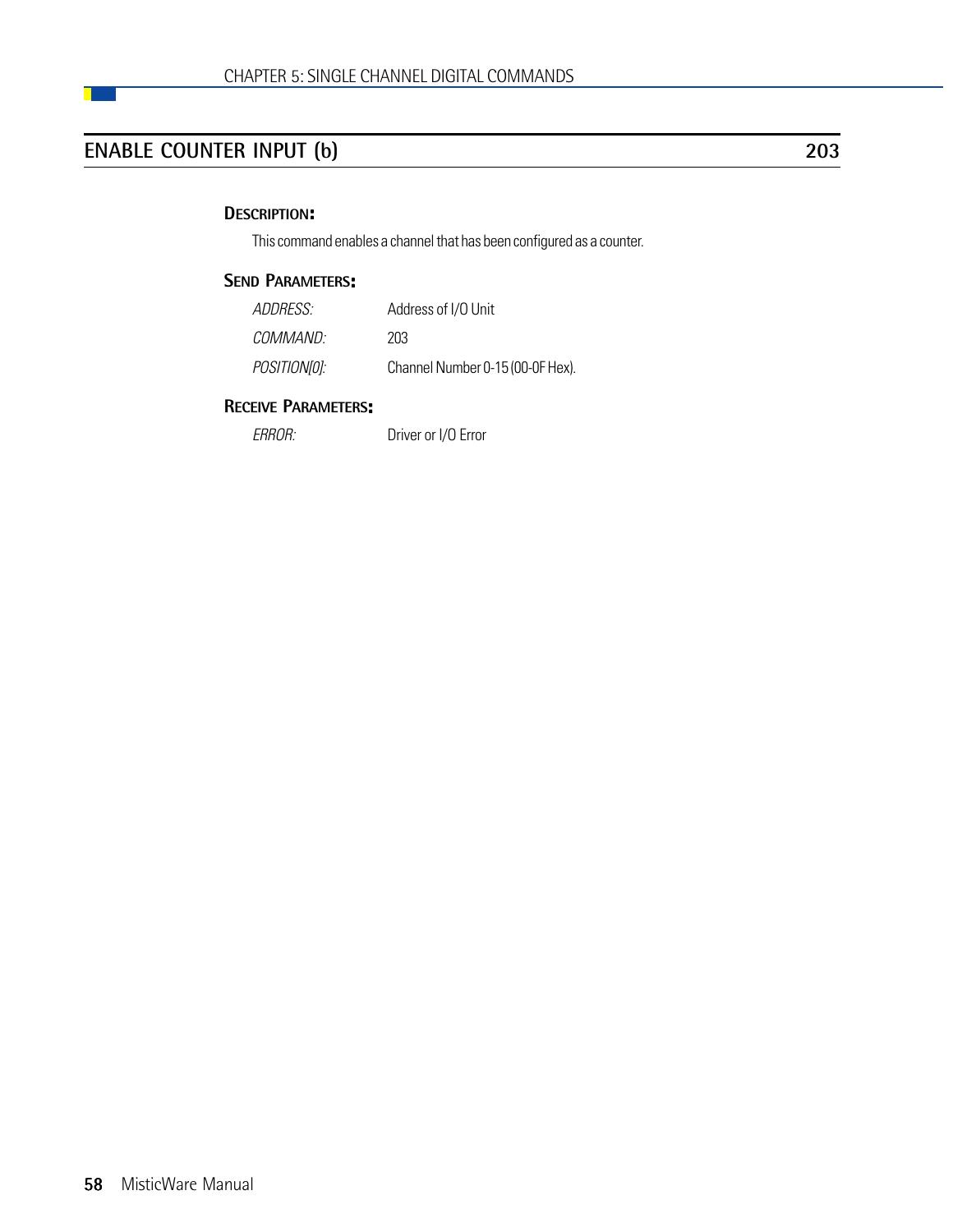## ENABLE COUNTER INPUT (b) 203

### Description:

This command enables a channel that has been configured as a counter.

### Send Parameters:

| | |
|---|---|
| *ADDRESS:* | Address of I/O Unit |
| *COMMAND:* | 203 |
| *POSITION[0]:* | Channel Number 0-15 (00-0F Hex). |

### Receive Parameters:

| | |
|---|---|
| *ERROR:* | Driver or I/O Error |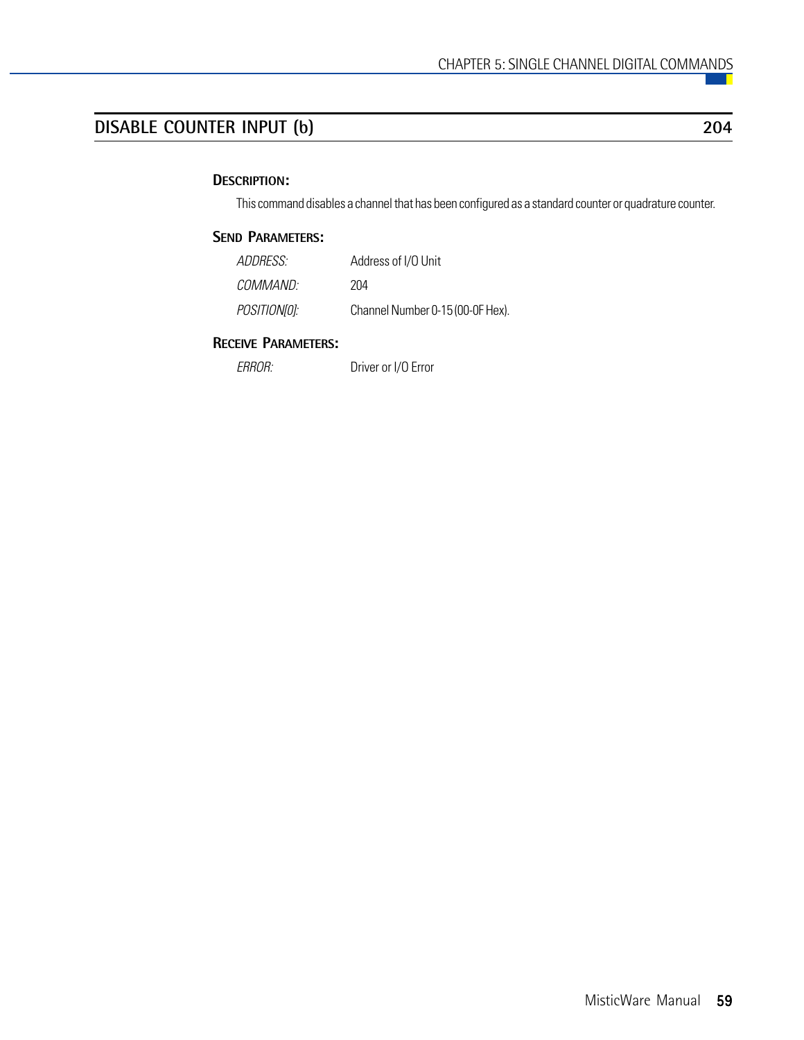## DISABLE COUNTER INPUT (b) — 204

### Description:

This command disables a channel that has been configured as a standard counter or quadrature counter.

### Send Parameters:

| | |
|---|---|
| *ADDRESS:* | Address of I/O Unit |
| *COMMAND:* | 204 |
| *POSITION[0]:* | Channel Number 0-15 (00-0F Hex). |

### Receive Parameters:

| | |
|---|---|
| *ERROR:* | Driver or I/O Error |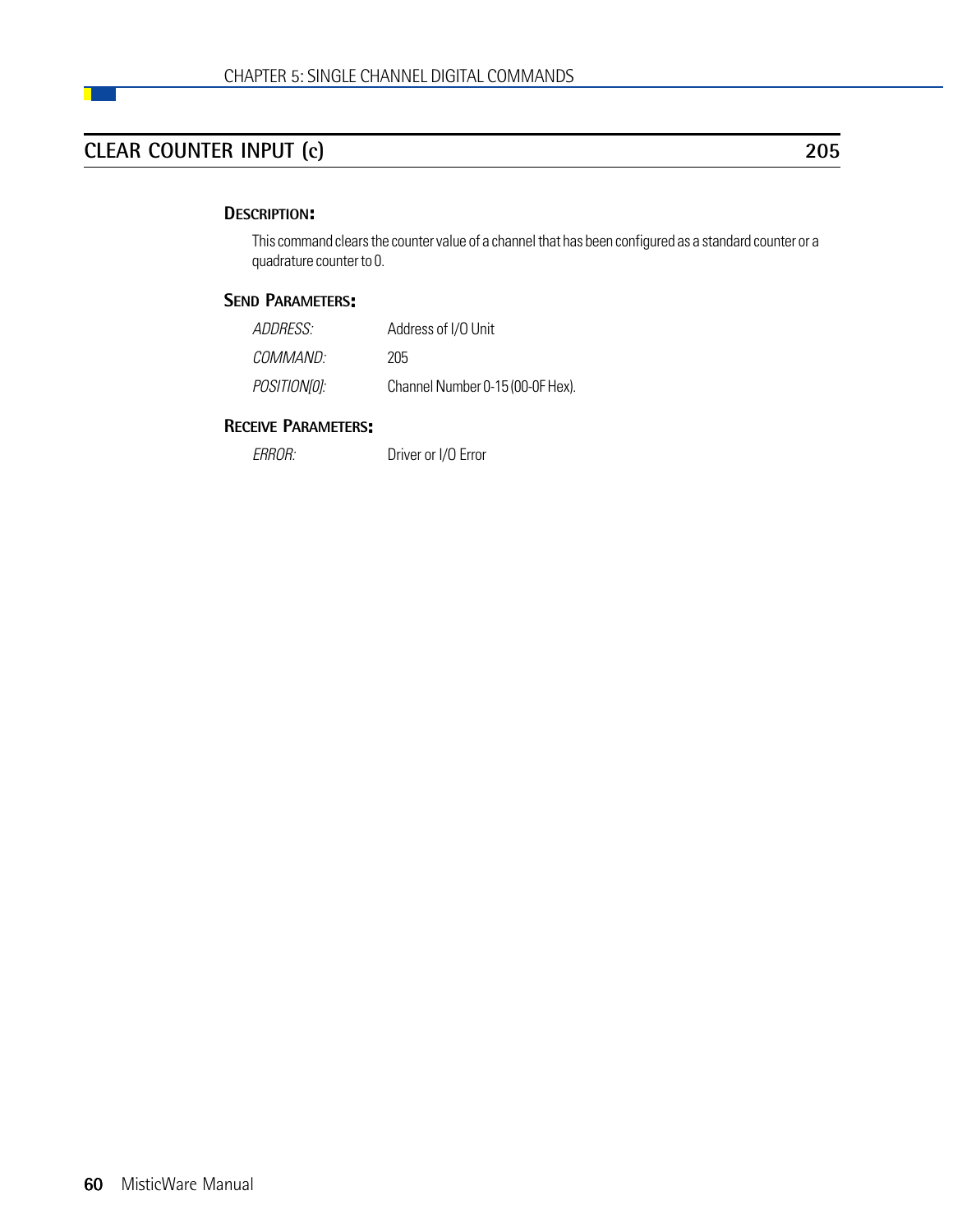## CLEAR COUNTER INPUT (c) — 205

### DESCRIPTION:

This command clears the counter value of a channel that has been configured as a standard counter or a quadrature counter to 0.

### SEND PARAMETERS:

| | |
|---|---|
| *ADDRESS:* | Address of I/O Unit |
| *COMMAND:* | 205 |
| *POSITION[0]:* | Channel Number 0-15 (00-0F Hex). |

### RECEIVE PARAMETERS:

| | |
|---|---|
| *ERROR:* | Driver or I/O Error |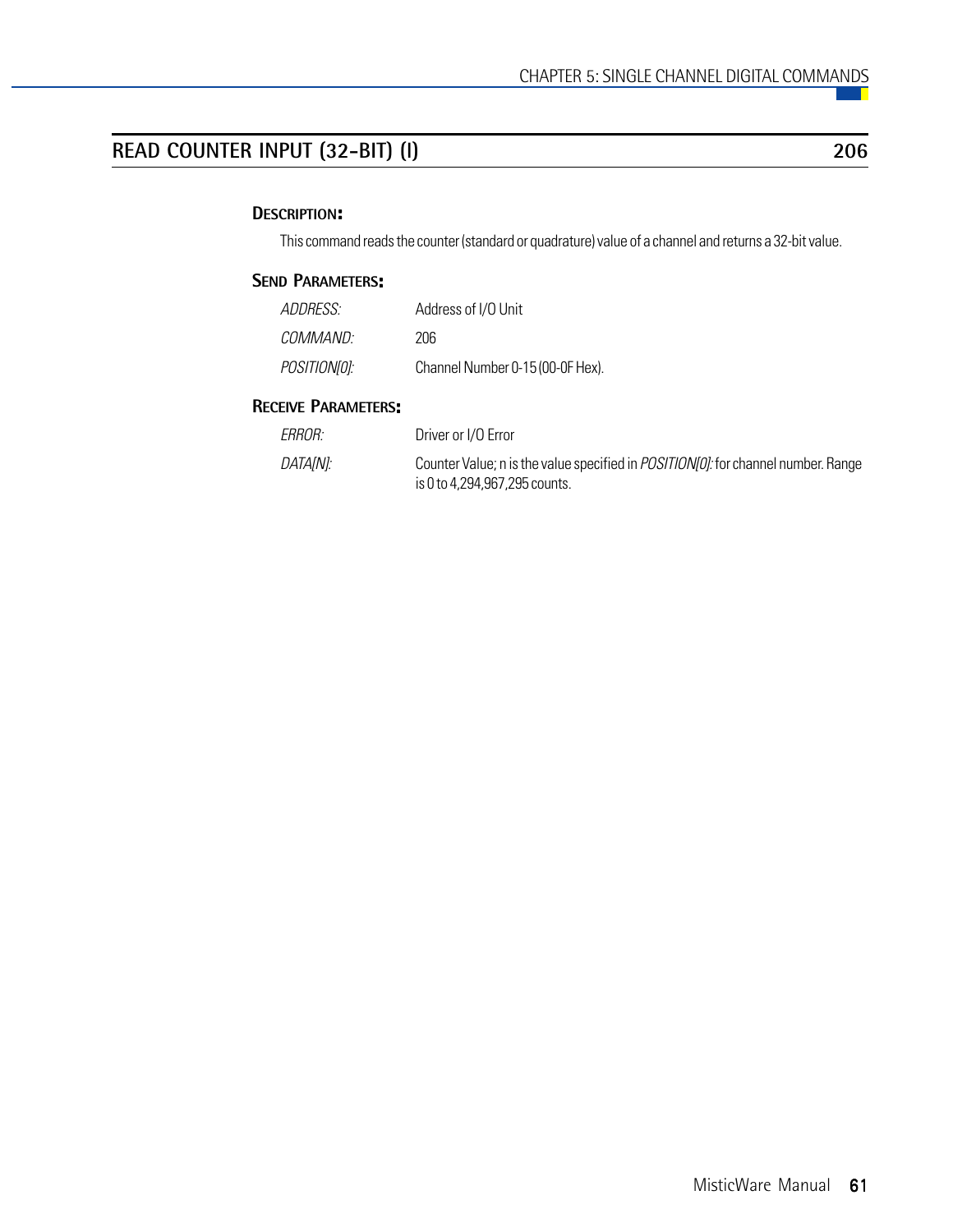## READ COUNTER INPUT (32-BIT) (I) — 206

### Description:

This command reads the counter (standard or quadrature) value of a channel and returns a 32-bit value.

### Send Parameters:

| | |
|---|---|
| *ADDRESS:* | Address of I/O Unit |
| *COMMAND:* | 206 |
| *POSITION[0]:* | Channel Number 0-15 (00-0F Hex). |

### Receive Parameters:

| | |
|---|---|
| *ERROR:* | Driver or I/O Error |
| *DATA[N]:* | Counter Value; n is the value specified in *POSITION[0]:* for channel number. Range is 0 to 4,294,967,295 counts. |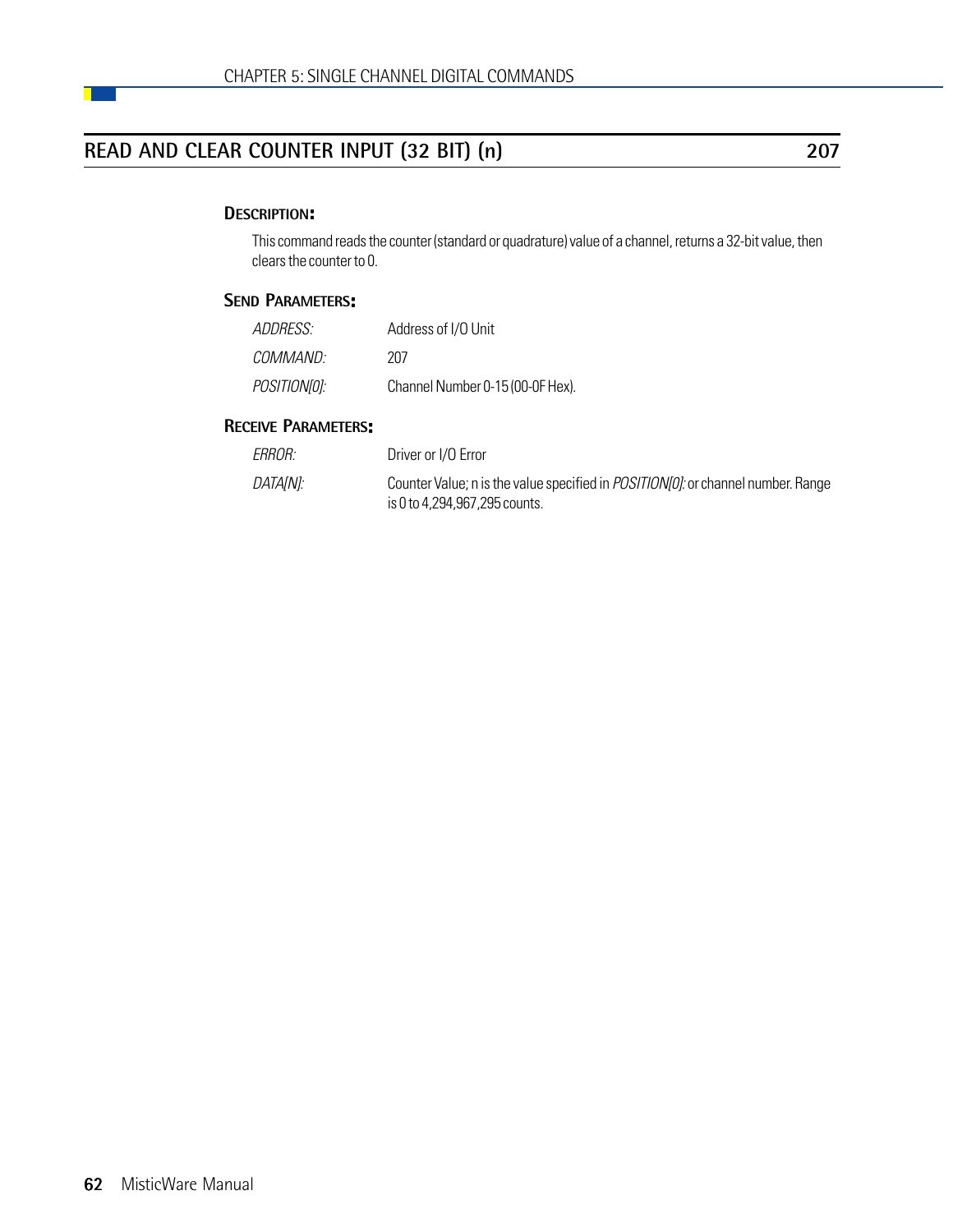## READ AND CLEAR COUNTER INPUT (32 BIT) (n) 207

### Description:

This command reads the counter (standard or quadrature) value of a channel, returns a 32-bit value, then clears the counter to 0.

### Send Parameters:

| | |
|---|---|
| *ADDRESS:* | Address of I/O Unit |
| *COMMAND:* | 207 |
| *POSITION[0]:* | Channel Number 0-15 (00-0F Hex). |

### Receive Parameters:

| | |
|---|---|
| *ERROR:* | Driver or I/O Error |
| *DATA[N]:* | Counter Value; n is the value specified in *POSITION[0]:* or channel number. Range is 0 to 4,294,967,295 counts. |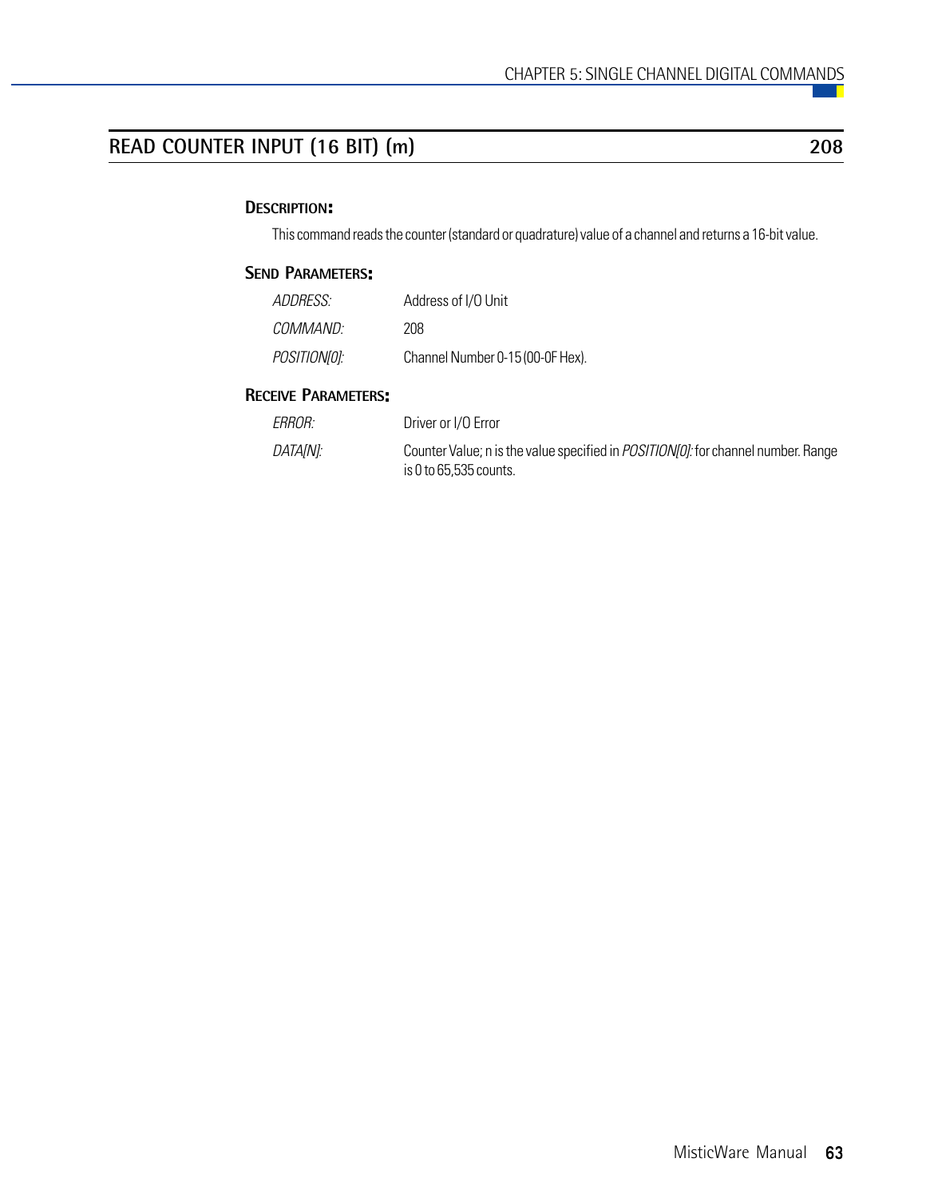## READ COUNTER INPUT (16 BIT) (m) — 208

### Description:

This command reads the counter (standard or quadrature) value of a channel and returns a 16-bit value.

### Send Parameters:

| | |
|---|---|
| *ADDRESS:* | Address of I/O Unit |
| *COMMAND:* | 208 |
| *POSITION[0]:* | Channel Number 0-15 (00-0F Hex). |

### Receive Parameters:

| | |
|---|---|
| *ERROR:* | Driver or I/O Error |
| *DATA[N]:* | Counter Value; n is the value specified in *POSITION[0]:* for channel number. Range is 0 to 65,535 counts. |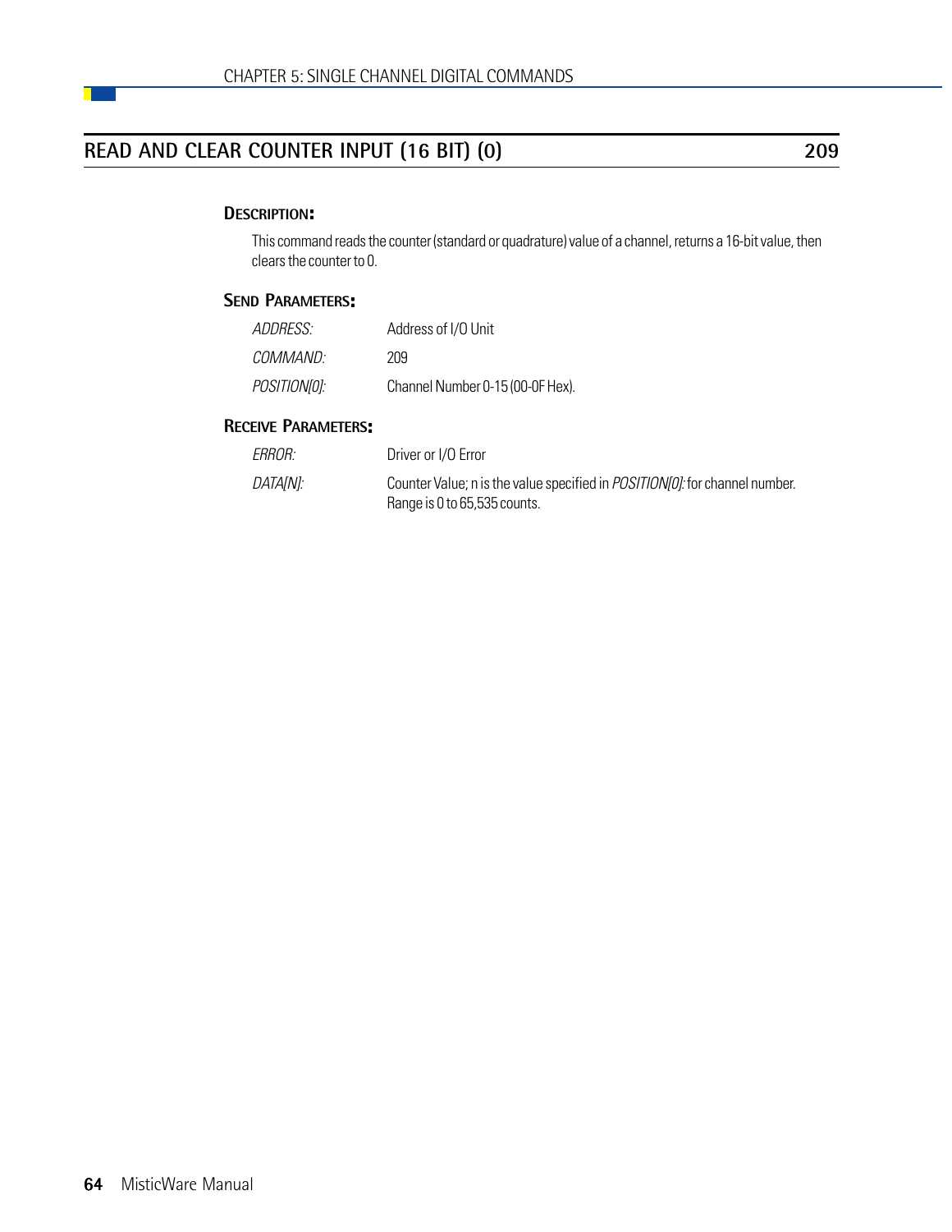## READ AND CLEAR COUNTER INPUT (16 BIT) (0) 209

### DESCRIPTION:

This command reads the counter (standard or quadrature) value of a channel, returns a 16-bit value, then clears the counter to 0.

### SEND PARAMETERS:

| | |
|---|---|
| *ADDRESS:* | Address of I/O Unit |
| *COMMAND:* | 209 |
| *POSITION[0]:* | Channel Number 0-15 (00-0F Hex). |

### RECEIVE PARAMETERS:

| | |
|---|---|
| *ERROR:* | Driver or I/O Error |
| *DATA[N]:* | Counter Value; n is the value specified in *POSITION[0]:* for channel number. Range is 0 to 65,535 counts. |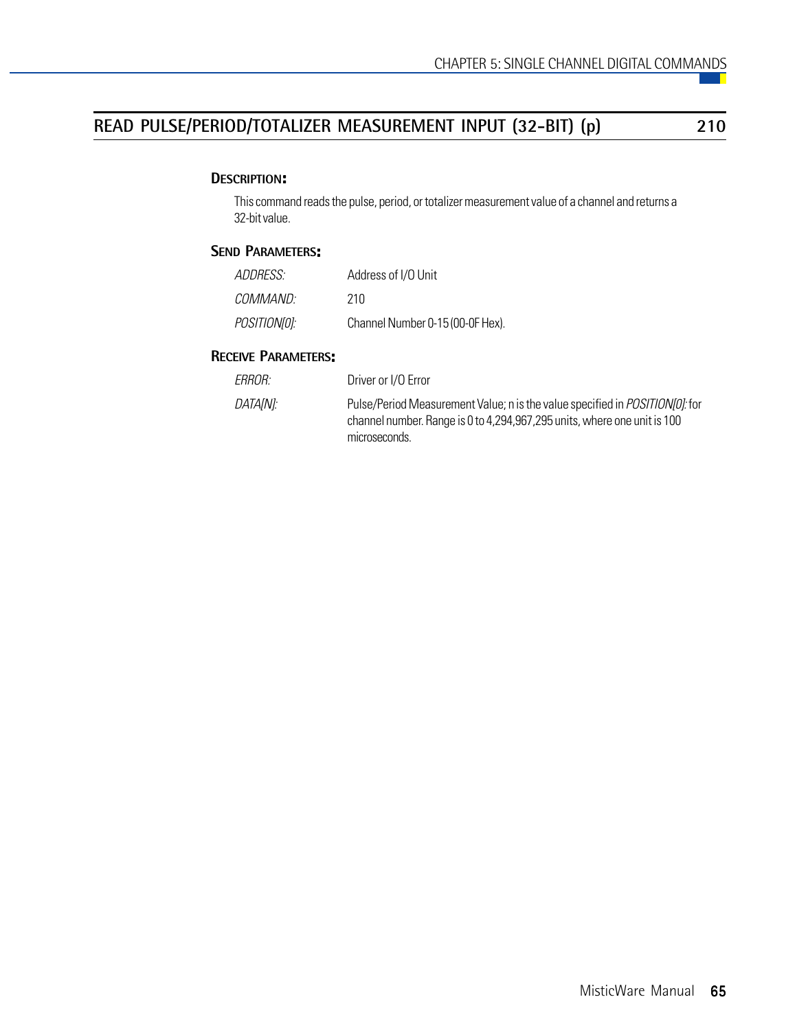## READ PULSE/PERIOD/TOTALIZER MEASUREMENT INPUT (32-BIT) (p) 210

### Description:

This command reads the pulse, period, or totalizer measurement value of a channel and returns a 32-bit value.

### Send Parameters:

| | |
|---|---|
| *ADDRESS:* | Address of I/O Unit |
| *COMMAND:* | 210 |
| *POSITION[0]:* | Channel Number 0-15 (00-0F Hex). |

### Receive Parameters:

| | |
|---|---|
| *ERROR:* | Driver or I/O Error |
| *DATA[N]:* | Pulse/Period Measurement Value; n is the value specified in *POSITION[0]:* for channel number. Range is 0 to 4,294,967,295 units, where one unit is 100 microseconds. |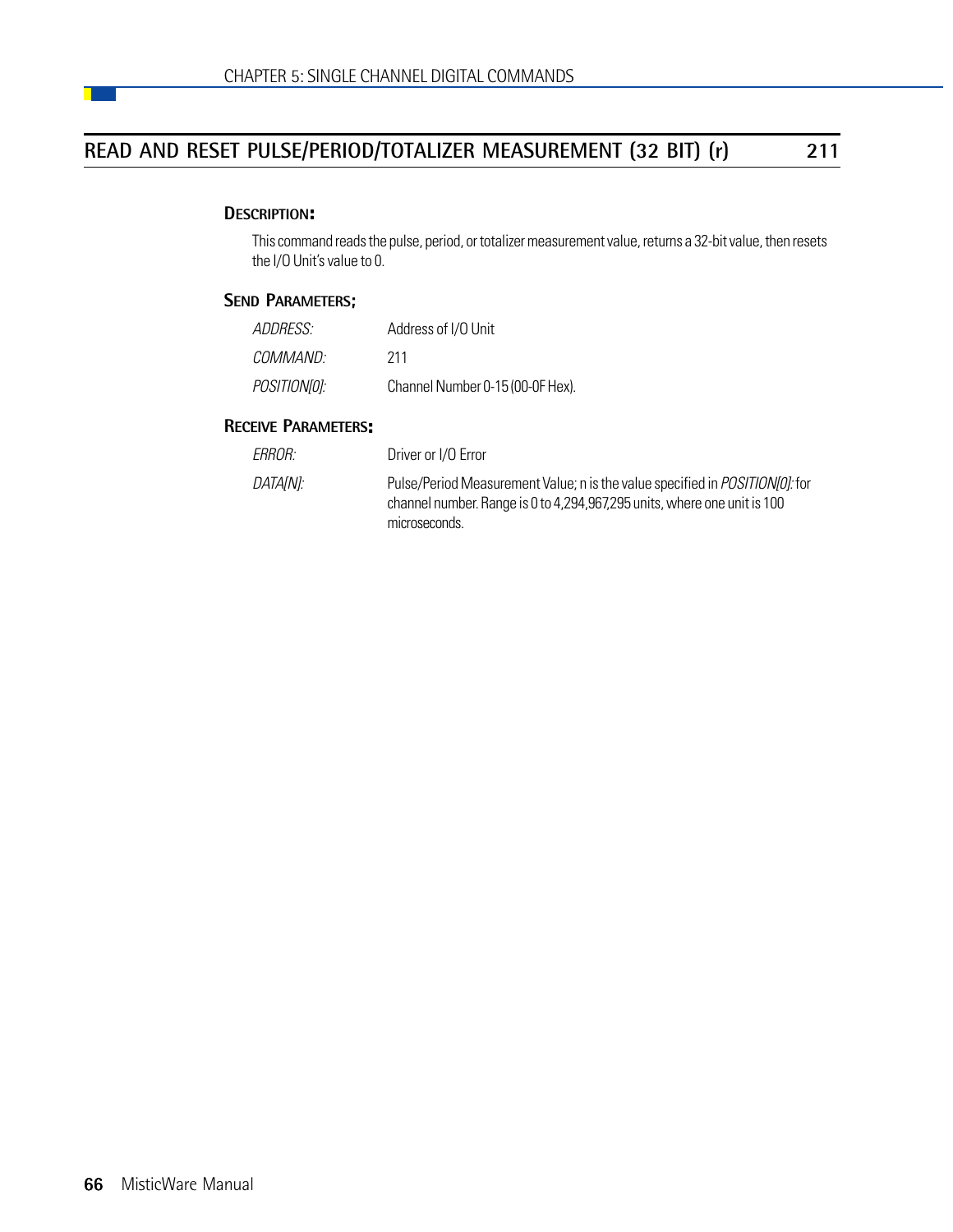## READ AND RESET PULSE/PERIOD/TOTALIZER MEASUREMENT (32 BIT) (r) — 211

### Description:

This command reads the pulse, period, or totalizer measurement value, returns a 32-bit value, then resets the I/O Unit's value to 0.

### Send Parameters:

| | |
|---|---|
| *ADDRESS:* | Address of I/O Unit |
| *COMMAND:* | 211 |
| *POSITION[0]:* | Channel Number 0-15 (00-0F Hex). |

### Receive Parameters:

| | |
|---|---|
| *ERROR:* | Driver or I/O Error |
| *DATA[N]:* | Pulse/Period Measurement Value; n is the value specified in *POSITION[0]:* for channel number. Range is 0 to 4,294,967,295 units, where one unit is 100 microseconds. |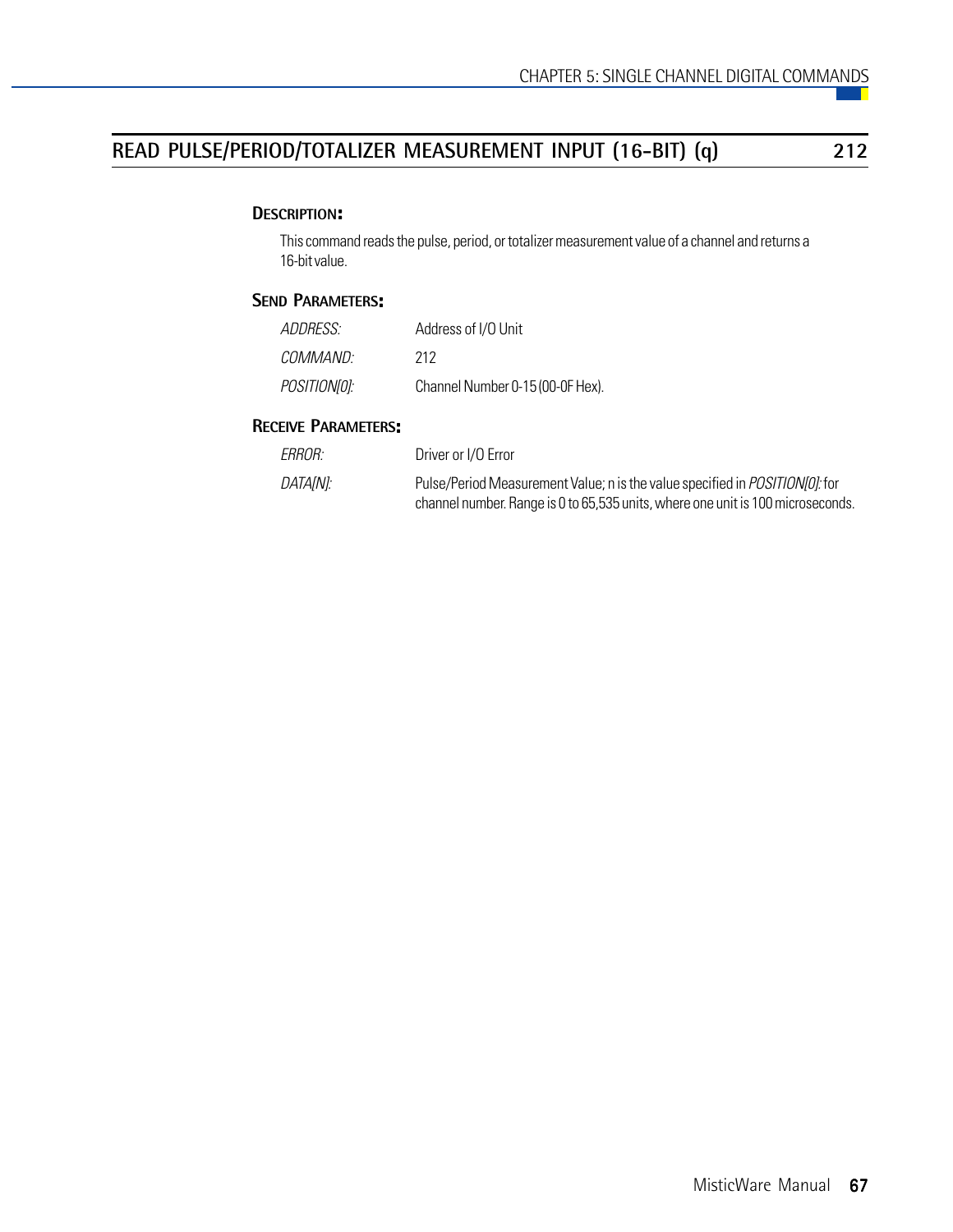## READ PULSE/PERIOD/TOTALIZER MEASUREMENT INPUT (16-BIT) (q) 212

### Description:

This command reads the pulse, period, or totalizer measurement value of a channel and returns a 16-bit value.

### Send Parameters:

| | |
|---|---|
| *ADDRESS:* | Address of I/O Unit |
| *COMMAND:* | 212 |
| *POSITION[0]:* | Channel Number 0-15 (00-0F Hex). |

### Receive Parameters:

| | |
|---|---|
| *ERROR:* | Driver or I/O Error |
| *DATA[N]:* | Pulse/Period Measurement Value; n is the value specified in *POSITION[0]:* for channel number. Range is 0 to 65,535 units, where one unit is 100 microseconds. |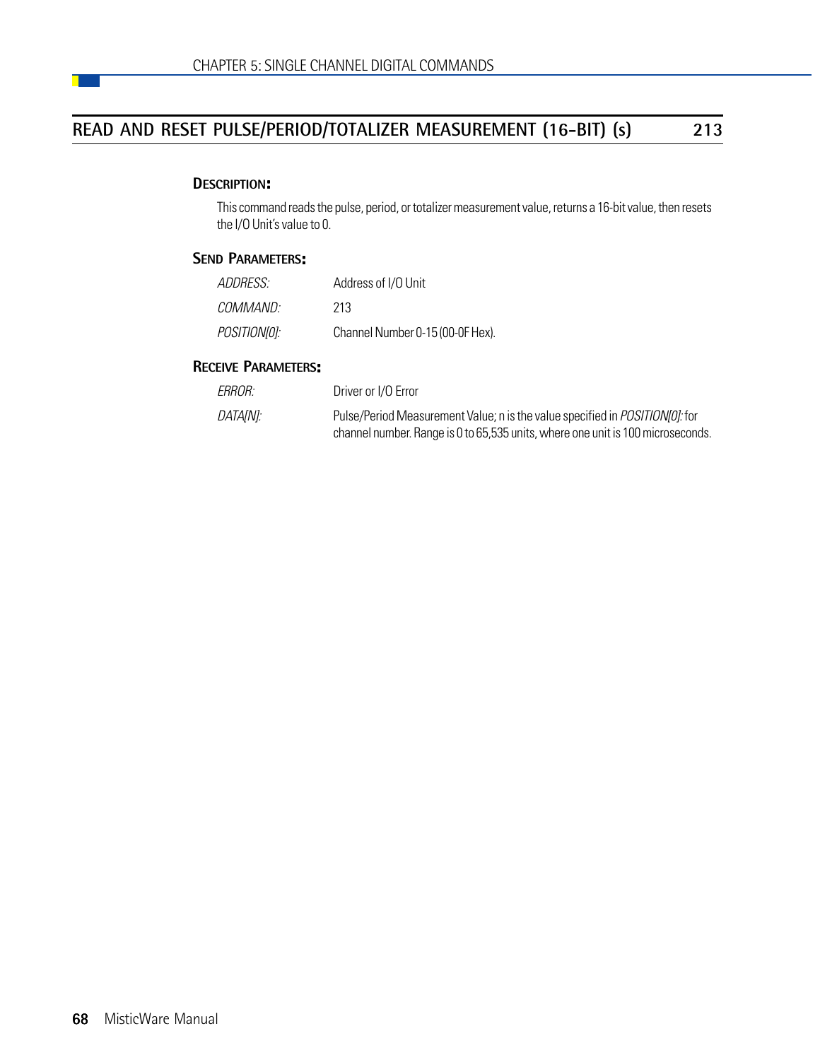## READ AND RESET PULSE/PERIOD/TOTALIZER MEASUREMENT (16-BIT) (s) 213

### DESCRIPTION:

This command reads the pulse, period, or totalizer measurement value, returns a 16-bit value, then resets the I/O Unit's value to 0.

### SEND PARAMETERS:

| | |
|---|---|
| *ADDRESS:* | Address of I/O Unit |
| *COMMAND:* | 213 |
| *POSITION[0]:* | Channel Number 0-15 (00-0F Hex). |

### RECEIVE PARAMETERS:

| | |
|---|---|
| *ERROR:* | Driver or I/O Error |
| *DATA[N]:* | Pulse/Period Measurement Value; n is the value specified in *POSITION[0]:* for channel number. Range is 0 to 65,535 units, where one unit is 100 microseconds. |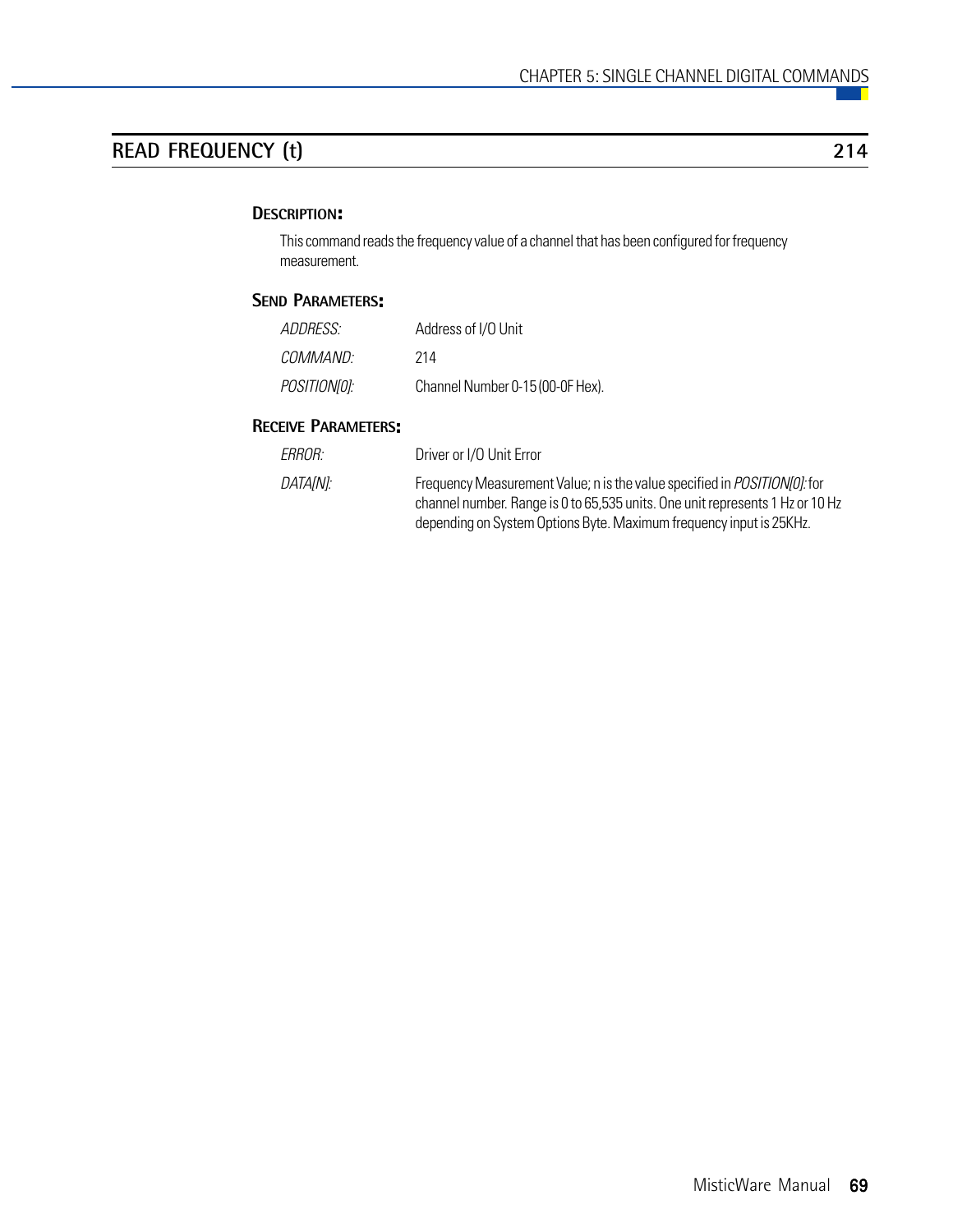## READ FREQUENCY (t) 214

### DESCRIPTION:

This command reads the frequency value of a channel that has been configured for frequency measurement.

### SEND PARAMETERS:

| | |
|---|---|
| *ADDRESS:* | Address of I/O Unit |
| *COMMAND:* | 214 |
| *POSITION[0]:* | Channel Number 0-15 (00-0F Hex). |

### RECEIVE PARAMETERS:

| | |
|---|---|
| *ERROR:* | Driver or I/O Unit Error |
| *DATA[N]:* | Frequency Measurement Value; n is the value specified in *POSITION[0]:* for channel number. Range is 0 to 65,535 units. One unit represents 1 Hz or 10 Hz depending on System Options Byte. Maximum frequency input is 25KHz. |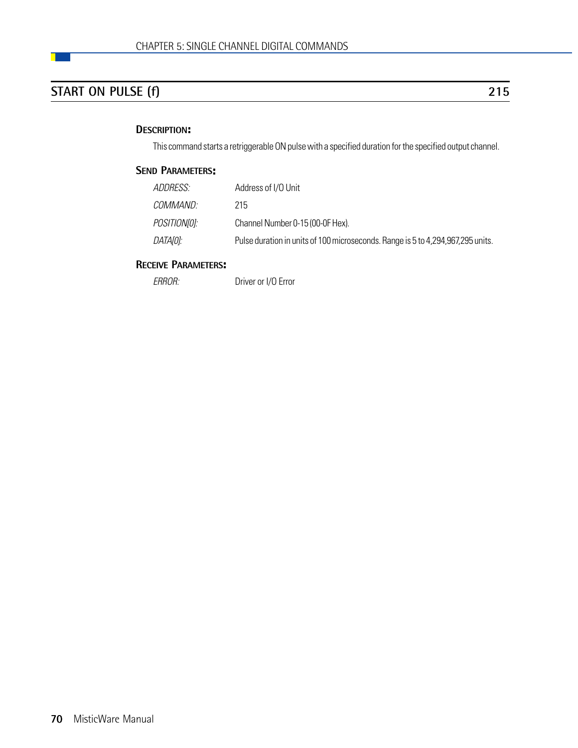## START ON PULSE (f) 215

### Description:

This command starts a retriggerable ON pulse with a specified duration for the specified output channel.

### Send Parameters:

| | |
|---|---|
| *ADDRESS:* | Address of I/O Unit |
| *COMMAND:* | 215 |
| *POSITION[0]:* | Channel Number 0-15 (00-0F Hex). |
| *DATA[0]:* | Pulse duration in units of 100 microseconds. Range is 5 to 4,294,967,295 units. |

### Receive Parameters:

| | |
|---|---|
| *ERROR:* | Driver or I/O Error |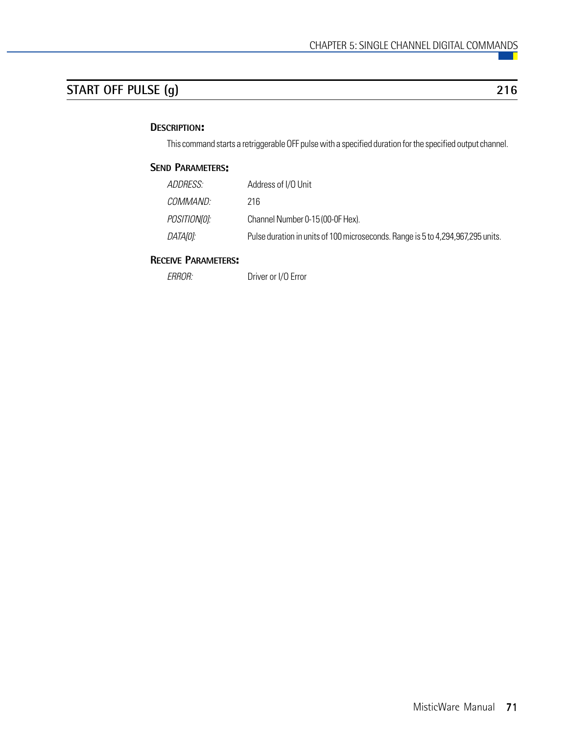## START OFF PULSE (g) 216

### DESCRIPTION:

This command starts a retriggerable OFF pulse with a specified duration for the specified output channel.

### SEND PARAMETERS:

| | |
|---|---|
| *ADDRESS:* | Address of I/O Unit |
| *COMMAND:* | 216 |
| *POSITION[0]:* | Channel Number 0-15 (00-0F Hex). |
| *DATA[0]:* | Pulse duration in units of 100 microseconds. Range is 5 to 4,294,967,295 units. |

### RECEIVE PARAMETERS:

| | |
|---|---|
| *ERROR:* | Driver or I/O Error |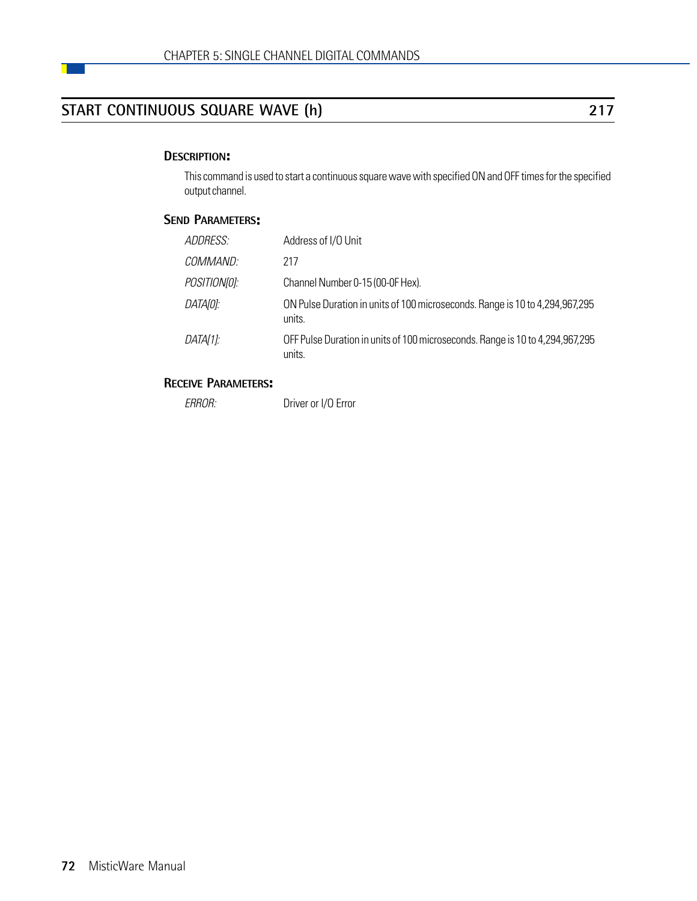## START CONTINUOUS SQUARE WAVE (h) 217

### Description:

This command is used to start a continuous square wave with specified ON and OFF times for the specified output channel.

### Send Parameters:

| | |
|---|---|
| *ADDRESS:* | Address of I/O Unit |
| *COMMAND:* | 217 |
| *POSITION[0]:* | Channel Number 0-15 (00-0F Hex). |
| *DATA[0]:* | ON Pulse Duration in units of 100 microseconds. Range is 10 to 4,294,967,295 units. |
| *DATA[1]:* | OFF Pulse Duration in units of 100 microseconds. Range is 10 to 4,294,967,295 units. |

### Receive Parameters:

| | |
|---|---|
| *ERROR:* | Driver or I/O Error |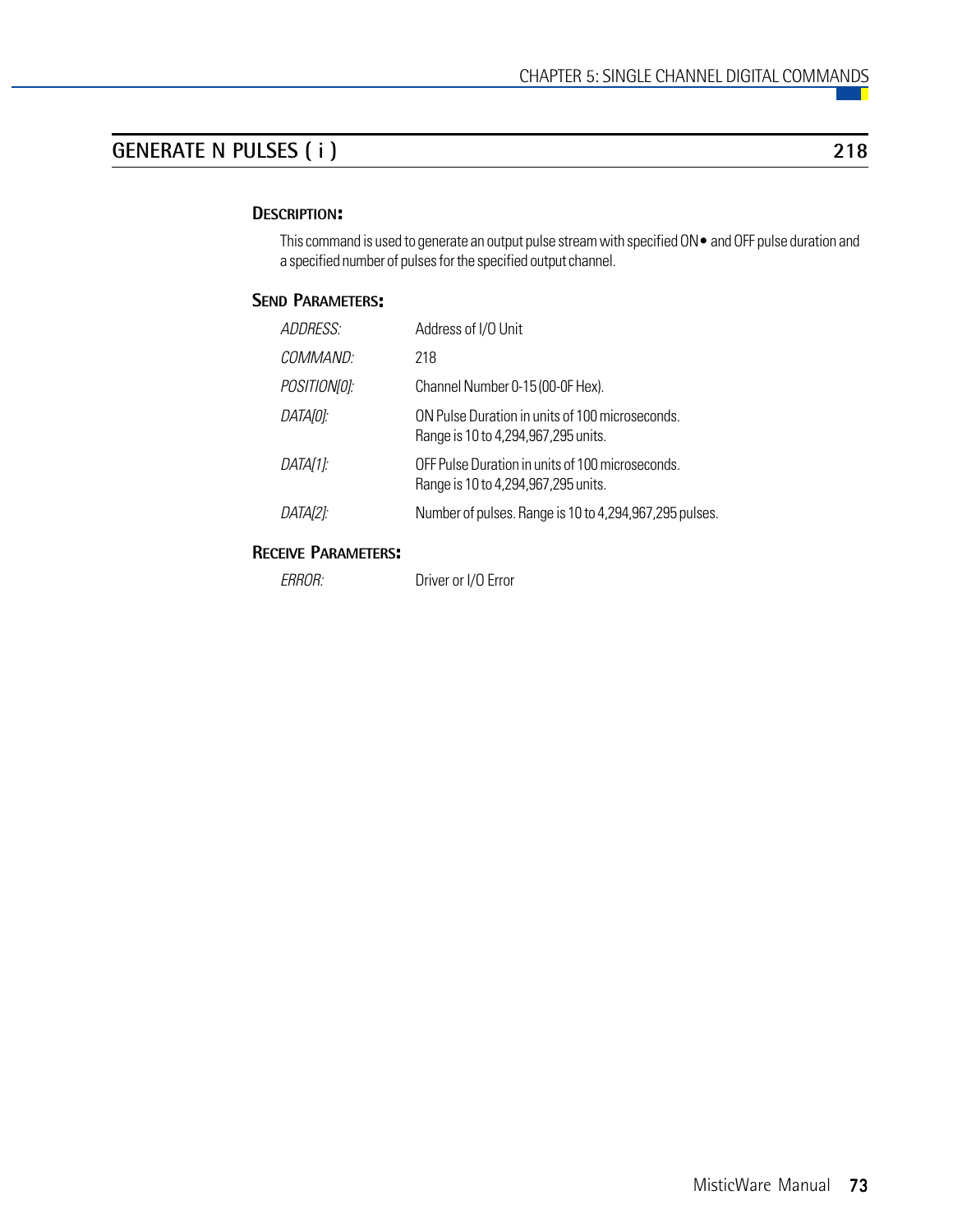## GENERATE N PULSES ( i ) 218

### Description:

This command is used to generate an output pulse stream with specified ON• and OFF pulse duration and a specified number of pulses for the specified output channel.

### Send Parameters:

| | |
|---|---|
| *ADDRESS:* | Address of I/O Unit |
| *COMMAND:* | 218 |
| *POSITION[0]:* | Channel Number 0-15 (00-0F Hex). |
| *DATA[0]:* | ON Pulse Duration in units of 100 microseconds. Range is 10 to 4,294,967,295 units. |
| *DATA[1]:* | OFF Pulse Duration in units of 100 microseconds. Range is 10 to 4,294,967,295 units. |
| *DATA[2]:* | Number of pulses. Range is 10 to 4,294,967,295 pulses. |

### Receive Parameters:

| | |
|---|---|
| *ERROR:* | Driver or I/O Error |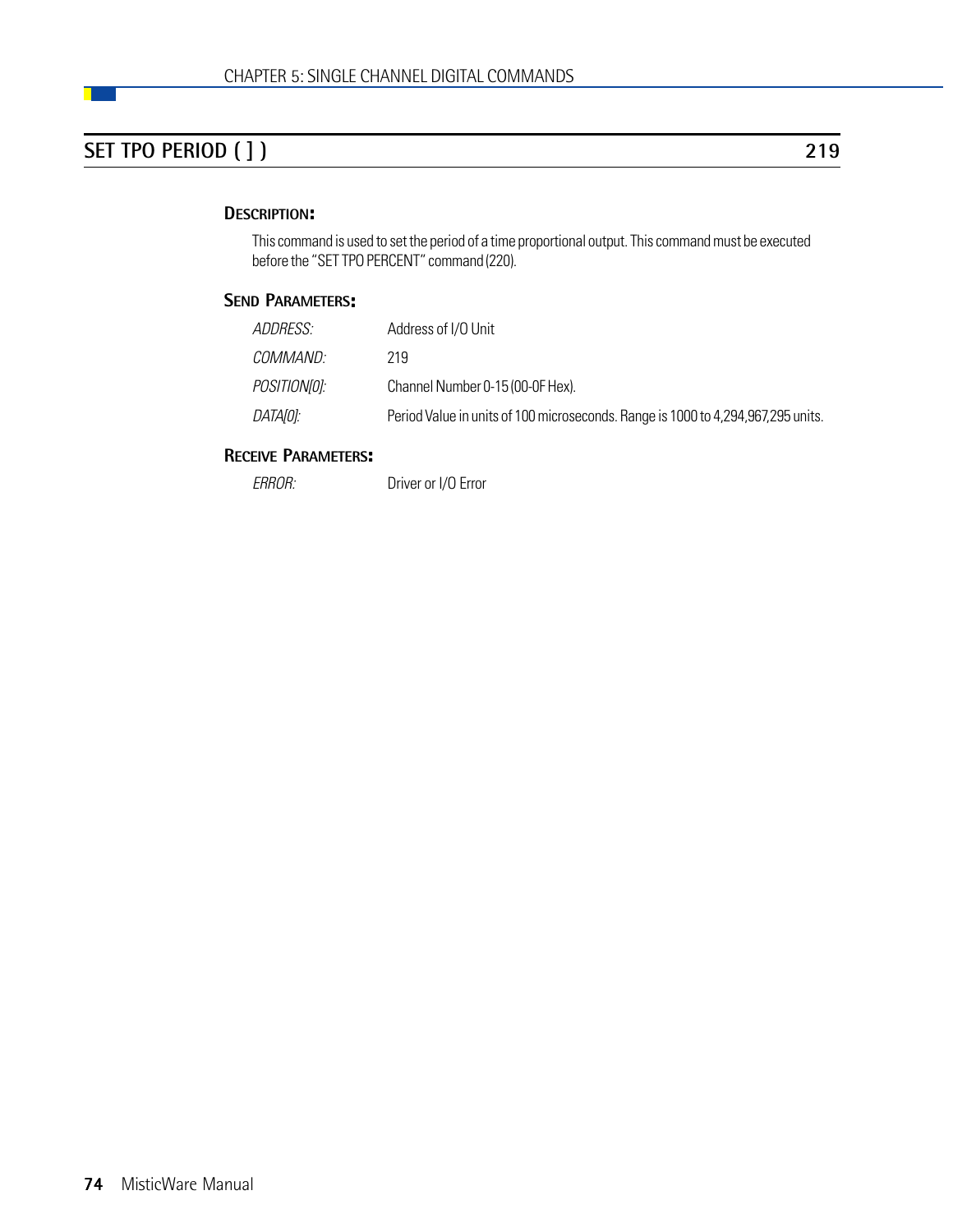## SET TPO PERIOD ( [ ] ) — 219

### Description:

This command is used to set the period of a time proportional output. This command must be executed before the "SET TPO PERCENT" command (220).

### Send Parameters:

| | |
|---|---|
| *ADDRESS:* | Address of I/O Unit |
| *COMMAND:* | 219 |
| *POSITION[0]:* | Channel Number 0-15 (00-0F Hex). |
| *DATA[0]:* | Period Value in units of 100 microseconds. Range is 1000 to 4,294,967,295 units. |

### Receive Parameters:

| | |
|---|---|
| *ERROR:* | Driver or I/O Error |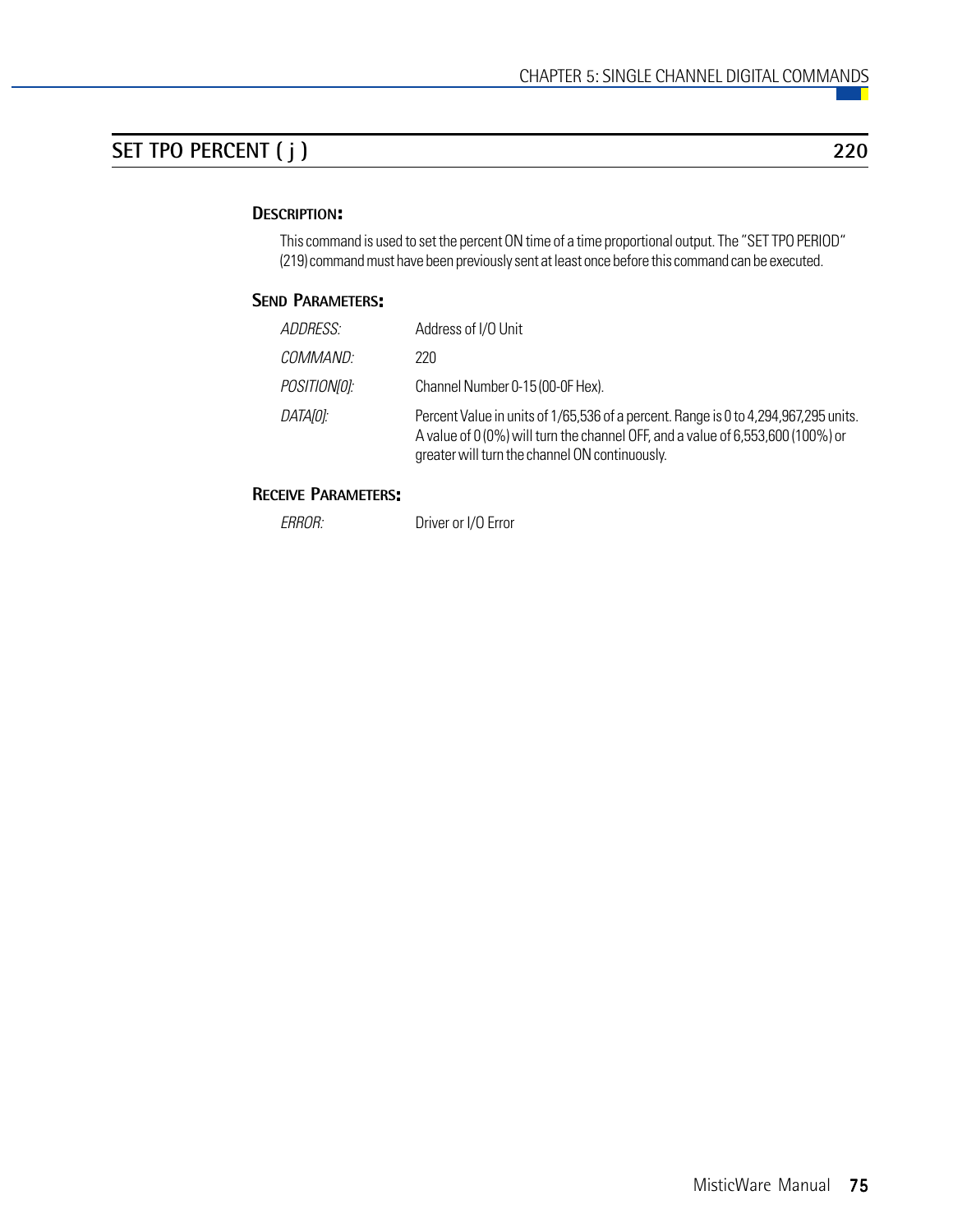## SET TPO PERCENT ( j ) — 220

### Description:

This command is used to set the percent ON time of a time proportional output. The "SET TPO PERIOD" (219) command must have been previously sent at least once before this command can be executed.

### Send Parameters:

| | |
|---|---|
| *ADDRESS:* | Address of I/O Unit |
| *COMMAND:* | 220 |
| *POSITION[0]:* | Channel Number 0-15 (00-0F Hex). |
| *DATA[0]:* | Percent Value in units of 1/65,536 of a percent. Range is 0 to 4,294,967,295 units. A value of 0 (0%) will turn the channel OFF, and a value of 6,553,600 (100%) or greater will turn the channel ON continuously. |

### Receive Parameters:

| | |
|---|---|
| *ERROR:* | Driver or I/O Error |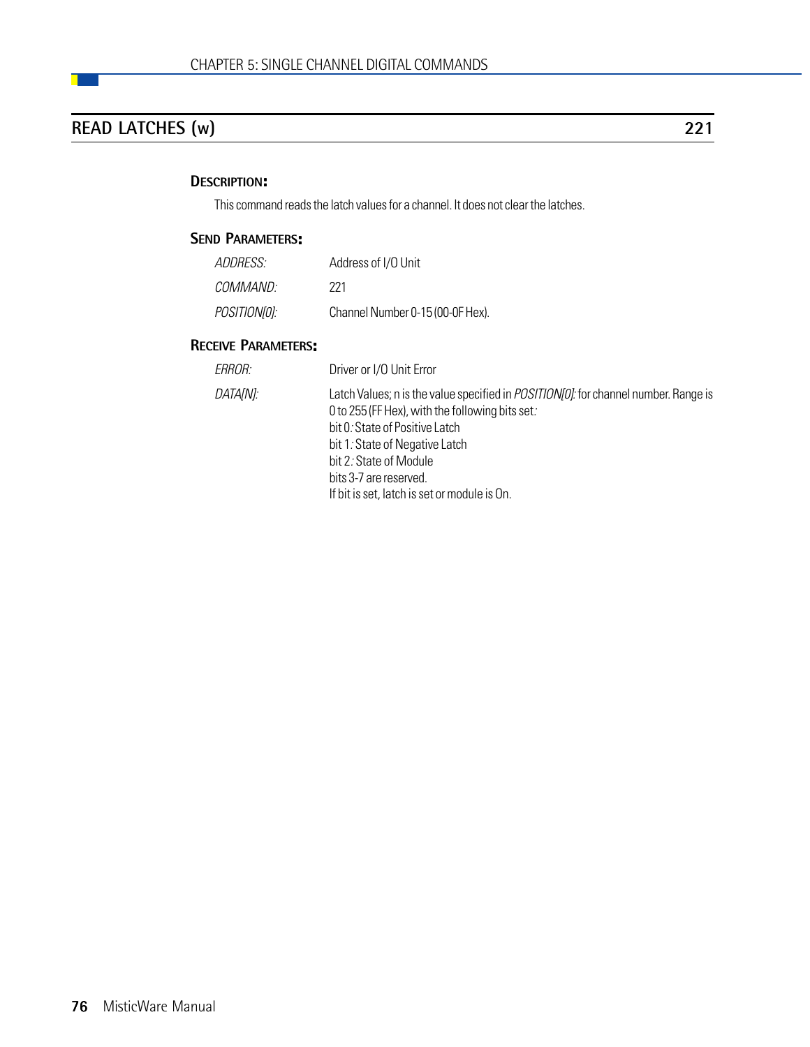## READ LATCHES (w) — 221

### DESCRIPTION:

This command reads the latch values for a channel. It does not clear the latches.

### SEND PARAMETERS:

| | |
|---|---|
| *ADDRESS:* | Address of I/O Unit |
| *COMMAND:* | 221 |
| *POSITION[0]:* | Channel Number 0-15 (00-0F Hex). |

### RECEIVE PARAMETERS:

| | |
|---|---|
| *ERROR:* | Driver or I/O Unit Error |
| *DATA[N]:* | Latch Values; n is the value specified in *POSITION[0]:* for channel number. Range is 0 to 255 (FF Hex), with the following bits set*:*<br>bit 0*:* State of Positive Latch<br>bit 1*:* State of Negative Latch<br>bit 2*:* State of Module<br>bits 3-7 are reserved.<br>If bit is set, latch is set or module is On. |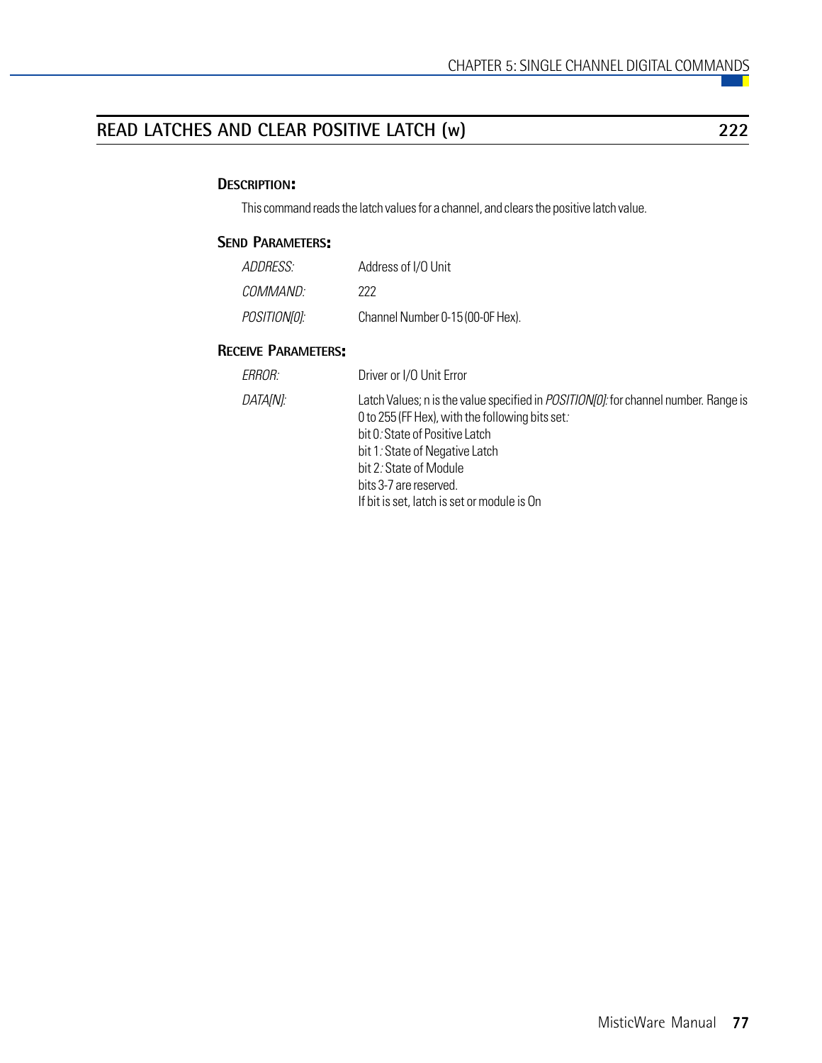## READ LATCHES AND CLEAR POSITIVE LATCH (w) 222

### Description:

This command reads the latch values for a channel, and clears the positive latch value.

### Send Parameters:

| | |
|---|---|
| *ADDRESS:* | Address of I/O Unit |
| *COMMAND:* | 222 |
| *POSITION[0]:* | Channel Number 0-15 (00-0F Hex). |

### Receive Parameters:

| | |
|---|---|
| *ERROR:* | Driver or I/O Unit Error |
| *DATA[N]:* | Latch Values; n is the value specified in *POSITION[0]:* for channel number. Range is 0 to 255 (FF Hex), with the following bits set: <br> bit 0: State of Positive Latch <br> bit 1: State of Negative Latch <br> bit 2: State of Module <br> bits 3-7 are reserved. <br> If bit is set, latch is set or module is On |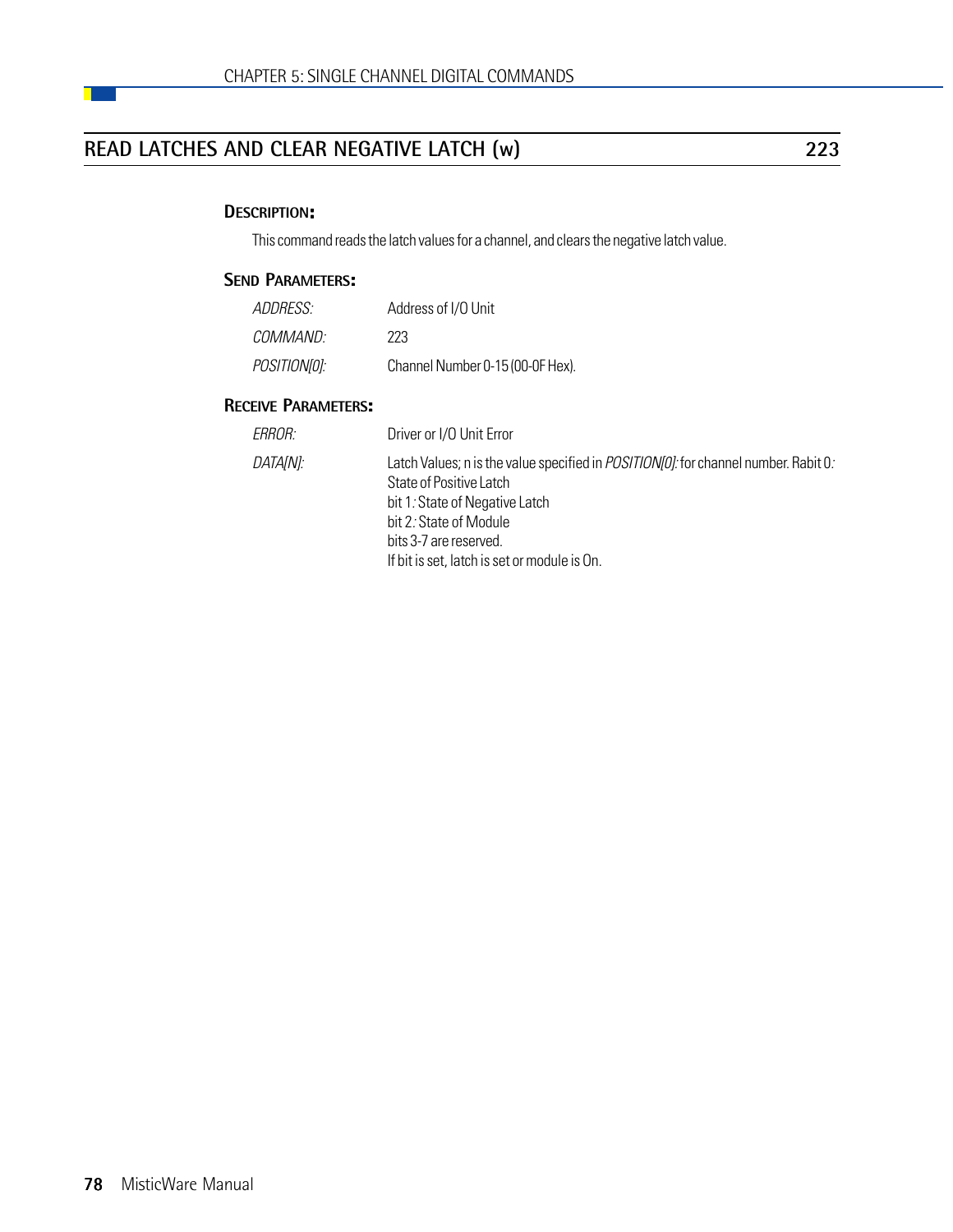## READ LATCHES AND CLEAR NEGATIVE LATCH (w) 223

### DESCRIPTION:

This command reads the latch values for a channel, and clears the negative latch value.

### SEND PARAMETERS:

| | |
|---|---|
| *ADDRESS:* | Address of I/O Unit |
| *COMMAND:* | 223 |
| *POSITION[0]:* | Channel Number 0-15 (00-0F Hex). |

### RECEIVE PARAMETERS:

| | |
|---|---|
| *ERROR:* | Driver or I/O Unit Error |
| *DATA[N]:* | Latch Values; n is the value specified in *POSITION[0]:* for channel number. Rabit 0*:* State of Positive Latch<br>bit 1*:* State of Negative Latch<br>bit 2*:* State of Module<br>bits 3-7 are reserved.<br>If bit is set, latch is set or module is On. |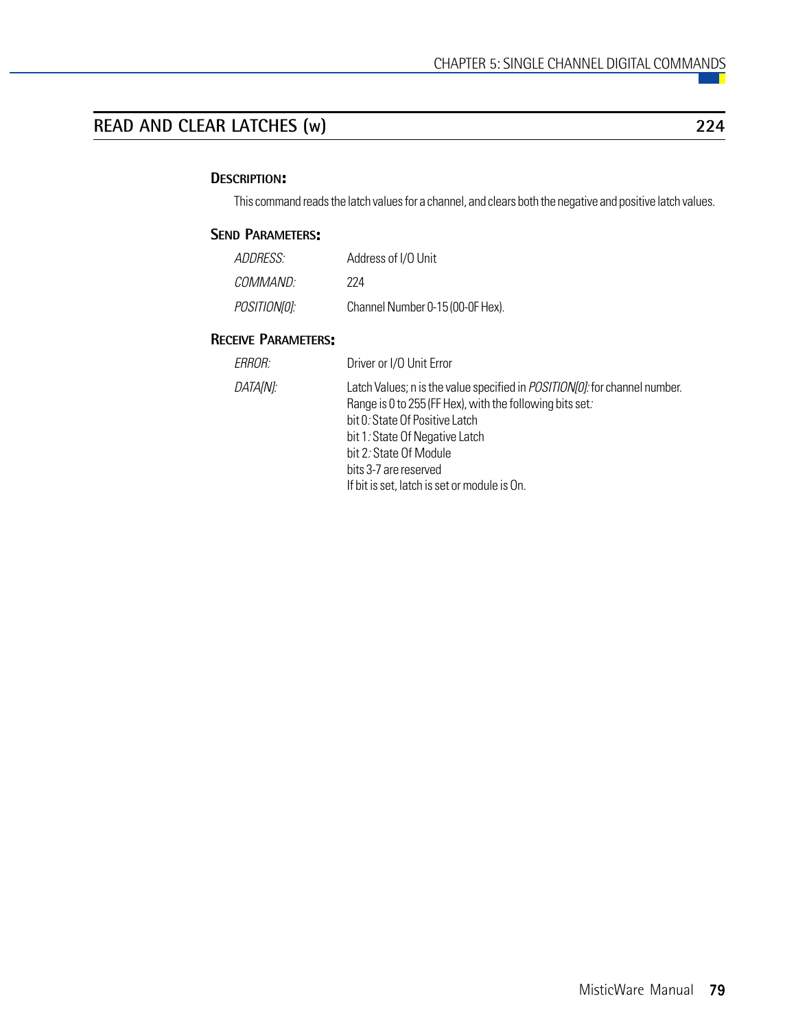## READ AND CLEAR LATCHES (w) — 224

### Description:

This command reads the latch values for a channel, and clears both the negative and positive latch values.

### Send Parameters:

| | |
|---|---|
| *ADDRESS:* | Address of I/O Unit |
| *COMMAND:* | 224 |
| *POSITION[0]:* | Channel Number 0-15 (00-0F Hex). |

### Receive Parameters:

| | |
|---|---|
| *ERROR:* | Driver or I/O Unit Error |
| *DATA[N]:* | Latch Values; n is the value specified in *POSITION[0]:* for channel number.<br>Range is 0 to 255 (FF Hex), with the following bits set:<br>bit 0: State Of Positive Latch<br>bit 1: State Of Negative Latch<br>bit 2: State Of Module<br>bits 3-7 are reserved<br>If bit is set, latch is set or module is On. |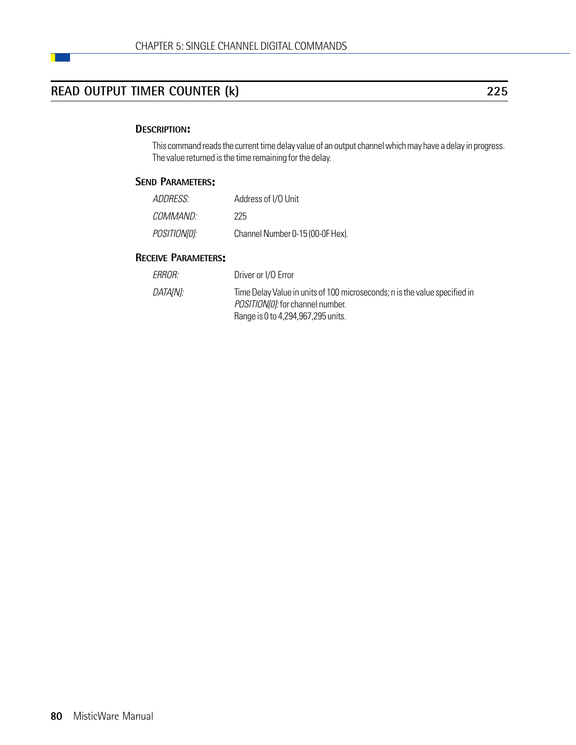## READ OUTPUT TIMER COUNTER (k) 225

### Description:

This command reads the current time delay value of an output channel which may have a delay in progress. The value returned is the time remaining for the delay.

### Send Parameters:

| | |
|---|---|
| *ADDRESS:* | Address of I/O Unit |
| *COMMAND:* | 225 |
| *POSITION[0]:* | Channel Number 0-15 (00-0F Hex). |

### Receive Parameters:

| | |
|---|---|
| *ERROR:* | Driver or I/O Error |
| *DATA[N]:* | Time Delay Value in units of 100 microseconds; n is the value specified in *POSITION[0]:* for channel number. Range is 0 to 4,294,967,295 units. |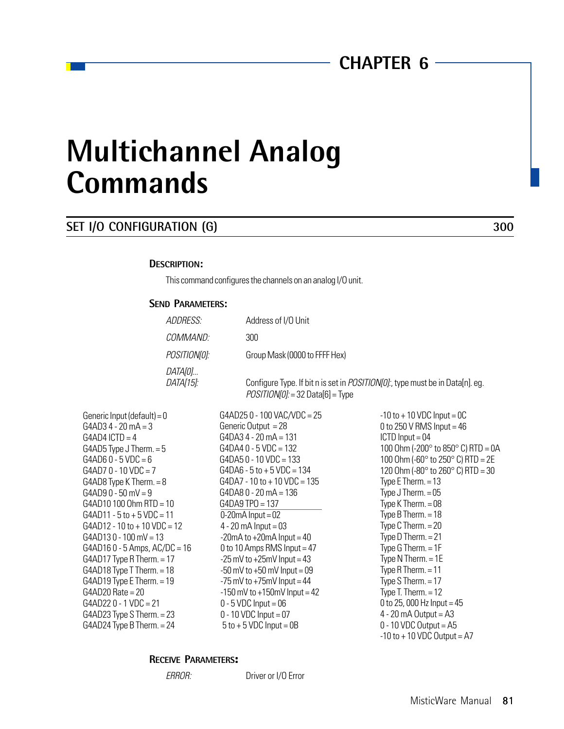# CHAPTER 6

# Multichannel Analog Commands

## SET I/O CONFIGURATION (G) 300

### Description:

This command configures the channels on an analog I/O unit.

### Send Parameters:

| | |
|---|---|
| *ADDRESS:* | Address of I/O Unit |
| *COMMAND:* | 300 |
| *POSITION[0]:* | Group Mask (0000 to FFFF Hex) |
| *DATA[0]... DATA[15]:* | Configure Type. If bit n is set in *POSITION[0]:*, type must be in Data[n]. eg. *POSITION[0]:* = 32 Data[6] = Type |

| | | |
|---|---|---|
| Generic Input (default) = 0 | G4AD25 0 - 100 VAC/VDC = 25 | -10 to + 10 VDC Input = 0C |
| G4AD3 4 - 20 mA = 3 | Generic Output = 28 | 0 to 250 V RMS Input = 46 |
| G4AD4 ICTD = 4 | G4DA3 4 - 20 mA = 131 | ICTD Input = 04 |
| G4AD5 Type J Therm. = 5 | G4DA4 0 - 5 VDC = 132 | 100 Ohm (-200° to 850° C) RTD = 0A |
| G4AD6 0 - 5 VDC = 6 | G4DA5 0 - 10 VDC = 133 | 100 Ohm (-60° to 250° C) RTD = 2E |
| G4AD7 0 - 10 VDC = 7 | G4DA6 - 5 to + 5 VDC = 134 | 120 Ohm (-80° to 260° C) RTD = 30 |
| G4AD8 Type K Therm. = 8 | G4DA7 - 10 to + 10 VDC = 135 | Type E Therm. = 13 |
| G4AD9 0 - 50 mV = 9 | G4DA8 0 - 20 mA = 136 | Type J Therm. = 05 |
| G4AD10 100 Ohm RTD = 10 | G4DA9 TPO = 137 | Type K Therm. = 08 |
| G4AD11 - 5 to + 5 VDC = 11 | 0-20mA Input = 02 | Type B Therm. = 18 |
| G4AD12 - 10 to + 10 VDC = 12 | 4 - 20 mA Input = 03 | Type C Therm. = 20 |
| G4AD13 0 - 100 mV = 13 | -20mA to +20mA Input = 40 | Type D Therm. = 21 |
| G4AD16 0 - 5 Amps, AC/DC = 16 | 0 to 10 Amps RMS Input = 47 | Type G Therm. = 1F |
| G4AD17 Type R Therm. = 17 | -25 mV to +25mV Input = 43 | Type N Therm. = 1E |
| G4AD18 Type T Therm. = 18 | -50 mV to +50 mV Input = 09 | Type R Therm. = 11 |
| G4AD19 Type E Therm. = 19 | -75 mV to +75mV Input = 44 | Type S Therm. = 17 |
| G4AD20 Rate = 20 | -150 mV to +150mV Input = 42 | Type T. Therm. = 12 |
| G4AD22 0 - 1 VDC = 21 | 0 - 5 VDC Input = 06 | 0 to 25, 000 Hz Input = 45 |
| G4AD23 Type S Therm. = 23 | 0 - 10 VDC Input = 07 | 4 - 20 mA Output = A3 |
| G4AD24 Type B Therm. = 24 | 5 to + 5 VDC Input = 0B | 0 - 10 VDC Output = A5 |
| | | -10 to + 10 VDC Output = A7 |

### Receive Parameters:

| | |
|---|---|
| *ERROR:* | Driver or I/O Error |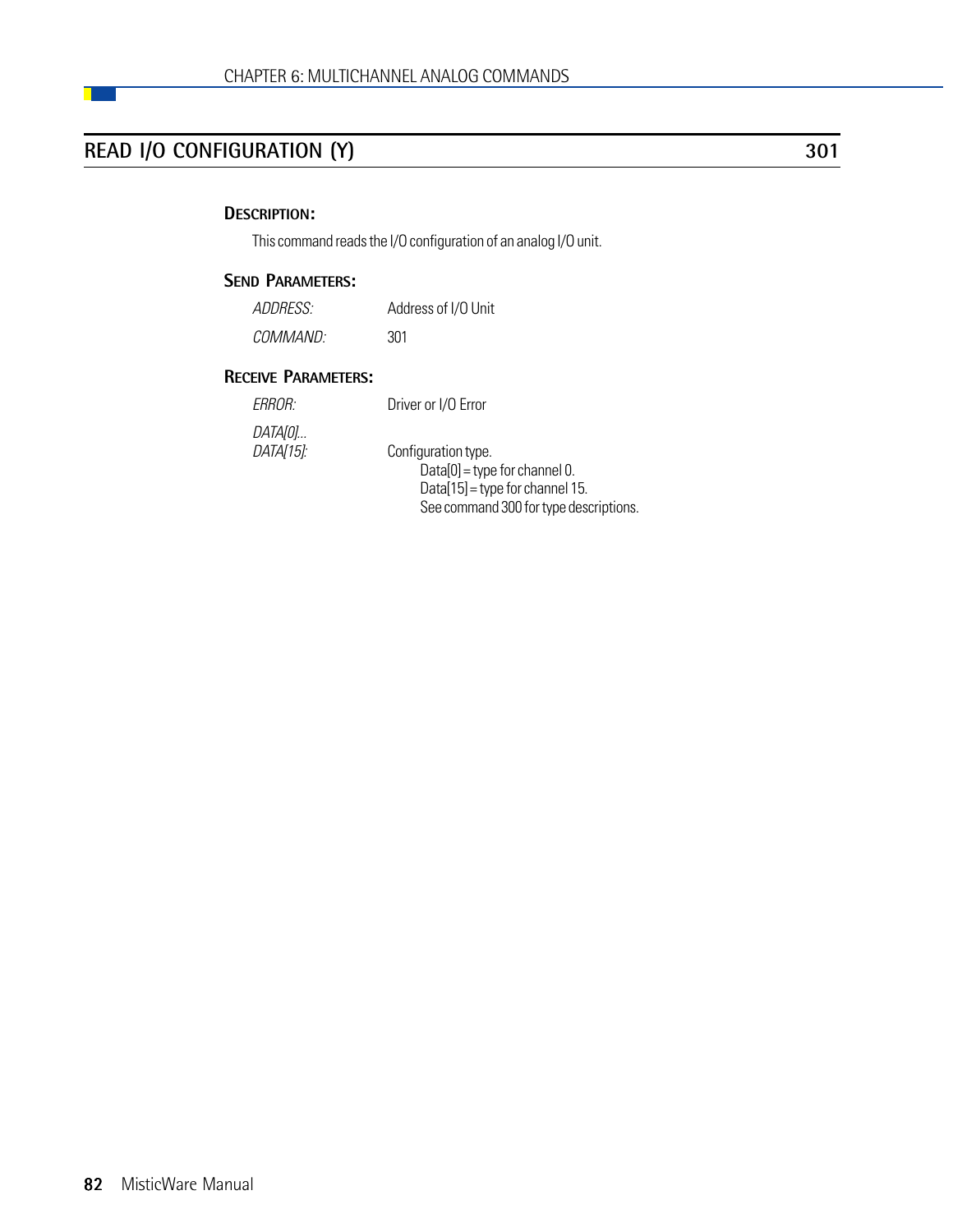## READ I/O CONFIGURATION (Y) 301

### DESCRIPTION:

This command reads the I/O configuration of an analog I/O unit.

### SEND PARAMETERS:

| | |
|---|---|
| *ADDRESS:* | Address of I/O Unit |
| *COMMAND:* | 301 |

### RECEIVE PARAMETERS:

| | |
|---|---|
| *ERROR:* | Driver or I/O Error |
| *DATA[0]... DATA[15]:* | Configuration type.<br>Data[0] = type for channel 0.<br>Data[15] = type for channel 15.<br>See command 300 for type descriptions. |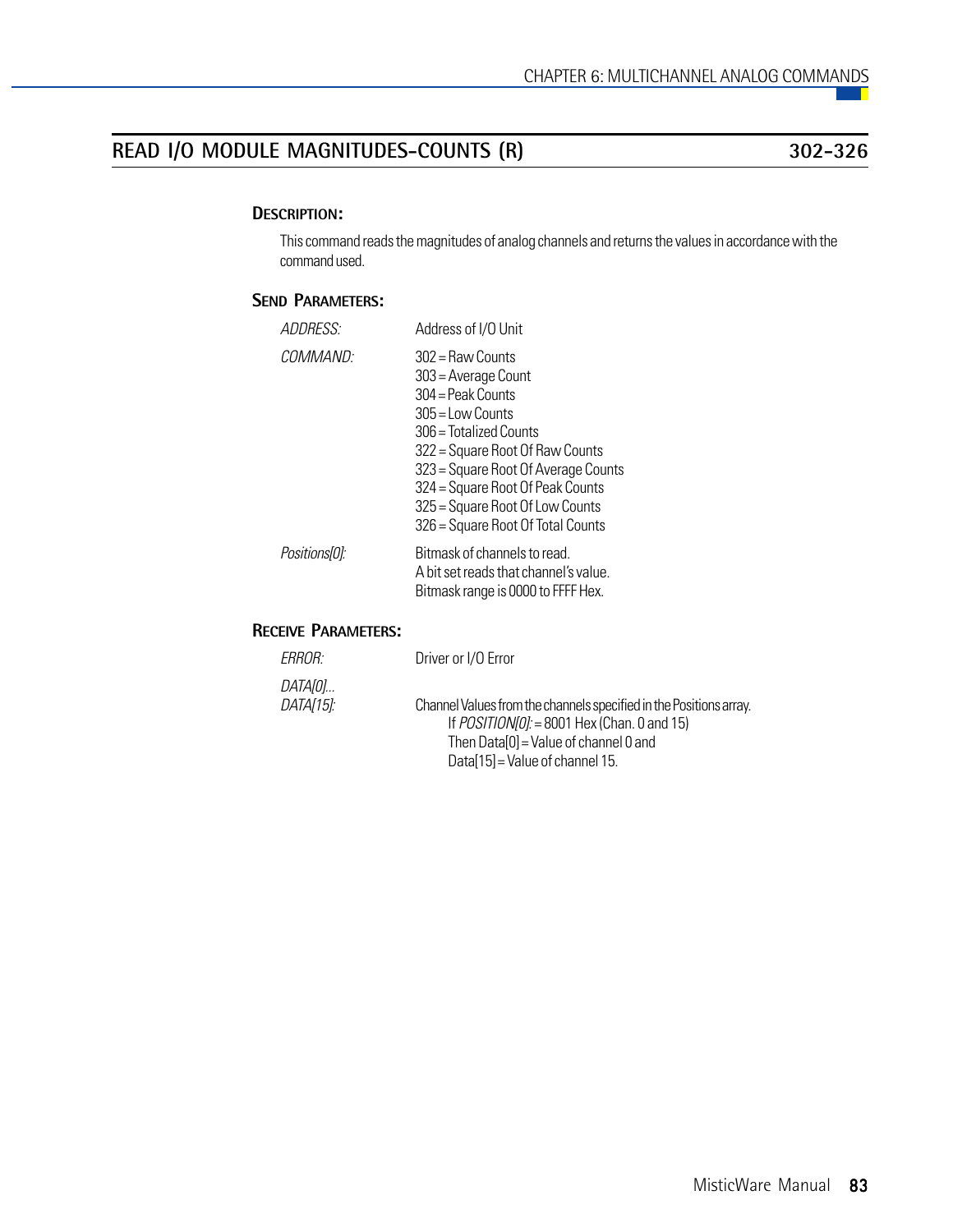## READ I/O MODULE MAGNITUDES-COUNTS (R) 302-326

### DESCRIPTION:

This command reads the magnitudes of analog channels and returns the values in accordance with the command used.

### SEND PARAMETERS:

*ADDRESS:* Address of I/O Unit

*COMMAND:*
- 302 = Raw Counts
- 303 = Average Count
- 304 = Peak Counts
- 305 = Low Counts
- 306 = Totalized Counts
- 322 = Square Root Of Raw Counts
- 323 = Square Root Of Average Counts
- 324 = Square Root Of Peak Counts
- 325 = Square Root Of Low Counts
- 326 = Square Root Of Total Counts

*Positions[0]:* Bitmask of channels to read.
A bit set reads that channel's value.
Bitmask range is 0000 to FFFF Hex.

### RECEIVE PARAMETERS:

*ERROR:* Driver or I/O Error

*DATA[0]...*
*DATA[15]:* Channel Values from the channels specified in the Positions array.
If *POSITION[0]:* = 8001 Hex (Chan. 0 and 15)
Then Data[0] = Value of channel 0 and
Data[15] = Value of channel 15.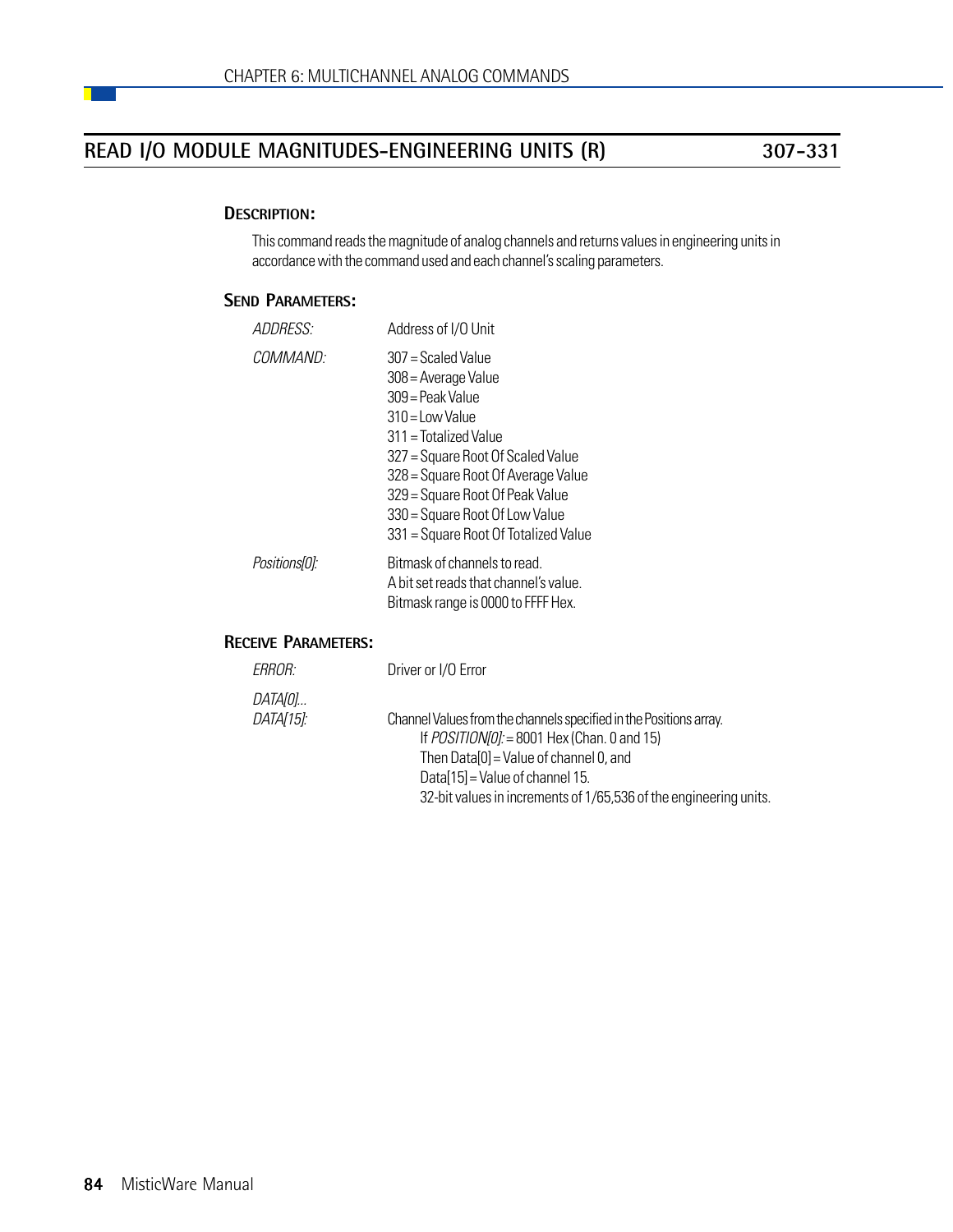## READ I/O MODULE MAGNITUDES-ENGINEERING UNITS (R) — 307-331

### DESCRIPTION:

This command reads the magnitude of analog channels and returns values in engineering units in accordance with the command used and each channel's scaling parameters.

### SEND PARAMETERS:

*ADDRESS:* Address of I/O Unit

*COMMAND:*
307 = Scaled Value
308 = Average Value
309 = Peak Value
310 = Low Value
311 = Totalized Value
327 = Square Root Of Scaled Value
328 = Square Root Of Average Value
329 = Square Root Of Peak Value
330 = Square Root Of Low Value
331 = Square Root Of Totalized Value

*Positions[0]:*
Bitmask of channels to read.
A bit set reads that channel's value.
Bitmask range is 0000 to FFFF Hex.

### RECEIVE PARAMETERS:

*ERROR:* Driver or I/O Error

*DATA[0]... DATA[15]:*
Channel Values from the channels specified in the Positions array.
If *POSITION[0]:* = 8001 Hex (Chan. 0 and 15)
Then Data[0] = Value of channel 0, and
Data[15] = Value of channel 15.
32-bit values in increments of 1/65,536 of the engineering units.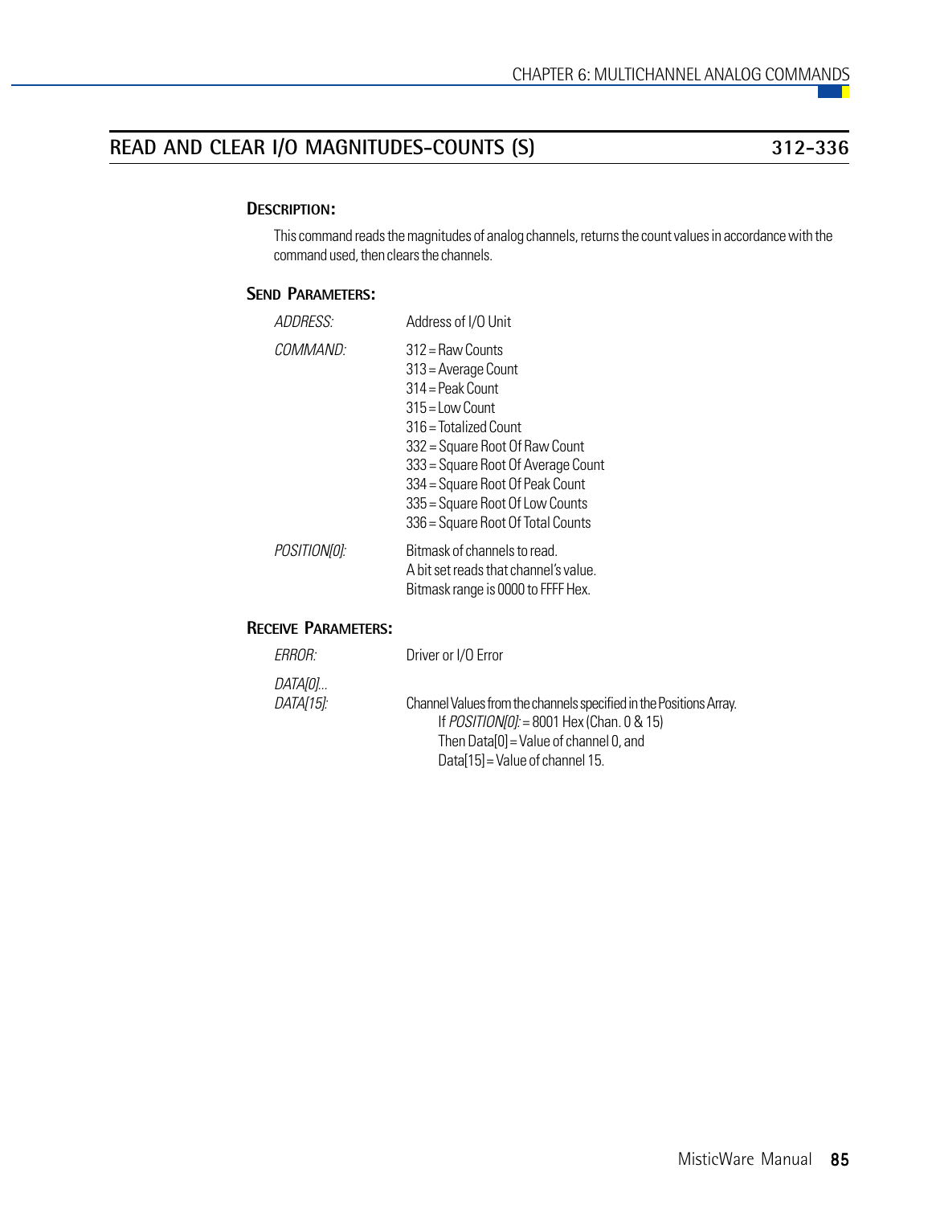## READ AND CLEAR I/O MAGNITUDES-COUNTS (S) 312-336

### Description:

This command reads the magnitudes of analog channels, returns the count values in accordance with the command used, then clears the channels.

### Send Parameters:

*ADDRESS:* Address of I/O Unit

*COMMAND:*
312 = Raw Counts
313 = Average Count
314 = Peak Count
315 = Low Count
316 = Totalized Count
332 = Square Root Of Raw Count
333 = Square Root Of Average Count
334 = Square Root Of Peak Count
335 = Square Root Of Low Counts
336 = Square Root Of Total Counts

*POSITION[0]:*
Bitmask of channels to read.
A bit set reads that channel's value.
Bitmask range is 0000 to FFFF Hex.

### Receive Parameters:

*ERROR:* Driver or I/O Error

*DATA[0]...*
*DATA[15]:* Channel Values from the channels specified in the Positions Array.
If *POSITION[0]:* = 8001 Hex (Chan. 0 & 15)
Then Data[0] = Value of channel 0, and
Data[15] = Value of channel 15.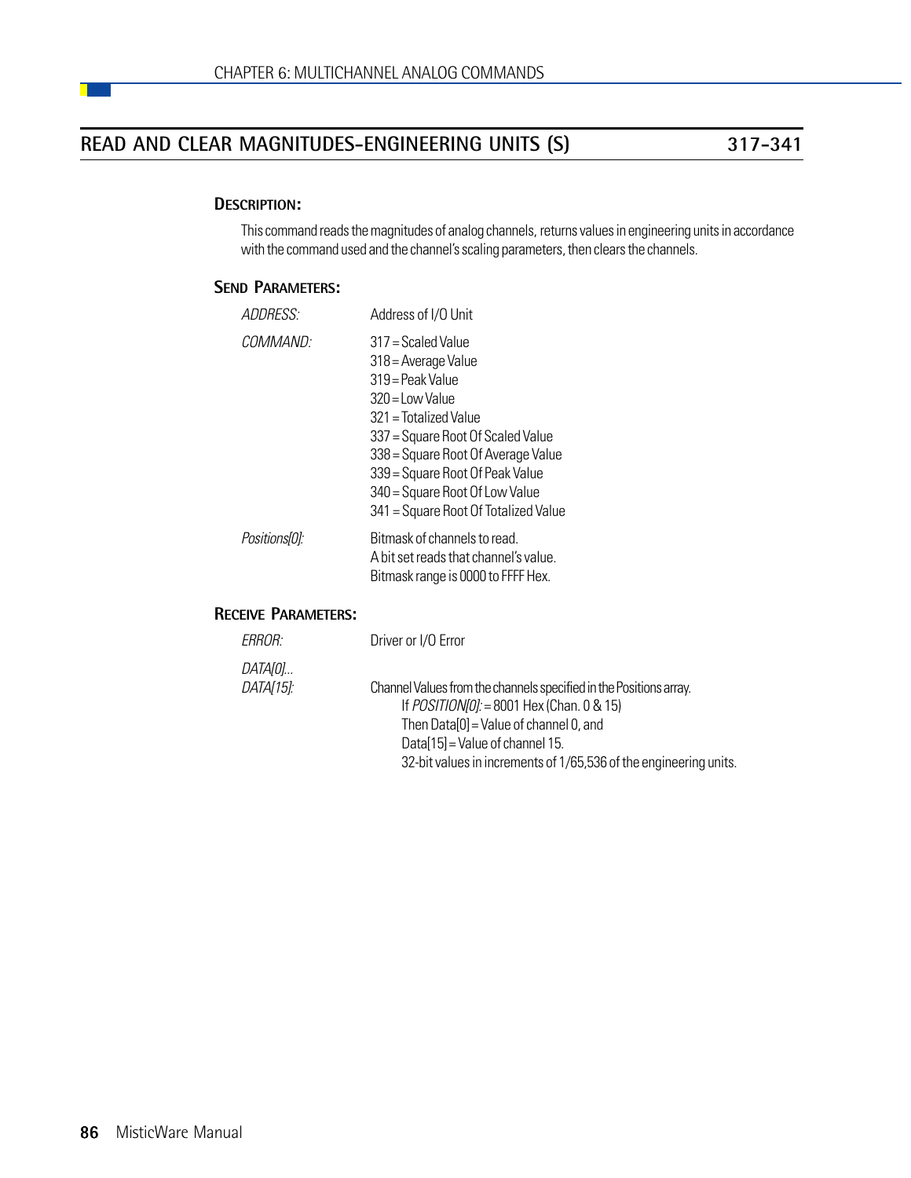## READ AND CLEAR MAGNITUDES-ENGINEERING UNITS (S) 317-341

### DESCRIPTION:

This command reads the magnitudes of analog channels, returns values in engineering units in accordance with the command used and the channel's scaling parameters, then clears the channels.

### SEND PARAMETERS:

| | |
|---|---|
| *ADDRESS:* | Address of I/O Unit |
| *COMMAND:* | 317 = Scaled Value<br>318 = Average Value<br>319 = Peak Value<br>320 = Low Value<br>321 = Totalized Value<br>337 = Square Root Of Scaled Value<br>338 = Square Root Of Average Value<br>339 = Square Root Of Peak Value<br>340 = Square Root Of Low Value<br>341 = Square Root Of Totalized Value |
| *Positions[0]:* | Bitmask of channels to read.<br>A bit set reads that channel's value.<br>Bitmask range is 0000 to FFFF Hex. |

### RECEIVE PARAMETERS:

| | |
|---|---|
| *ERROR:* | Driver or I/O Error |
| *DATA[0]...*<br>*DATA[15]:* | Channel Values from the channels specified in the Positions array.<br>If *POSITION[0]:* = 8001 Hex (Chan. 0 & 15)<br>Then Data[0] = Value of channel 0, and<br>Data[15] = Value of channel 15.<br>32-bit values in increments of 1/65,536 of the engineering units. |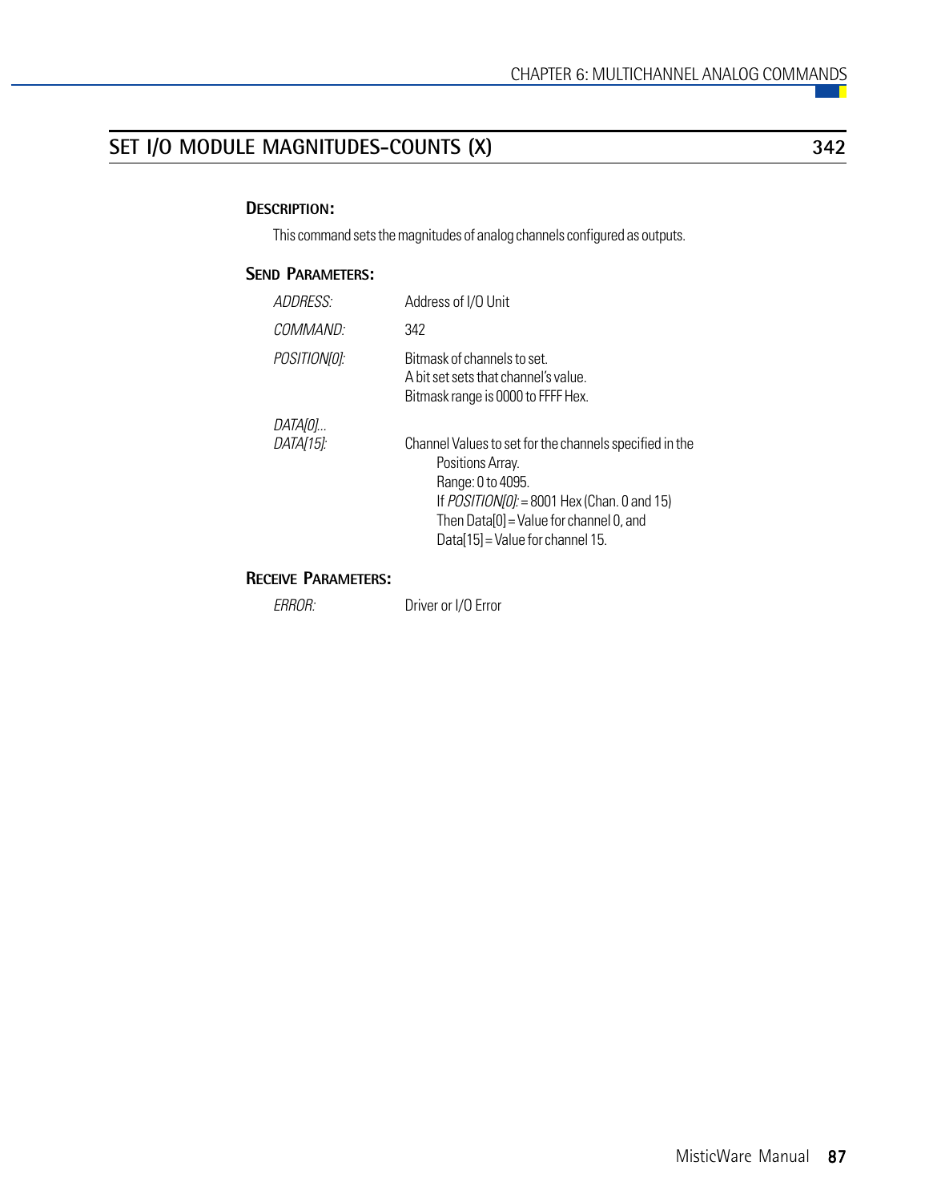## SET I/O MODULE MAGNITUDES-COUNTS (X) 342

### Description:

This command sets the magnitudes of analog channels configured as outputs.

### Send Parameters:

| | |
|---|---|
| *ADDRESS:* | Address of I/O Unit |
| *COMMAND:* | 342 |
| *POSITION[0]:* | Bitmask of channels to set.<br>A bit set sets that channel's value.<br>Bitmask range is 0000 to FFFF Hex. |
| *DATA[0]...*<br>*DATA[15]:* | Channel Values to set for the channels specified in the Positions Array.<br>Range: 0 to 4095.<br>If *POSITION[0]:* = 8001 Hex (Chan. 0 and 15)<br>Then Data[0] = Value for channel 0, and<br>Data[15] = Value for channel 15. |

### Receive Parameters:

| | |
|---|---|
| *ERROR:* | Driver or I/O Error |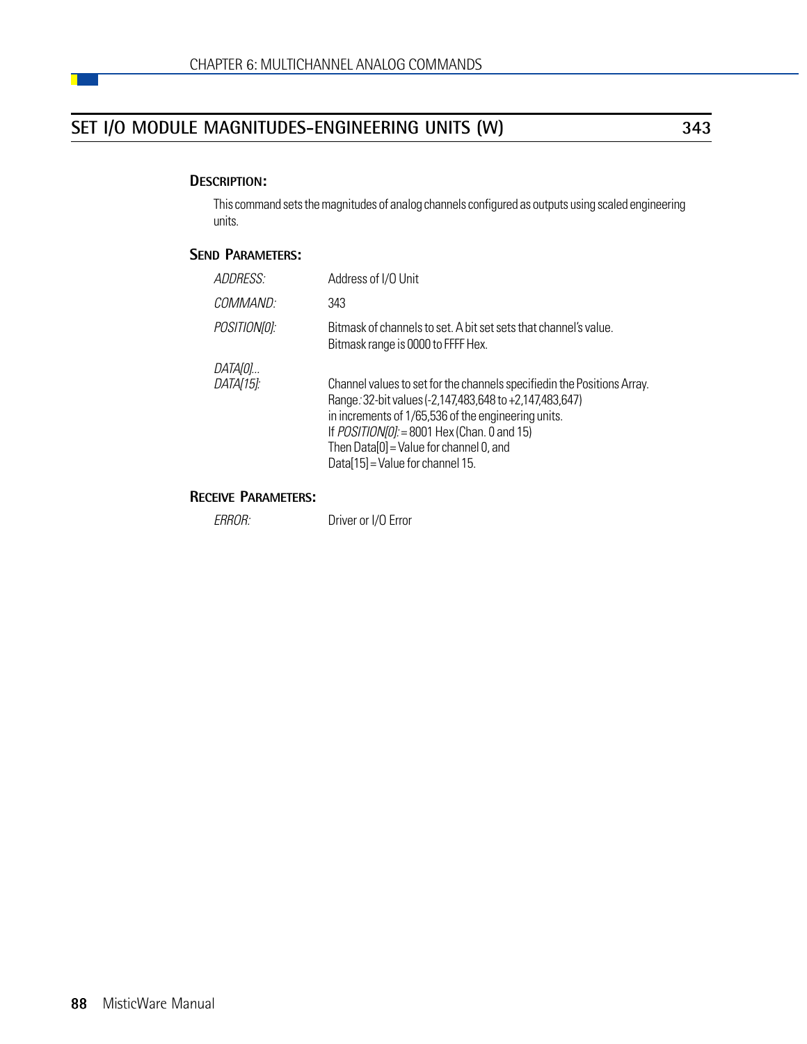## SET I/O MODULE MAGNITUDES-ENGINEERING UNITS (W) 343

### DESCRIPTION:

This command sets the magnitudes of analog channels configured as outputs using scaled engineering units.

### SEND PARAMETERS:

*ADDRESS:* Address of I/O Unit

*COMMAND:* 343

*POSITION[0]:* Bitmask of channels to set. A bit set sets that channel's value. Bitmask range is 0000 to FFFF Hex.

*DATA[0]... DATA[15]:* Channel values to set for the channels specifiedin the Positions Array.
Range: 32-bit values (-2,147,483,648 to +2,147,483,647)
in increments of 1/65,536 of the engineering units.
If *POSITION[0]:* = 8001 Hex (Chan. 0 and 15)
Then Data[0] = Value for channel 0, and
Data[15] = Value for channel 15.

### RECEIVE PARAMETERS:

*ERROR:* Driver or I/O Error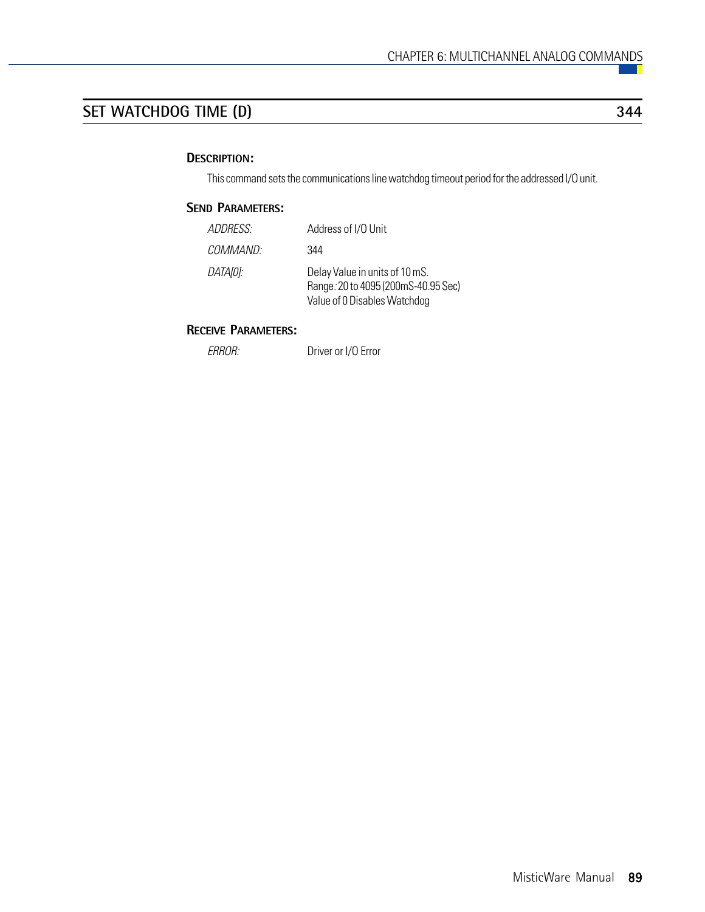## SET WATCHDOG TIME (D) — 344

### Description:

This command sets the communications line watchdog timeout period for the addressed I/O unit.

### Send Parameters:

| | |
|---|---|
| *ADDRESS:* | Address of I/O Unit |
| *COMMAND:* | 344 |
| *DATA[0]:* | Delay Value in units of 10 mS.<br>Range: 20 to 4095 (200mS-40.95 Sec)<br>Value of 0 Disables Watchdog |

### Receive Parameters:

| | |
|---|---|
| *ERROR:* | Driver or I/O Error |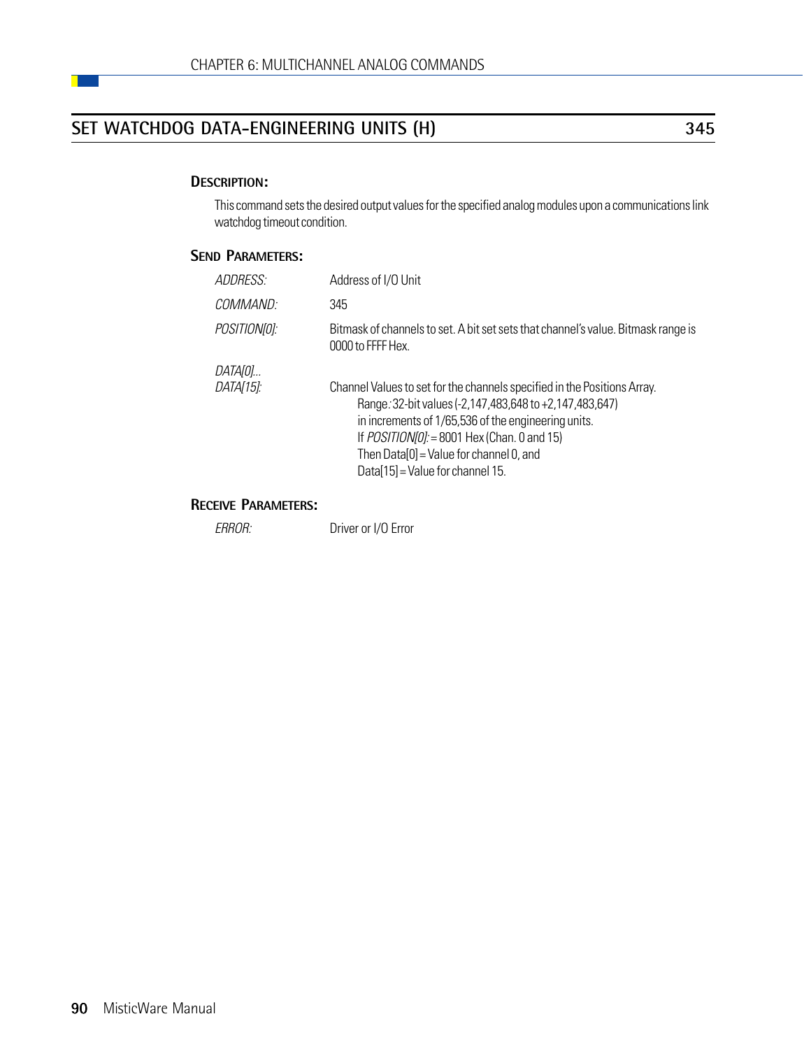## SET WATCHDOG DATA-ENGINEERING UNITS (H) 345

### DESCRIPTION:

This command sets the desired output values for the specified analog modules upon a communications link watchdog timeout condition.

### SEND PARAMETERS:

| | |
|---|---|
| *ADDRESS:* | Address of I/O Unit |
| *COMMAND:* | 345 |
| *POSITION[0]:* | Bitmask of channels to set. A bit set sets that channel's value. Bitmask range is 0000 to FFFF Hex. |
| *DATA[0]...*<br>*DATA[15]:* | Channel Values to set for the channels specified in the Positions Array.<br>Range*:* 32-bit values (-2,147,483,648 to +2,147,483,647)<br>in increments of 1/65,536 of the engineering units.<br>If *POSITION[0]:* = 8001 Hex (Chan. 0 and 15)<br>Then Data[0] = Value for channel 0, and<br>Data[15] = Value for channel 15. |

### RECEIVE PARAMETERS:

| | |
|---|---|
| *ERROR:* | Driver or I/O Error |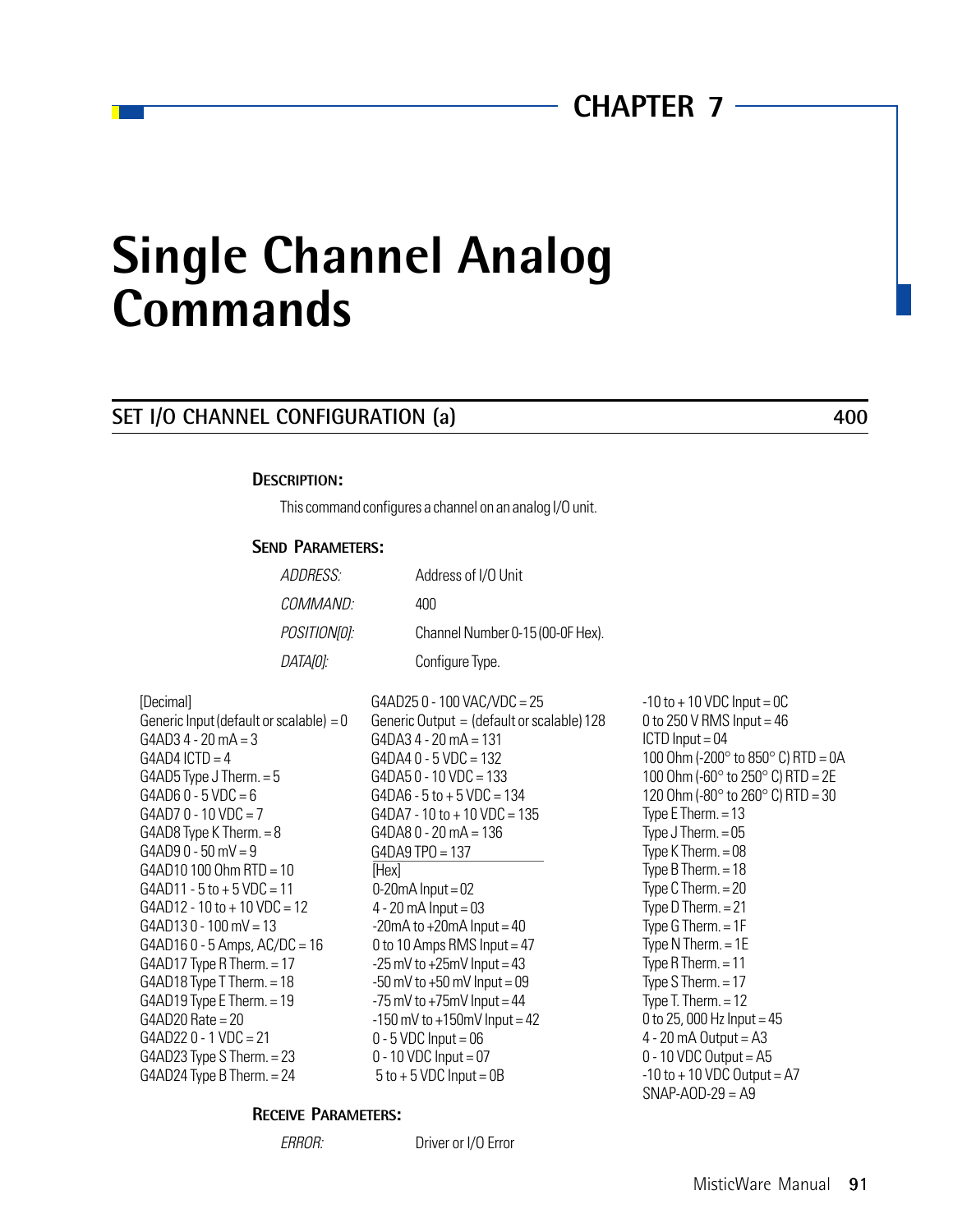CHAPTER 7

# Single Channel Analog Commands

## SET I/O CHANNEL CONFIGURATION (a) 400

### DESCRIPTION:

This command configures a channel on an analog I/O unit.

### SEND PARAMETERS:

| | |
|---|---|
| *ADDRESS:* | Address of I/O Unit |
| *COMMAND:* | 400 |
| *POSITION[0]:* | Channel Number 0-15 (00-0F Hex). |
| *DATA[0]:* | Configure Type. |

[Decimal]
Generic Input (default or scalable) = 0
G4AD3 4 - 20 mA = 3
G4AD4 ICTD = 4
G4AD5 Type J Therm. = 5
G4AD6 0 - 5 VDC = 6
G4AD7 0 - 10 VDC = 7
G4AD8 Type K Therm. = 8
G4AD9 0 - 50 mV = 9
G4AD10 100 Ohm RTD = 10
G4AD11 - 5 to + 5 VDC = 11
G4AD12 - 10 to + 10 VDC = 12
G4AD13 0 - 100 mV = 13
G4AD16 0 - 5 Amps, AC/DC = 16
G4AD17 Type R Therm. = 17
G4AD18 Type T Therm. = 18
G4AD19 Type E Therm. = 19
G4AD20 Rate = 20
G4AD22 0 - 1 VDC = 21
G4AD23 Type S Therm. = 23
G4AD24 Type B Therm. = 24
G4AD25 0 - 100 VAC/VDC = 25
Generic Output = (default or scalable) 128
G4DA3 4 - 20 mA = 131
G4DA4 0 - 5 VDC = 132
G4DA5 0 - 10 VDC = 133
G4DA6 - 5 to + 5 VDC = 134
G4DA7 - 10 to + 10 VDC = 135
G4DA8 0 - 20 mA = 136
G4DA9 TPO = 137

[Hex]
0-20mA Input = 02
4 - 20 mA Input = 03
-20mA to +20mA Input = 40
0 to 10 Amps RMS Input = 47
-25 mV to +25mV Input = 43
-50 mV to +50 mV Input = 09
-75 mV to +75mV Input = 44
-150 mV to +150mV Input = 42
0 - 5 VDC Input = 06
0 - 10 VDC Input = 07
5 to + 5 VDC Input = 0B
-10 to + 10 VDC Input = 0C
0 to 250 V RMS Input = 46
ICTD Input = 04
100 Ohm (-200° to 850° C) RTD = 0A
100 Ohm (-60° to 250° C) RTD = 2E
120 Ohm (-80° to 260° C) RTD = 30
Type E Therm. = 13
Type J Therm. = 05
Type K Therm. = 08
Type B Therm. = 18
Type C Therm. = 20
Type D Therm. = 21
Type G Therm. = 1F
Type N Therm. = 1E
Type R Therm. = 11
Type S Therm. = 17
Type T. Therm. = 12
0 to 25, 000 Hz Input = 45
4 - 20 mA Output = A3
0 - 10 VDC Output = A5
-10 to + 10 VDC Output = A7
SNAP-AOD-29 = A9

### RECEIVE PARAMETERS:

| | |
|---|---|
| *ERROR:* | Driver or I/O Error |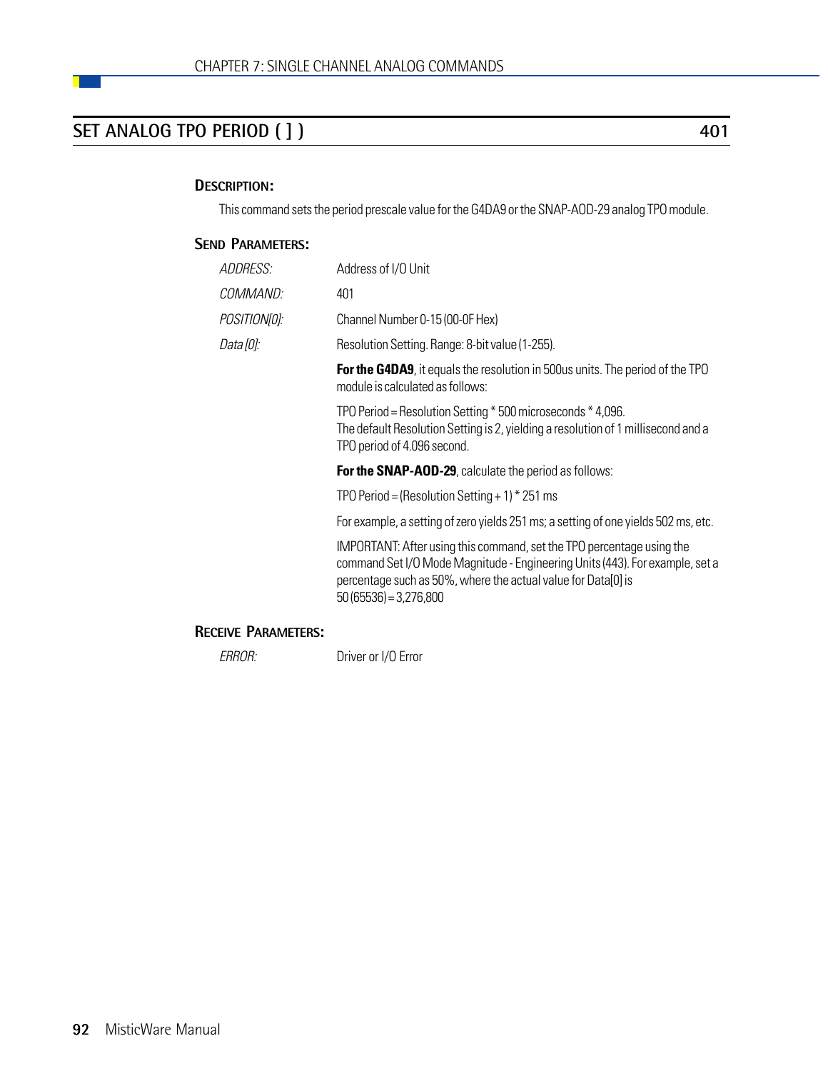## SET ANALOG TPO PERIOD ( [ ] ) 401

### DESCRIPTION:

This command sets the period prescale value for the G4DA9 or the SNAP-AOD-29 analog TPO module.

### SEND PARAMETERS:

| | |
|---|---|
| *ADDRESS:* | Address of I/O Unit |
| *COMMAND:* | 401 |
| *POSITION[0]:* | Channel Number 0-15 (00-0F Hex) |
| *Data [0]:* | Resolution Setting. Range: 8-bit value (1-255). |

**For the G4DA9**, it equals the resolution in 500us units. The period of the TPO module is calculated as follows:

TPO Period = Resolution Setting * 500 microseconds * 4,096.
The default Resolution Setting is 2, yielding a resolution of 1 millisecond and a TPO period of 4.096 second.

**For the SNAP-AOD-29**, calculate the period as follows:

TPO Period = (Resolution Setting + 1) * 251 ms

For example, a setting of zero yields 251 ms; a setting of one yields 502 ms, etc.

IMPORTANT: After using this command, set the TPO percentage using the command Set I/O Mode Magnitude - Engineering Units (443). For example, set a percentage such as 50%, where the actual value for Data[0] is 50 (65536) = 3,276,800

### RECEIVE PARAMETERS:

| | |
|---|---|
| *ERROR:* | Driver or I/O Error |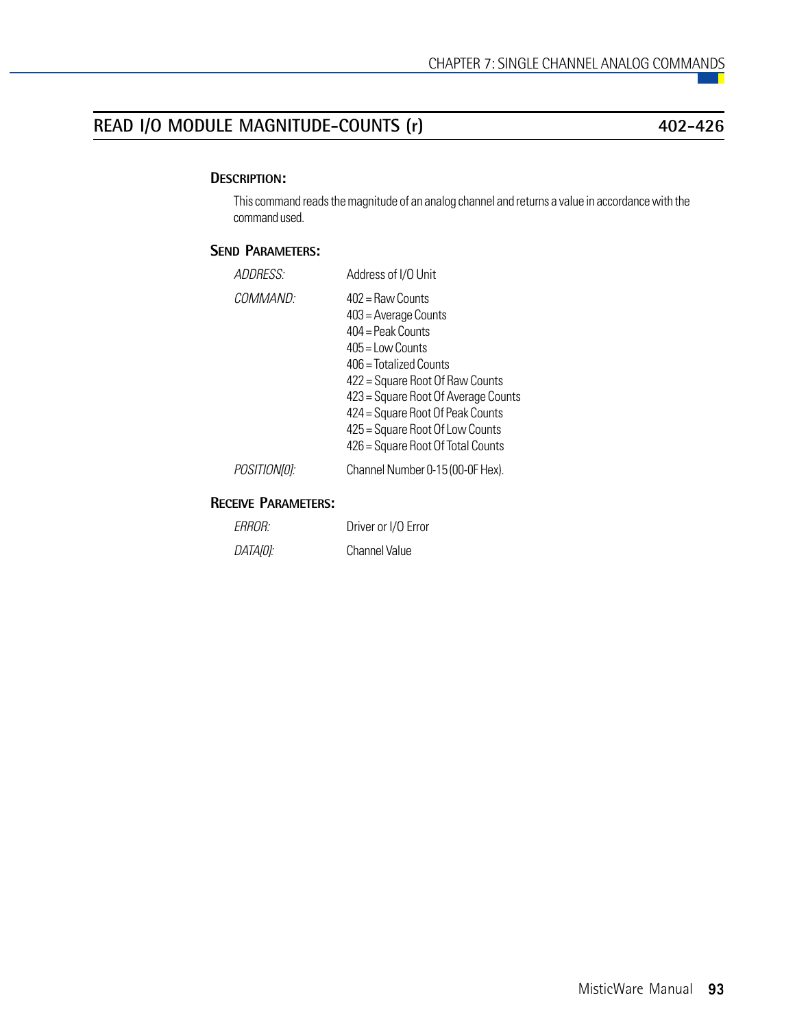## READ I/O MODULE MAGNITUDE-COUNTS (r) 402-426

### DESCRIPTION:

This command reads the magnitude of an analog channel and returns a value in accordance with the command used.

### SEND PARAMETERS:

| | |
|---|---|
| *ADDRESS:* | Address of I/O Unit |
| *COMMAND:* | 402 = Raw Counts<br>403 = Average Counts<br>404 = Peak Counts<br>405 = Low Counts<br>406 = Totalized Counts<br>422 = Square Root Of Raw Counts<br>423 = Square Root Of Average Counts<br>424 = Square Root Of Peak Counts<br>425 = Square Root Of Low Counts<br>426 = Square Root Of Total Counts |
| *POSITION[0]:* | Channel Number 0-15 (00-0F Hex). |

### RECEIVE PARAMETERS:

| | |
|---|---|
| *ERROR:* | Driver or I/O Error |
| *DATA[0]:* | Channel Value |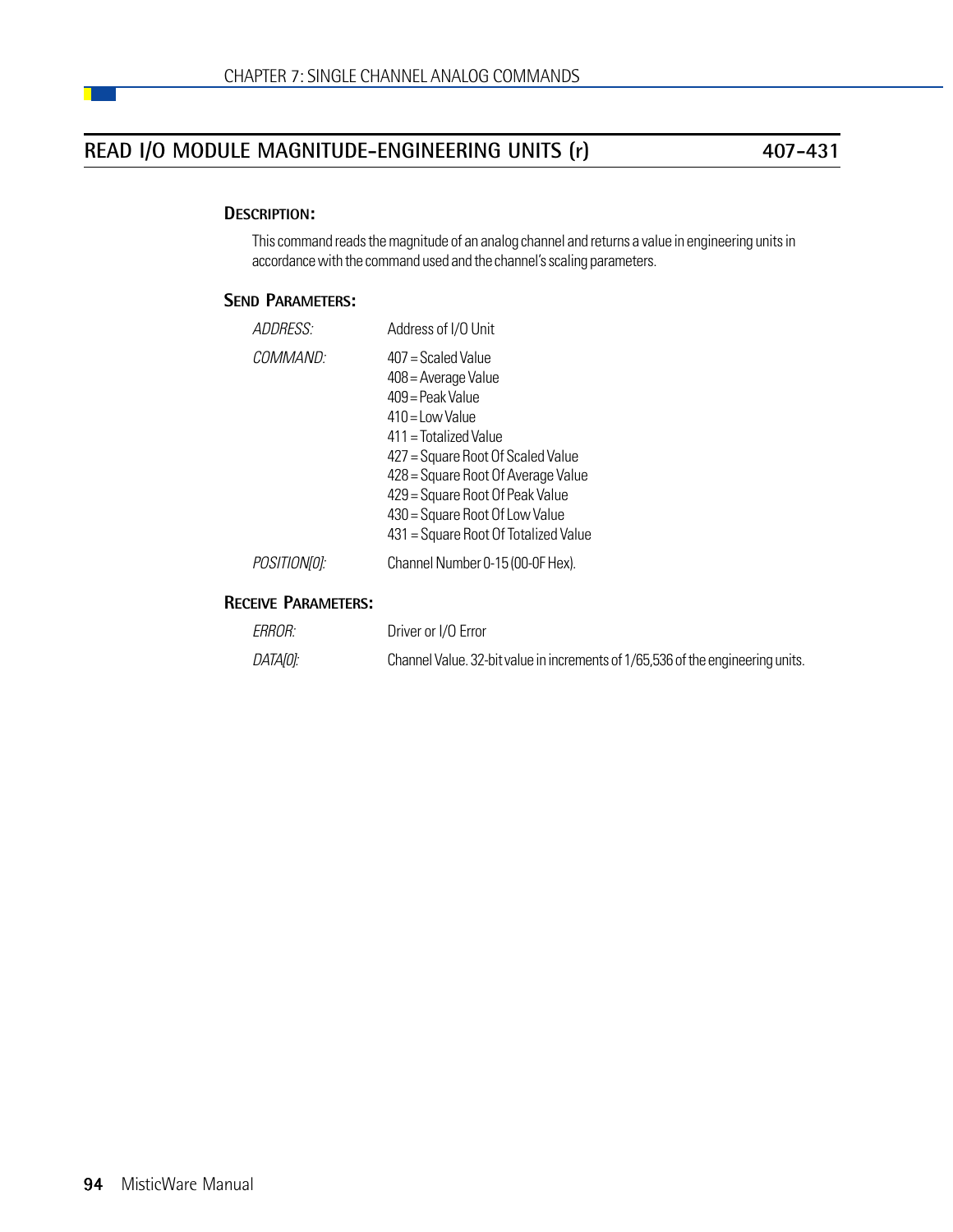## READ I/O MODULE MAGNITUDE-ENGINEERING UNITS (r) 407-431

### DESCRIPTION:

This command reads the magnitude of an analog channel and returns a value in engineering units in accordance with the command used and the channel's scaling parameters.

### SEND PARAMETERS:

| | |
|---|---|
| *ADDRESS:* | Address of I/O Unit |
| *COMMAND:* | 407 = Scaled Value<br>408 = Average Value<br>409 = Peak Value<br>410 = Low Value<br>411 = Totalized Value<br>427 = Square Root Of Scaled Value<br>428 = Square Root Of Average Value<br>429 = Square Root Of Peak Value<br>430 = Square Root Of Low Value<br>431 = Square Root Of Totalized Value |
| *POSITION[0]:* | Channel Number 0-15 (00-0F Hex). |

### RECEIVE PARAMETERS:

| | |
|---|---|
| *ERROR:* | Driver or I/O Error |
| *DATA[0]:* | Channel Value. 32-bit value in increments of 1/65,536 of the engineering units. |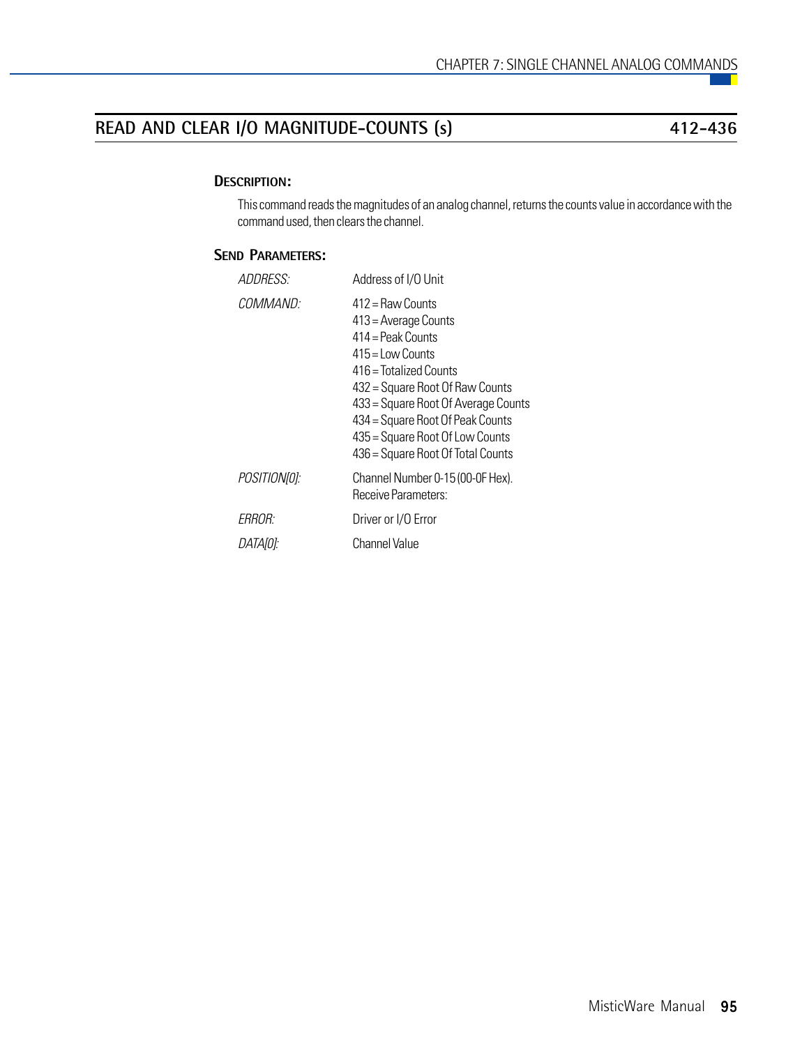## READ AND CLEAR I/O MAGNITUDE-COUNTS (s) 412-436

### DESCRIPTION:

This command reads the magnitudes of an analog channel, returns the counts value in accordance with the command used, then clears the channel.

### SEND PARAMETERS:

*ADDRESS:* Address of I/O Unit

*COMMAND:*
412 = Raw Counts
413 = Average Counts
414 = Peak Counts
415 = Low Counts
416 = Totalized Counts
432 = Square Root Of Raw Counts
433 = Square Root Of Average Counts
434 = Square Root Of Peak Counts
435 = Square Root Of Low Counts
436 = Square Root Of Total Counts

*POSITION[0]:* Channel Number 0-15 (00-0F Hex).
Receive Parameters:

*ERROR:* Driver or I/O Error

*DATA[0]:* Channel Value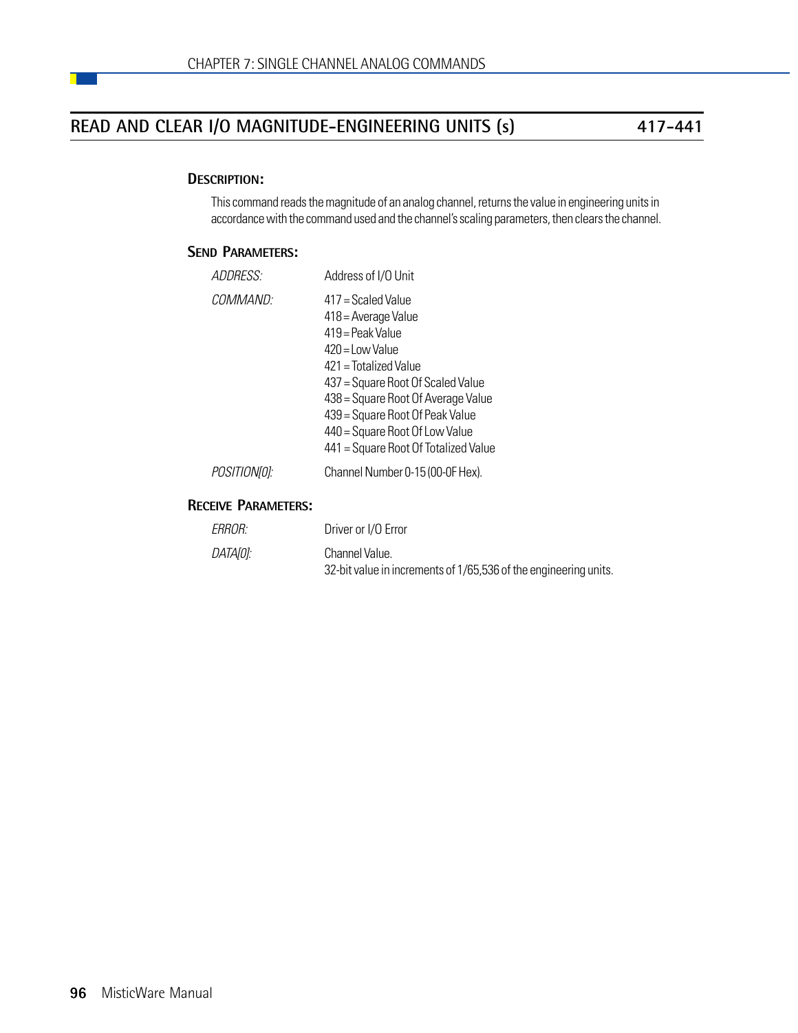## READ AND CLEAR I/O MAGNITUDE-ENGINEERING UNITS (s) 417-441

### DESCRIPTION:

This command reads the magnitude of an analog channel, returns the value in engineering units in accordance with the command used and the channel's scaling parameters, then clears the channel.

### SEND PARAMETERS:

| | |
|---|---|
| *ADDRESS:* | Address of I/O Unit |
| *COMMAND:* | 417 = Scaled Value<br>418 = Average Value<br>419 = Peak Value<br>420 = Low Value<br>421 = Totalized Value<br>437 = Square Root Of Scaled Value<br>438 = Square Root Of Average Value<br>439 = Square Root Of Peak Value<br>440 = Square Root Of Low Value<br>441 = Square Root Of Totalized Value |
| *POSITION[0]:* | Channel Number 0-15 (00-0F Hex). |

### RECEIVE PARAMETERS:

| | |
|---|---|
| *ERROR:* | Driver or I/O Error |
| *DATA[0]:* | Channel Value.<br>32-bit value in increments of 1/65,536 of the engineering units. |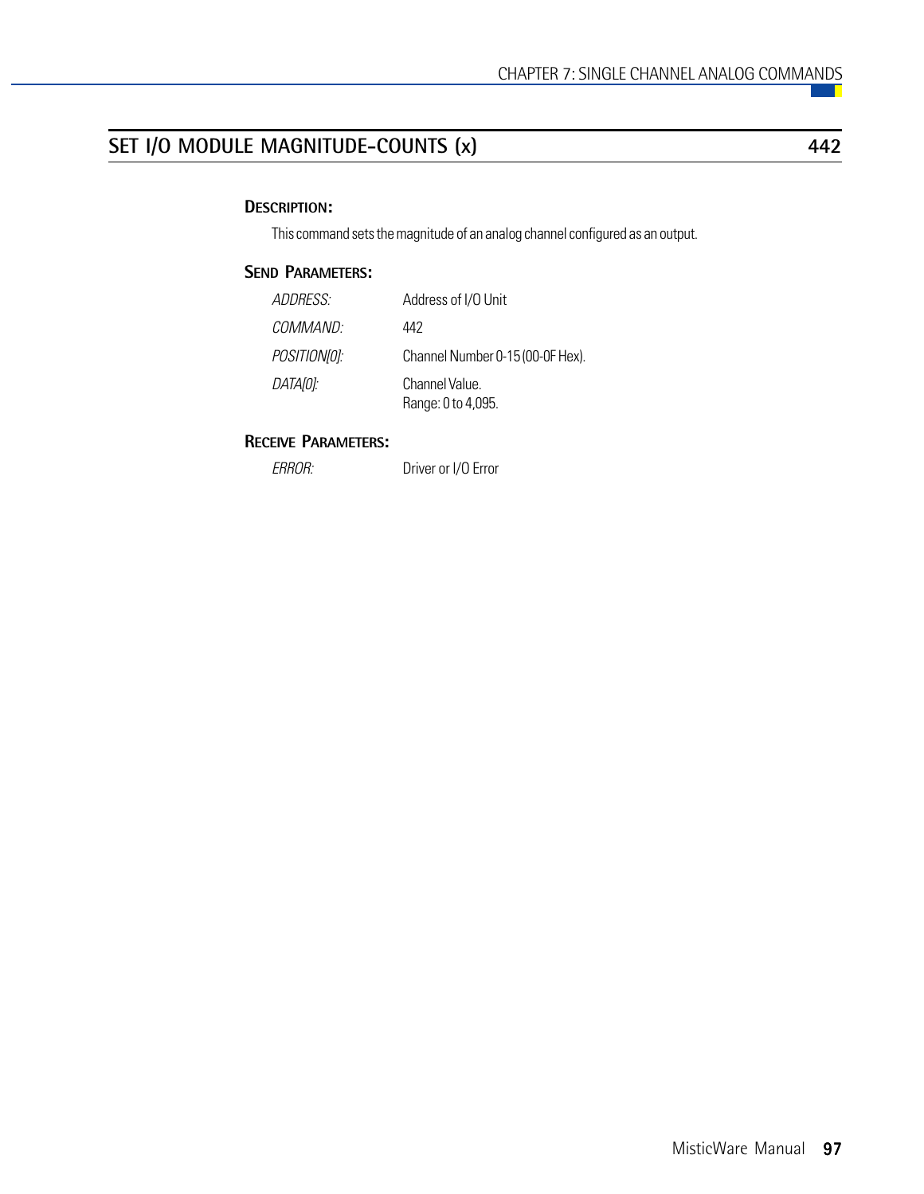## SET I/O MODULE MAGNITUDE-COUNTS (x) 442

### DESCRIPTION:

This command sets the magnitude of an analog channel configured as an output.

### SEND PARAMETERS:

| | |
|---|---|
| *ADDRESS:* | Address of I/O Unit |
| *COMMAND:* | 442 |
| *POSITION[0]:* | Channel Number 0-15 (00-0F Hex). |
| *DATA[0]:* | Channel Value.<br>Range: 0 to 4,095. |

### RECEIVE PARAMETERS:

| | |
|---|---|
| *ERROR:* | Driver or I/O Error |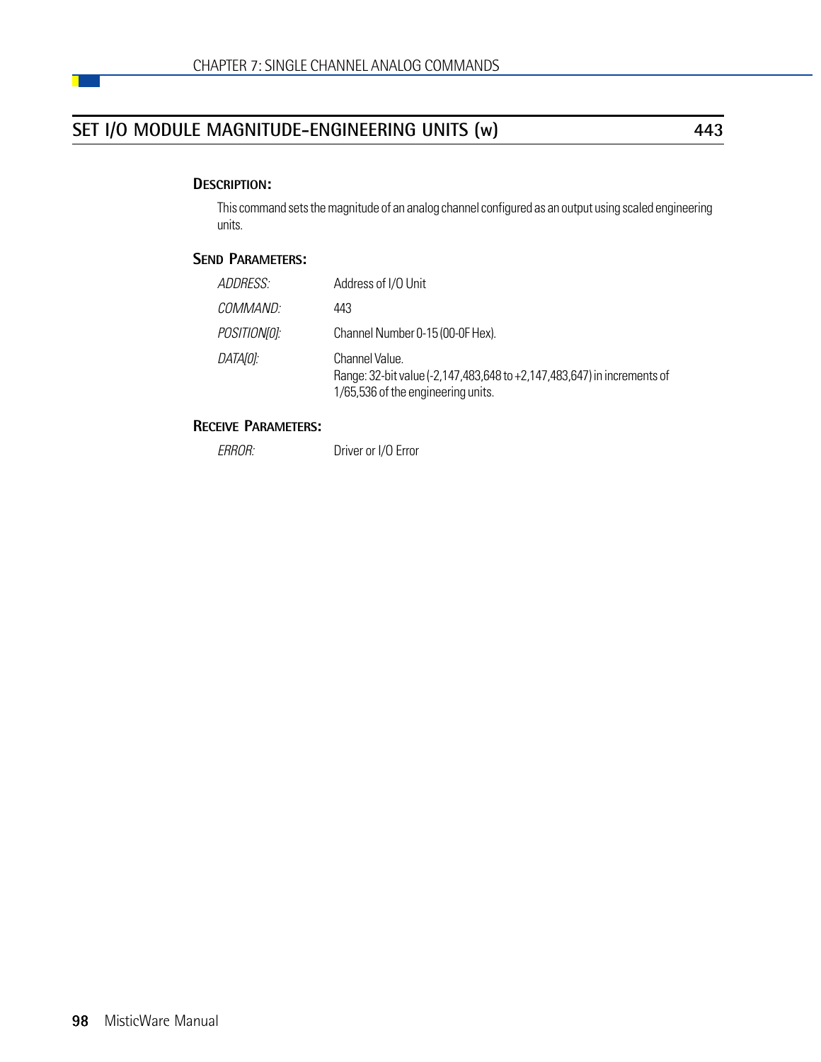## SET I/O MODULE MAGNITUDE-ENGINEERING UNITS (w) 443

### DESCRIPTION:

This command sets the magnitude of an analog channel configured as an output using scaled engineering units.

### SEND PARAMETERS:

| | |
|---|---|
| *ADDRESS:* | Address of I/O Unit |
| *COMMAND:* | 443 |
| *POSITION[0]:* | Channel Number 0-15 (00-0F Hex). |
| *DATA[0]:* | Channel Value.<br>Range: 32-bit value (-2,147,483,648 to +2,147,483,647) in increments of 1/65,536 of the engineering units. |

### RECEIVE PARAMETERS:

| | |
|---|---|
| *ERROR:* | Driver or I/O Error |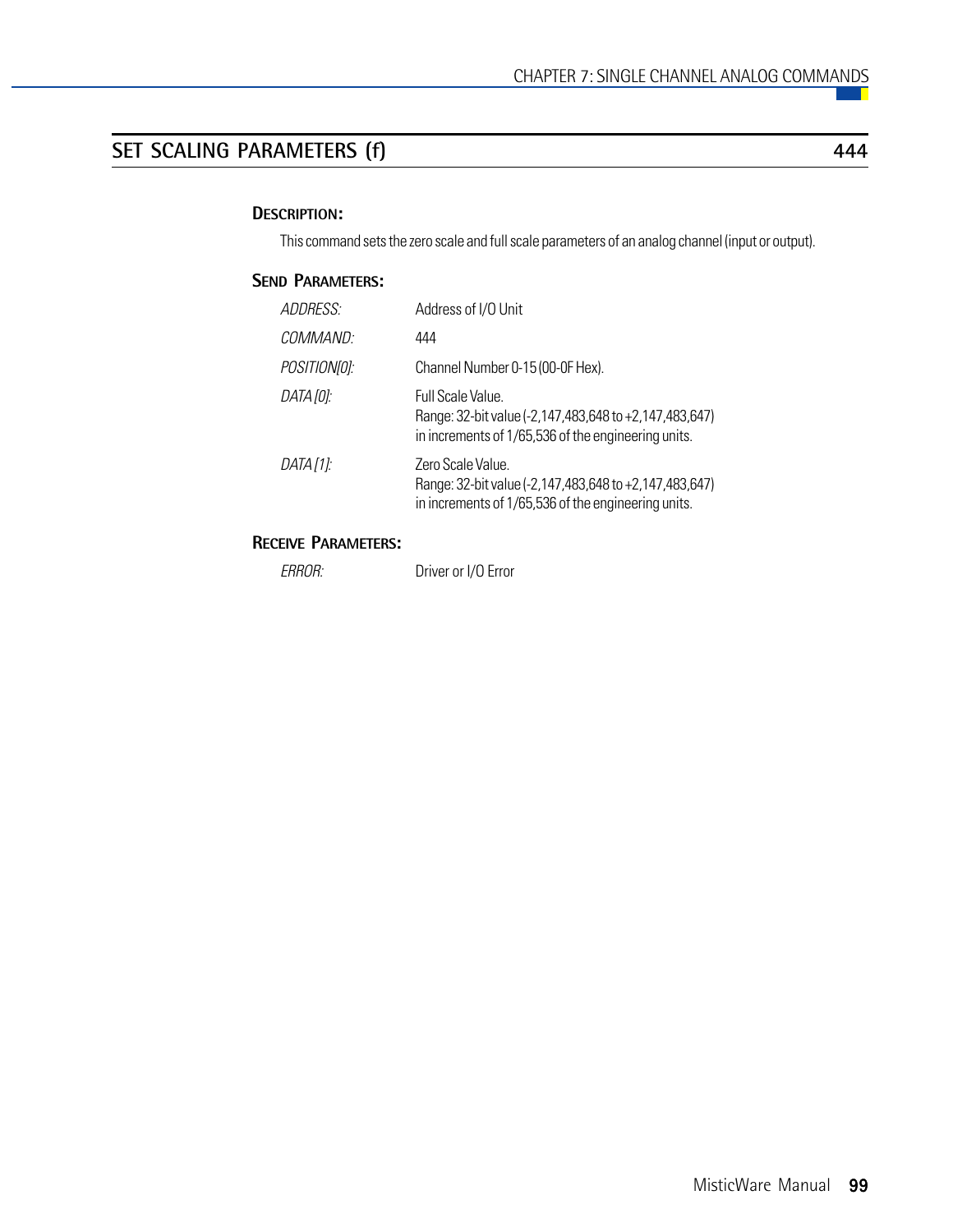## SET SCALING PARAMETERS (f) 444

### Description:

This command sets the zero scale and full scale parameters of an analog channel (input or output).

### Send Parameters:

| | |
|---|---|
| *ADDRESS:* | Address of I/O Unit |
| *COMMAND:* | 444 |
| *POSITION[0]:* | Channel Number 0-15 (00-0F Hex). |
| *DATA [0]:* | Full Scale Value.<br>Range: 32-bit value (-2,147,483,648 to +2,147,483,647) in increments of 1/65,536 of the engineering units. |
| *DATA [1]:* | Zero Scale Value.<br>Range: 32-bit value (-2,147,483,648 to +2,147,483,647) in increments of 1/65,536 of the engineering units. |

### Receive Parameters:

| | |
|---|---|
| *ERROR:* | Driver or I/O Error |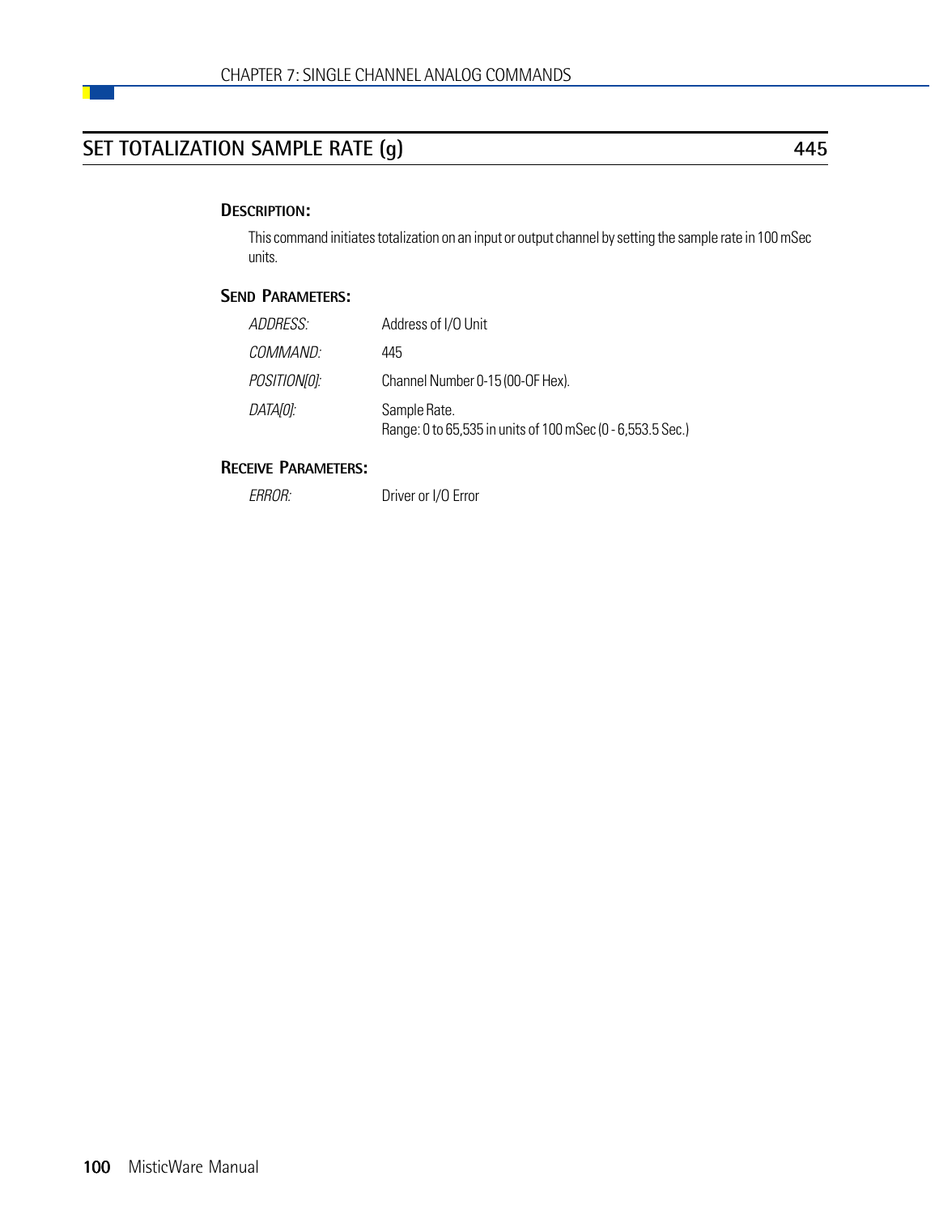## SET TOTALIZATION SAMPLE RATE (g) 445

### DESCRIPTION:

This command initiates totalization on an input or output channel by setting the sample rate in 100 mSec units.

### SEND PARAMETERS:

| | |
|---|---|
| *ADDRESS:* | Address of I/O Unit |
| *COMMAND:* | 445 |
| *POSITION[0]:* | Channel Number 0-15 (00-0F Hex). |
| *DATA[0]:* | Sample Rate.<br>Range: 0 to 65,535 in units of 100 mSec (0 - 6,553.5 Sec.) |

### RECEIVE PARAMETERS:

| | |
|---|---|
| *ERROR:* | Driver or I/O Error |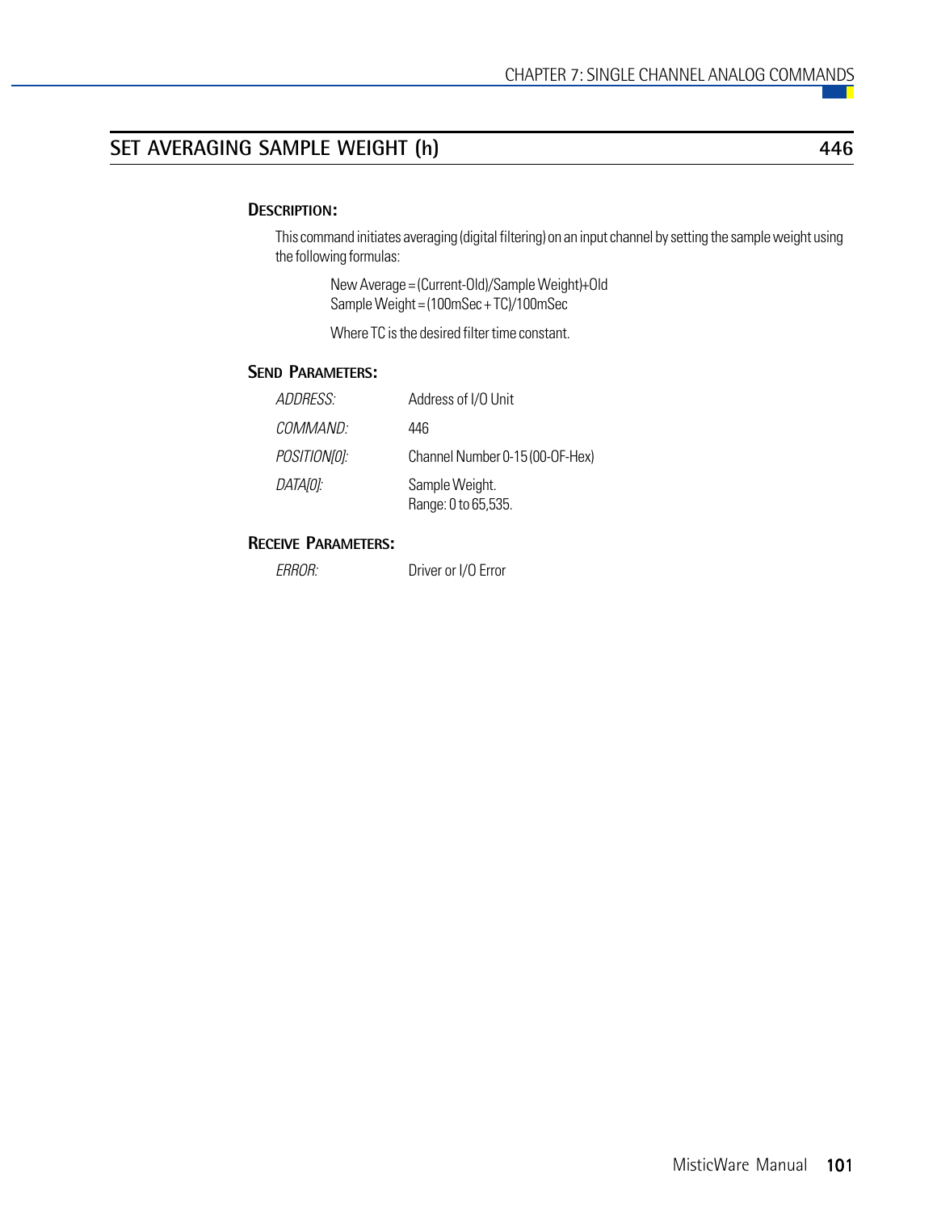## SET AVERAGING SAMPLE WEIGHT (h) — 446

### DESCRIPTION:

This command initiates averaging (digital filtering) on an input channel by setting the sample weight using the following formulas:

> New Average = (Current-Old)/Sample Weight)+Old
> Sample Weight = (100mSec + TC)/100mSec
>
> Where TC is the desired filter time constant.

### SEND PARAMETERS:

| | |
|---|---|
| *ADDRESS:* | Address of I/O Unit |
| *COMMAND:* | 446 |
| *POSITION[0]:* | Channel Number 0-15 (00-0F-Hex) |
| *DATA[0]:* | Sample Weight.<br>Range: 0 to 65,535. |

### RECEIVE PARAMETERS:

| | |
|---|---|
| *ERROR:* | Driver or I/O Error |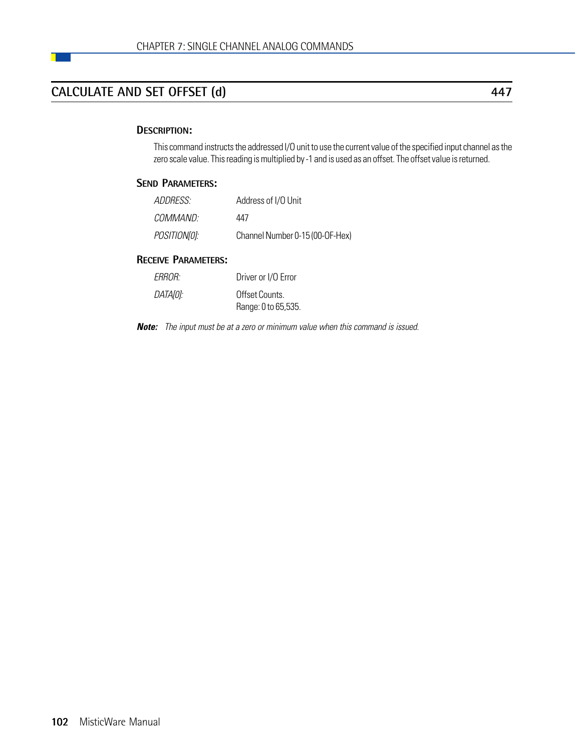## CALCULATE AND SET OFFSET (d) 447

### DESCRIPTION:

This command instructs the addressed I/O unit to use the current value of the specified input channel as the zero scale value. This reading is multiplied by -1 and is used as an offset. The offset value is returned.

### SEND PARAMETERS:

| | |
|---|---|
| *ADDRESS:* | Address of I/O Unit |
| *COMMAND:* | 447 |
| *POSITION[0]:* | Channel Number 0-15 (00-0F-Hex) |

### RECEIVE PARAMETERS:

| | |
|---|---|
| *ERROR:* | Driver or I/O Error |
| *DATA[0]:* | Offset Counts.<br>Range: 0 to 65,535. |

***Note:*** *The input must be at a zero or minimum value when this command is issued.*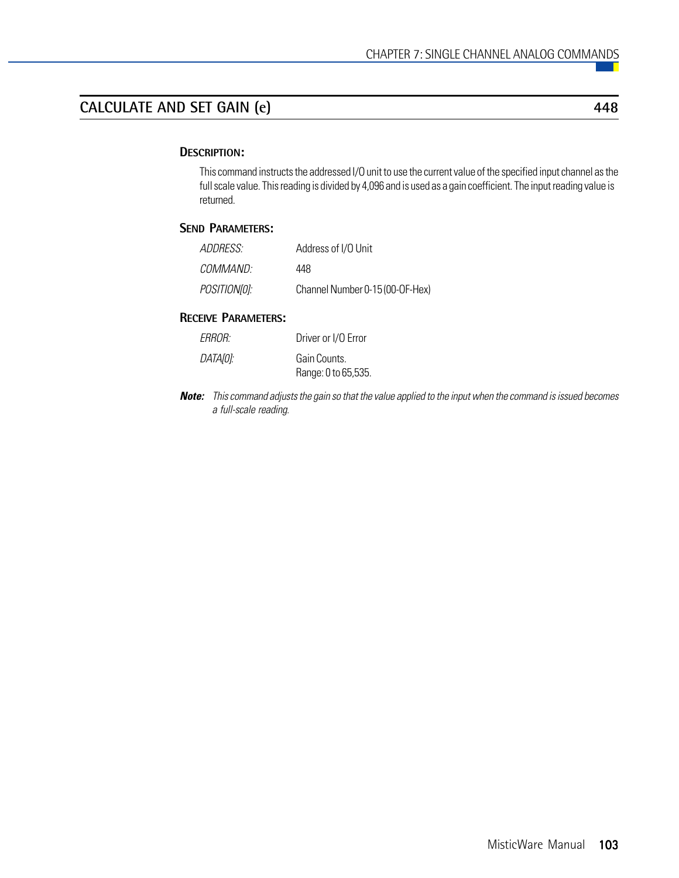## CALCULATE AND SET GAIN (e) 448

### Description:

This command instructs the addressed I/O unit to use the current value of the specified input channel as the full scale value. This reading is divided by 4,096 and is used as a gain coefficient. The input reading value is returned.

### Send Parameters:

| | |
|---|---|
| *ADDRESS:* | Address of I/O Unit |
| *COMMAND:* | 448 |
| *POSITION[0]:* | Channel Number 0-15 (00-0F-Hex) |

### Receive Parameters:

| | |
|---|---|
| *ERROR:* | Driver or I/O Error |
| *DATA[0]:* | Gain Counts.<br>Range: 0 to 65,535. |

***Note:*** *This command adjusts the gain so that the value applied to the input when the command is issued becomes a full-scale reading.*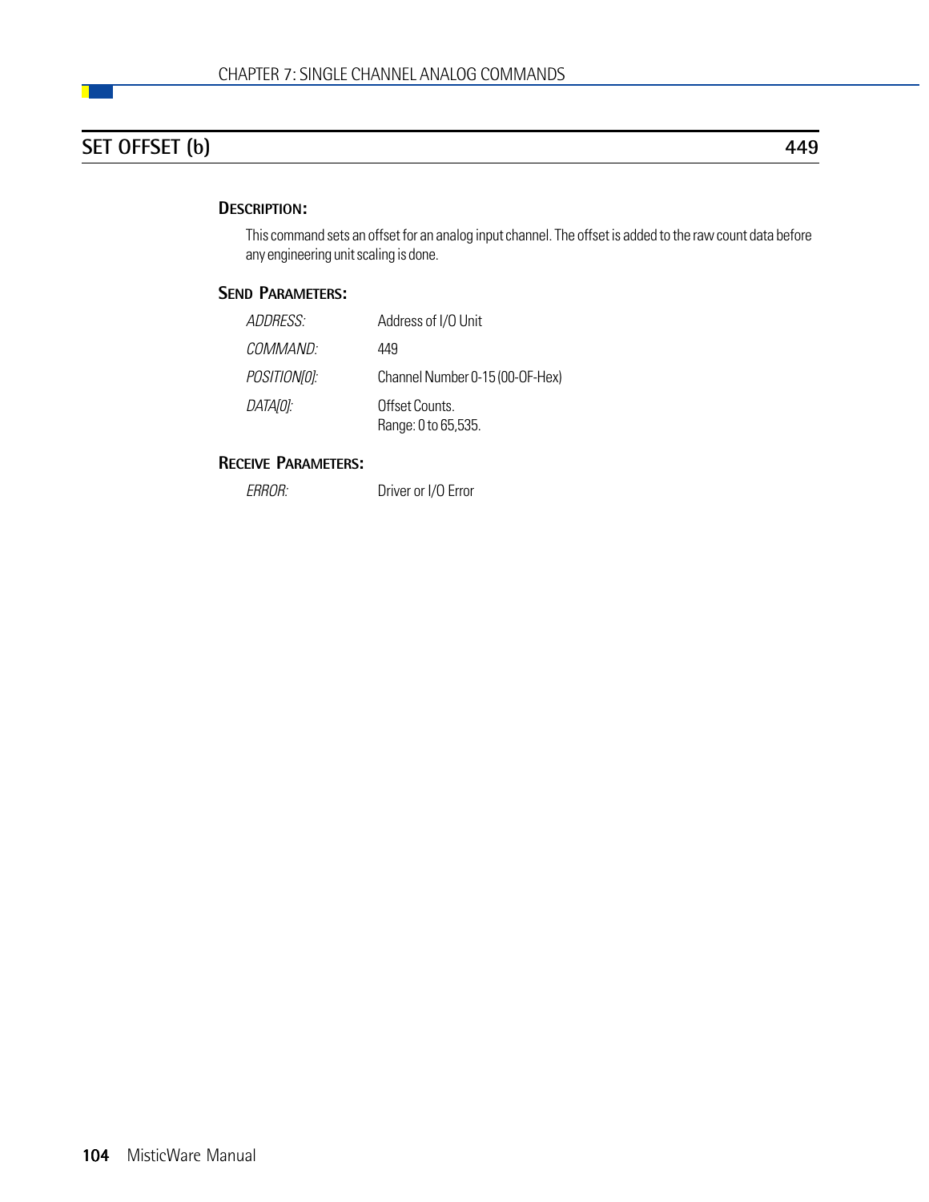## SET OFFSET (b) 449

### Description:

This command sets an offset for an analog input channel. The offset is added to the raw count data before any engineering unit scaling is done.

### Send Parameters:

| | |
|---|---|
| *ADDRESS:* | Address of I/O Unit |
| *COMMAND:* | 449 |
| *POSITION[0]:* | Channel Number 0-15 (00-0F-Hex) |
| *DATA[0]:* | Offset Counts.<br>Range: 0 to 65,535. |

### Receive Parameters:

| | |
|---|---|
| *ERROR:* | Driver or I/O Error |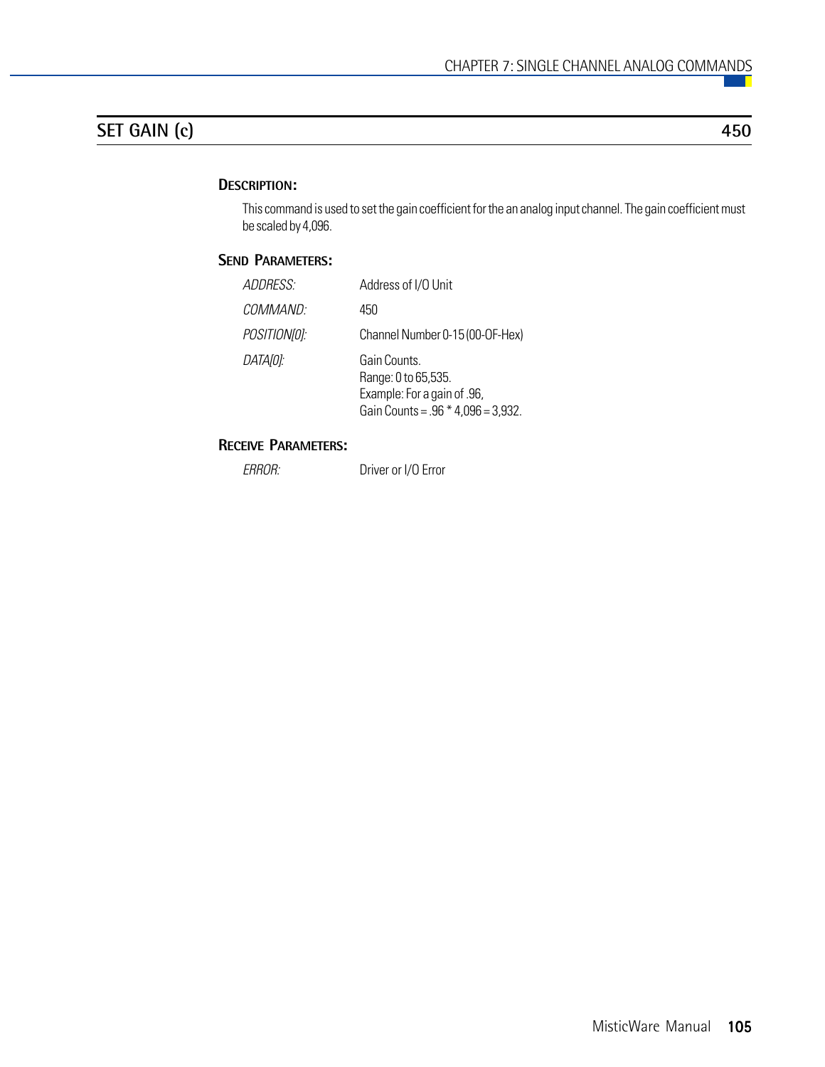## SET GAIN (c) 450

### DESCRIPTION:

This command is used to set the gain coefficient for the an analog input channel. The gain coefficient must be scaled by 4,096.

### SEND PARAMETERS:

| | |
|---|---|
| *ADDRESS:* | Address of I/O Unit |
| *COMMAND:* | 450 |
| *POSITION[0]:* | Channel Number 0-15 (00-0F-Hex) |
| *DATA[0]:* | Gain Counts.<br>Range: 0 to 65,535.<br>Example: For a gain of .96,<br>Gain Counts = .96 * 4,096 = 3,932. |

### RECEIVE PARAMETERS:

| | |
|---|---|
| *ERROR:* | Driver or I/O Error |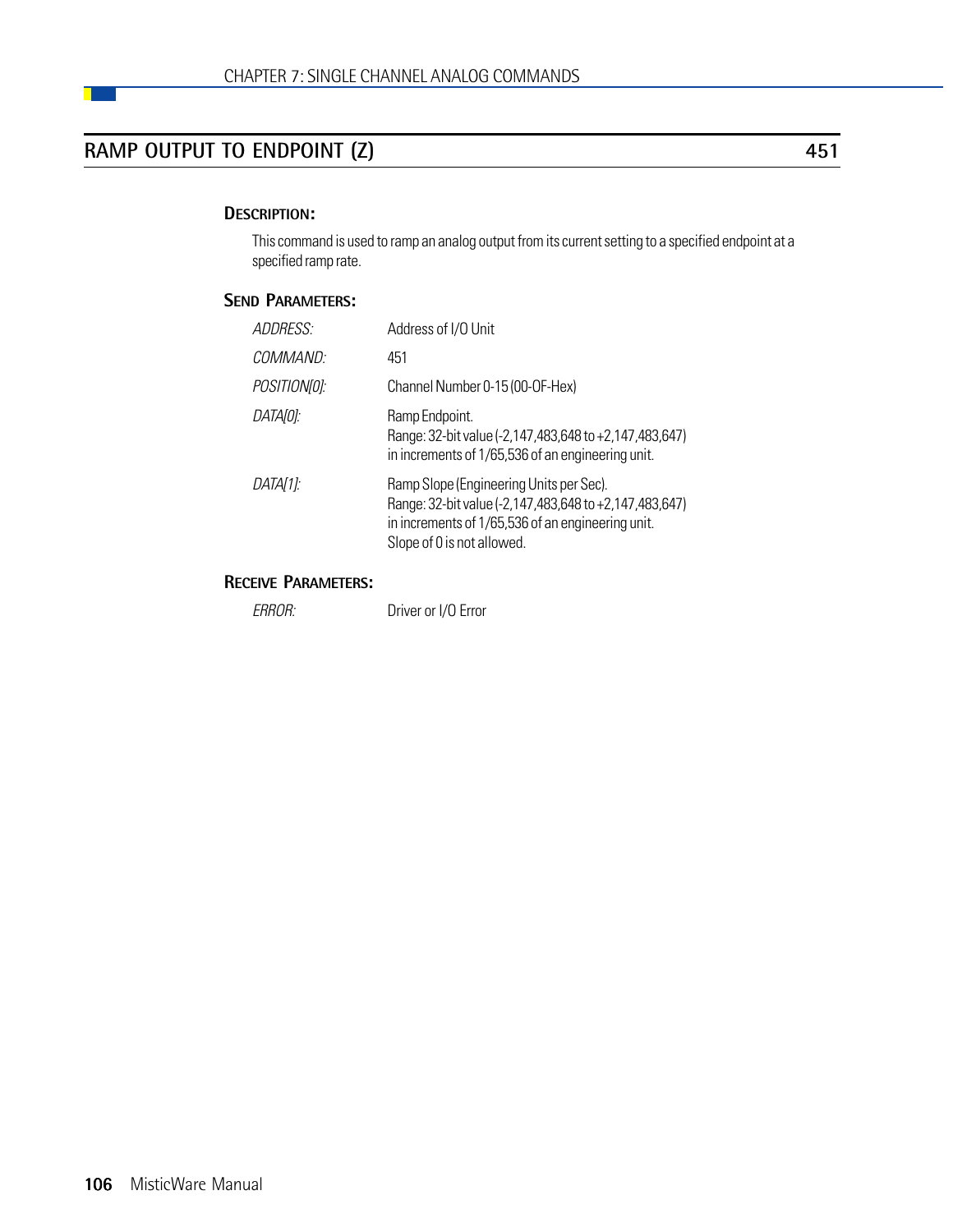## RAMP OUTPUT TO ENDPOINT (Z) 451

### DESCRIPTION:

This command is used to ramp an analog output from its current setting to a specified endpoint at a specified ramp rate.

### SEND PARAMETERS:

| | |
|---|---|
| *ADDRESS:* | Address of I/O Unit |
| *COMMAND:* | 451 |
| *POSITION[0]:* | Channel Number 0-15 (00-0F-Hex) |
| *DATA[0]:* | Ramp Endpoint.<br>Range: 32-bit value (-2,147,483,648 to +2,147,483,647) in increments of 1/65,536 of an engineering unit. |
| *DATA[1]:* | Ramp Slope (Engineering Units per Sec).<br>Range: 32-bit value (-2,147,483,648 to +2,147,483,647) in increments of 1/65,536 of an engineering unit.<br>Slope of 0 is not allowed. |

### RECEIVE PARAMETERS:

| | |
|---|---|
| *ERROR:* | Driver or I/O Error |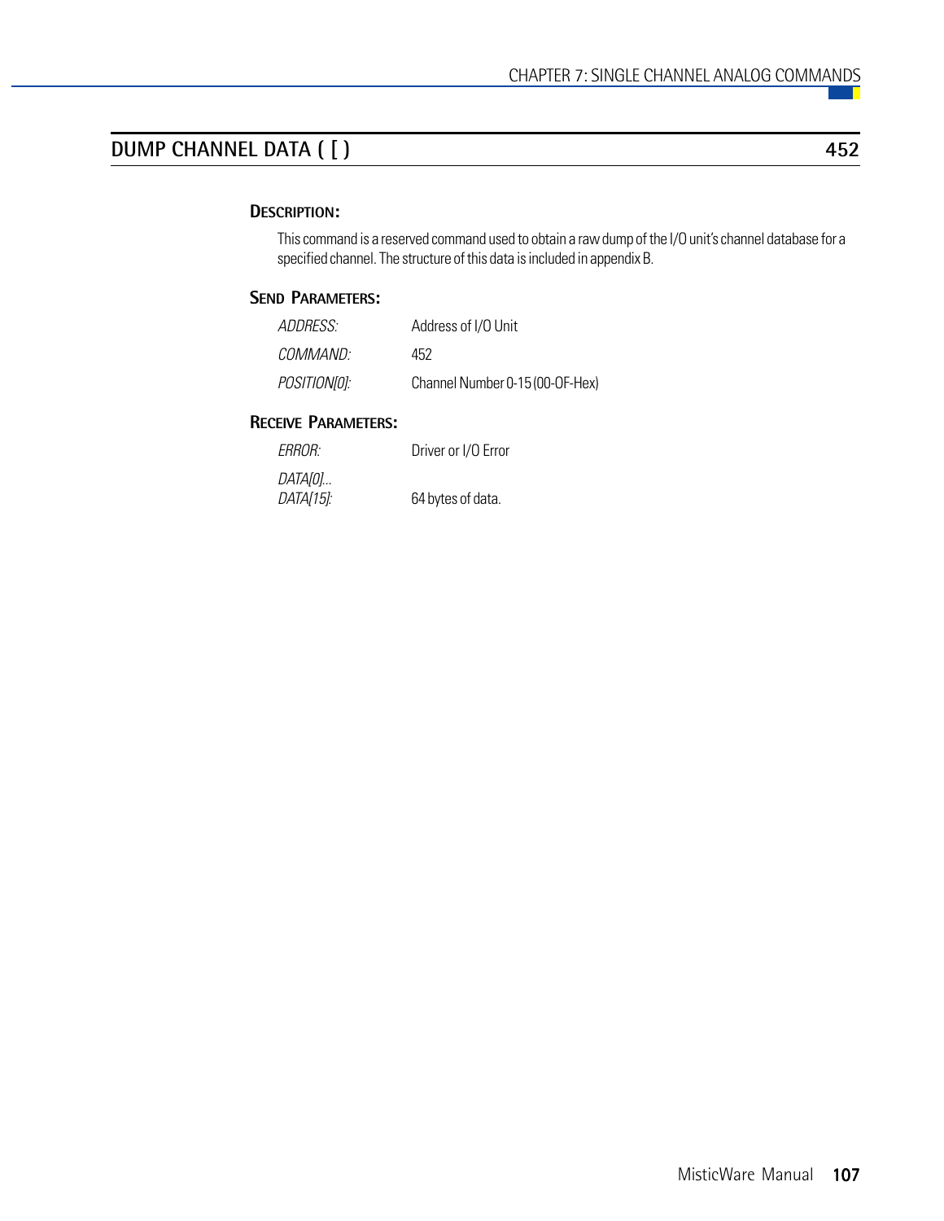## DUMP CHANNEL DATA ( [ ) 452

### Description:

This command is a reserved command used to obtain a raw dump of the I/O unit's channel database for a specified channel. The structure of this data is included in appendix B.

### Send Parameters:

| | |
|---|---|
| *ADDRESS:* | Address of I/O Unit |
| *COMMAND:* | 452 |
| *POSITION[0]:* | Channel Number 0-15 (00-0F-Hex) |

### Receive Parameters:

| | |
|---|---|
| *ERROR:* | Driver or I/O Error |
| *DATA[0]... DATA[15]:* | 64 bytes of data. |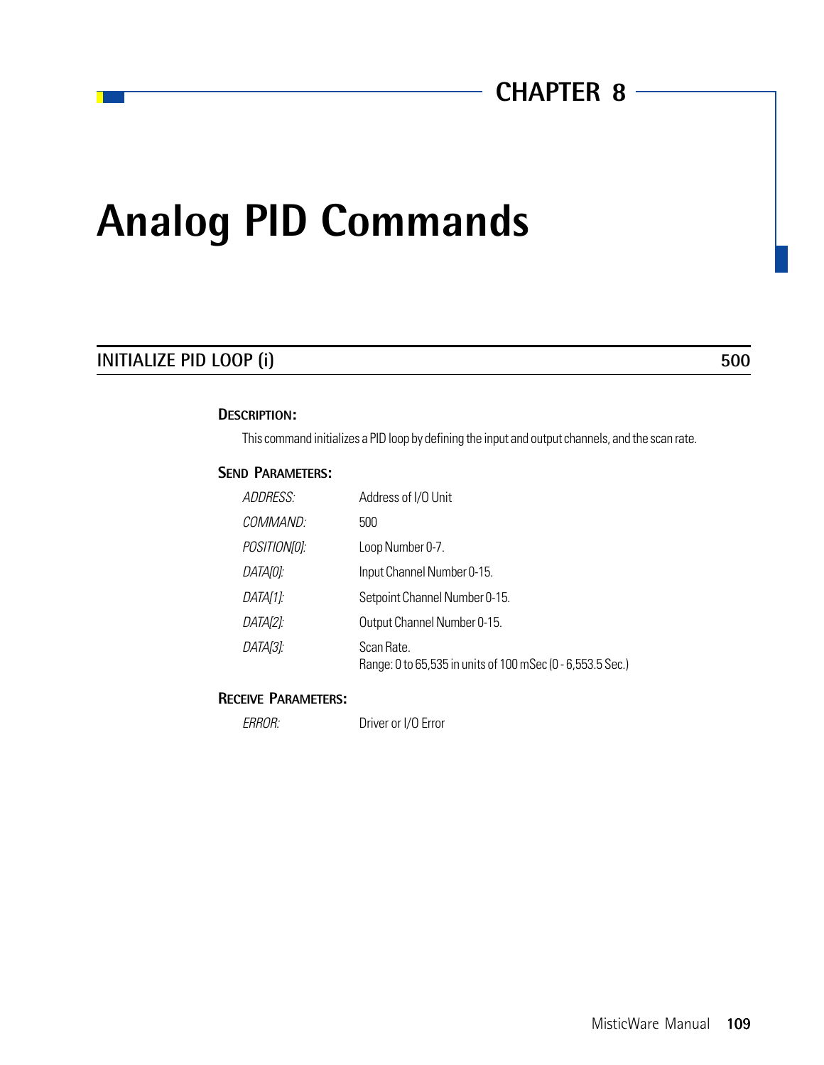# CHAPTER 8

# Analog PID Commands

## INITIALIZE PID LOOP (i) — 500

### DESCRIPTION:

This command initializes a PID loop by defining the input and output channels, and the scan rate.

### SEND PARAMETERS:

| | |
|---|---|
| *ADDRESS:* | Address of I/O Unit |
| *COMMAND:* | 500 |
| *POSITION[0]:* | Loop Number 0-7. |
| *DATA[0]:* | Input Channel Number 0-15. |
| *DATA[1]:* | Setpoint Channel Number 0-15. |
| *DATA[2]:* | Output Channel Number 0-15. |
| *DATA[3]:* | Scan Rate.<br>Range: 0 to 65,535 in units of 100 mSec (0 - 6,553.5 Sec.) |

### RECEIVE PARAMETERS:

| | |
|---|---|
| *ERROR:* | Driver or I/O Error |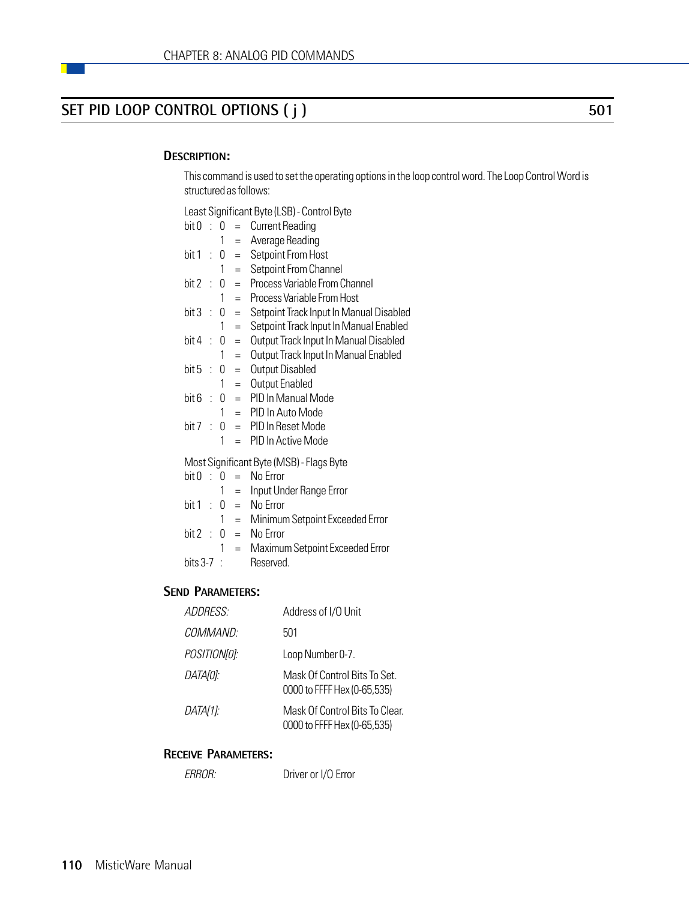## SET PID LOOP CONTROL OPTIONS ( j ) — 501

### DESCRIPTION:

This command is used to set the operating options in the loop control word. The Loop Control Word is structured as follows:

Least Significant Byte (LSB) - Control Byte

```
bit 0  :  0  =  Current Reading
          1  =  Average Reading
bit 1  :  0  =  Setpoint From Host
          1  =  Setpoint From Channel
bit 2  :  0  =  Process Variable From Channel
          1  =  Process Variable From Host
bit 3  :  0  =  Setpoint Track Input In Manual Disabled
          1  =  Setpoint Track Input In Manual Enabled
bit 4  :  0  =  Output Track Input In Manual Disabled
          1  =  Output Track Input In Manual Enabled
bit 5  :  0  =  Output Disabled
          1  =  Output Enabled
bit 6  :  0  =  PID In Manual Mode
          1  =  PID In Auto Mode
bit 7  :  0  =  PID In Reset Mode
          1  =  PID In Active Mode
```

Most Significant Byte (MSB) - Flags Byte

```
bit 0  :  0  =  No Error
          1  =  Input Under Range Error
bit 1  :  0  =  No Error
          1  =  Minimum Setpoint Exceeded Error
bit 2  :  0  =  No Error
          1  =  Maximum Setpoint Exceeded Error
bits 3-7  :     Reserved.
```

### SEND PARAMETERS:

| | |
|---|---|
| *ADDRESS:* | Address of I/O Unit |
| *COMMAND:* | 501 |
| *POSITION[0]:* | Loop Number 0-7. |
| *DATA[0]:* | Mask Of Control Bits To Set. 0000 to FFFF Hex (0-65,535) |
| *DATA[1]:* | Mask Of Control Bits To Clear. 0000 to FFFF Hex (0-65,535) |

### RECEIVE PARAMETERS:

| | |
|---|---|
| *ERROR:* | Driver or I/O Error |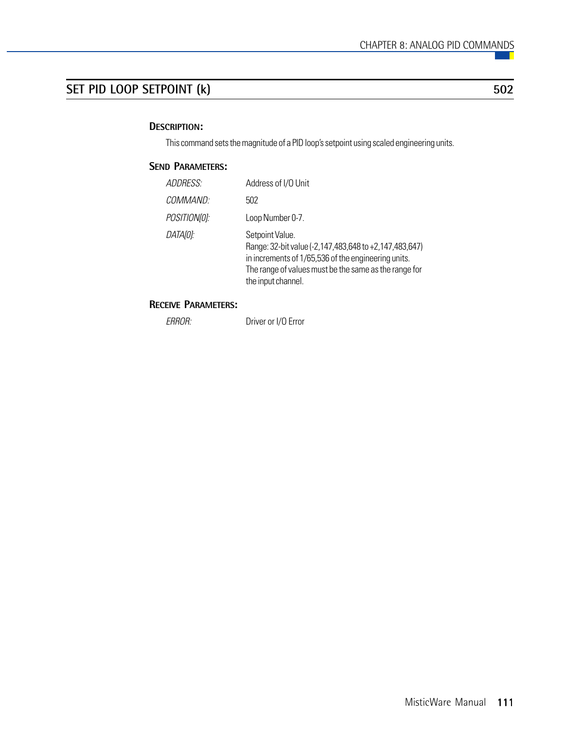## SET PID LOOP SETPOINT (k) 502

### Description:

This command sets the magnitude of a PID loop's setpoint using scaled engineering units.

### Send Parameters:

| | |
|---|---|
| *ADDRESS:* | Address of I/O Unit |
| *COMMAND:* | 502 |
| *POSITION[0]:* | Loop Number 0-7. |
| *DATA[0]:* | Setpoint Value.<br>Range: 32-bit value (-2,147,483,648 to +2,147,483,647) in increments of 1/65,536 of the engineering units.<br>The range of values must be the same as the range for the input channel. |

### Receive Parameters:

| | |
|---|---|
| *ERROR:* | Driver or I/O Error |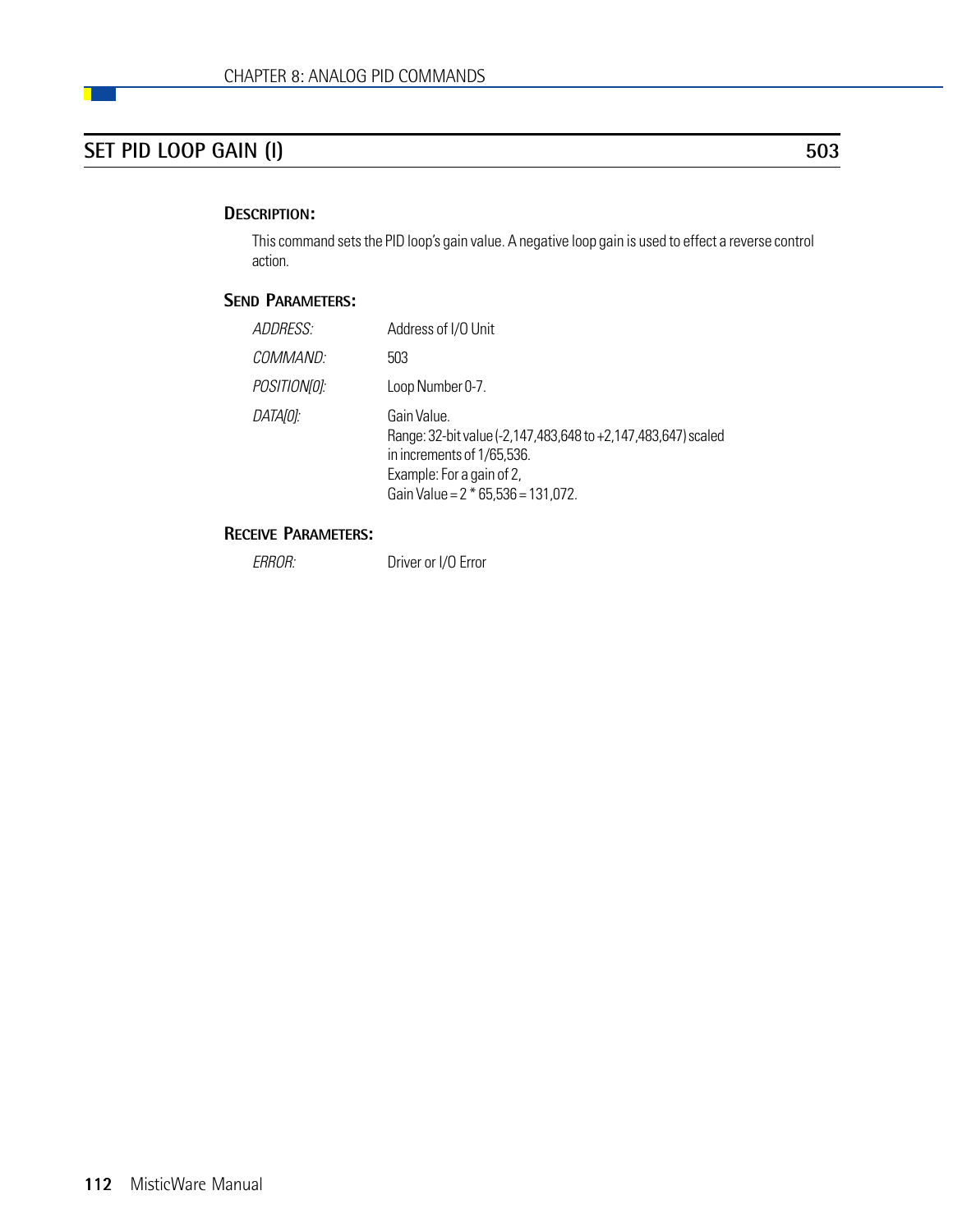## SET PID LOOP GAIN (I) 503

### DESCRIPTION:

This command sets the PID loop's gain value. A negative loop gain is used to effect a reverse control action.

### SEND PARAMETERS:

| | |
|---|---|
| *ADDRESS:* | Address of I/O Unit |
| *COMMAND:* | 503 |
| *POSITION[0]:* | Loop Number 0-7. |
| *DATA[0]:* | Gain Value.<br>Range: 32-bit value (-2,147,483,648 to +2,147,483,647) scaled in increments of 1/65,536.<br>Example: For a gain of 2,<br>Gain Value = 2 * 65,536 = 131,072. |

### RECEIVE PARAMETERS:

| | |
|---|---|
| *ERROR:* | Driver or I/O Error |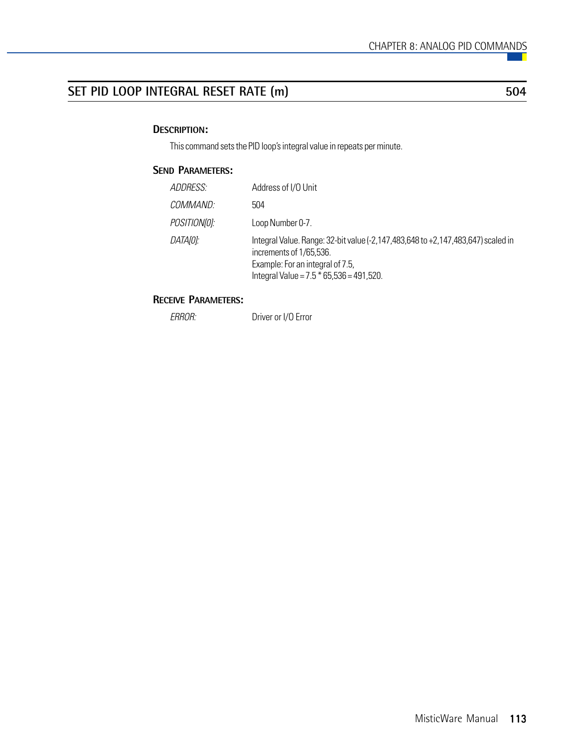## SET PID LOOP INTEGRAL RESET RATE (m) — 504

### Description:

This command sets the PID loop's integral value in repeats per minute.

### Send Parameters:

| | |
|---|---|
| *ADDRESS:* | Address of I/O Unit |
| *COMMAND:* | 504 |
| *POSITION[0]:* | Loop Number 0-7. |
| *DATA[0]:* | Integral Value. Range: 32-bit value (-2,147,483,648 to +2,147,483,647) scaled in increments of 1/65,536.<br>Example: For an integral of 7.5,<br>Integral Value = 7.5 * 65,536 = 491,520. |

### Receive Parameters:

| | |
|---|---|
| *ERROR:* | Driver or I/O Error |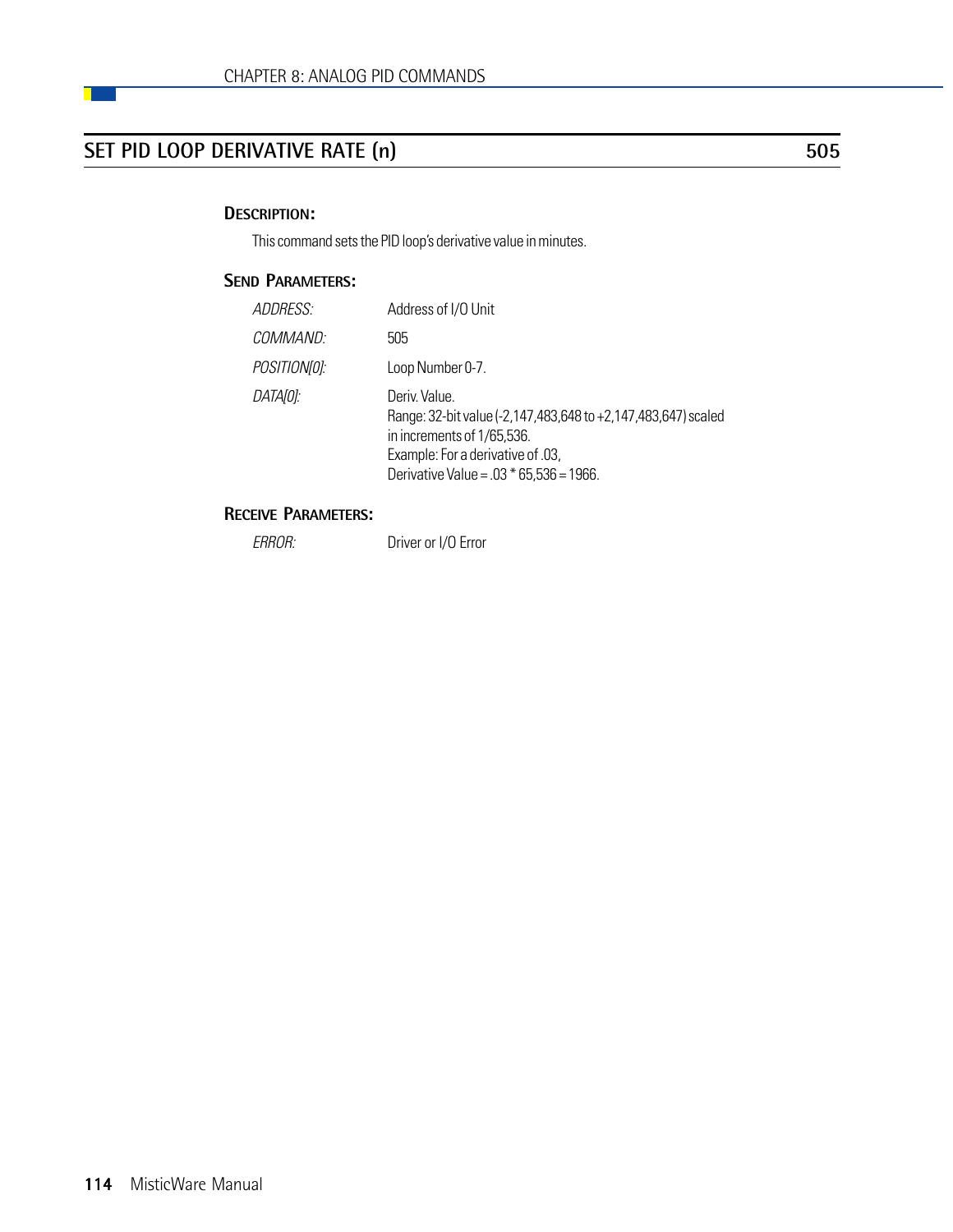## SET PID LOOP DERIVATIVE RATE (n) — 505

### Description:

This command sets the PID loop's derivative value in minutes.

### Send Parameters:

| | |
|---|---|
| *ADDRESS:* | Address of I/O Unit |
| *COMMAND:* | 505 |
| *POSITION[0]:* | Loop Number 0-7. |
| *DATA[0]:* | Deriv. Value.<br>Range: 32-bit value (-2,147,483,648 to +2,147,483,647) scaled in increments of 1/65,536.<br>Example: For a derivative of .03,<br>Derivative Value = .03 * 65,536 = 1966. |

### Receive Parameters:

| | |
|---|---|
| *ERROR:* | Driver or I/O Error |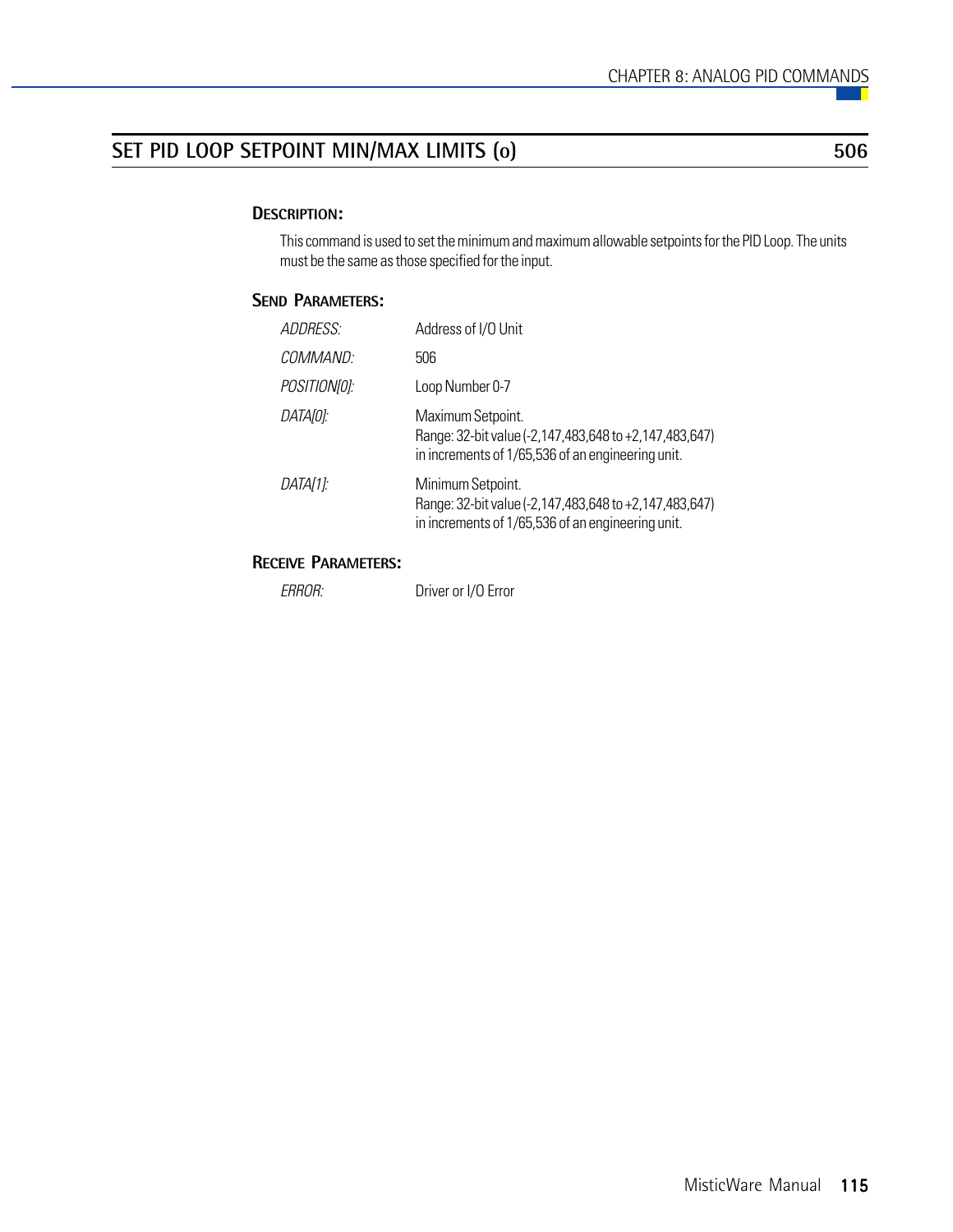## SET PID LOOP SETPOINT MIN/MAX LIMITS (o) — 506

### DESCRIPTION:

This command is used to set the minimum and maximum allowable setpoints for the PID Loop. The units must be the same as those specified for the input.

### SEND PARAMETERS:

| | |
|---|---|
| *ADDRESS:* | Address of I/O Unit |
| *COMMAND:* | 506 |
| *POSITION[0]:* | Loop Number 0-7 |
| *DATA[0]:* | Maximum Setpoint.<br>Range: 32-bit value (-2,147,483,648 to +2,147,483,647) in increments of 1/65,536 of an engineering unit. |
| *DATA[1]:* | Minimum Setpoint.<br>Range: 32-bit value (-2,147,483,648 to +2,147,483,647) in increments of 1/65,536 of an engineering unit. |

### RECEIVE PARAMETERS:

| | |
|---|---|
| *ERROR:* | Driver or I/O Error |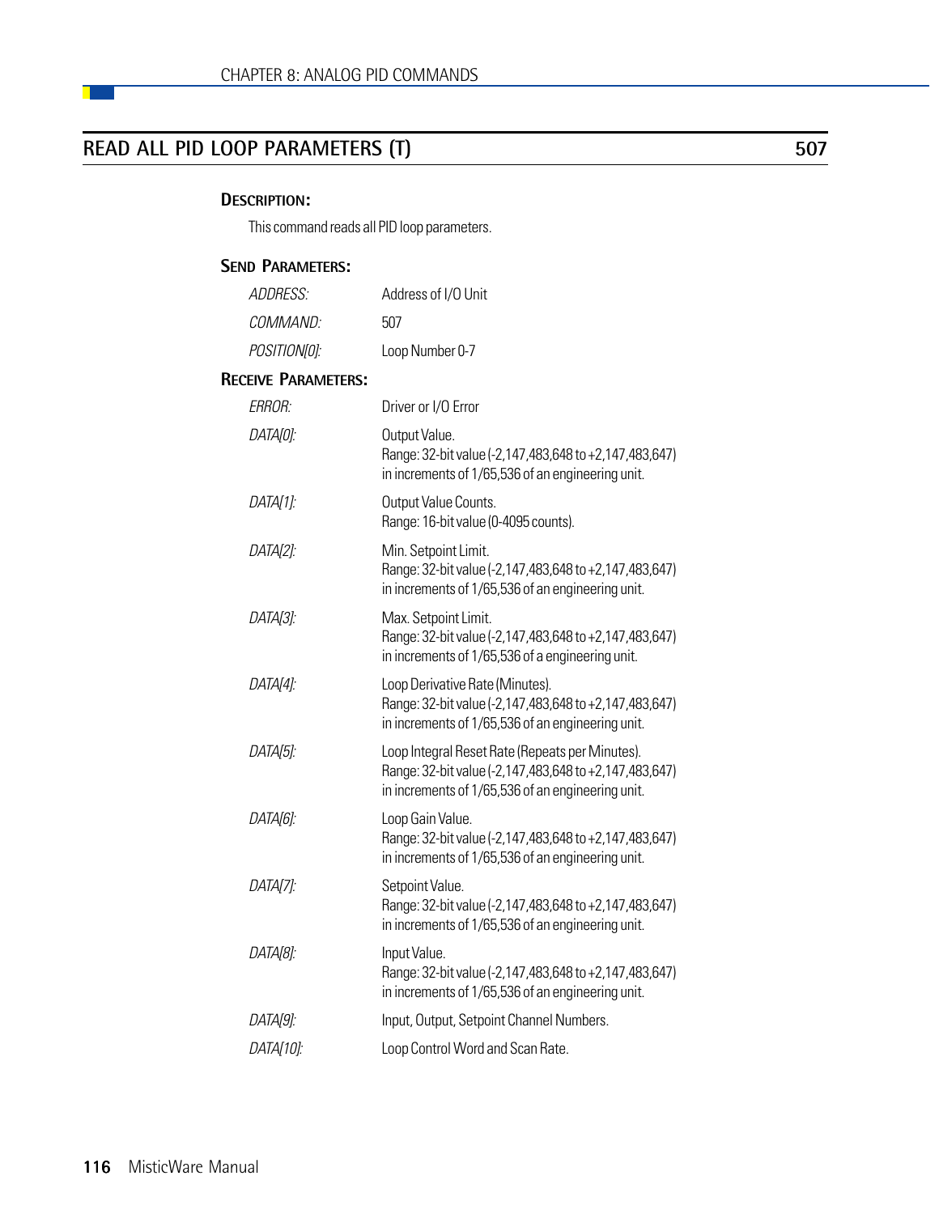## READ ALL PID LOOP PARAMETERS (T) 507

### DESCRIPTION:

This command reads all PID loop parameters.

### SEND PARAMETERS:

| | |
|---|---|
| *ADDRESS:* | Address of I/O Unit |
| *COMMAND:* | 507 |
| *POSITION[0]:* | Loop Number 0-7 |

### RECEIVE PARAMETERS:

| | |
|---|---|
| *ERROR:* | Driver or I/O Error |
| *DATA[0]:* | Output Value.<br>Range: 32-bit value (-2,147,483,648 to +2,147,483,647) in increments of 1/65,536 of an engineering unit. |
| *DATA[1]:* | Output Value Counts.<br>Range: 16-bit value (0-4095 counts). |
| *DATA[2]:* | Min. Setpoint Limit.<br>Range: 32-bit value (-2,147,483,648 to +2,147,483,647) in increments of 1/65,536 of an engineering unit. |
| *DATA[3]:* | Max. Setpoint Limit.<br>Range: 32-bit value (-2,147,483,648 to +2,147,483,647) in increments of 1/65,536 of a engineering unit. |
| *DATA[4]:* | Loop Derivative Rate (Minutes).<br>Range: 32-bit value (-2,147,483,648 to +2,147,483,647) in increments of 1/65,536 of an engineering unit. |
| *DATA[5]:* | Loop Integral Reset Rate (Repeats per Minutes).<br>Range: 32-bit value (-2,147,483,648 to +2,147,483,647) in increments of 1/65,536 of an engineering unit. |
| *DATA[6]:* | Loop Gain Value.<br>Range: 32-bit value (-2,147,483,648 to +2,147,483,647) in increments of 1/65,536 of an engineering unit. |
| *DATA[7]:* | Setpoint Value.<br>Range: 32-bit value (-2,147,483,648 to +2,147,483,647) in increments of 1/65,536 of an engineering unit. |
| *DATA[8]:* | Input Value.<br>Range: 32-bit value (-2,147,483,648 to +2,147,483,647) in increments of 1/65,536 of an engineering unit. |
| *DATA[9]:* | Input, Output, Setpoint Channel Numbers. |
| *DATA[10]:* | Loop Control Word and Scan Rate. |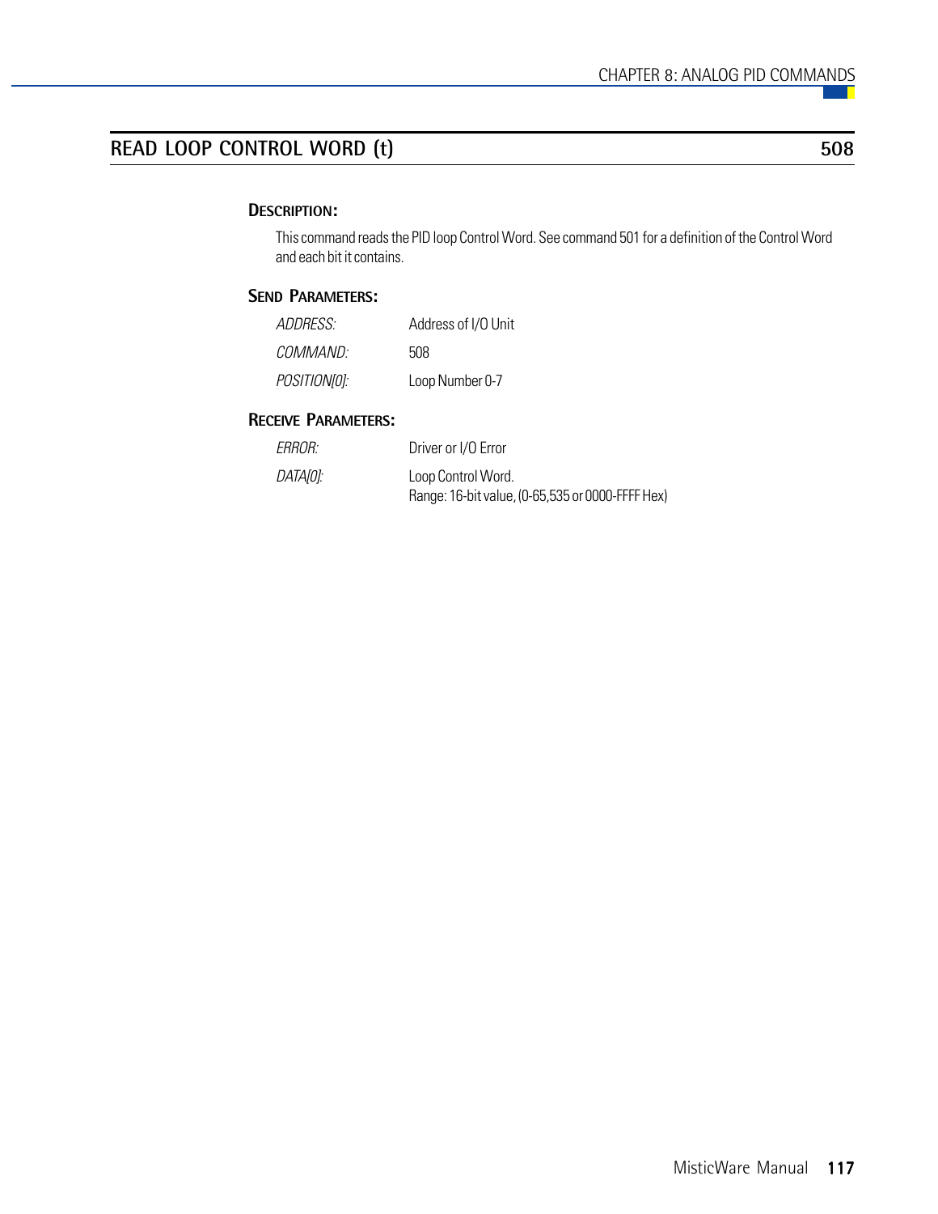## READ LOOP CONTROL WORD (t) 508

### DESCRIPTION:

This command reads the PID loop Control Word. See command 501 for a definition of the Control Word and each bit it contains.

### SEND PARAMETERS:

| | |
|---|---|
| *ADDRESS:* | Address of I/O Unit |
| *COMMAND:* | 508 |
| *POSITION[0]:* | Loop Number 0-7 |

### RECEIVE PARAMETERS:

| | |
|---|---|
| *ERROR:* | Driver or I/O Error |
| *DATA[0]:* | Loop Control Word.<br>Range: 16-bit value, (0-65,535 or 0000-FFFF Hex) |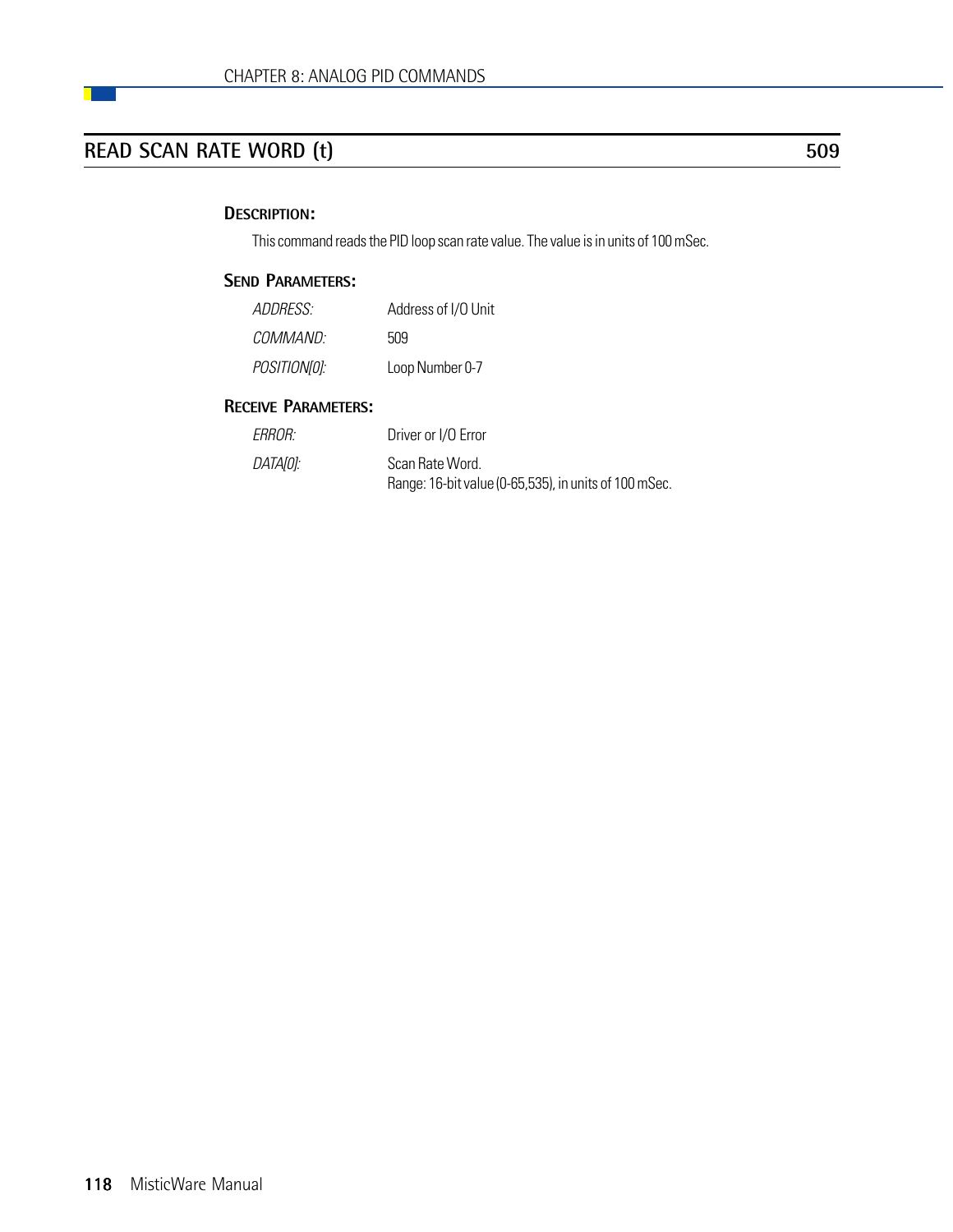## READ SCAN RATE WORD (t) 509

### DESCRIPTION:

This command reads the PID loop scan rate value. The value is in units of 100 mSec.

### SEND PARAMETERS:

| | |
|---|---|
| *ADDRESS:* | Address of I/O Unit |
| *COMMAND:* | 509 |
| *POSITION[0]:* | Loop Number 0-7 |

### RECEIVE PARAMETERS:

| | |
|---|---|
| *ERROR:* | Driver or I/O Error |
| *DATA[0]:* | Scan Rate Word.<br>Range: 16-bit value (0-65,535), in units of 100 mSec. |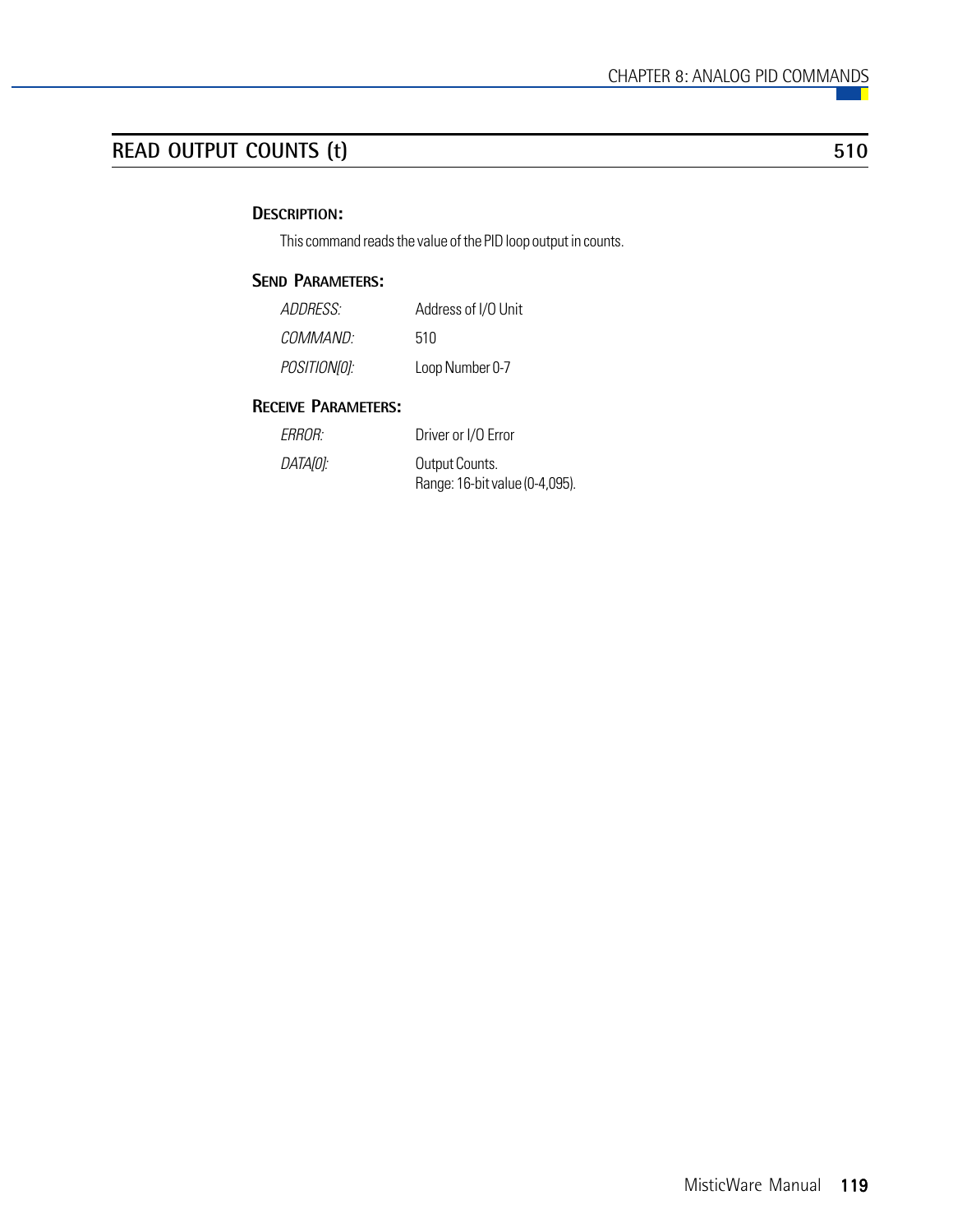## READ OUTPUT COUNTS (t) — 510

### DESCRIPTION:

This command reads the value of the PID loop output in counts.

### SEND PARAMETERS:

| | |
|---|---|
| *ADDRESS:* | Address of I/O Unit |
| *COMMAND:* | 510 |
| *POSITION[0]:* | Loop Number 0-7 |

### RECEIVE PARAMETERS:

| | |
|---|---|
| *ERROR:* | Driver or I/O Error |
| *DATA[0]:* | Output Counts. Range: 16-bit value (0-4,095). |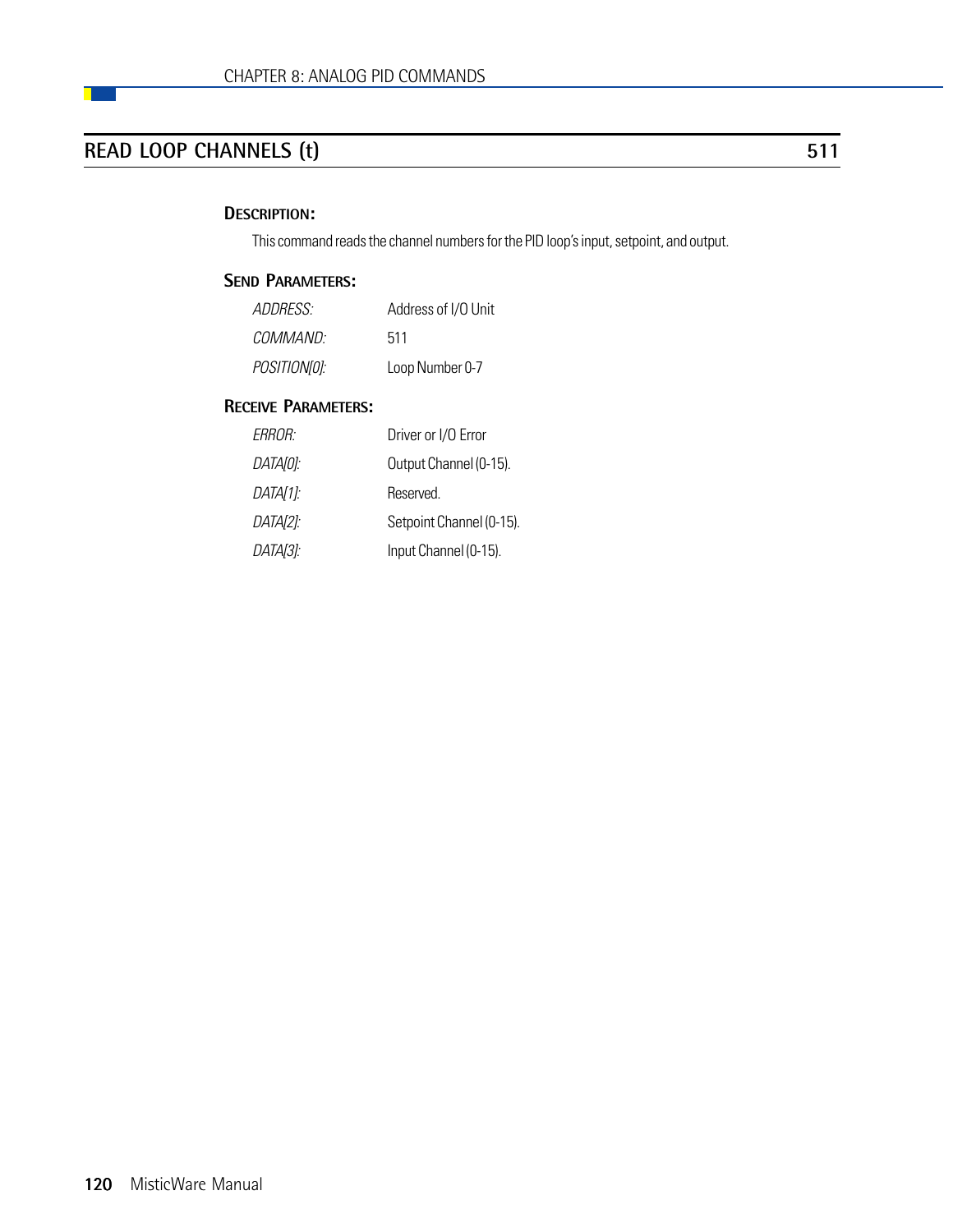## READ LOOP CHANNELS (t) 511

### Description:

This command reads the channel numbers for the PID loop's input, setpoint, and output.

### Send Parameters:

| | |
|---|---|
| *ADDRESS:* | Address of I/O Unit |
| *COMMAND:* | 511 |
| *POSITION[0]:* | Loop Number 0-7 |

### Receive Parameters:

| | |
|---|---|
| *ERROR:* | Driver or I/O Error |
| *DATA[0]:* | Output Channel (0-15). |
| *DATA[1]:* | Reserved. |
| *DATA[2]:* | Setpoint Channel (0-15). |
| *DATA[3]:* | Input Channel (0-15). |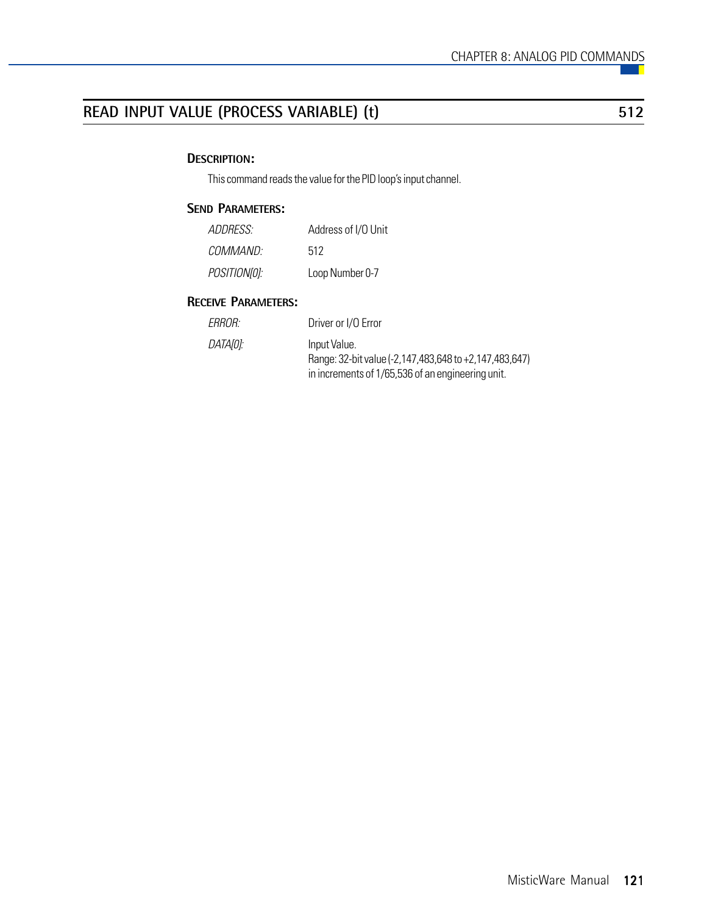## READ INPUT VALUE (PROCESS VARIABLE) (t) — 512

### Description:

This command reads the value for the PID loop's input channel.

### Send Parameters:

| | |
|---|---|
| *ADDRESS:* | Address of I/O Unit |
| *COMMAND:* | 512 |
| *POSITION[0]:* | Loop Number 0-7 |

### Receive Parameters:

| | |
|---|---|
| *ERROR:* | Driver or I/O Error |
| *DATA[0]:* | Input Value.<br>Range: 32-bit value (-2,147,483,648 to +2,147,483,647)<br>in increments of 1/65,536 of an engineering unit. |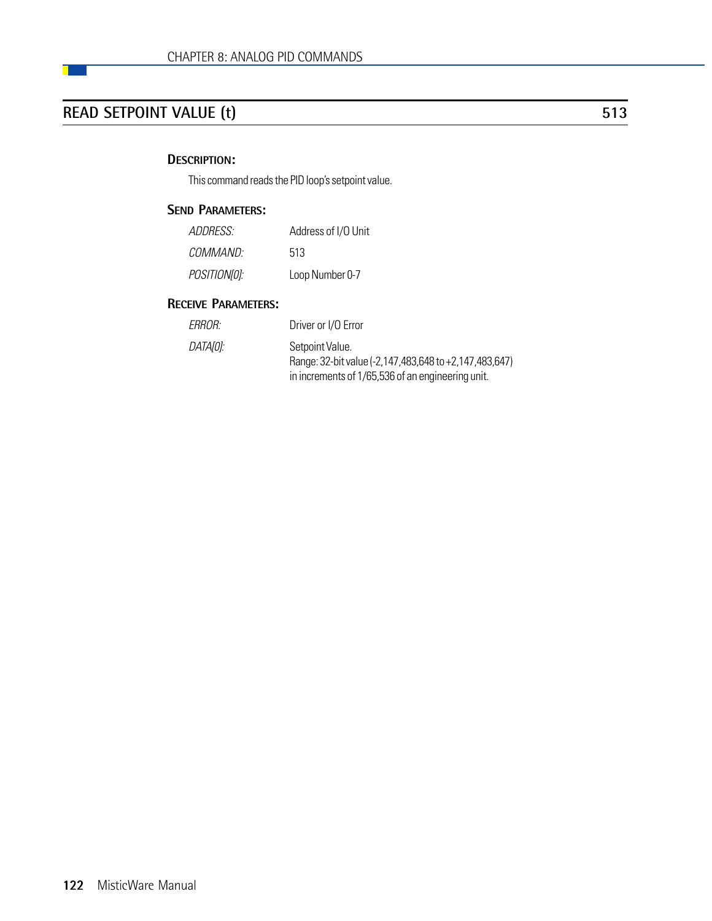## READ SETPOINT VALUE (t) 513

### DESCRIPTION:

This command reads the PID loop's setpoint value.

### SEND PARAMETERS:

| | |
|---|---|
| *ADDRESS:* | Address of I/O Unit |
| *COMMAND:* | 513 |
| *POSITION[0]:* | Loop Number 0-7 |

### RECEIVE PARAMETERS:

| | |
|---|---|
| *ERROR:* | Driver or I/O Error |
| *DATA[0]:* | Setpoint Value.<br>Range: 32-bit value (-2,147,483,648 to +2,147,483,647) in increments of 1/65,536 of an engineering unit. |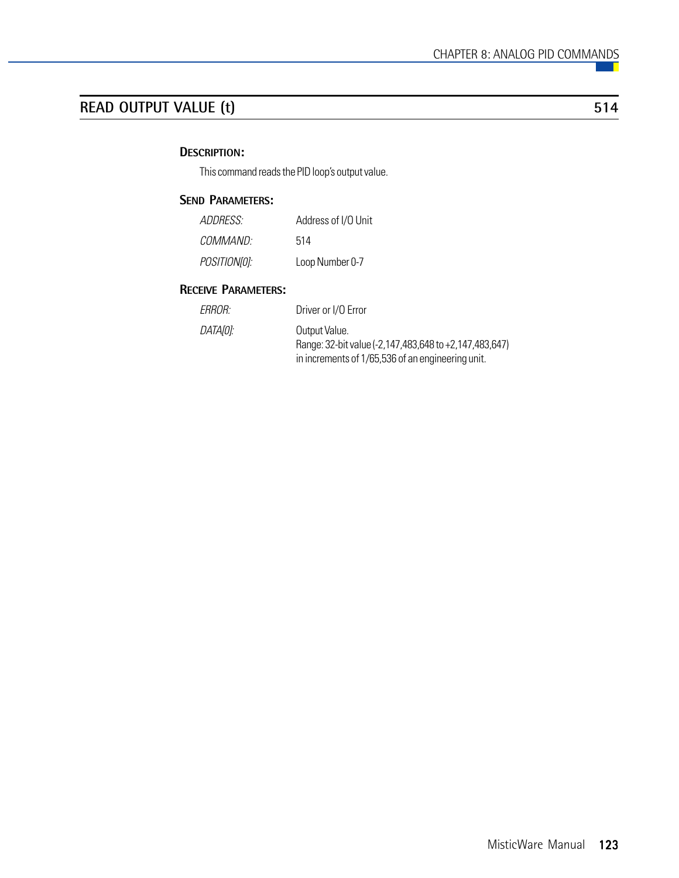## READ OUTPUT VALUE (t) 514

### DESCRIPTION:

This command reads the PID loop's output value.

### SEND PARAMETERS:

| | |
|---|---|
| *ADDRESS:* | Address of I/O Unit |
| *COMMAND:* | 514 |
| *POSITION[0]:* | Loop Number 0-7 |

### RECEIVE PARAMETERS:

| | |
|---|---|
| *ERROR:* | Driver or I/O Error |
| *DATA[0]:* | Output Value.<br>Range: 32-bit value (-2,147,483,648 to +2,147,483,647) in increments of 1/65,536 of an engineering unit. |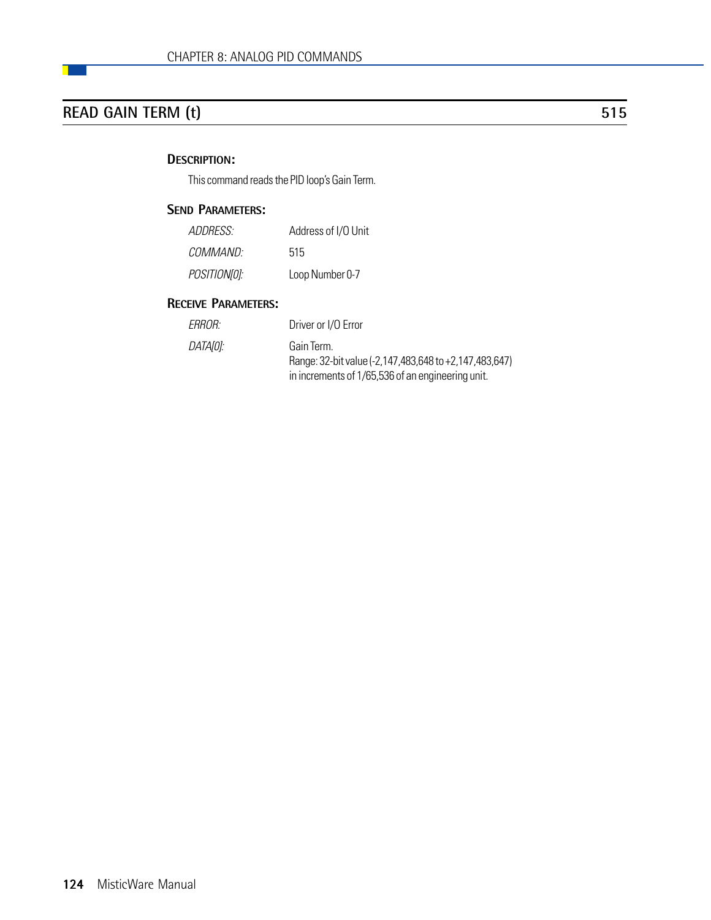## READ GAIN TERM (t) 515

### Description:

This command reads the PID loop's Gain Term.

### Send Parameters:

| | |
|---|---|
| *ADDRESS:* | Address of I/O Unit |
| *COMMAND:* | 515 |
| *POSITION[0]:* | Loop Number 0-7 |

### Receive Parameters:

| | |
|---|---|
| *ERROR:* | Driver or I/O Error |
| *DATA[0]:* | Gain Term.<br>Range: 32-bit value (-2,147,483,648 to +2,147,483,647) in increments of 1/65,536 of an engineering unit. |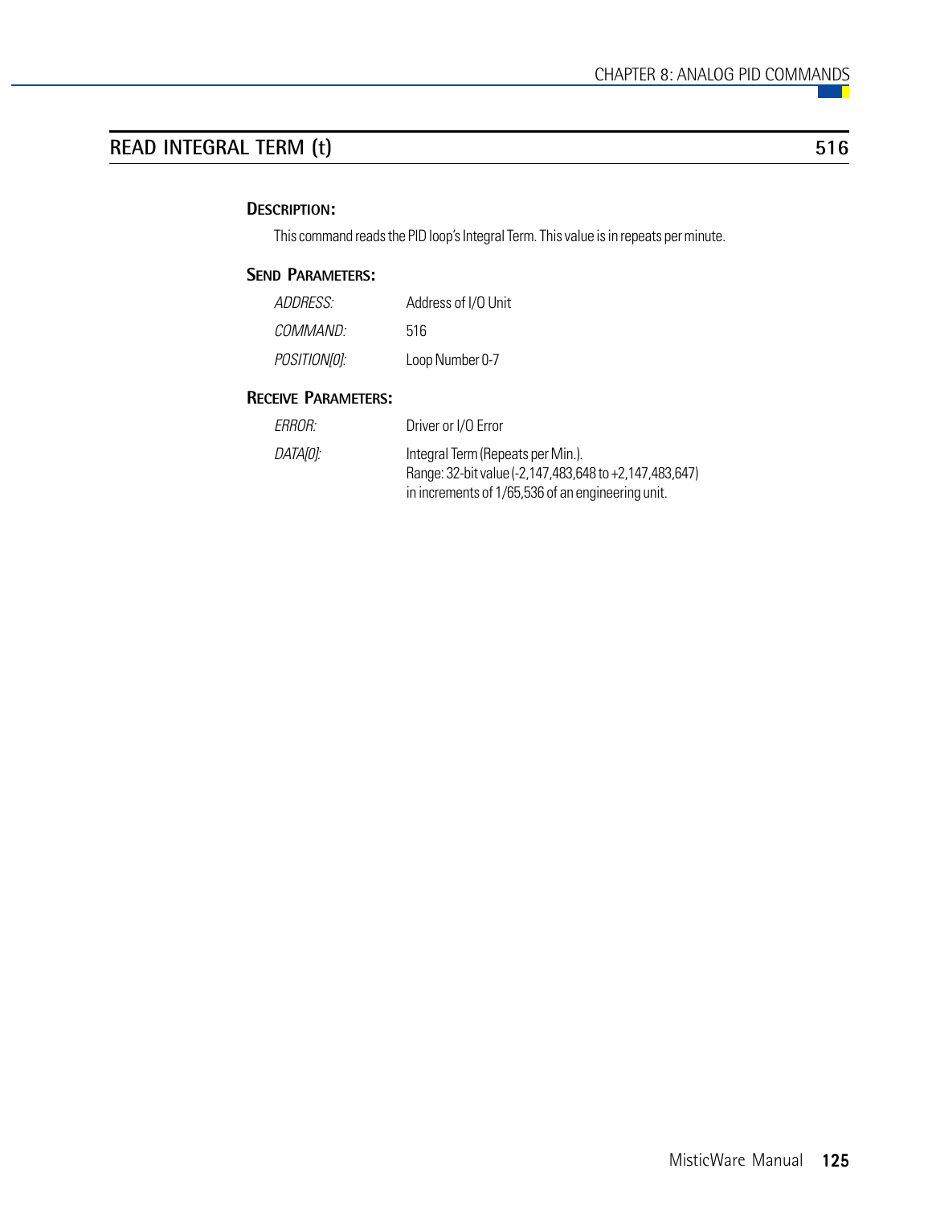## READ INTEGRAL TERM (t) 516

### DESCRIPTION:

This command reads the PID loop's Integral Term. This value is in repeats per minute.

### SEND PARAMETERS:

| | |
|---|---|
| *ADDRESS:* | Address of I/O Unit |
| *COMMAND:* | 516 |
| *POSITION[0]:* | Loop Number 0-7 |

### RECEIVE PARAMETERS:

| | |
|---|---|
| *ERROR:* | Driver or I/O Error |
| *DATA[0]:* | Integral Term (Repeats per Min.). Range: 32-bit value (-2,147,483,648 to +2,147,483,647) in increments of 1/65,536 of an engineering unit. |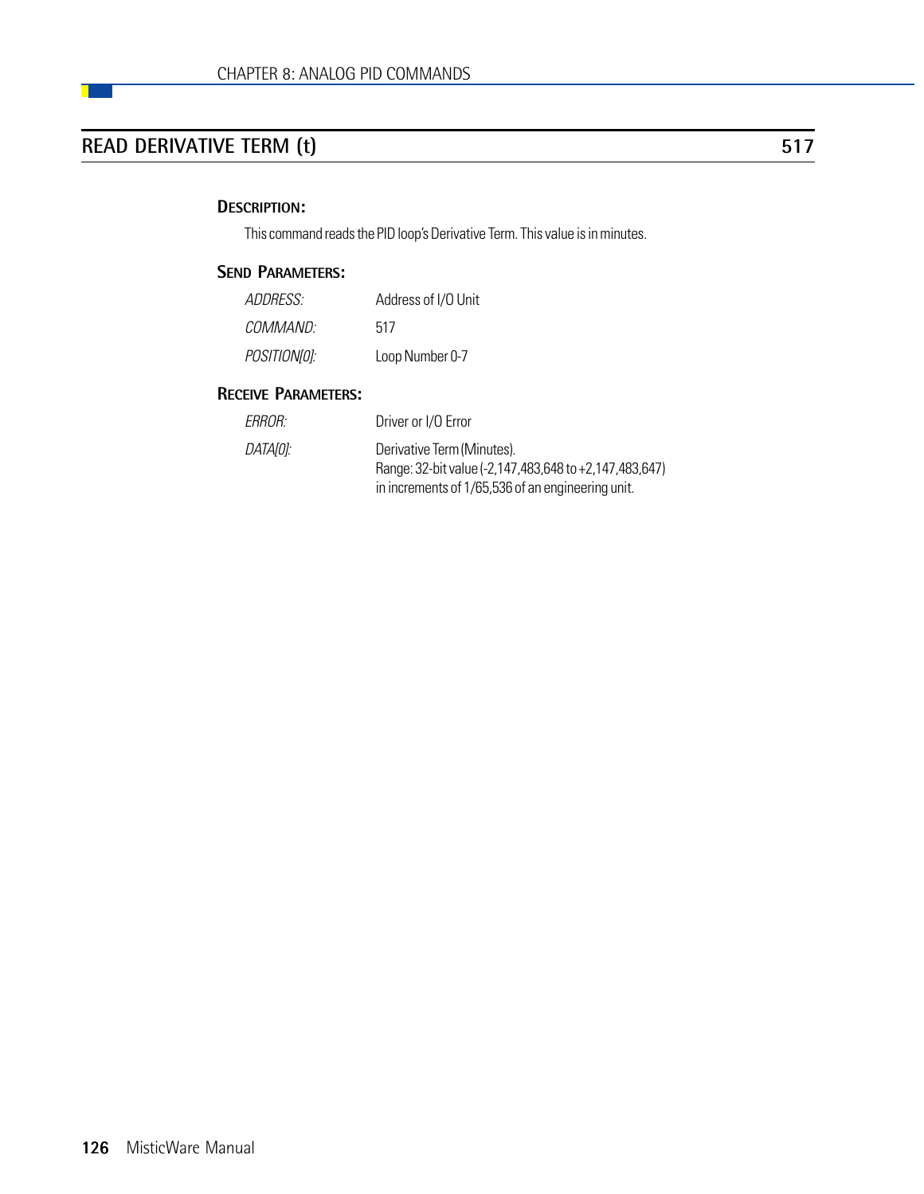## READ DERIVATIVE TERM (t) — 517

### DESCRIPTION:

This command reads the PID loop's Derivative Term. This value is in minutes.

### SEND PARAMETERS:

| | |
|---|---|
| *ADDRESS:* | Address of I/O Unit |
| *COMMAND:* | 517 |
| *POSITION[0]:* | Loop Number 0-7 |

### RECEIVE PARAMETERS:

| | |
|---|---|
| *ERROR:* | Driver or I/O Error |
| *DATA[0]:* | Derivative Term (Minutes).<br>Range: 32-bit value (-2,147,483,648 to +2,147,483,647)<br>in increments of 1/65,536 of an engineering unit. |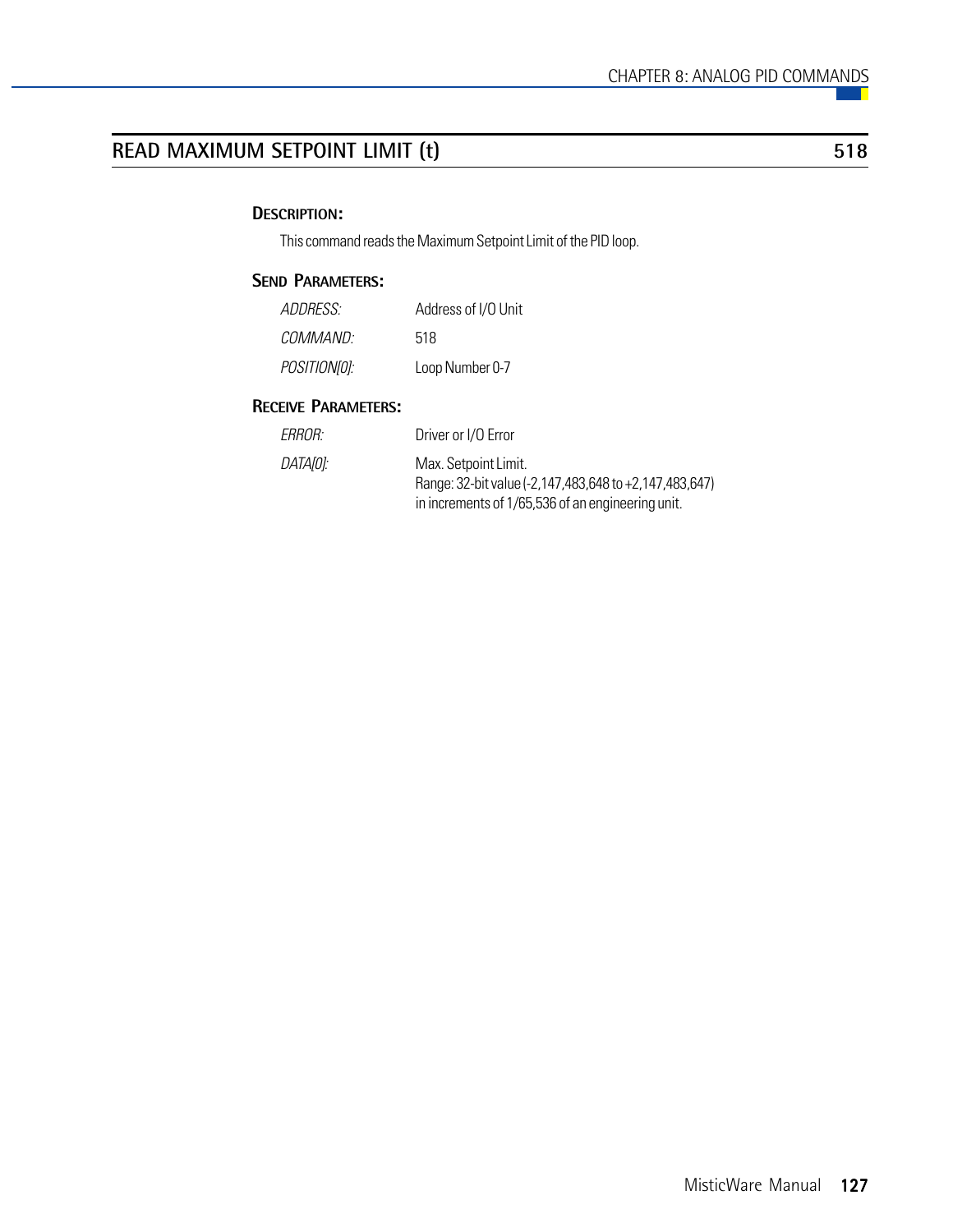## READ MAXIMUM SETPOINT LIMIT (t) 518

### DESCRIPTION:

This command reads the Maximum Setpoint Limit of the PID loop.

### SEND PARAMETERS:

| | |
|---|---|
| *ADDRESS:* | Address of I/O Unit |
| *COMMAND:* | 518 |
| *POSITION[0]:* | Loop Number 0-7 |

### RECEIVE PARAMETERS:

| | |
|---|---|
| *ERROR:* | Driver or I/O Error |
| *DATA[0]:* | Max. Setpoint Limit.<br>Range: 32-bit value (-2,147,483,648 to +2,147,483,647) in increments of 1/65,536 of an engineering unit. |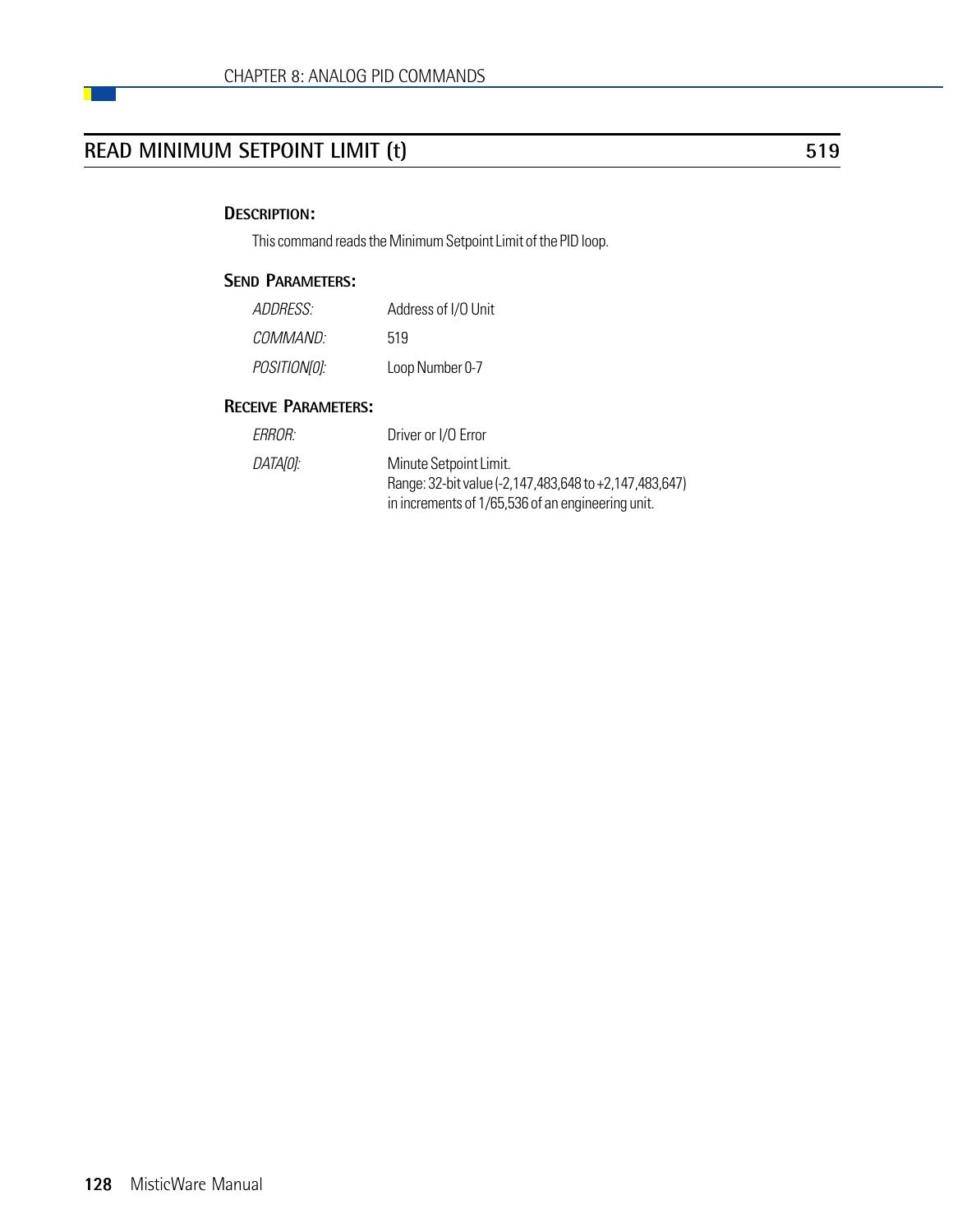## READ MINIMUM SETPOINT LIMIT (t) 519

### Description:

This command reads the Minimum Setpoint Limit of the PID loop.

### Send Parameters:

| | |
|---|---|
| *ADDRESS:* | Address of I/O Unit |
| *COMMAND:* | 519 |
| *POSITION[0]:* | Loop Number 0-7 |

### Receive Parameters:

| | |
|---|---|
| *ERROR:* | Driver or I/O Error |
| *DATA[0]:* | Minute Setpoint Limit.<br>Range: 32-bit value (-2,147,483,648 to +2,147,483,647) in increments of 1/65,536 of an engineering unit. |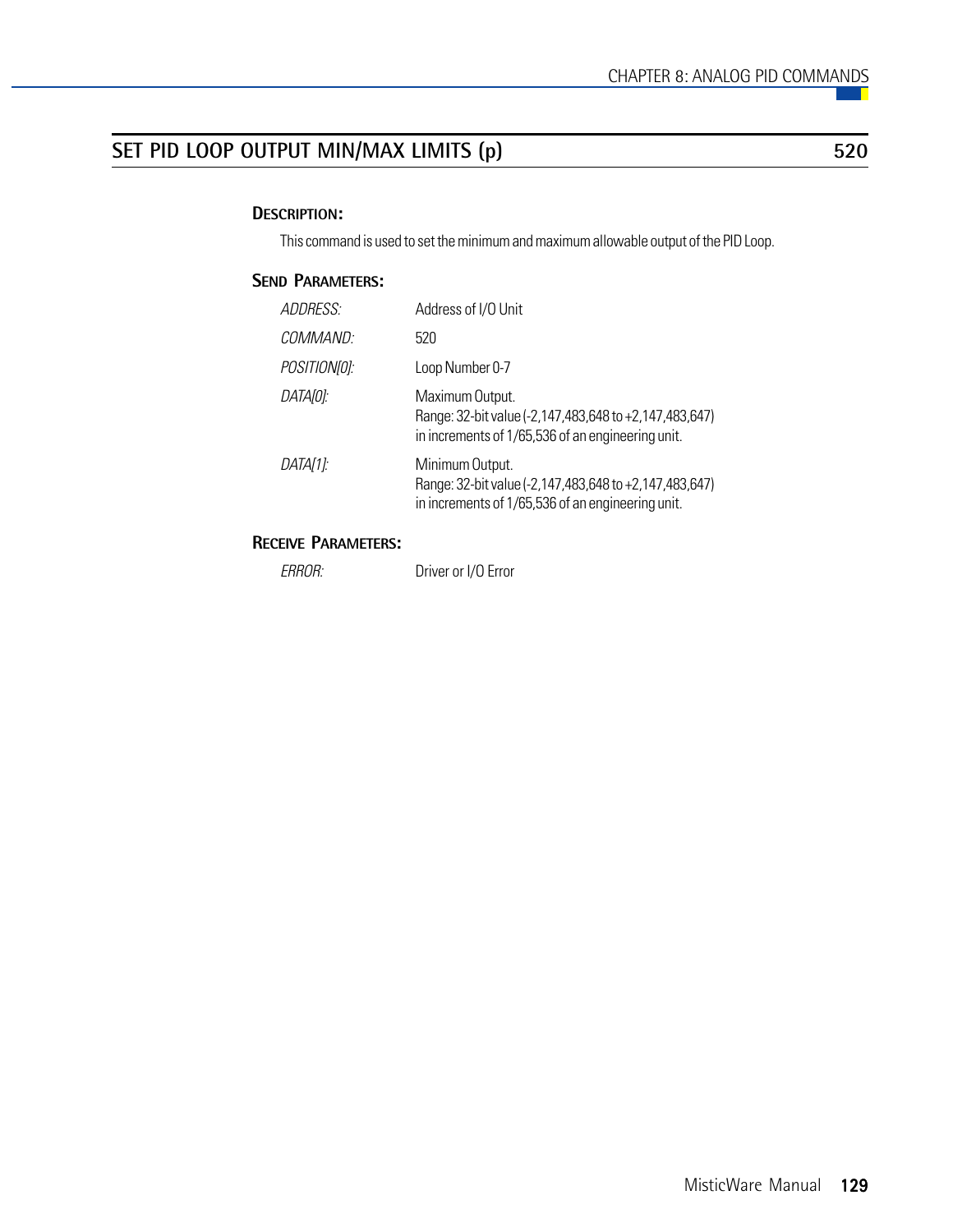## SET PID LOOP OUTPUT MIN/MAX LIMITS (p) 520

### Description:

This command is used to set the minimum and maximum allowable output of the PID Loop.

### Send Parameters:

| | |
|---|---|
| *ADDRESS:* | Address of I/O Unit |
| *COMMAND:* | 520 |
| *POSITION[0]:* | Loop Number 0-7 |
| *DATA[0]:* | Maximum Output.<br>Range: 32-bit value (-2,147,483,648 to +2,147,483,647) in increments of 1/65,536 of an engineering unit. |
| *DATA[1]:* | Minimum Output.<br>Range: 32-bit value (-2,147,483,648 to +2,147,483,647) in increments of 1/65,536 of an engineering unit. |

### Receive Parameters:

| | |
|---|---|
| *ERROR:* | Driver or I/O Error |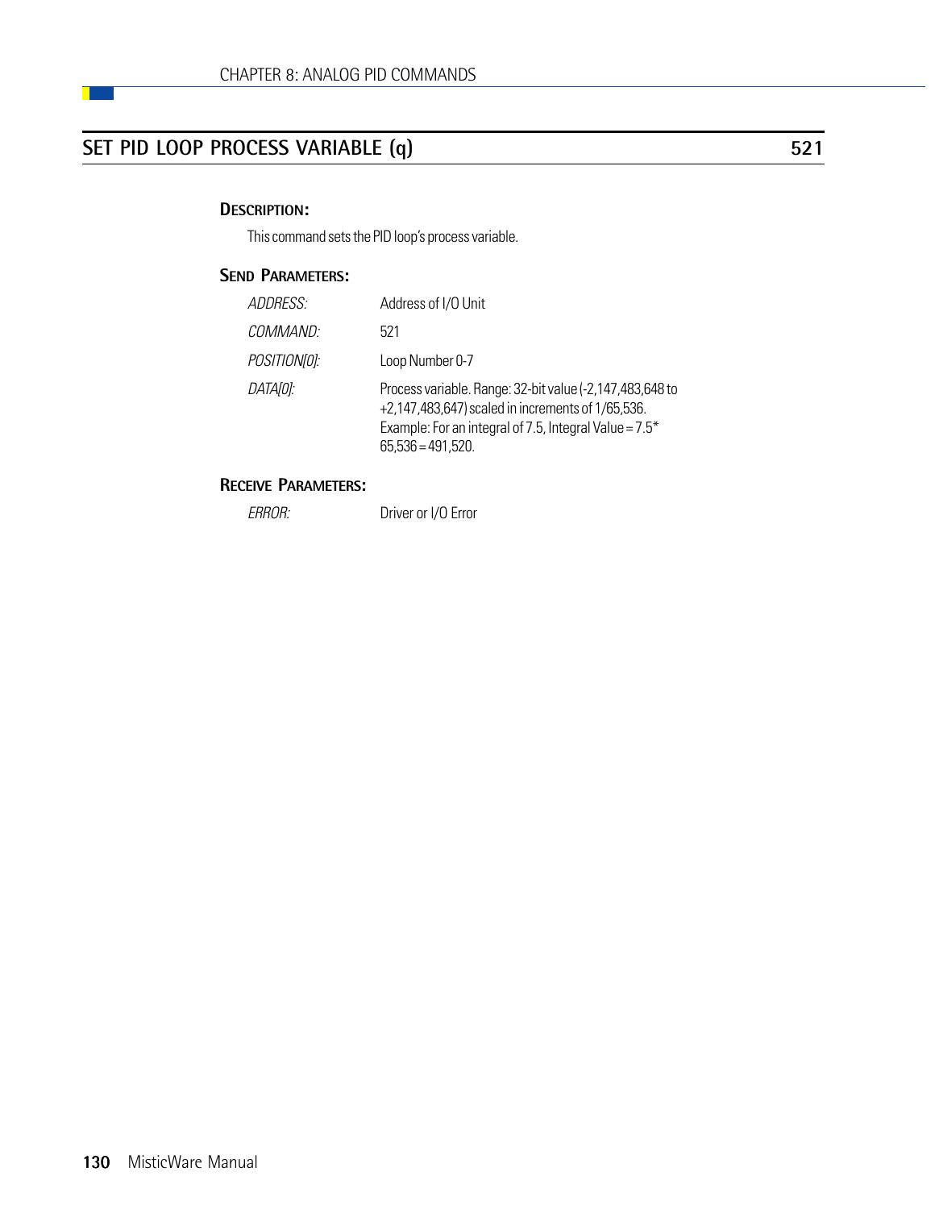## SET PID LOOP PROCESS VARIABLE (q) — 521

### DESCRIPTION:

This command sets the PID loop's process variable.

### SEND PARAMETERS:

| | |
|---|---|
| *ADDRESS:* | Address of I/O Unit |
| *COMMAND:* | 521 |
| *POSITION[0]:* | Loop Number 0-7 |
| *DATA[0]:* | Process variable. Range: 32-bit value (-2,147,483,648 to +2,147,483,647) scaled in increments of 1/65,536. Example: For an integral of 7.5, Integral Value = 7.5* 65,536 = 491,520. |

### RECEIVE PARAMETERS:

| | |
|---|---|
| *ERROR:* | Driver or I/O Error |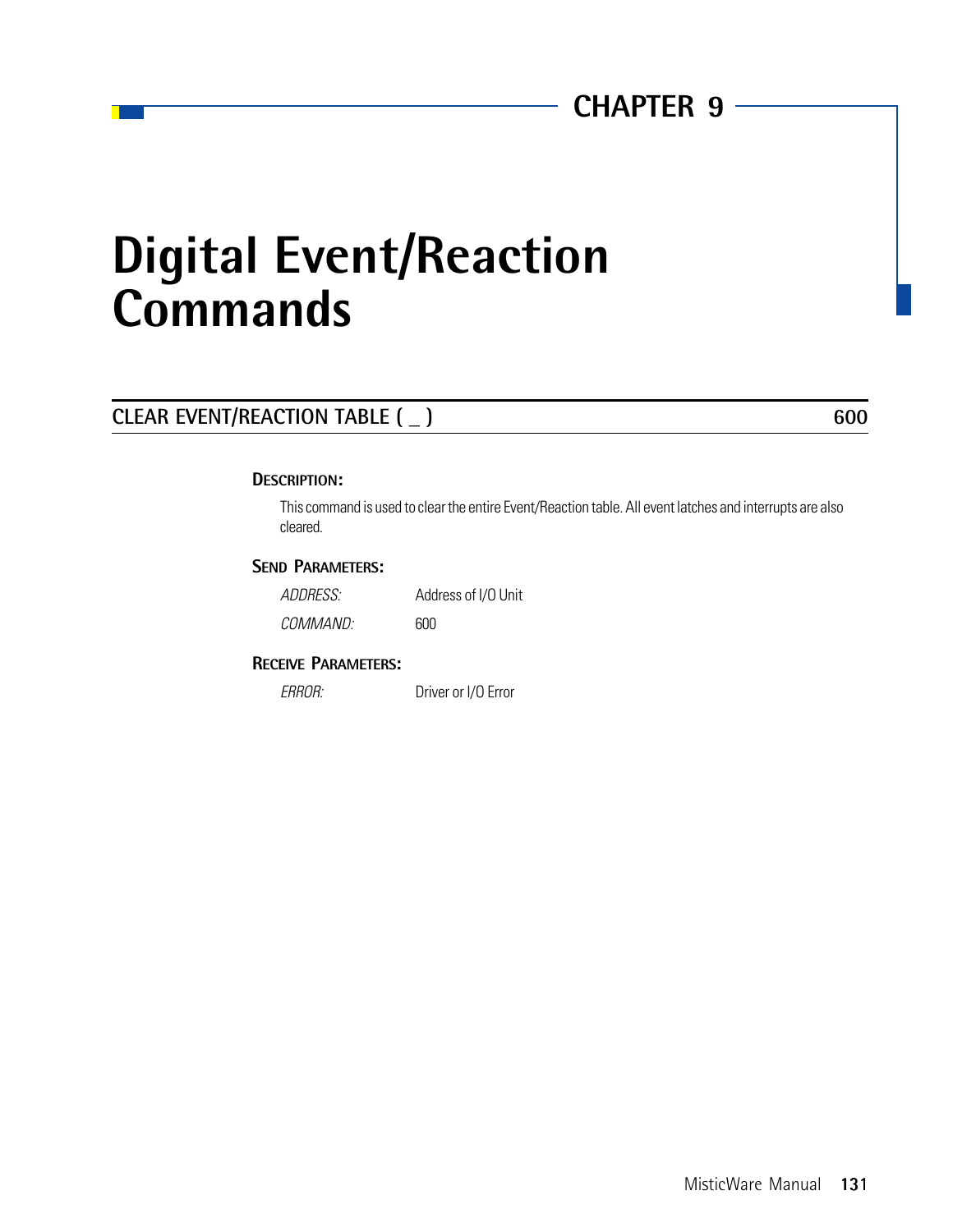CHAPTER 9

# Digital Event/Reaction Commands

## CLEAR EVENT/REACTION TABLE ( _ ) 600

### DESCRIPTION:

This command is used to clear the entire Event/Reaction table. All event latches and interrupts are also cleared.

### SEND PARAMETERS:

| | |
|---|---|
| *ADDRESS:* | Address of I/O Unit |
| *COMMAND:* | 600 |

### RECEIVE PARAMETERS:

| | |
|---|---|
| *ERROR:* | Driver or I/O Error |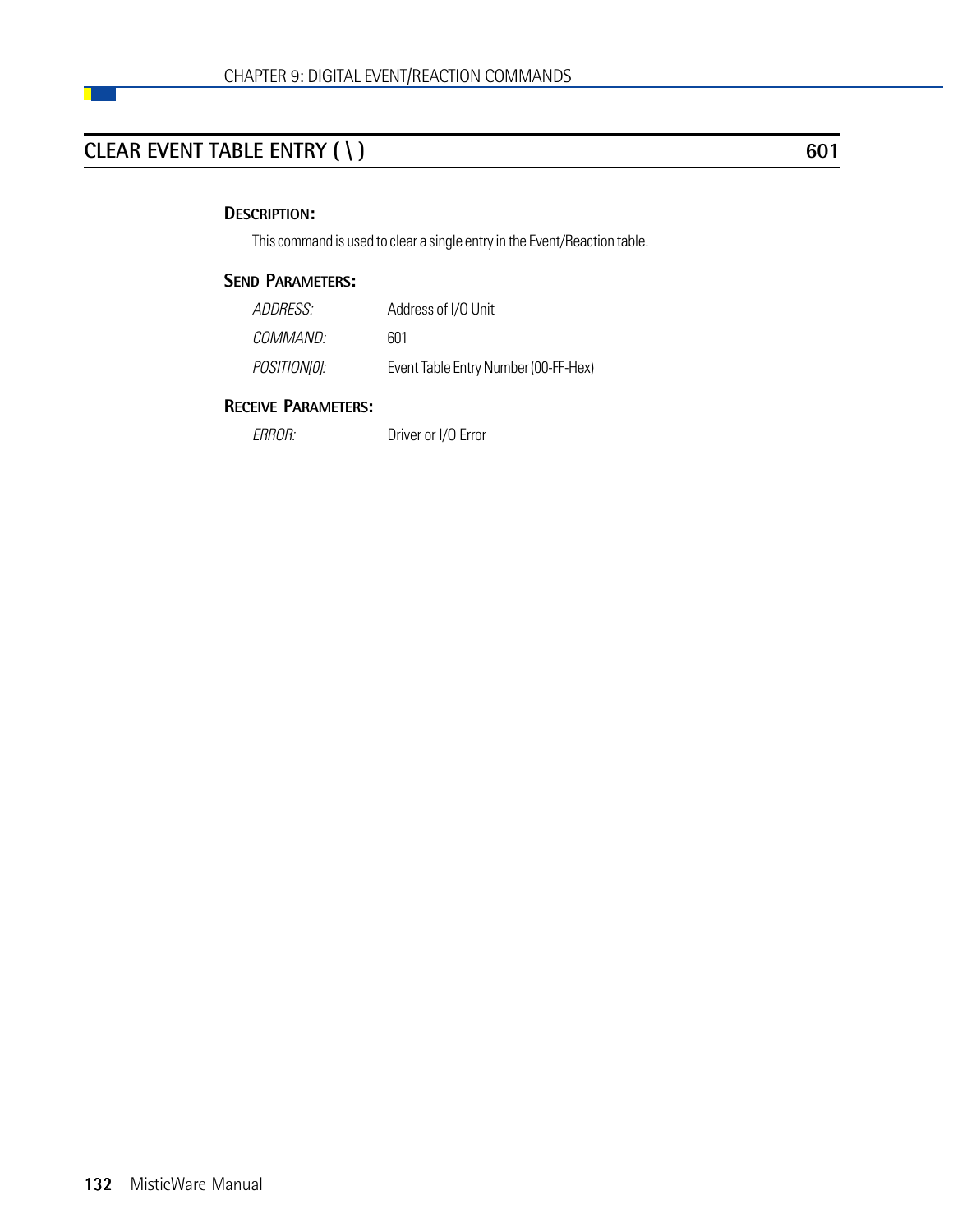## CLEAR EVENT TABLE ENTRY ( \ ) — 601

### DESCRIPTION:

This command is used to clear a single entry in the Event/Reaction table.

### SEND PARAMETERS:

| | |
|---|---|
| *ADDRESS:* | Address of I/O Unit |
| *COMMAND:* | 601 |
| *POSITION[0]:* | Event Table Entry Number (00-FF-Hex) |

### RECEIVE PARAMETERS:

| | |
|---|---|
| *ERROR:* | Driver or I/O Error |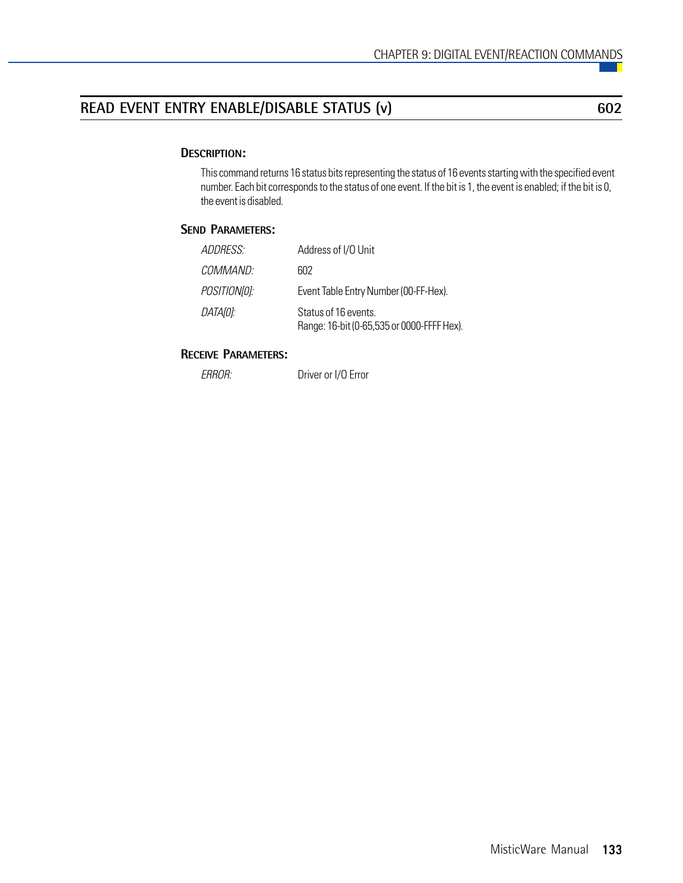## READ EVENT ENTRY ENABLE/DISABLE STATUS (v) 602

### DESCRIPTION:

This command returns 16 status bits representing the status of 16 events starting with the specified event number. Each bit corresponds to the status of one event. If the bit is 1, the event is enabled; if the bit is 0, the event is disabled.

### SEND PARAMETERS:

| | |
|---|---|
| *ADDRESS:* | Address of I/O Unit |
| *COMMAND:* | 602 |
| *POSITION[0]:* | Event Table Entry Number (00-FF-Hex). |
| *DATA[0]:* | Status of 16 events.<br>Range: 16-bit (0-65,535 or 0000-FFFF Hex). |

### RECEIVE PARAMETERS:

| | |
|---|---|
| *ERROR:* | Driver or I/O Error |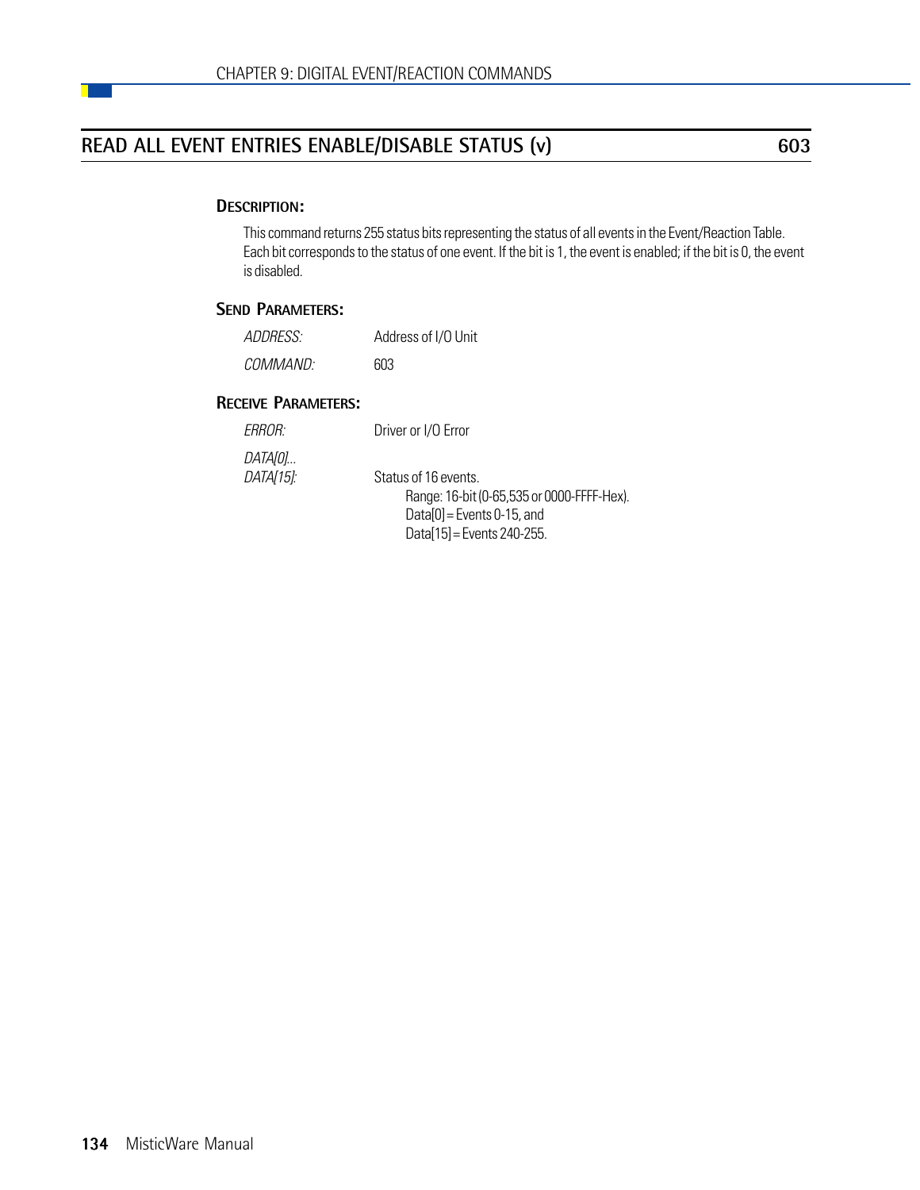## READ ALL EVENT ENTRIES ENABLE/DISABLE STATUS (v) 603

### DESCRIPTION:

This command returns 255 status bits representing the status of all events in the Event/Reaction Table. Each bit corresponds to the status of one event. If the bit is 1, the event is enabled; if the bit is 0, the event is disabled.

### SEND PARAMETERS:

*ADDRESS:* Address of I/O Unit

*COMMAND:* 603

### RECEIVE PARAMETERS:

*ERROR:* Driver or I/O Error

*DATA[0]...*
*DATA[15]:* Status of 16 events.
Range: 16-bit (0-65,535 or 0000-FFFF-Hex).
Data[0] = Events 0-15, and
Data[15] = Events 240-255.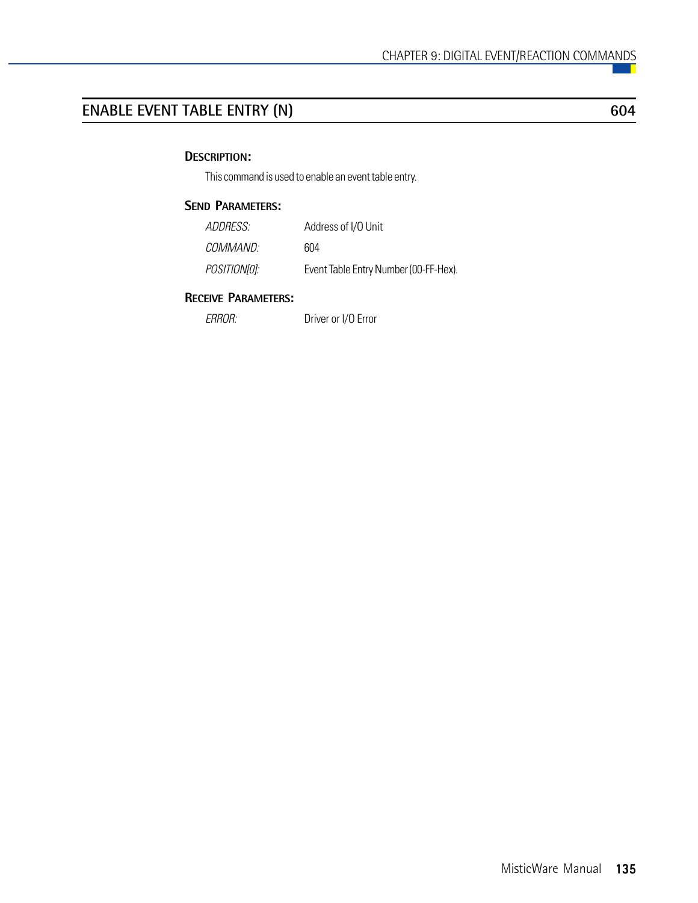## ENABLE EVENT TABLE ENTRY (N) 604

### DESCRIPTION:

This command is used to enable an event table entry.

### SEND PARAMETERS:

| | |
|---|---|
| *ADDRESS:* | Address of I/O Unit |
| *COMMAND:* | 604 |
| *POSITION[0]:* | Event Table Entry Number (00-FF-Hex). |

### RECEIVE PARAMETERS:

| | |
|---|---|
| *ERROR:* | Driver or I/O Error |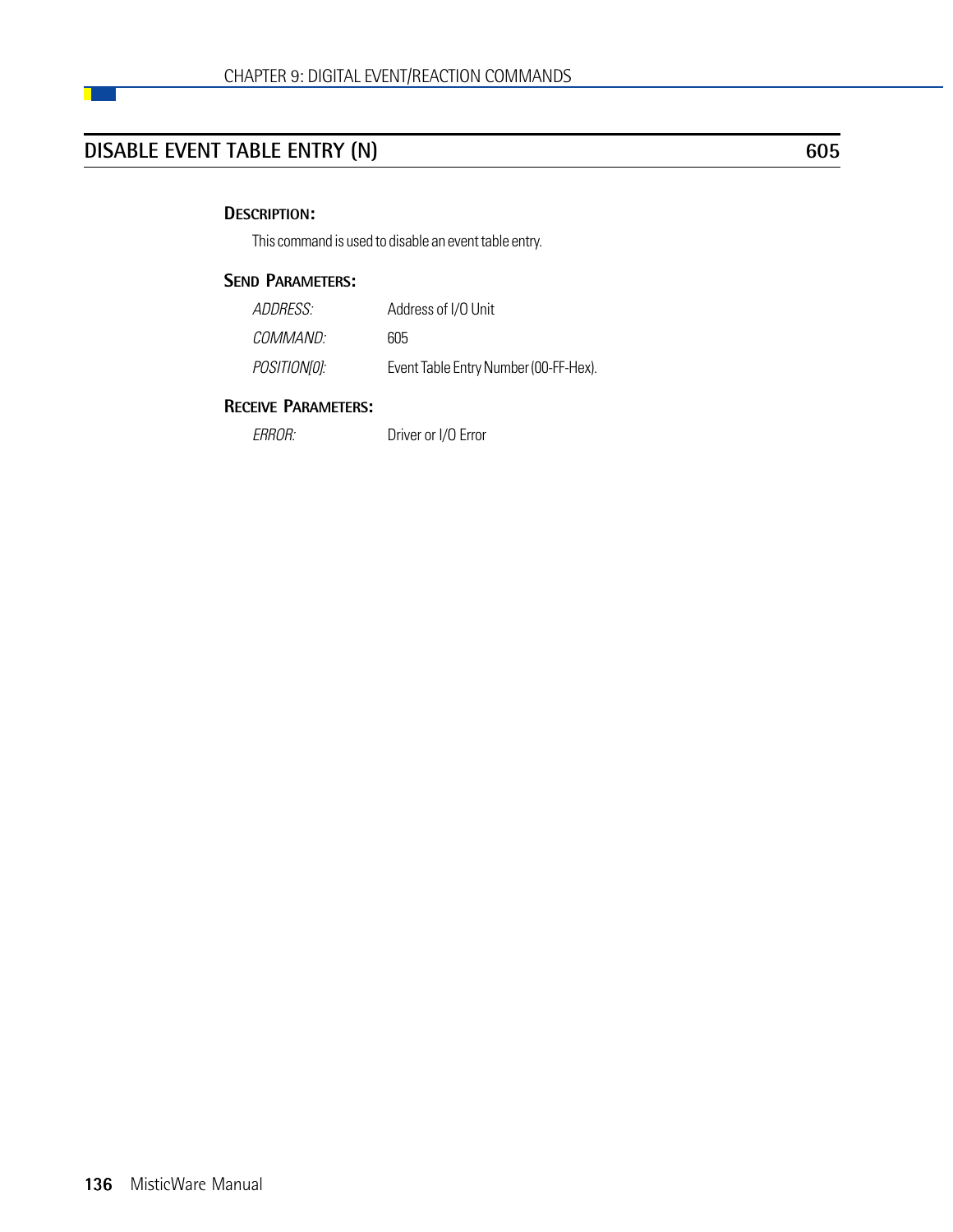## DISABLE EVENT TABLE ENTRY (N) 605

### Description:

This command is used to disable an event table entry.

### Send Parameters:

| | |
|---|---|
| *ADDRESS:* | Address of I/O Unit |
| *COMMAND:* | 605 |
| *POSITION[0]:* | Event Table Entry Number (00-FF-Hex). |

### Receive Parameters:

| | |
|---|---|
| *ERROR:* | Driver or I/O Error |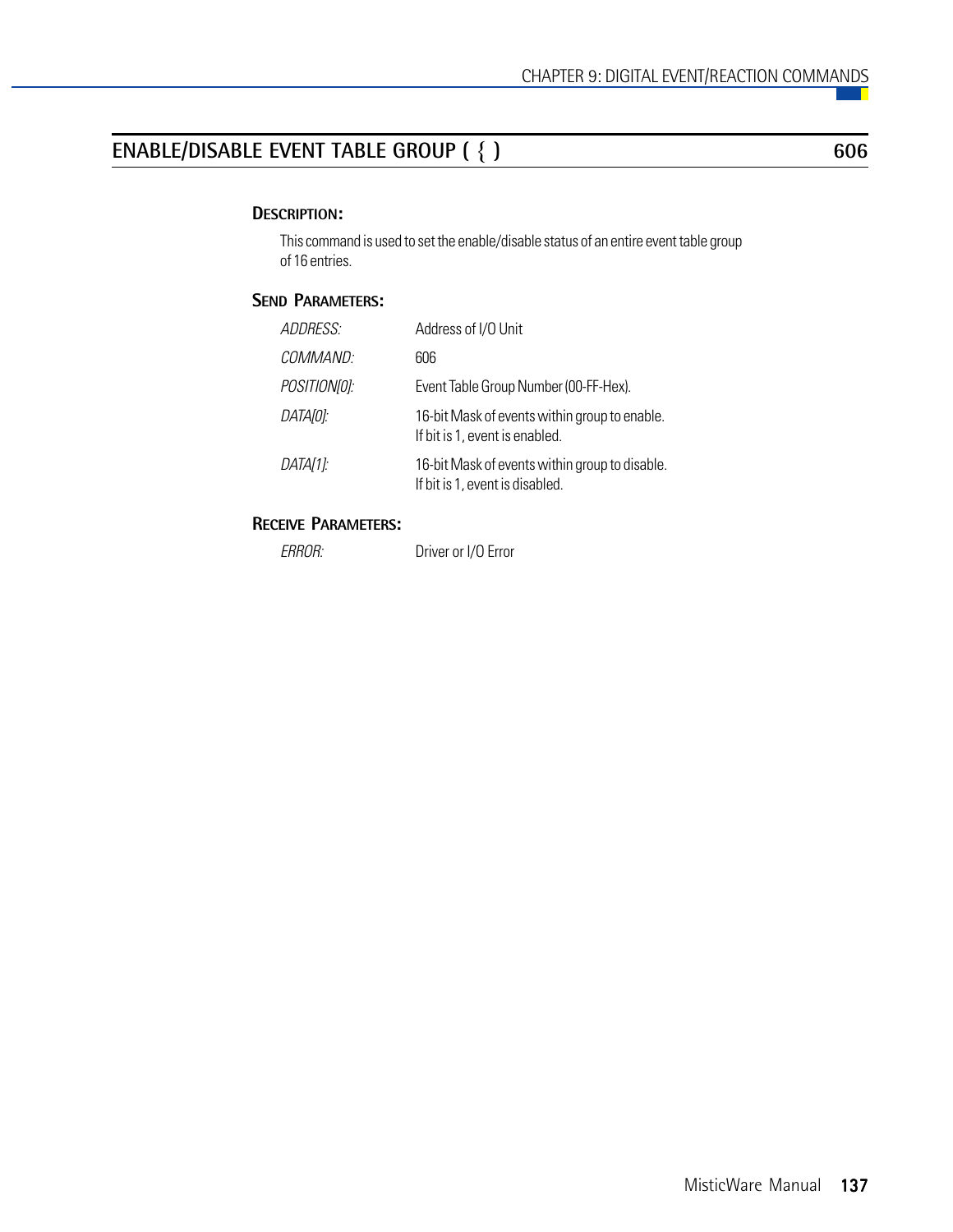## ENABLE/DISABLE EVENT TABLE GROUP ( { ) 606

### Description:

This command is used to set the enable/disable status of an entire event table group of 16 entries.

### Send Parameters:

| | |
|---|---|
| *ADDRESS:* | Address of I/O Unit |
| *COMMAND:* | 606 |
| *POSITION[0]:* | Event Table Group Number (00-FF-Hex). |
| *DATA[0]:* | 16-bit Mask of events within group to enable. If bit is 1, event is enabled. |
| *DATA[1]:* | 16-bit Mask of events within group to disable. If bit is 1, event is disabled. |

### Receive Parameters:

| | |
|---|---|
| *ERROR:* | Driver or I/O Error |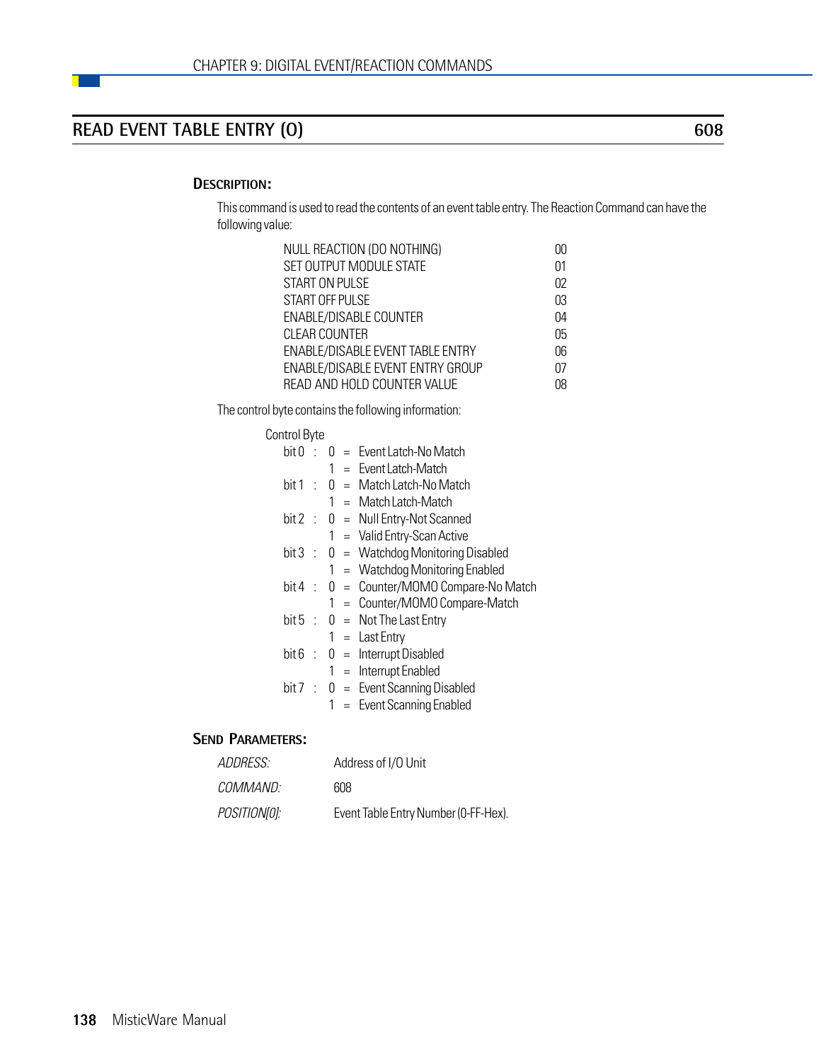## READ EVENT TABLE ENTRY (O) 608

### DESCRIPTION:

This command is used to read the contents of an event table entry. The Reaction Command can have the following value:

| | |
|---|---|
| NULL REACTION (DO NOTHING) | 00 |
| SET OUTPUT MODULE STATE | 01 |
| START ON PULSE | 02 |
| START OFF PULSE | 03 |
| ENABLE/DISABLE COUNTER | 04 |
| CLEAR COUNTER | 05 |
| ENABLE/DISABLE EVENT TABLE ENTRY | 06 |
| ENABLE/DISABLE EVENT ENTRY GROUP | 07 |
| READ AND HOLD COUNTER VALUE | 08 |

The control byte contains the following information:

Control Byte

| | | | |
|---|---|---|---|
| bit 0 : | 0 | = | Event Latch-No Match |
| | 1 | = | Event Latch-Match |
| bit 1 : | 0 | = | Match Latch-No Match |
| | 1 | = | Match Latch-Match |
| bit 2 : | 0 | = | Null Entry-Not Scanned |
| | 1 | = | Valid Entry-Scan Active |
| bit 3 : | 0 | = | Watchdog Monitoring Disabled |
| | 1 | = | Watchdog Monitoring Enabled |
| bit 4 : | 0 | = | Counter/MOMO Compare-No Match |
| | 1 | = | Counter/MOMO Compare-Match |
| bit 5 : | 0 | = | Not The Last Entry |
| | 1 | = | Last Entry |
| bit 6 : | 0 | = | Interrupt Disabled |
| | 1 | = | Interrupt Enabled |
| bit 7 : | 0 | = | Event Scanning Disabled |
| | 1 | = | Event Scanning Enabled |

### SEND PARAMETERS:

| | |
|---|---|
| *ADDRESS:* | Address of I/O Unit |
| *COMMAND:* | 608 |
| *POSITION[0]:* | Event Table Entry Number (0-FF-Hex). |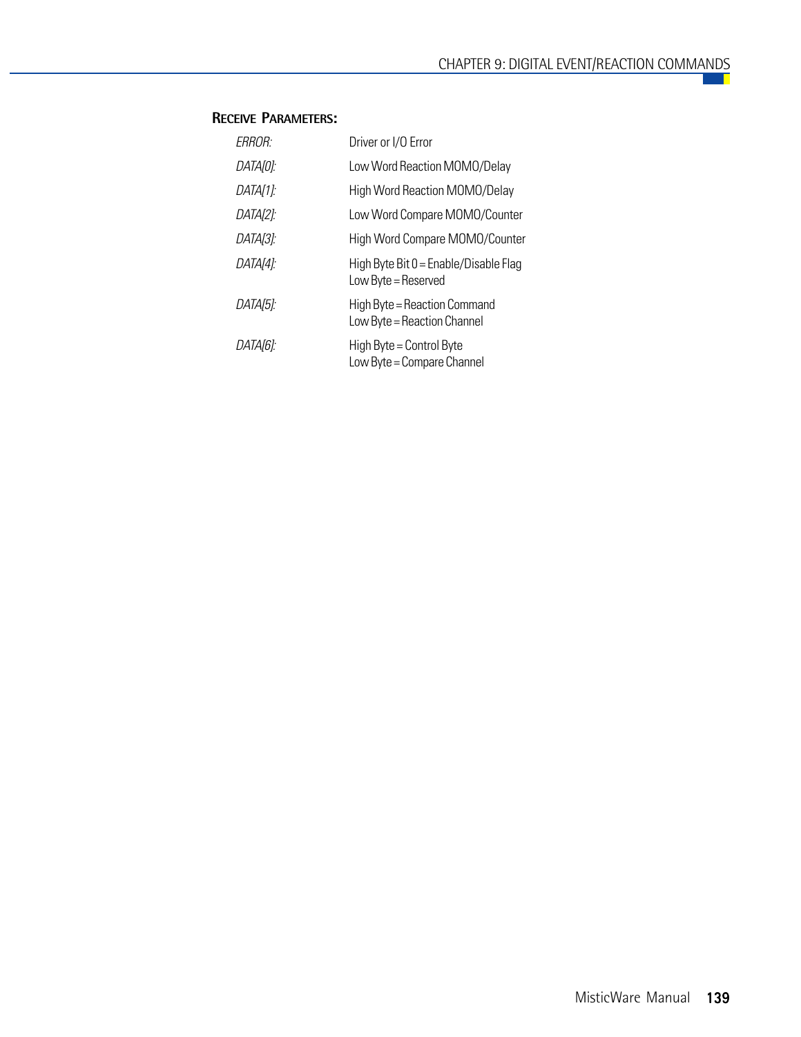### Receive Parameters:

| | |
|---|---|
| *ERROR:* | Driver or I/O Error |
| *DATA[0]:* | Low Word Reaction MOMO/Delay |
| *DATA[1]:* | High Word Reaction MOMO/Delay |
| *DATA[2]:* | Low Word Compare MOMO/Counter |
| *DATA[3]:* | High Word Compare MOMO/Counter |
| *DATA[4]:* | High Byte Bit 0 = Enable/Disable Flag<br>Low Byte = Reserved |
| *DATA[5]:* | High Byte = Reaction Command<br>Low Byte = Reaction Channel |
| *DATA[6]:* | High Byte = Control Byte<br>Low Byte = Compare Channel |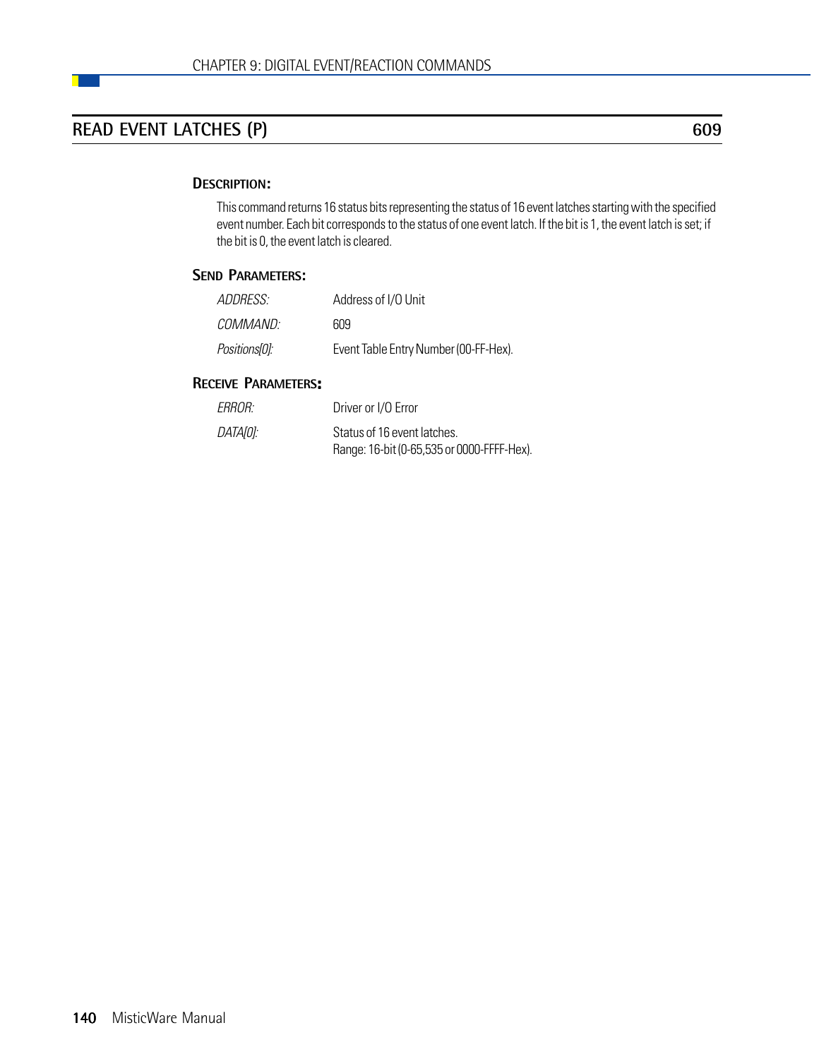## READ EVENT LATCHES (P) — 609

### DESCRIPTION:

This command returns 16 status bits representing the status of 16 event latches starting with the specified event number. Each bit corresponds to the status of one event latch. If the bit is 1, the event latch is set; if the bit is 0, the event latch is cleared.

### SEND PARAMETERS:

| | |
|---|---|
| *ADDRESS:* | Address of I/O Unit |
| *COMMAND:* | 609 |
| *Positions[0]:* | Event Table Entry Number (00-FF-Hex). |

### RECEIVE PARAMETERS:

| | |
|---|---|
| *ERROR:* | Driver or I/O Error |
| *DATA[0]:* | Status of 16 event latches.<br>Range: 16-bit (0-65,535 or 0000-FFFF-Hex). |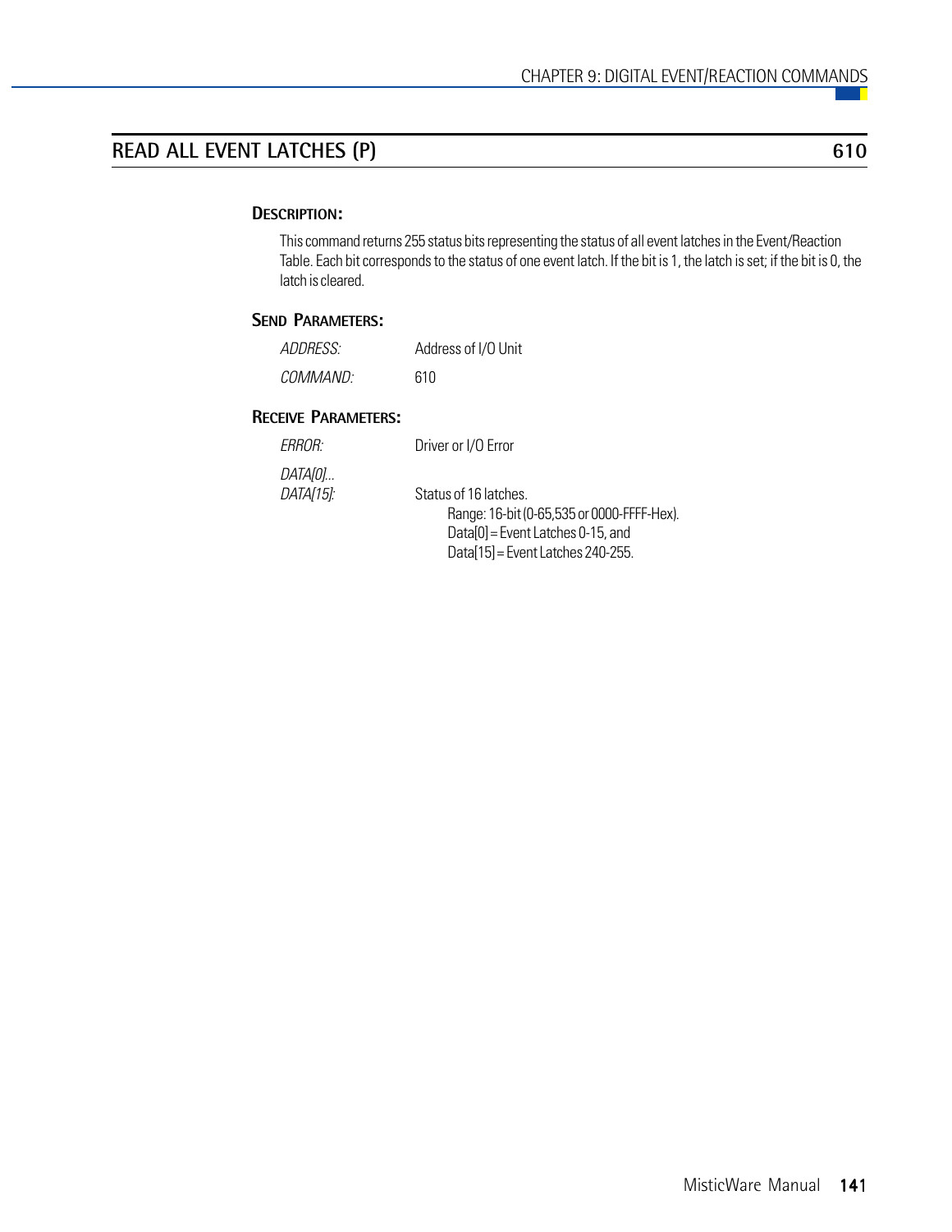## READ ALL EVENT LATCHES (P) 610

### Description:

This command returns 255 status bits representing the status of all event latches in the Event/Reaction Table. Each bit corresponds to the status of one event latch. If the bit is 1, the latch is set; if the bit is 0, the latch is cleared.

### Send Parameters:

| | |
|---|---|
| *ADDRESS:* | Address of I/O Unit |
| *COMMAND:* | 610 |

### Receive Parameters:

| | |
|---|---|
| *ERROR:* | Driver or I/O Error |
| *DATA[0]...* *DATA[15]:* | Status of 16 latches.<br>Range: 16-bit (0-65,535 or 0000-FFFF-Hex).<br>Data[0] = Event Latches 0-15, and<br>Data[15] = Event Latches 240-255. |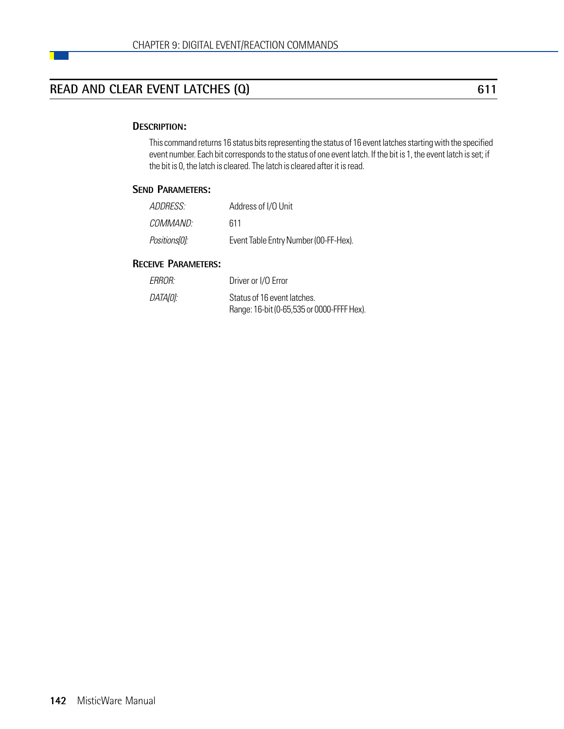## READ AND CLEAR EVENT LATCHES (Q) — 611

### DESCRIPTION:

This command returns 16 status bits representing the status of 16 event latches starting with the specified event number. Each bit corresponds to the status of one event latch. If the bit is 1, the event latch is set; if the bit is 0, the latch is cleared. The latch is cleared after it is read.

### SEND PARAMETERS:

| | |
|---|---|
| *ADDRESS:* | Address of I/O Unit |
| *COMMAND:* | 611 |
| *Positions[0]:* | Event Table Entry Number (00-FF-Hex). |

### RECEIVE PARAMETERS:

| | |
|---|---|
| *ERROR:* | Driver or I/O Error |
| *DATA[0]:* | Status of 16 event latches.<br>Range: 16-bit (0-65,535 or 0000-FFFF Hex). |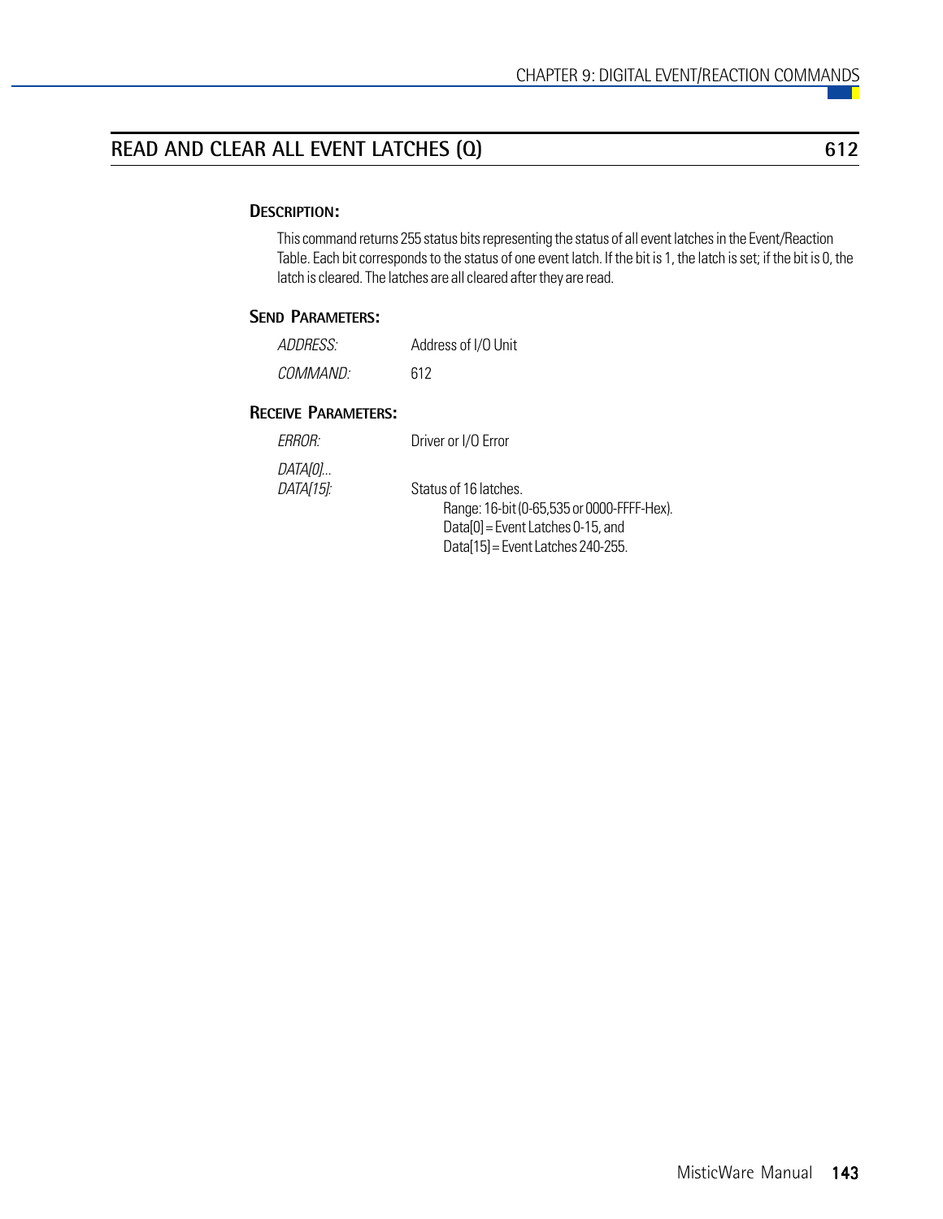## READ AND CLEAR ALL EVENT LATCHES (Q) — 612

### DESCRIPTION:

This command returns 255 status bits representing the status of all event latches in the Event/Reaction Table. Each bit corresponds to the status of one event latch. If the bit is 1, the latch is set; if the bit is 0, the latch is cleared. The latches are all cleared after they are read.

### SEND PARAMETERS:

| | |
|---|---|
| *ADDRESS:* | Address of I/O Unit |
| *COMMAND:* | 612 |

### RECEIVE PARAMETERS:

| | |
|---|---|
| *ERROR:* | Driver or I/O Error |
| *DATA[0]... DATA[15]:* | Status of 16 latches.<br>Range: 16-bit (0-65,535 or 0000-FFFF-Hex).<br>Data[0] = Event Latches 0-15, and<br>Data[15] = Event Latches 240-255. |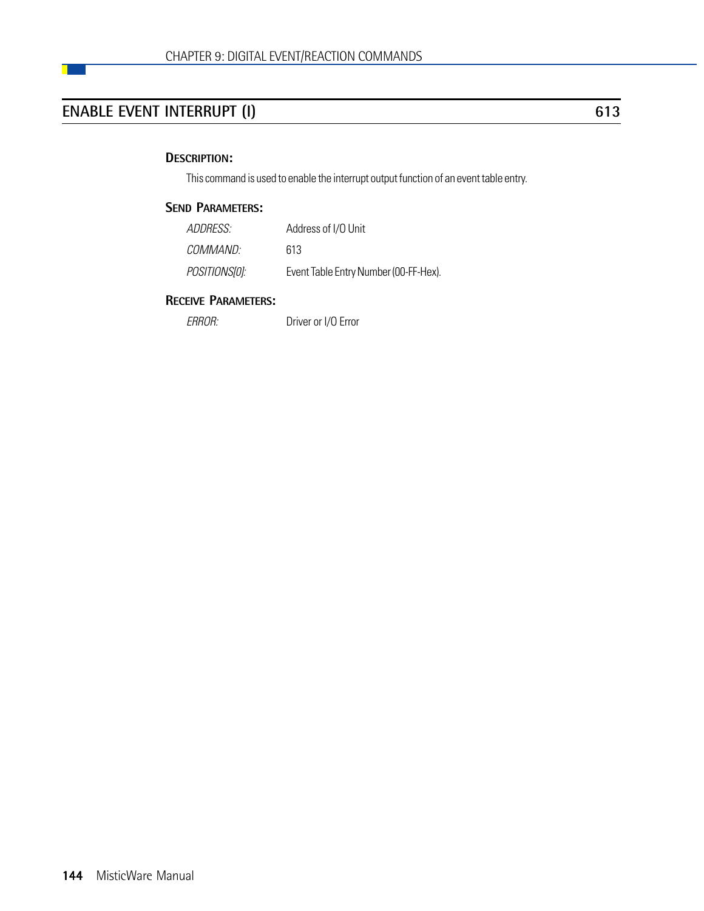## ENABLE EVENT INTERRUPT (I) 613

### Description:

This command is used to enable the interrupt output function of an event table entry.

### Send Parameters:

| | |
|---|---|
| *ADDRESS:* | Address of I/O Unit |
| *COMMAND:* | 613 |
| *POSITIONS[0]:* | Event Table Entry Number (00-FF-Hex). |

### Receive Parameters:

| | |
|---|---|
| *ERROR:* | Driver or I/O Error |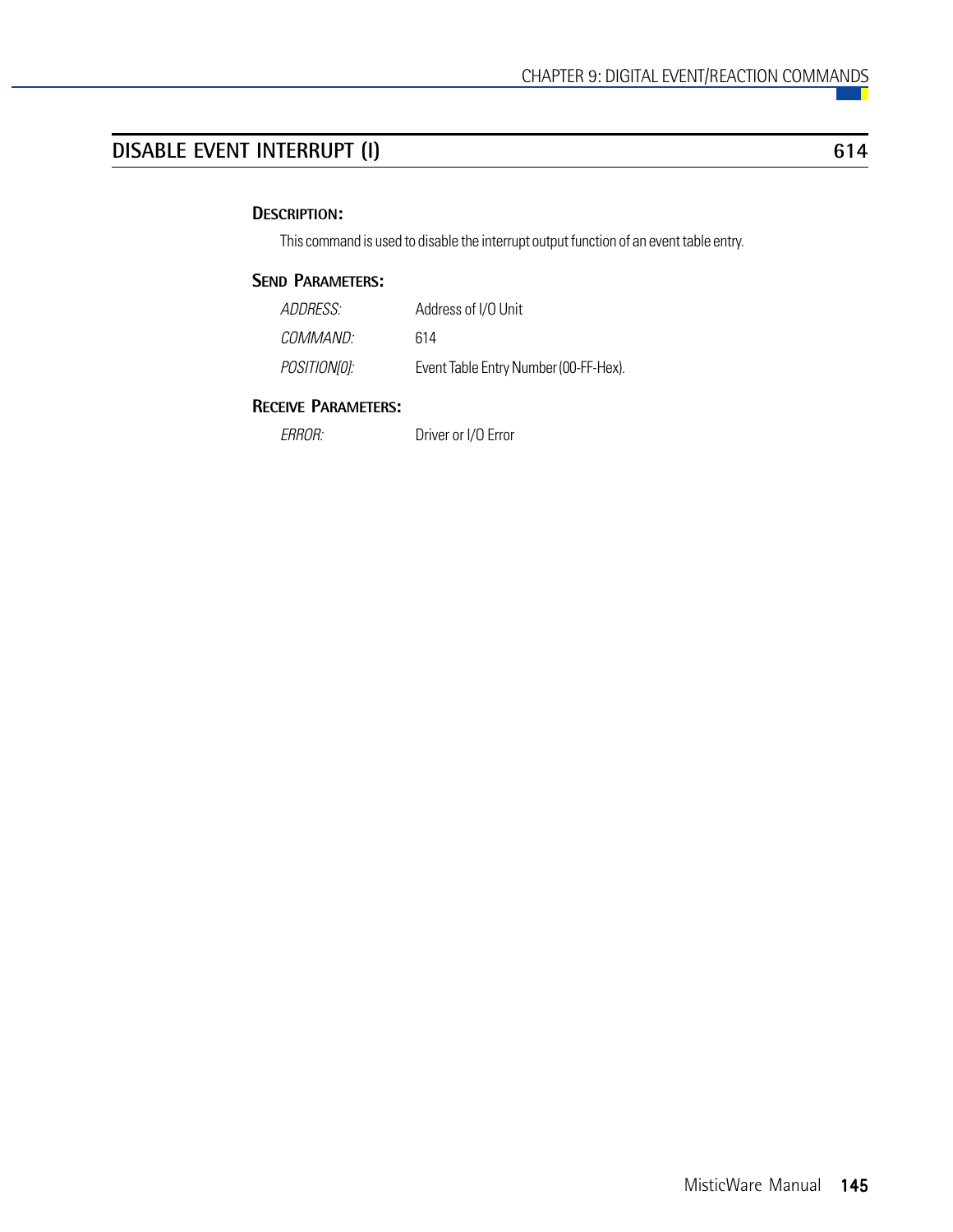## DISABLE EVENT INTERRUPT (I) 614

### Description:

This command is used to disable the interrupt output function of an event table entry.

### Send Parameters:

| | |
|---|---|
| *ADDRESS:* | Address of I/O Unit |
| *COMMAND:* | 614 |
| *POSITION[0]:* | Event Table Entry Number (00-FF-Hex). |

### Receive Parameters:

| | |
|---|---|
| *ERROR:* | Driver or I/O Error |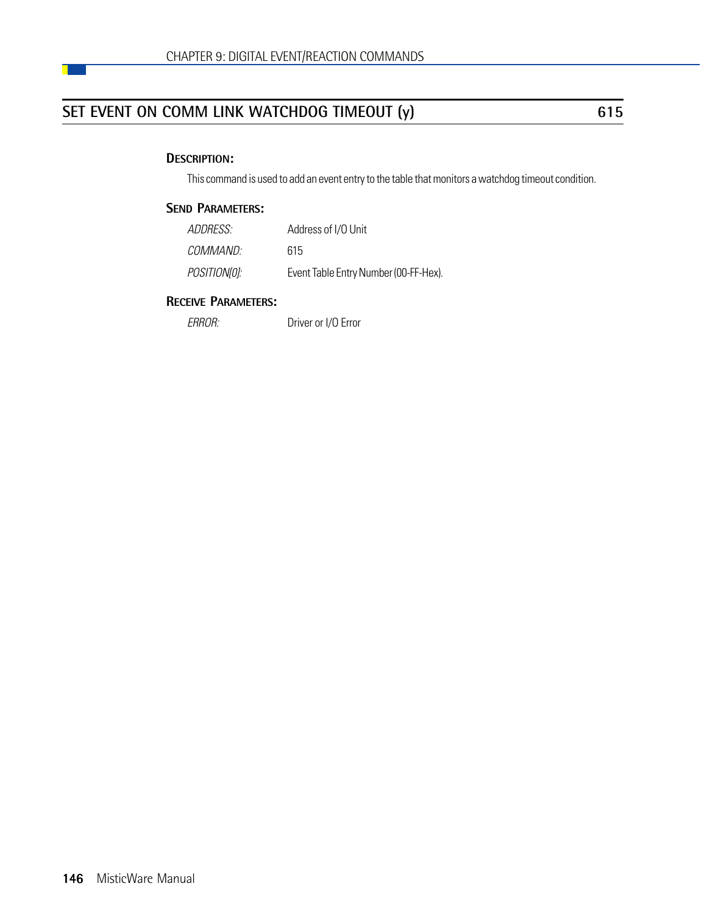## SET EVENT ON COMM LINK WATCHDOG TIMEOUT (y) 615

### DESCRIPTION:

This command is used to add an event entry to the table that monitors a watchdog timeout condition.

### SEND PARAMETERS:

| | |
|---|---|
| *ADDRESS:* | Address of I/O Unit |
| *COMMAND:* | 615 |
| *POSITION[0]:* | Event Table Entry Number (00-FF-Hex). |

### RECEIVE PARAMETERS:

| | |
|---|---|
| *ERROR:* | Driver or I/O Error |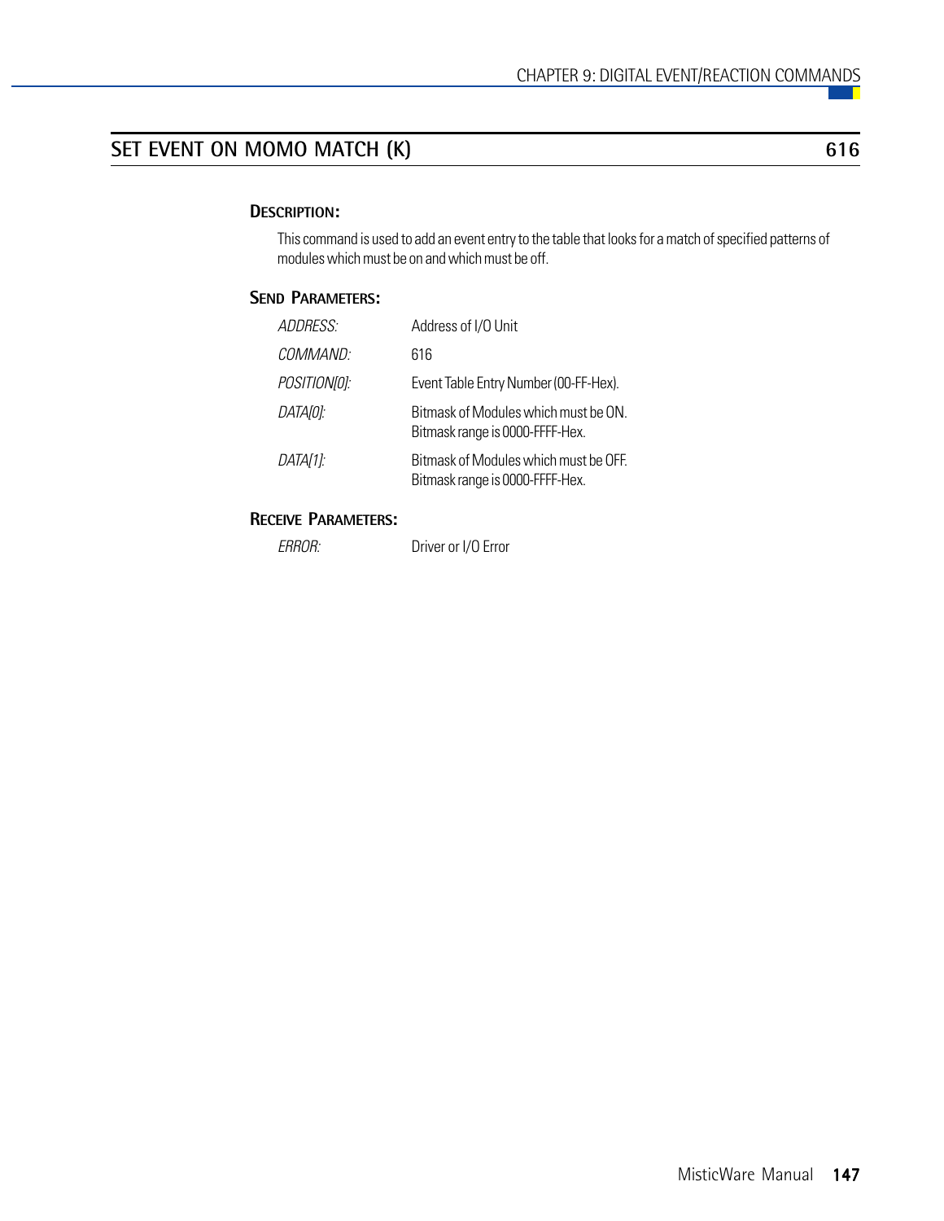## SET EVENT ON MOMO MATCH (K) 616

### DESCRIPTION:

This command is used to add an event entry to the table that looks for a match of specified patterns of modules which must be on and which must be off.

### SEND PARAMETERS:

| | |
|---|---|
| *ADDRESS:* | Address of I/O Unit |
| *COMMAND:* | 616 |
| *POSITION[0]:* | Event Table Entry Number (00-FF-Hex). |
| *DATA[0]:* | Bitmask of Modules which must be ON. Bitmask range is 0000-FFFF-Hex. |
| *DATA[1]:* | Bitmask of Modules which must be OFF. Bitmask range is 0000-FFFF-Hex. |

### RECEIVE PARAMETERS:

| | |
|---|---|
| *ERROR:* | Driver or I/O Error |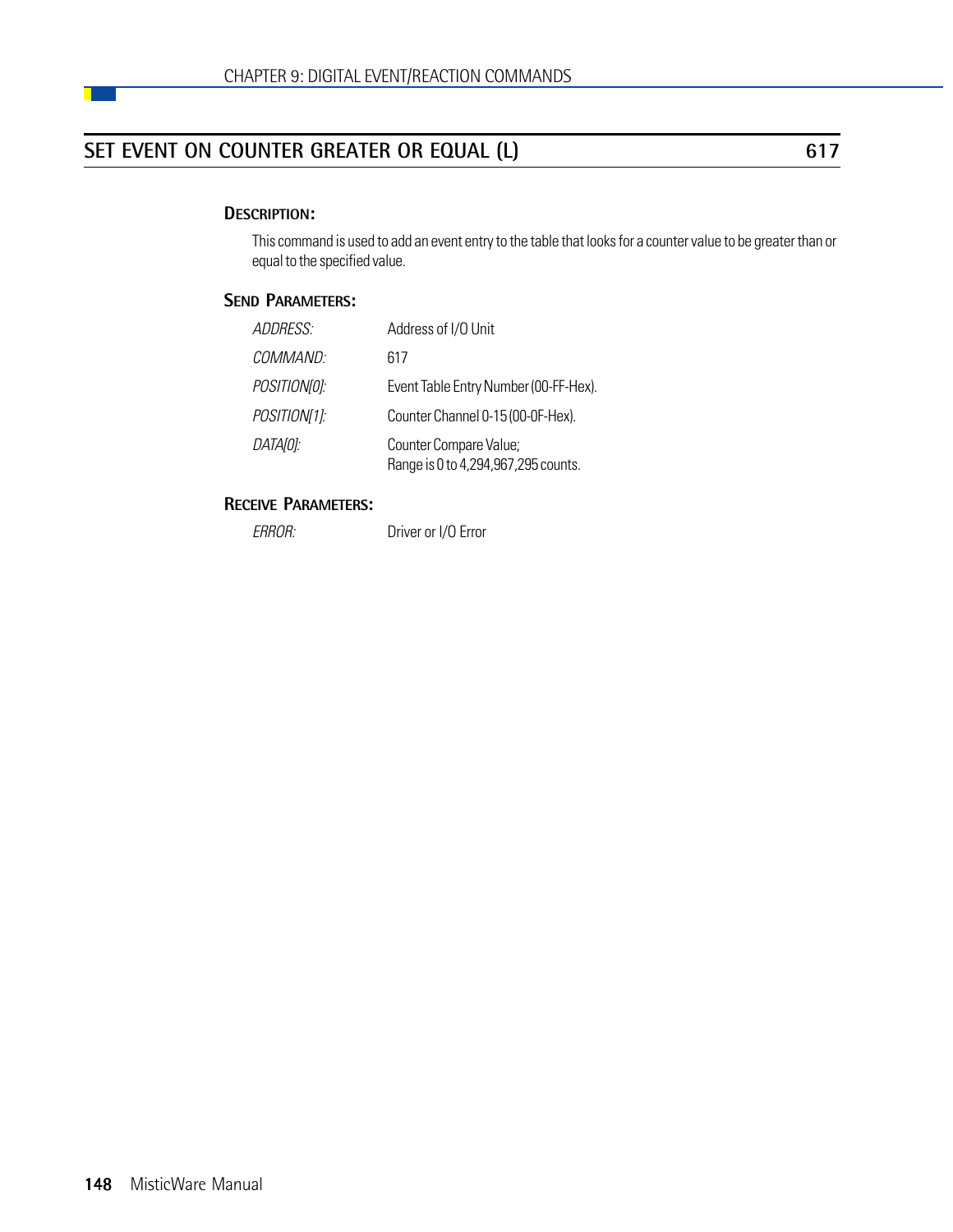## SET EVENT ON COUNTER GREATER OR EQUAL (L) 617

### DESCRIPTION:

This command is used to add an event entry to the table that looks for a counter value to be greater than or equal to the specified value.

### SEND PARAMETERS:

| | |
|---|---|
| *ADDRESS:* | Address of I/O Unit |
| *COMMAND:* | 617 |
| *POSITION[0]:* | Event Table Entry Number (00-FF-Hex). |
| *POSITION[1]:* | Counter Channel 0-15 (00-0F-Hex). |
| *DATA[0]:* | Counter Compare Value; Range is 0 to 4,294,967,295 counts. |

### RECEIVE PARAMETERS:

| | |
|---|---|
| *ERROR:* | Driver or I/O Error |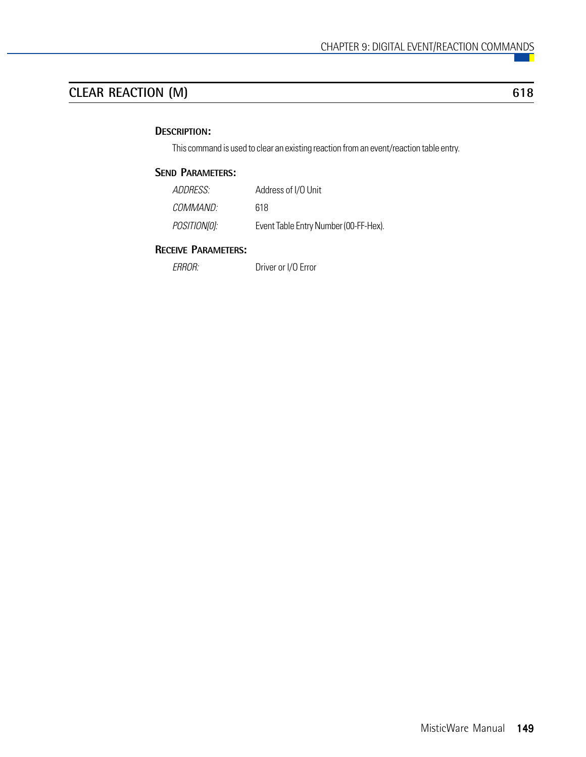## CLEAR REACTION (M) 618

### Description:

This command is used to clear an existing reaction from an event/reaction table entry.

### Send Parameters:

| | |
|---|---|
| *ADDRESS:* | Address of I/O Unit |
| *COMMAND:* | 618 |
| *POSITION[0]:* | Event Table Entry Number (00-FF-Hex). |

### Receive Parameters:

| | |
|---|---|
| *ERROR:* | Driver or I/O Error |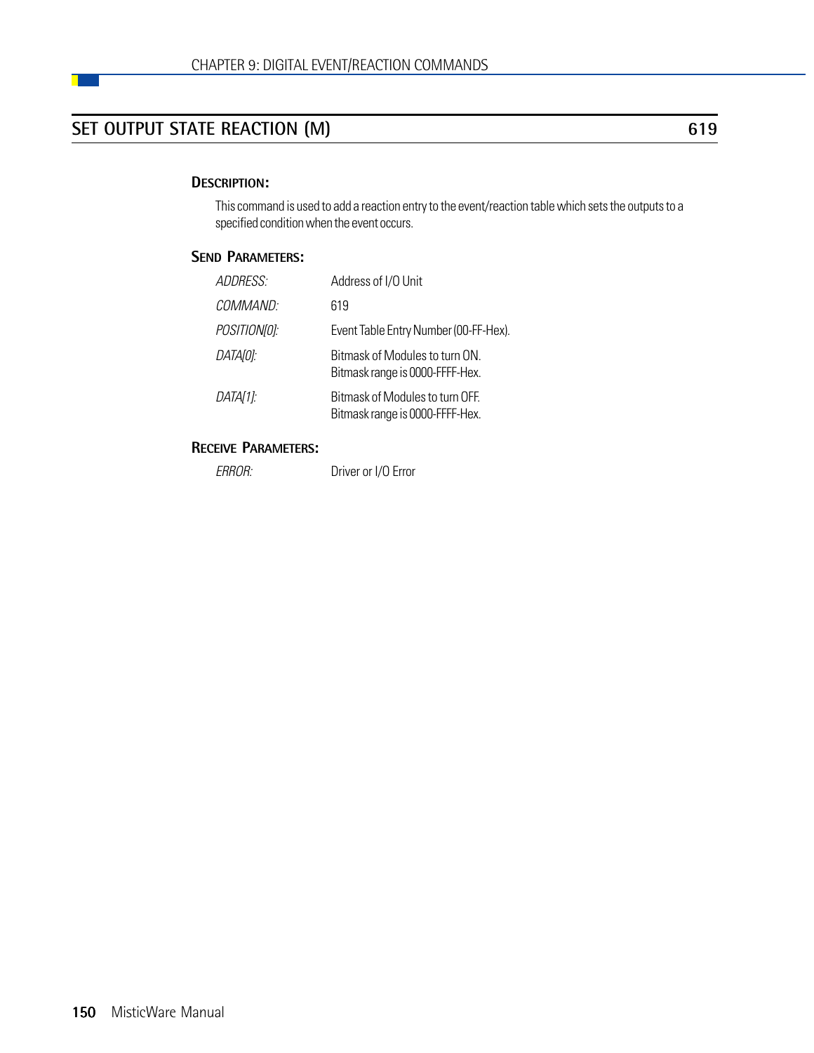## SET OUTPUT STATE REACTION (M) 619

### DESCRIPTION:

This command is used to add a reaction entry to the event/reaction table which sets the outputs to a specified condition when the event occurs.

### SEND PARAMETERS:

| | |
|---|---|
| *ADDRESS:* | Address of I/O Unit |
| *COMMAND:* | 619 |
| *POSITION[0]:* | Event Table Entry Number (00-FF-Hex). |
| *DATA[0]:* | Bitmask of Modules to turn ON. Bitmask range is 0000-FFFF-Hex. |
| *DATA[1]:* | Bitmask of Modules to turn OFF. Bitmask range is 0000-FFFF-Hex. |

### RECEIVE PARAMETERS:

| | |
|---|---|
| *ERROR:* | Driver or I/O Error |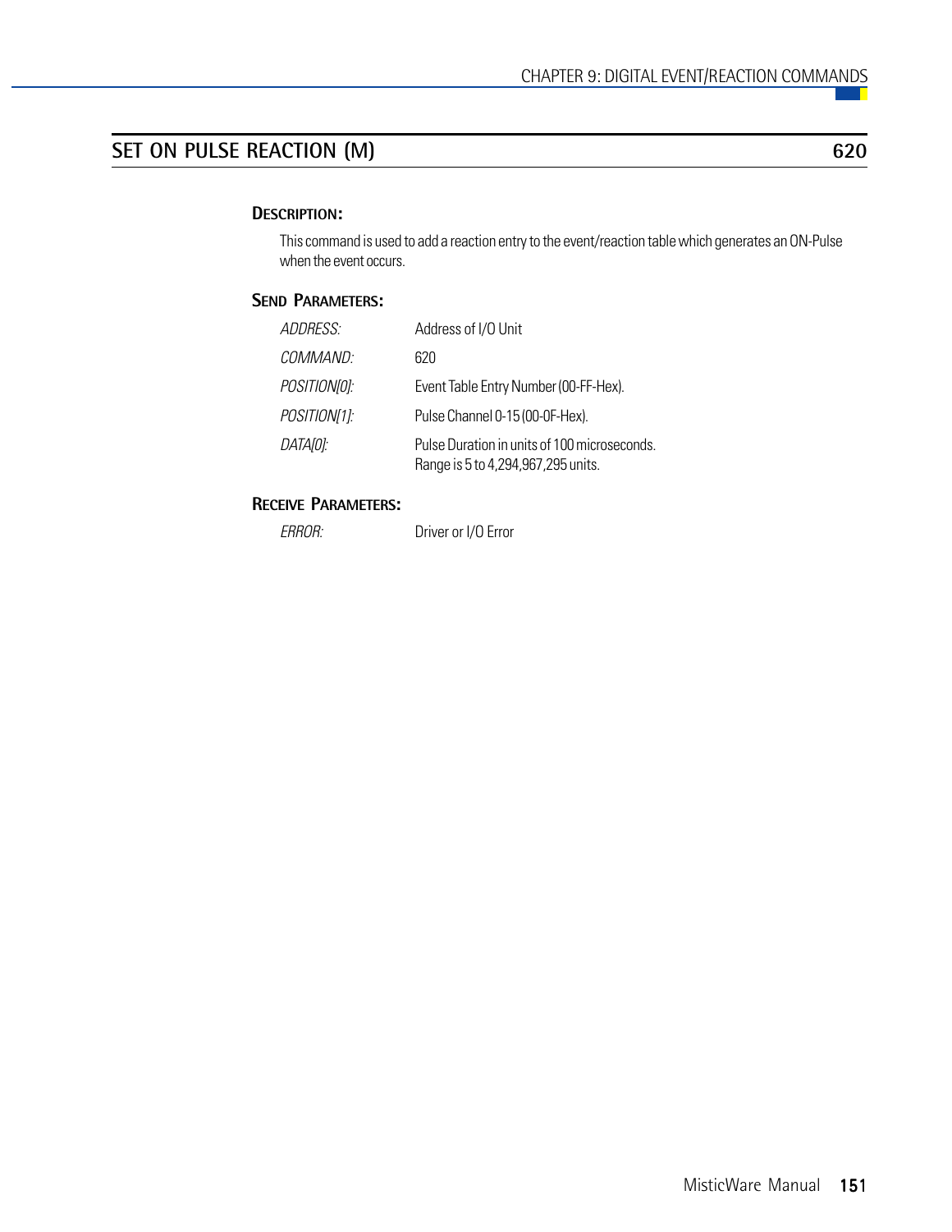## SET ON PULSE REACTION (M) 620

### Description:

This command is used to add a reaction entry to the event/reaction table which generates an ON-Pulse when the event occurs.

### Send Parameters:

| | |
|---|---|
| *ADDRESS:* | Address of I/O Unit |
| *COMMAND:* | 620 |
| *POSITION[0]:* | Event Table Entry Number (00-FF-Hex). |
| *POSITION[1]:* | Pulse Channel 0-15 (00-0F-Hex). |
| *DATA[0]:* | Pulse Duration in units of 100 microseconds. Range is 5 to 4,294,967,295 units. |

### Receive Parameters:

| | |
|---|---|
| *ERROR:* | Driver or I/O Error |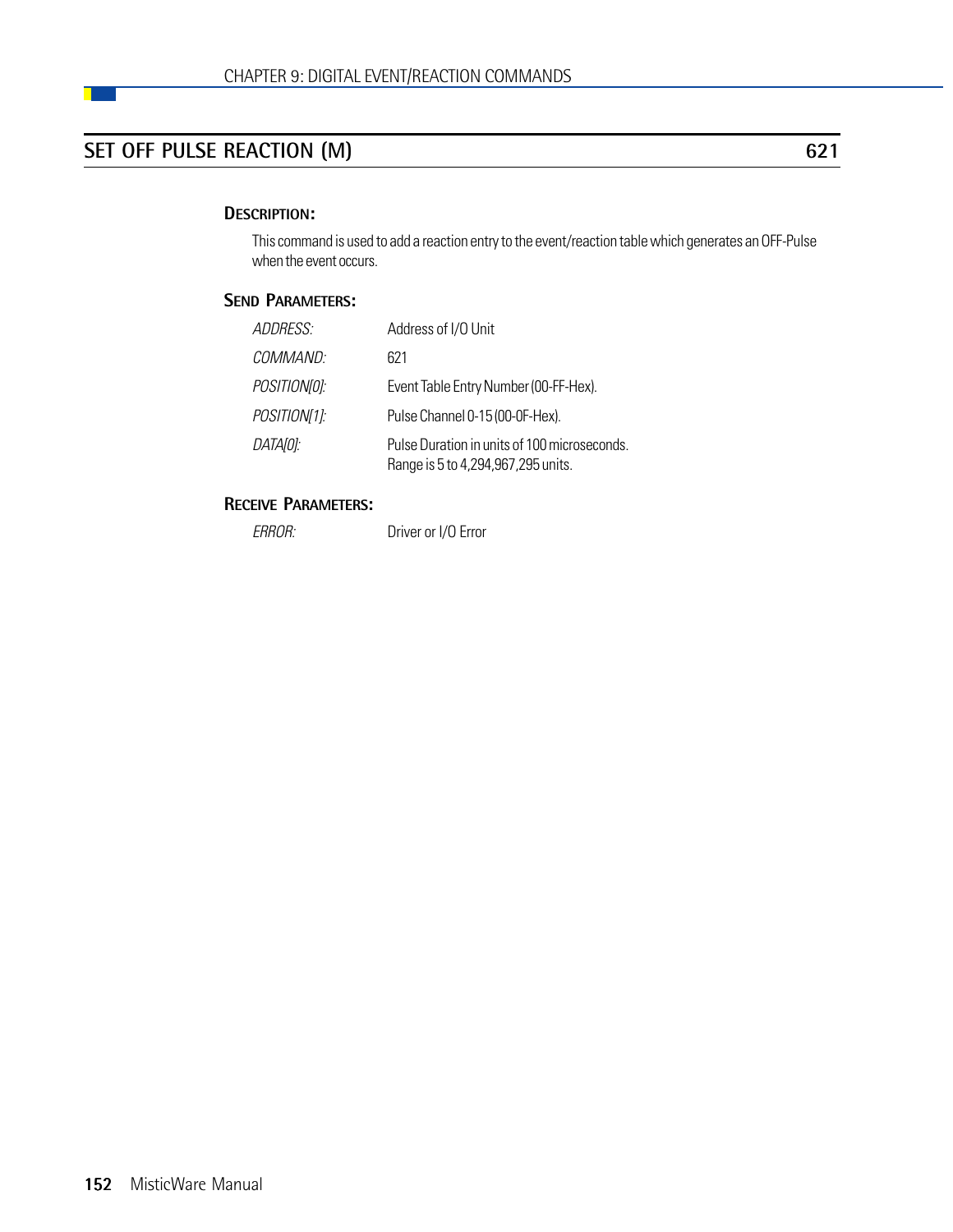## SET OFF PULSE REACTION (M) 621

### Description:

This command is used to add a reaction entry to the event/reaction table which generates an OFF-Pulse when the event occurs.

### Send Parameters:

| | |
|---|---|
| *ADDRESS:* | Address of I/O Unit |
| *COMMAND:* | 621 |
| *POSITION[0]:* | Event Table Entry Number (00-FF-Hex). |
| *POSITION[1]:* | Pulse Channel 0-15 (00-0F-Hex). |
| *DATA[0]:* | Pulse Duration in units of 100 microseconds. Range is 5 to 4,294,967,295 units. |

### Receive Parameters:

| | |
|---|---|
| *ERROR:* | Driver or I/O Error |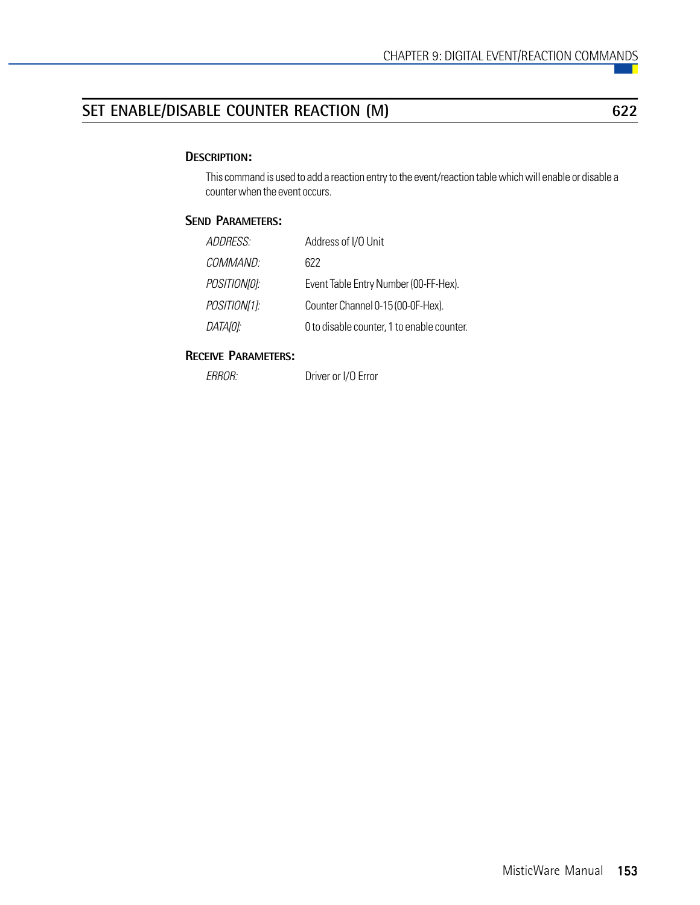## SET ENABLE/DISABLE COUNTER REACTION (M) 622

### Description:

This command is used to add a reaction entry to the event/reaction table which will enable or disable a counter when the event occurs.

### Send Parameters:

| | |
|---|---|
| *ADDRESS:* | Address of I/O Unit |
| *COMMAND:* | 622 |
| *POSITION[0]:* | Event Table Entry Number (00-FF-Hex). |
| *POSITION[1]:* | Counter Channel 0-15 (00-0F-Hex). |
| *DATA[0]:* | 0 to disable counter, 1 to enable counter. |

### Receive Parameters:

| | |
|---|---|
| *ERROR:* | Driver or I/O Error |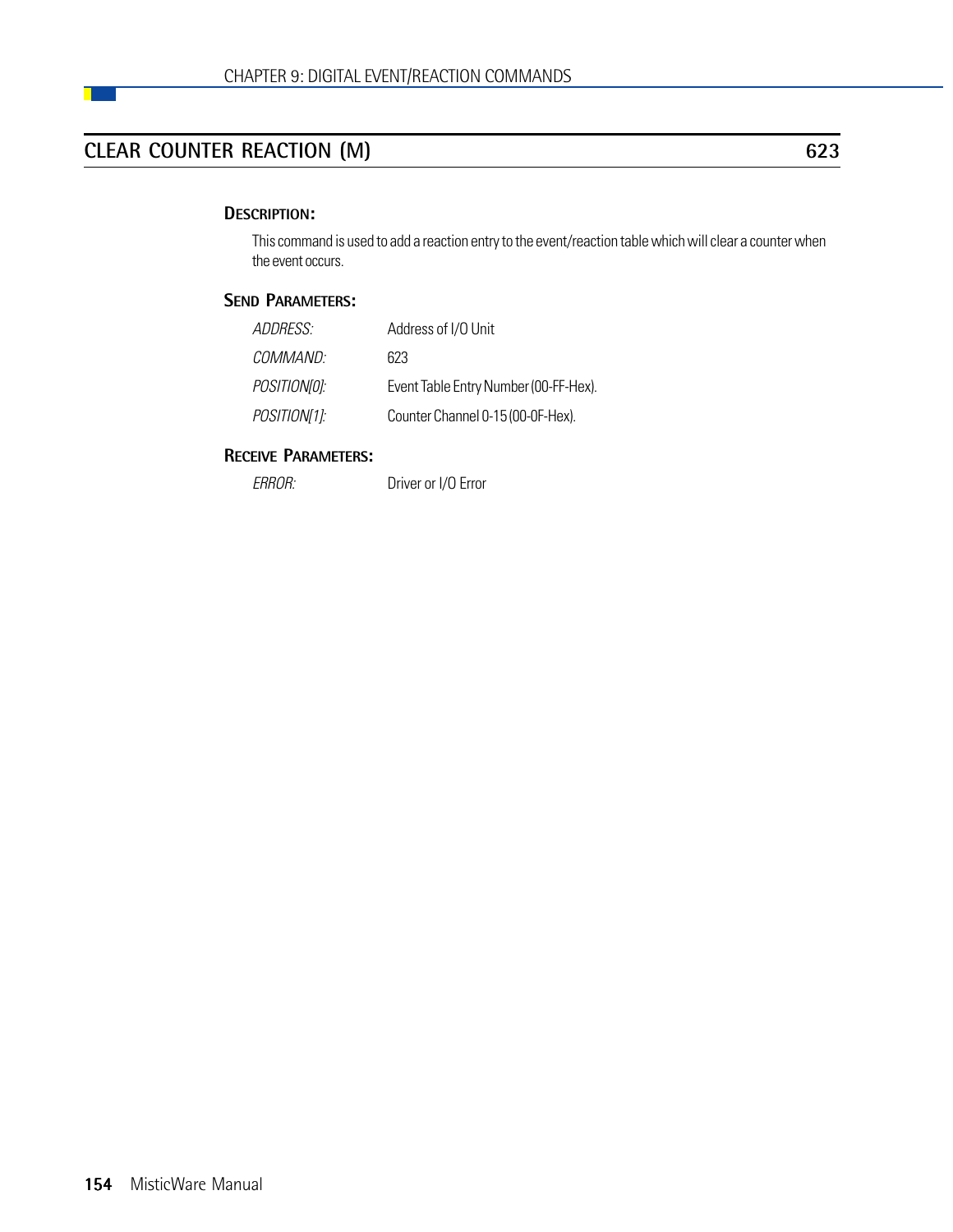## CLEAR COUNTER REACTION (M) — 623

### DESCRIPTION:

This command is used to add a reaction entry to the event/reaction table which will clear a counter when the event occurs.

### SEND PARAMETERS:

| | |
|---|---|
| *ADDRESS:* | Address of I/O Unit |
| *COMMAND:* | 623 |
| *POSITION[0]:* | Event Table Entry Number (00-FF-Hex). |
| *POSITION[1]:* | Counter Channel 0-15 (00-0F-Hex). |

### RECEIVE PARAMETERS:

| | |
|---|---|
| *ERROR:* | Driver or I/O Error |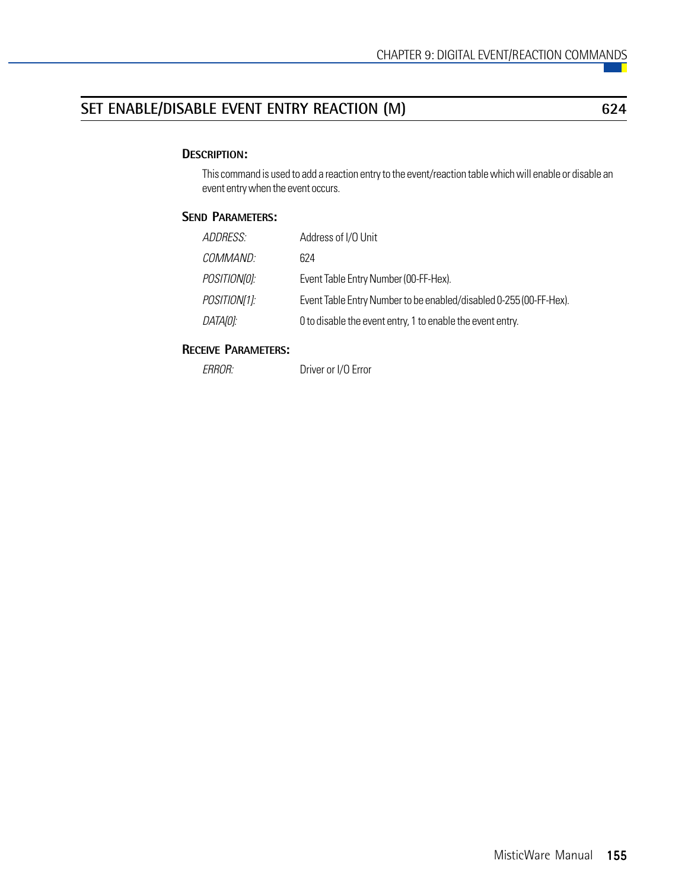## SET ENABLE/DISABLE EVENT ENTRY REACTION (M) 624

### DESCRIPTION:

This command is used to add a reaction entry to the event/reaction table which will enable or disable an event entry when the event occurs.

### SEND PARAMETERS:

| | |
|---|---|
| *ADDRESS:* | Address of I/O Unit |
| *COMMAND:* | 624 |
| *POSITION[0]:* | Event Table Entry Number (00-FF-Hex). |
| *POSITION[1]:* | Event Table Entry Number to be enabled/disabled 0-255 (00-FF-Hex). |
| *DATA[0]:* | 0 to disable the event entry, 1 to enable the event entry. |

### RECEIVE PARAMETERS:

| | |
|---|---|
| *ERROR:* | Driver or I/O Error |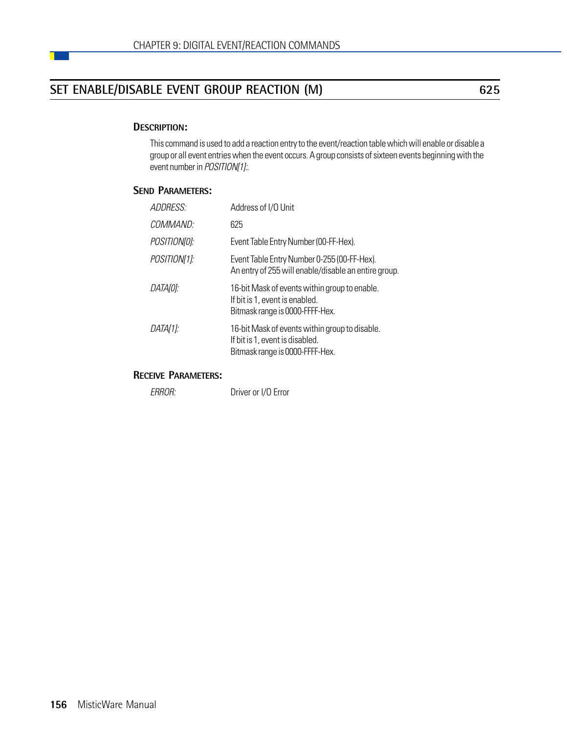## SET ENABLE/DISABLE EVENT GROUP REACTION (M) — 625

### DESCRIPTION:

This command is used to add a reaction entry to the event/reaction table which will enable or disable a group or all event entries when the event occurs. A group consists of sixteen events beginning with the event number in *POSITION[1]*:.

### SEND PARAMETERS:

| | |
|---|---|
| *ADDRESS:* | Address of I/O Unit |
| *COMMAND:* | 625 |
| *POSITION[0]:* | Event Table Entry Number (00-FF-Hex). |
| *POSITION[1]:* | Event Table Entry Number 0-255 (00-FF-Hex).<br>An entry of 255 will enable/disable an entire group. |
| *DATA[0]:* | 16-bit Mask of events within group to enable.<br>If bit is 1, event is enabled.<br>Bitmask range is 0000-FFFF-Hex. |
| *DATA[1]:* | 16-bit Mask of events within group to disable.<br>If bit is 1, event is disabled.<br>Bitmask range is 0000-FFFF-Hex. |

### RECEIVE PARAMETERS:

| | |
|---|---|
| *ERROR:* | Driver or I/O Error |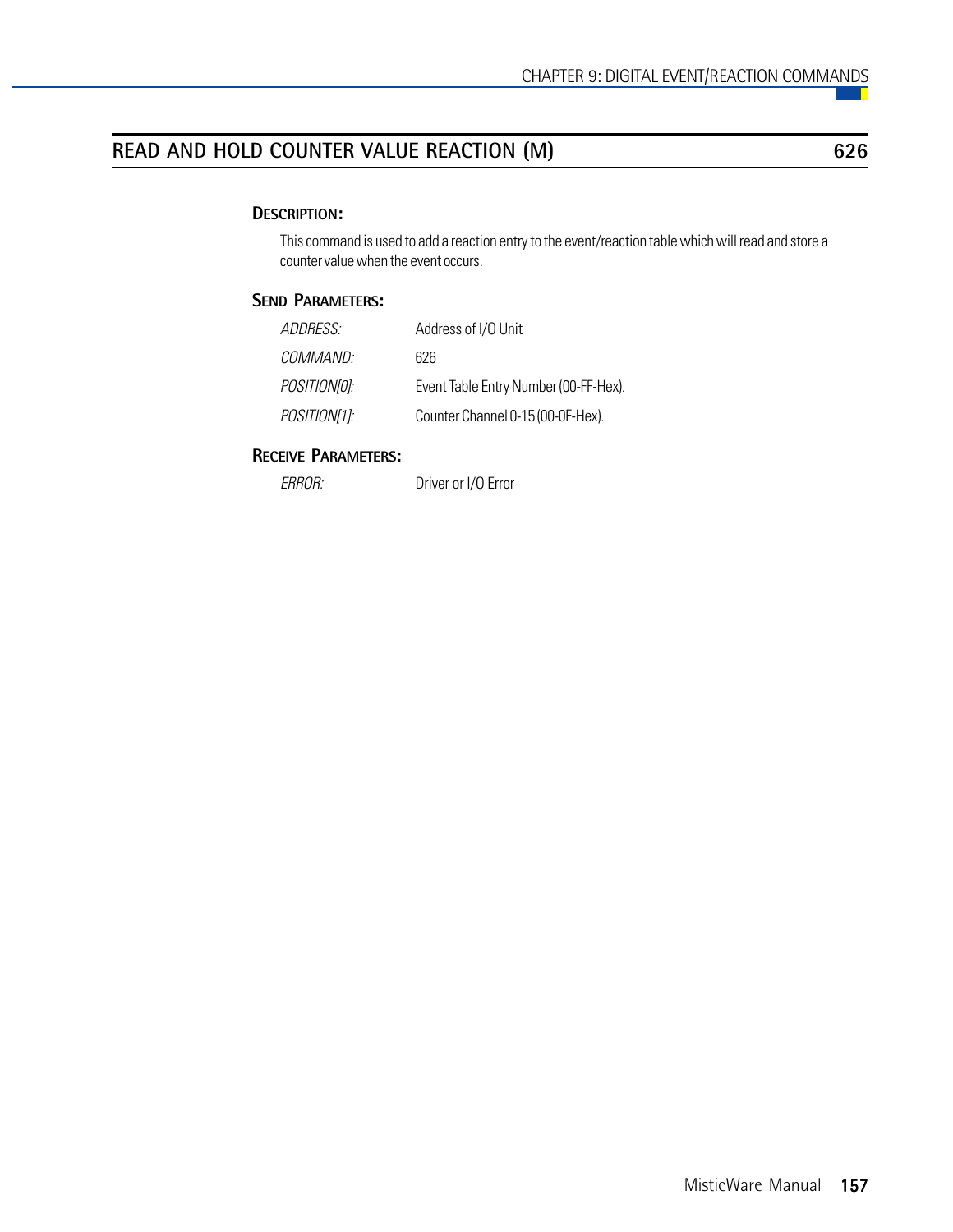## READ AND HOLD COUNTER VALUE REACTION (M) 626

### DESCRIPTION:

This command is used to add a reaction entry to the event/reaction table which will read and store a counter value when the event occurs.

### SEND PARAMETERS:

| | |
|---|---|
| *ADDRESS:* | Address of I/O Unit |
| *COMMAND:* | 626 |
| *POSITION[0]:* | Event Table Entry Number (00-FF-Hex). |
| *POSITION[1]:* | Counter Channel 0-15 (00-0F-Hex). |

### RECEIVE PARAMETERS:

| | |
|---|---|
| *ERROR:* | Driver or I/O Error |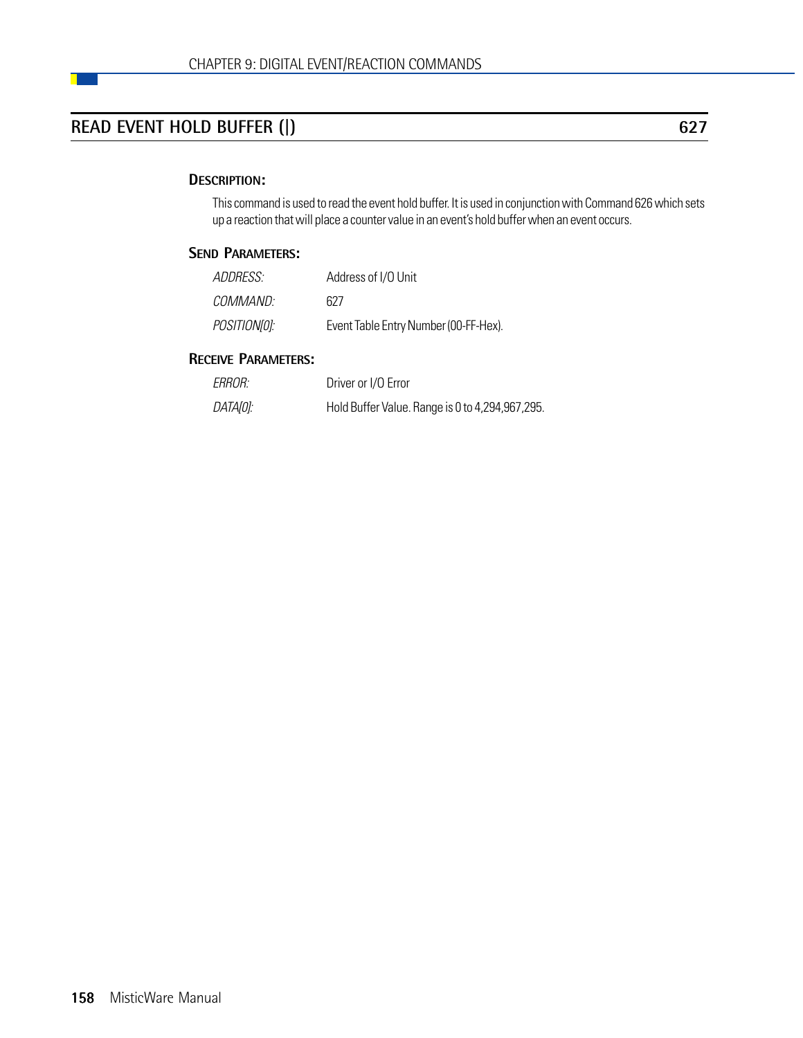## READ EVENT HOLD BUFFER (|) 627

### DESCRIPTION:

This command is used to read the event hold buffer. It is used in conjunction with Command 626 which sets up a reaction that will place a counter value in an event's hold buffer when an event occurs.

### SEND PARAMETERS:

| | |
|---|---|
| *ADDRESS:* | Address of I/O Unit |
| *COMMAND:* | 627 |
| *POSITION[0]:* | Event Table Entry Number (00-FF-Hex). |

### RECEIVE PARAMETERS:

| | |
|---|---|
| *ERROR:* | Driver or I/O Error |
| *DATA[0]:* | Hold Buffer Value. Range is 0 to 4,294,967,295. |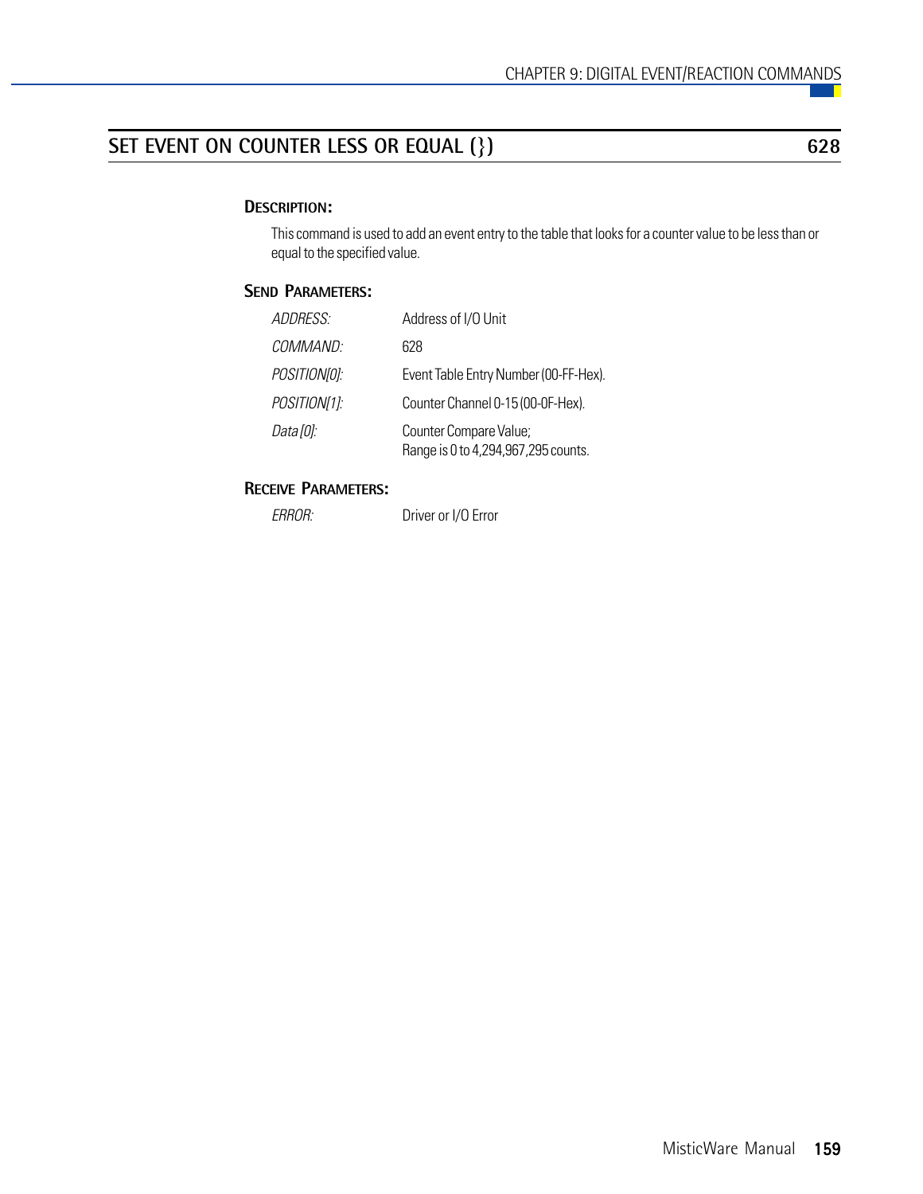## SET EVENT ON COUNTER LESS OR EQUAL (}) 628

### DESCRIPTION:

This command is used to add an event entry to the table that looks for a counter value to be less than or equal to the specified value.

### SEND PARAMETERS:

| | |
|---|---|
| *ADDRESS:* | Address of I/O Unit |
| *COMMAND:* | 628 |
| *POSITION[0]:* | Event Table Entry Number (00-FF-Hex). |
| *POSITION[1]:* | Counter Channel 0-15 (00-0F-Hex). |
| *Data [0]:* | Counter Compare Value; Range is 0 to 4,294,967,295 counts. |

### RECEIVE PARAMETERS:

| | |
|---|---|
| *ERROR:* | Driver or I/O Error |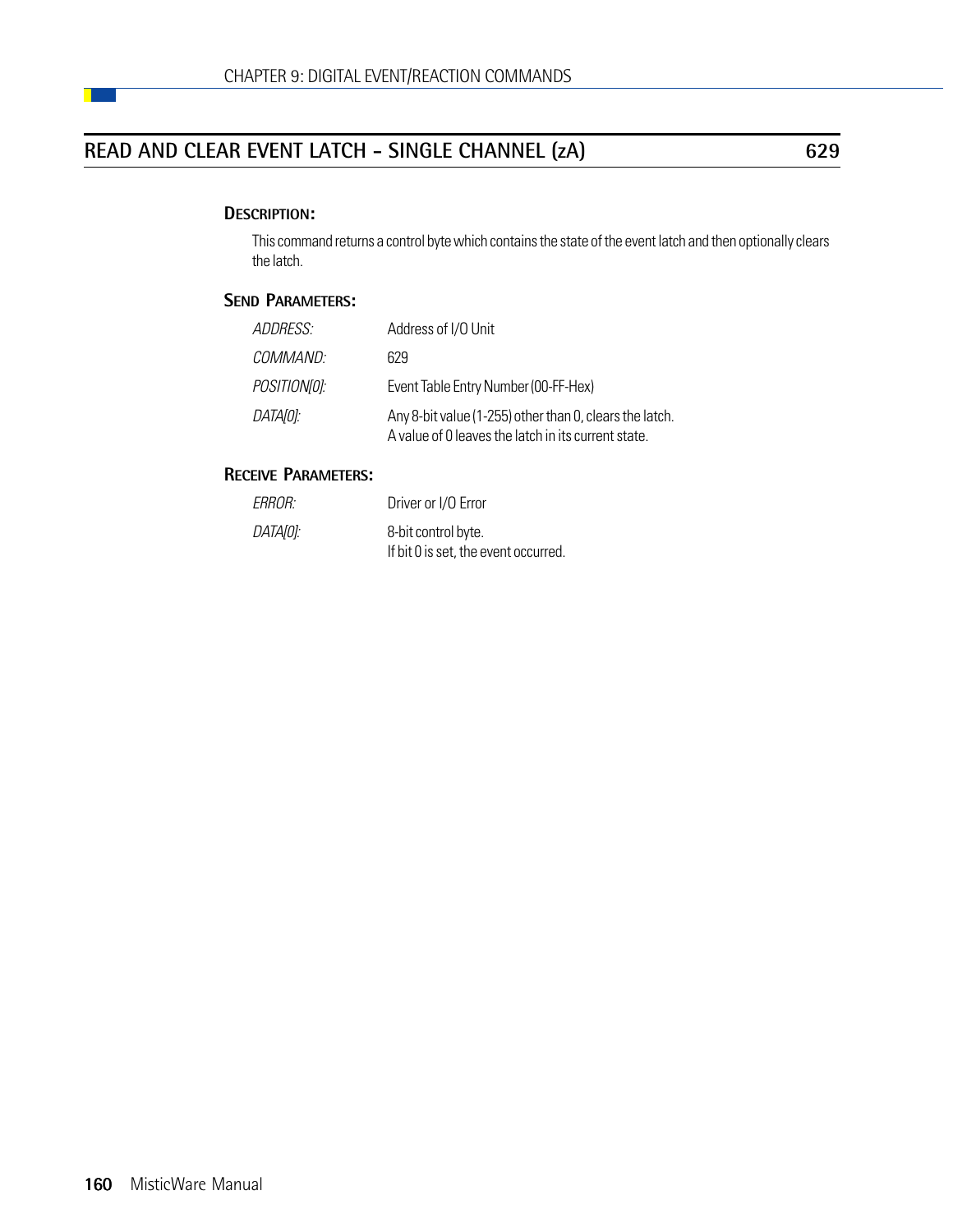## READ AND CLEAR EVENT LATCH - SINGLE CHANNEL (zA) 629

### DESCRIPTION:

This command returns a control byte which contains the state of the event latch and then optionally clears the latch.

### SEND PARAMETERS:

| | |
|---|---|
| *ADDRESS:* | Address of I/O Unit |
| *COMMAND:* | 629 |
| *POSITION[0]:* | Event Table Entry Number (00-FF-Hex) |
| *DATA[0]:* | Any 8-bit value (1-255) other than 0, clears the latch.<br>A value of 0 leaves the latch in its current state. |

### RECEIVE PARAMETERS:

| | |
|---|---|
| *ERROR:* | Driver or I/O Error |
| *DATA[0]:* | 8-bit control byte.<br>If bit 0 is set, the event occurred. |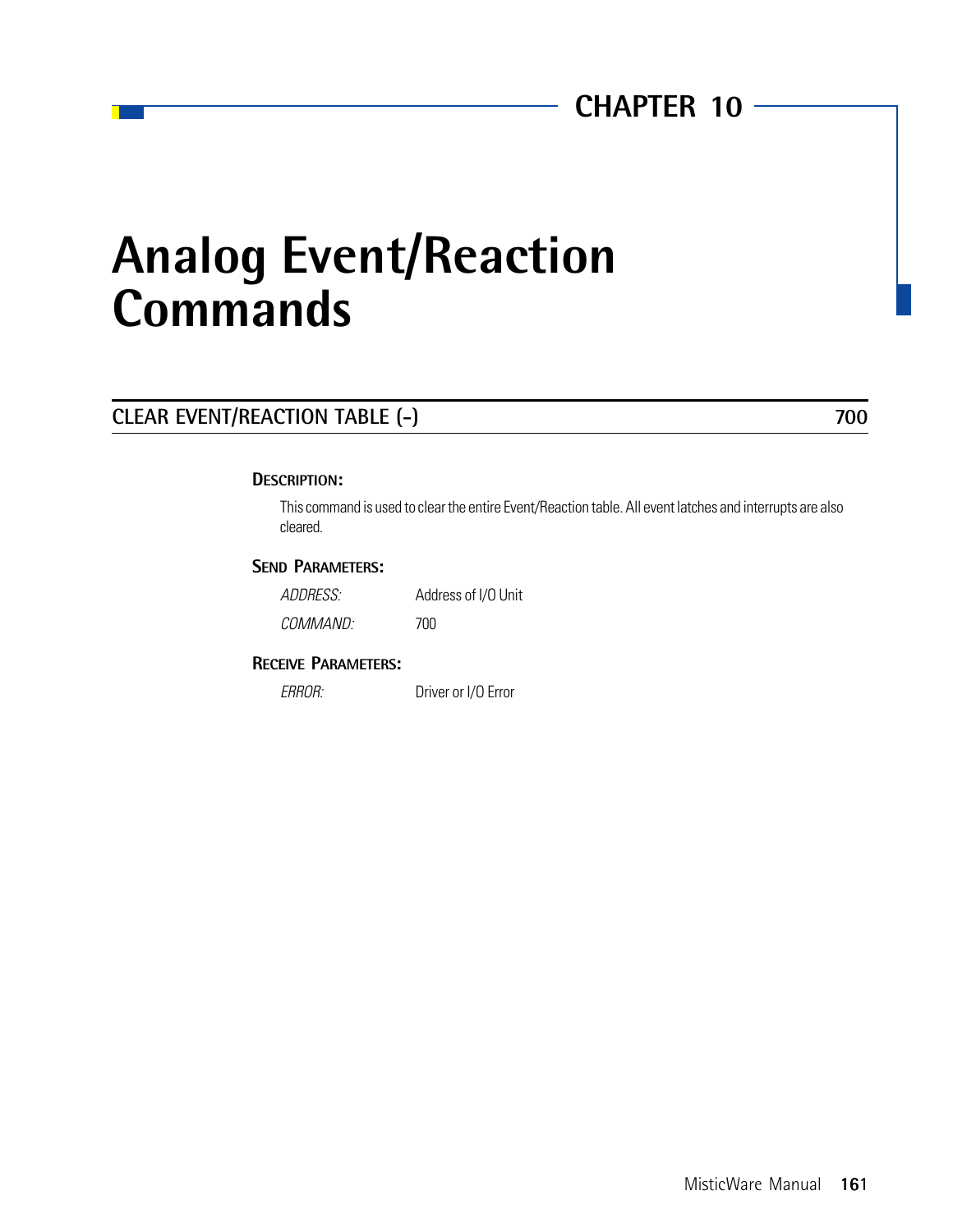# CHAPTER 10

# Analog Event/Reaction Commands

## CLEAR EVENT/REACTION TABLE (-) — 700

### DESCRIPTION:

This command is used to clear the entire Event/Reaction table. All event latches and interrupts are also cleared.

### SEND PARAMETERS:

| | |
|---|---|
| *ADDRESS:* | Address of I/O Unit |
| *COMMAND:* | 700 |

### RECEIVE PARAMETERS:

| | |
|---|---|
| *ERROR:* | Driver or I/O Error |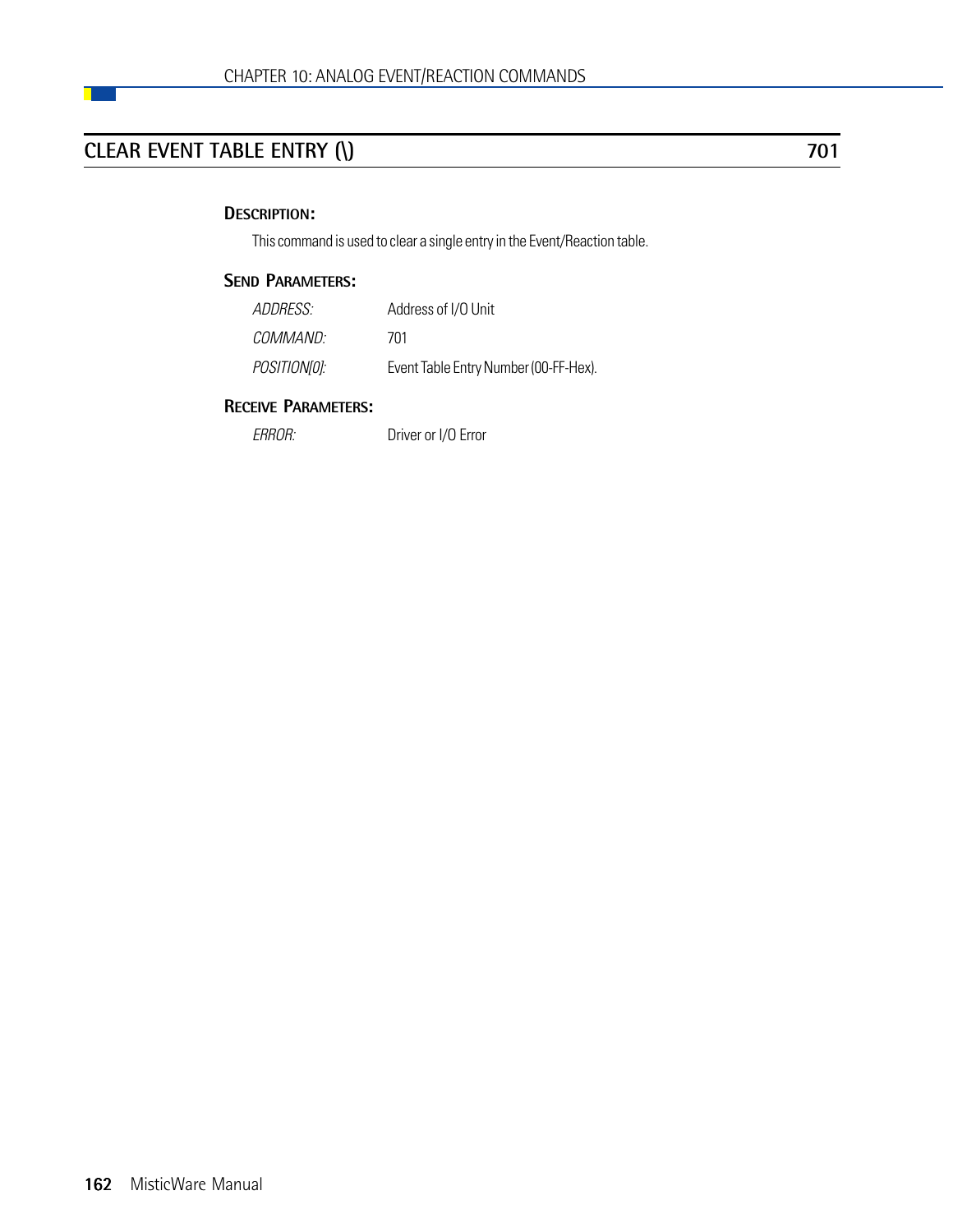## CLEAR EVENT TABLE ENTRY (\) — 701

### DESCRIPTION:

This command is used to clear a single entry in the Event/Reaction table.

### SEND PARAMETERS:

| | |
|---|---|
| *ADDRESS:* | Address of I/O Unit |
| *COMMAND:* | 701 |
| *POSITION[0]:* | Event Table Entry Number (00-FF-Hex). |

### RECEIVE PARAMETERS:

| | |
|---|---|
| *ERROR:* | Driver or I/O Error |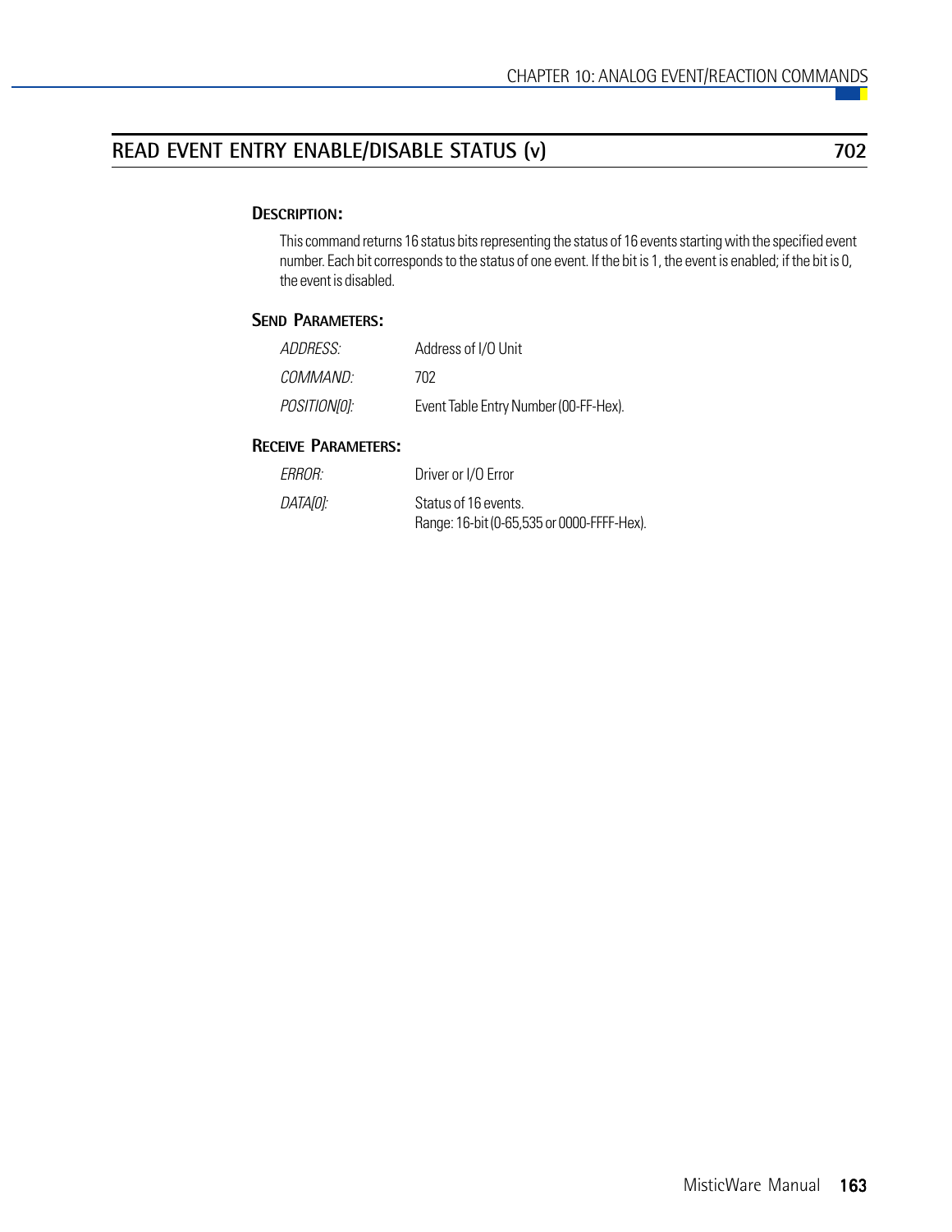## READ EVENT ENTRY ENABLE/DISABLE STATUS (v) 702

### Description:

This command returns 16 status bits representing the status of 16 events starting with the specified event number. Each bit corresponds to the status of one event. If the bit is 1, the event is enabled; if the bit is 0, the event is disabled.

### Send Parameters:

| | |
|---|---|
| *ADDRESS:* | Address of I/O Unit |
| *COMMAND:* | 702 |
| *POSITION[0]:* | Event Table Entry Number (00-FF-Hex). |

### Receive Parameters:

| | |
|---|---|
| *ERROR:* | Driver or I/O Error |
| *DATA[0]:* | Status of 16 events.<br>Range: 16-bit (0-65,535 or 0000-FFFF-Hex). |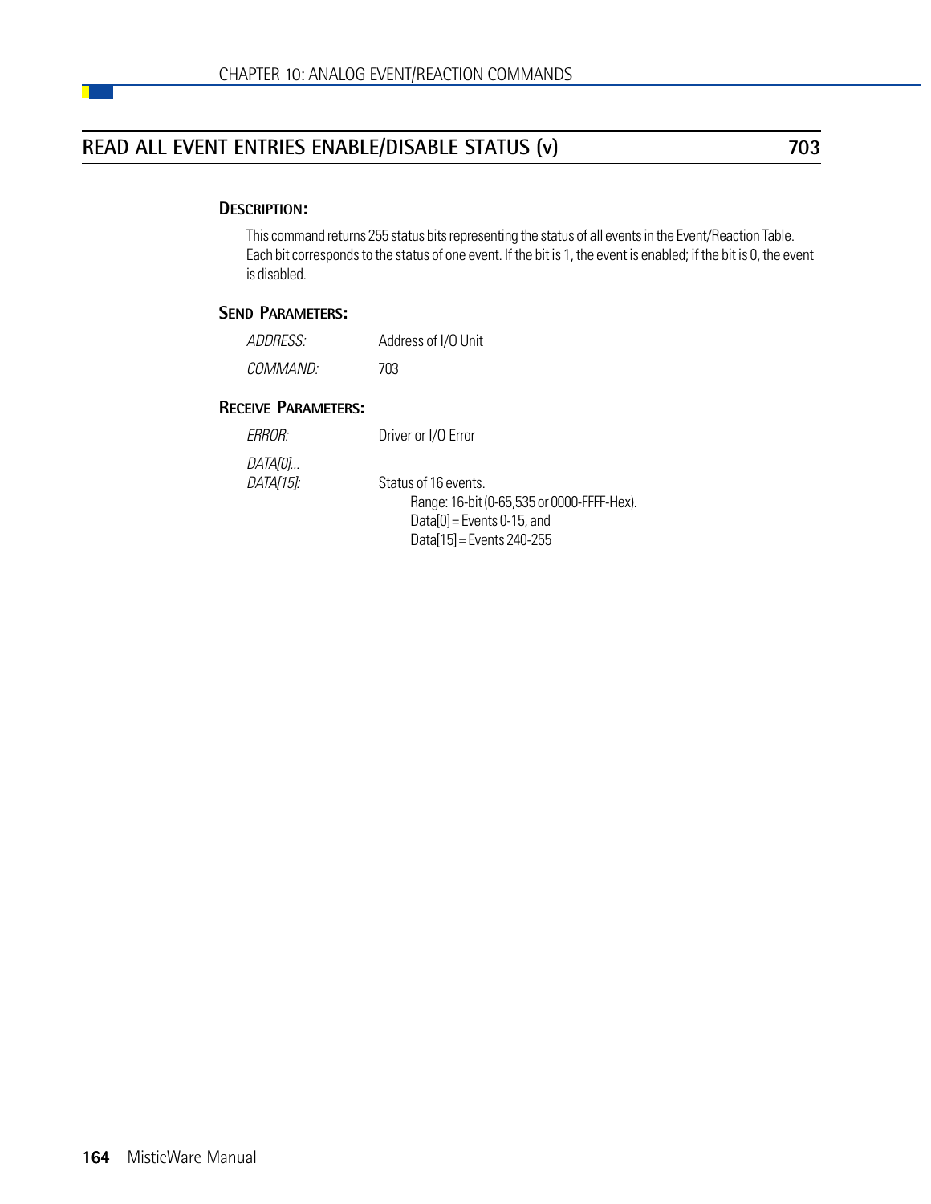## READ ALL EVENT ENTRIES ENABLE/DISABLE STATUS (v) 703

### DESCRIPTION:

This command returns 255 status bits representing the status of all events in the Event/Reaction Table. Each bit corresponds to the status of one event. If the bit is 1, the event is enabled; if the bit is 0, the event is disabled.

### SEND PARAMETERS:

| | |
|---|---|
| *ADDRESS:* | Address of I/O Unit |
| *COMMAND:* | 703 |

### RECEIVE PARAMETERS:

| | |
|---|---|
| *ERROR:* | Driver or I/O Error |
| *DATA[0]...* *DATA[15]:* | Status of 16 events.<br>Range: 16-bit (0-65,535 or 0000-FFFF-Hex).<br>Data[0] = Events 0-15, and<br>Data[15] = Events 240-255 |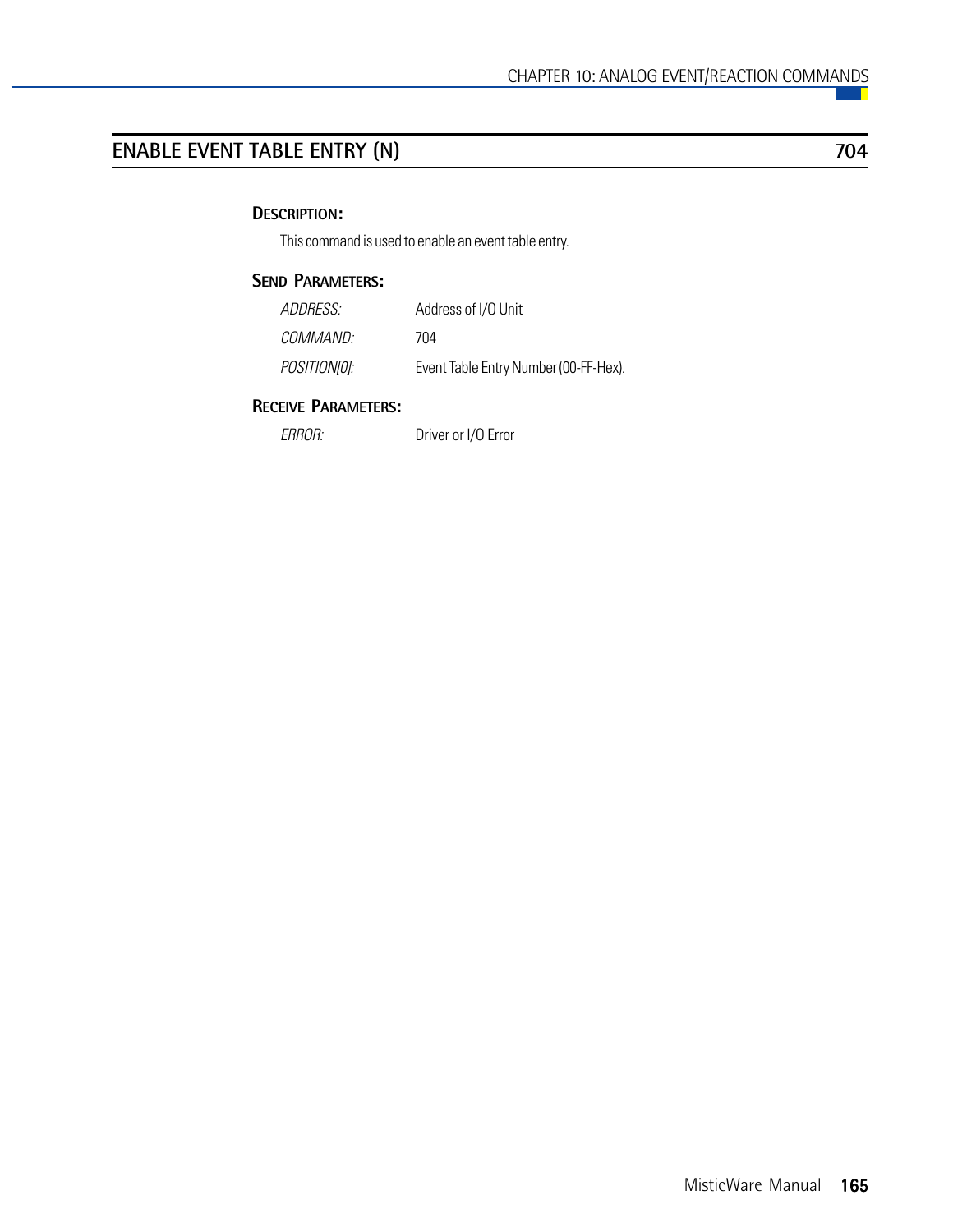## ENABLE EVENT TABLE ENTRY (N) 704

### DESCRIPTION:

This command is used to enable an event table entry.

### SEND PARAMETERS:

| | |
|---|---|
| *ADDRESS:* | Address of I/O Unit |
| *COMMAND:* | 704 |
| *POSITION[0]:* | Event Table Entry Number (00-FF-Hex). |

### RECEIVE PARAMETERS:

| | |
|---|---|
| *ERROR:* | Driver or I/O Error |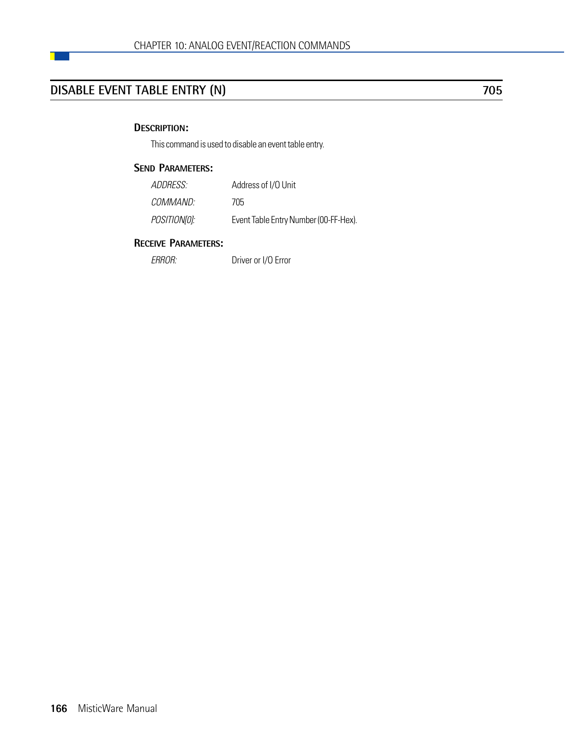## DISABLE EVENT TABLE ENTRY (N) 705

### Description:

This command is used to disable an event table entry.

### Send Parameters:

| | |
|---|---|
| *ADDRESS:* | Address of I/O Unit |
| *COMMAND:* | 705 |
| *POSITION[0]:* | Event Table Entry Number (00-FF-Hex). |

### Receive Parameters:

| | |
|---|---|
| *ERROR:* | Driver or I/O Error |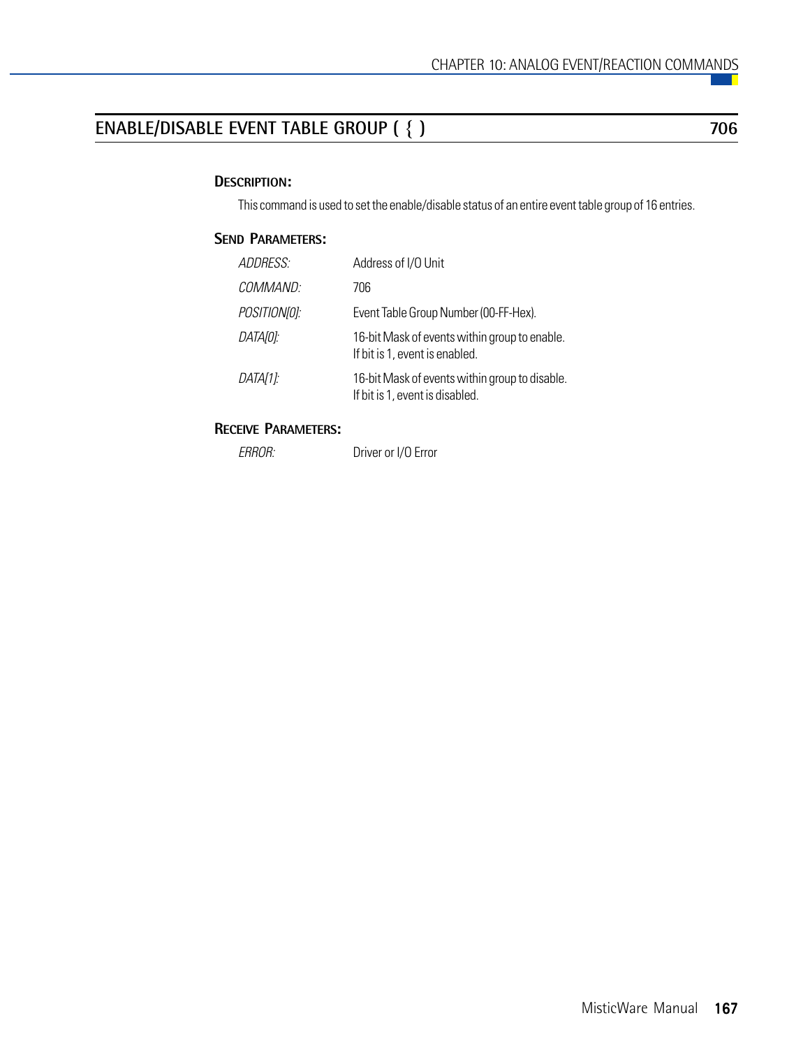## ENABLE/DISABLE EVENT TABLE GROUP ( { ) 706

### DESCRIPTION:

This command is used to set the enable/disable status of an entire event table group of 16 entries.

### SEND PARAMETERS:

| | |
|---|---|
| *ADDRESS:* | Address of I/O Unit |
| *COMMAND:* | 706 |
| *POSITION[0]:* | Event Table Group Number (00-FF-Hex). |
| *DATA[0]:* | 16-bit Mask of events within group to enable. If bit is 1, event is enabled. |
| *DATA[1]:* | 16-bit Mask of events within group to disable. If bit is 1, event is disabled. |

### RECEIVE PARAMETERS:

| | |
|---|---|
| *ERROR:* | Driver or I/O Error |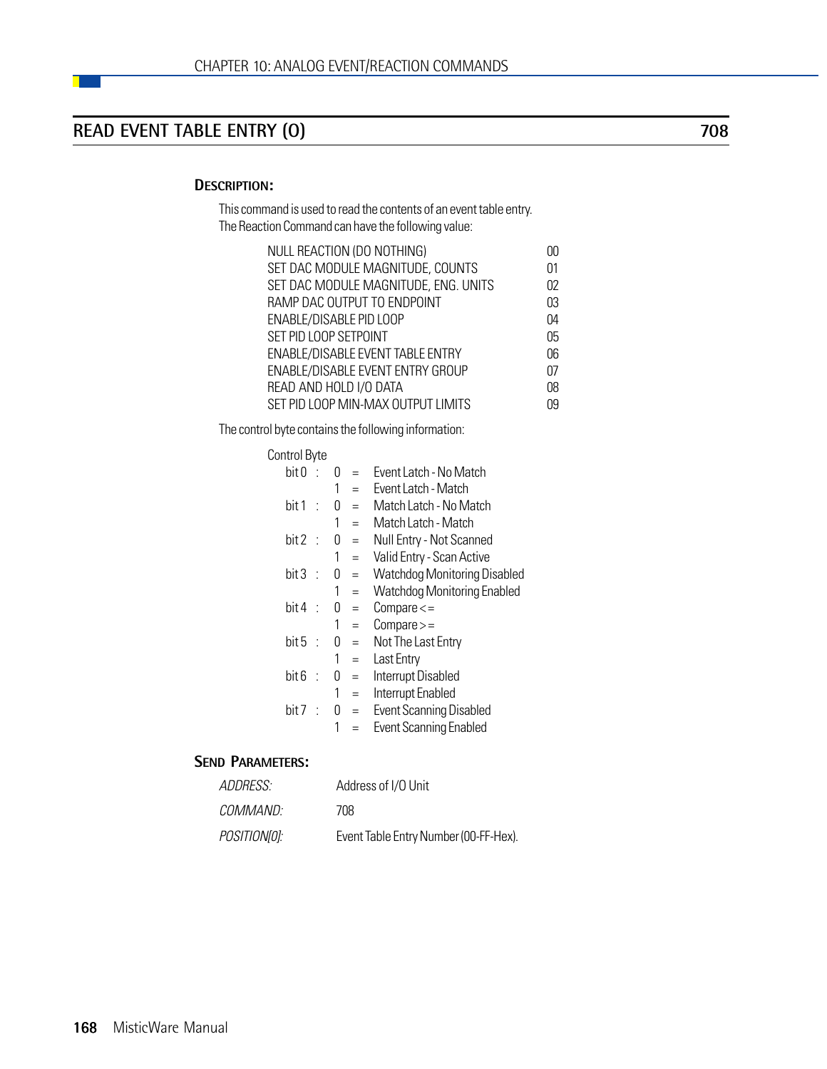# READ EVENT TABLE ENTRY (O) 708

## DESCRIPTION:

This command is used to read the contents of an event table entry.
The Reaction Command can have the following value:

| | |
|---|---|
| NULL REACTION (DO NOTHING) | 00 |
| SET DAC MODULE MAGNITUDE, COUNTS | 01 |
| SET DAC MODULE MAGNITUDE, ENG. UNITS | 02 |
| RAMP DAC OUTPUT TO ENDPOINT | 03 |
| ENABLE/DISABLE PID LOOP | 04 |
| SET PID LOOP SETPOINT | 05 |
| ENABLE/DISABLE EVENT TABLE ENTRY | 06 |
| ENABLE/DISABLE EVENT ENTRY GROUP | 07 |
| READ AND HOLD I/O DATA | 08 |
| SET PID LOOP MIN-MAX OUTPUT LIMITS | 09 |

The control byte contains the following information:

Control Byte

| | | | |
|---|---|---|---|
| bit 0 : | 0 | = | Event Latch - No Match |
| | 1 | = | Event Latch - Match |
| bit 1 : | 0 | = | Match Latch - No Match |
| | 1 | = | Match Latch - Match |
| bit 2 : | 0 | = | Null Entry - Not Scanned |
| | 1 | = | Valid Entry - Scan Active |
| bit 3 : | 0 | = | Watchdog Monitoring Disabled |
| | 1 | = | Watchdog Monitoring Enabled |
| bit 4 : | 0 | = | Compare <= |
| | 1 | = | Compare >= |
| bit 5 : | 0 | = | Not The Last Entry |
| | 1 | = | Last Entry |
| bit 6 : | 0 | = | Interrupt Disabled |
| | 1 | = | Interrupt Enabled |
| bit 7 : | 0 | = | Event Scanning Disabled |
| | 1 | = | Event Scanning Enabled |

## SEND PARAMETERS:

| | |
|---|---|
| *ADDRESS:* | Address of I/O Unit |
| *COMMAND:* | 708 |
| *POSITION[0]:* | Event Table Entry Number (00-FF-Hex). |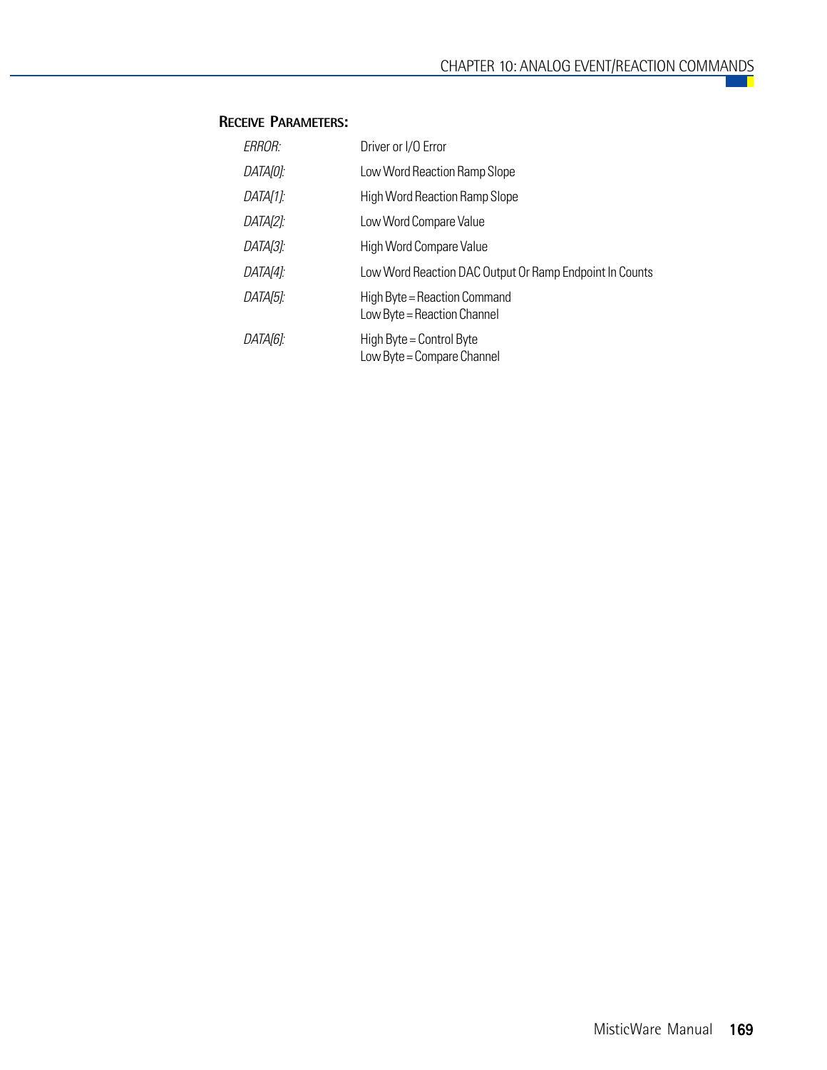### Receive Parameters:

| | |
|---|---|
| *ERROR:* | Driver or I/O Error |
| *DATA[0]:* | Low Word Reaction Ramp Slope |
| *DATA[1]:* | High Word Reaction Ramp Slope |
| *DATA[2]:* | Low Word Compare Value |
| *DATA[3]:* | High Word Compare Value |
| *DATA[4]:* | Low Word Reaction DAC Output Or Ramp Endpoint In Counts |
| *DATA[5]:* | High Byte = Reaction Command<br>Low Byte = Reaction Channel |
| *DATA[6]:* | High Byte = Control Byte<br>Low Byte = Compare Channel |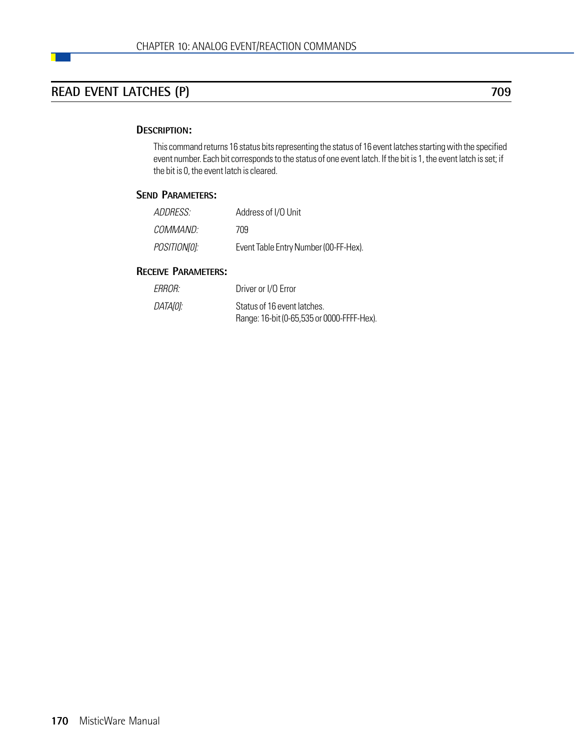## READ EVENT LATCHES (P) — 709

### DESCRIPTION:

This command returns 16 status bits representing the status of 16 event latches starting with the specified event number. Each bit corresponds to the status of one event latch. If the bit is 1, the event latch is set; if the bit is 0, the event latch is cleared.

### SEND PARAMETERS:

| | |
|---|---|
| *ADDRESS:* | Address of I/O Unit |
| *COMMAND:* | 709 |
| *POSITION[0]:* | Event Table Entry Number (00-FF-Hex). |

### RECEIVE PARAMETERS:

| | |
|---|---|
| *ERROR:* | Driver or I/O Error |
| *DATA[0]:* | Status of 16 event latches.<br>Range: 16-bit (0-65,535 or 0000-FFFF-Hex). |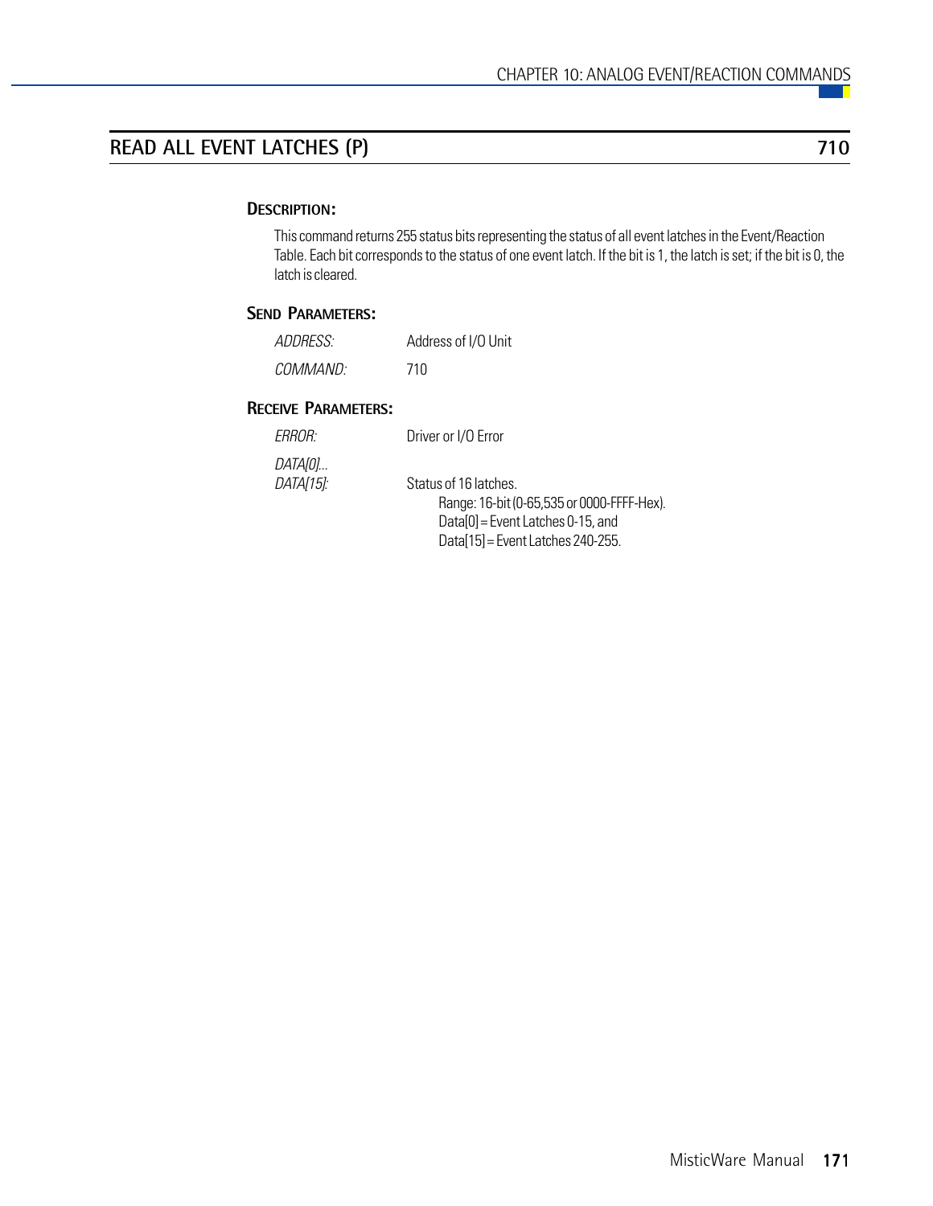## READ ALL EVENT LATCHES (P) 710

### DESCRIPTION:

This command returns 255 status bits representing the status of all event latches in the Event/Reaction Table. Each bit corresponds to the status of one event latch. If the bit is 1, the latch is set; if the bit is 0, the latch is cleared.

### SEND PARAMETERS:

| | |
|---|---|
| *ADDRESS:* | Address of I/O Unit |
| *COMMAND:* | 710 |

### RECEIVE PARAMETERS:

| | |
|---|---|
| *ERROR:* | Driver or I/O Error |
| *DATA[0]...* *DATA[15]:* | Status of 16 latches.<br>Range: 16-bit (0-65,535 or 0000-FFFF-Hex).<br>Data[0] = Event Latches 0-15, and<br>Data[15] = Event Latches 240-255. |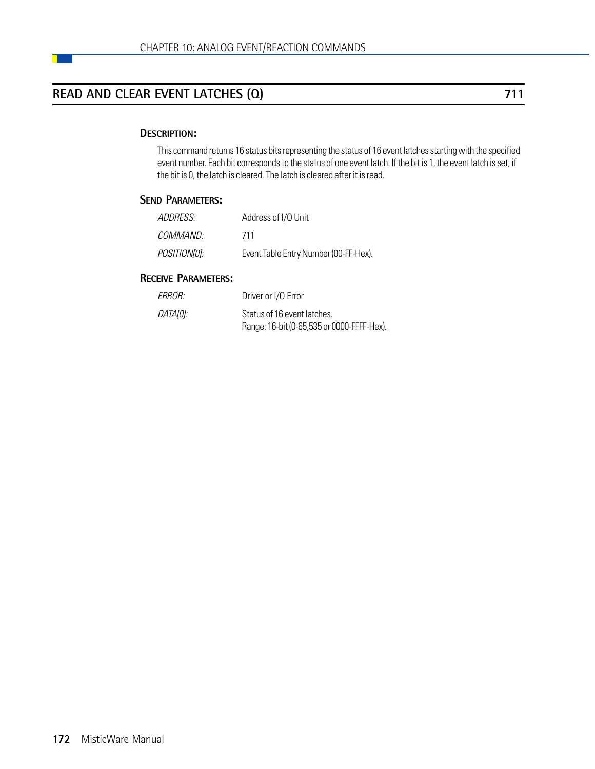## READ AND CLEAR EVENT LATCHES (Q) 711

### DESCRIPTION:

This command returns 16 status bits representing the status of 16 event latches starting with the specified event number. Each bit corresponds to the status of one event latch. If the bit is 1, the event latch is set; if the bit is 0, the latch is cleared. The latch is cleared after it is read.

### SEND PARAMETERS:

| | |
|---|---|
| *ADDRESS:* | Address of I/O Unit |
| *COMMAND:* | 711 |
| *POSITION[0]:* | Event Table Entry Number (00-FF-Hex). |

### RECEIVE PARAMETERS:

| | |
|---|---|
| *ERROR:* | Driver or I/O Error |
| *DATA[0]:* | Status of 16 event latches. Range: 16-bit (0-65,535 or 0000-FFFF-Hex). |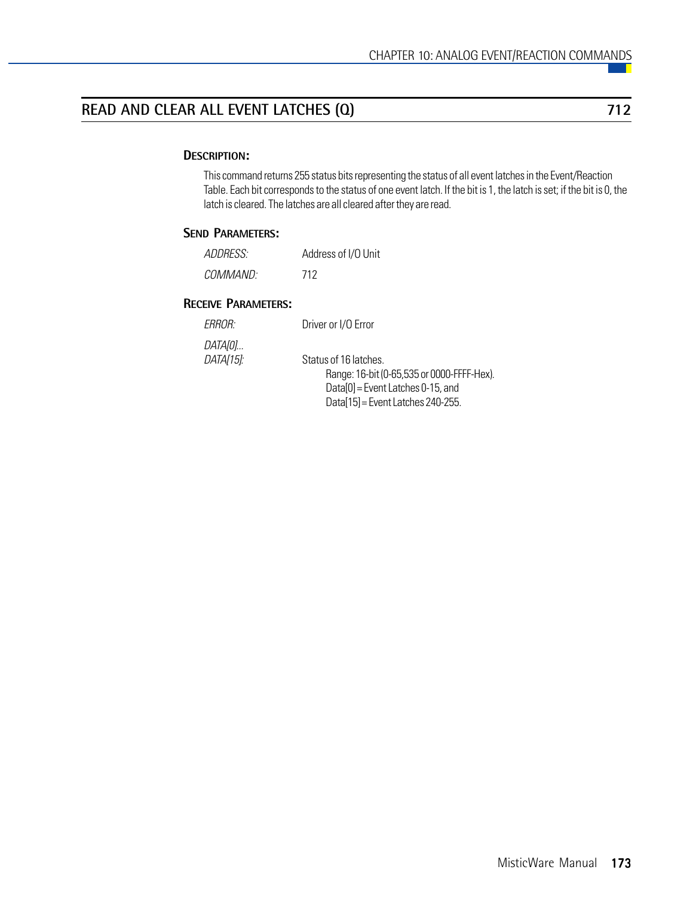## READ AND CLEAR ALL EVENT LATCHES (Q) 712

### DESCRIPTION:

This command returns 255 status bits representing the status of all event latches in the Event/Reaction Table. Each bit corresponds to the status of one event latch. If the bit is 1, the latch is set; if the bit is 0, the latch is cleared. The latches are all cleared after they are read.

### SEND PARAMETERS:

| | |
|---|---|
| *ADDRESS:* | Address of I/O Unit |
| *COMMAND:* | 712 |

### RECEIVE PARAMETERS:

| | |
|---|---|
| *ERROR:* | Driver or I/O Error |
| *DATA[0]... DATA[15]:* | Status of 16 latches.<br>Range: 16-bit (0-65,535 or 0000-FFFF-Hex).<br>Data[0] = Event Latches 0-15, and<br>Data[15] = Event Latches 240-255. |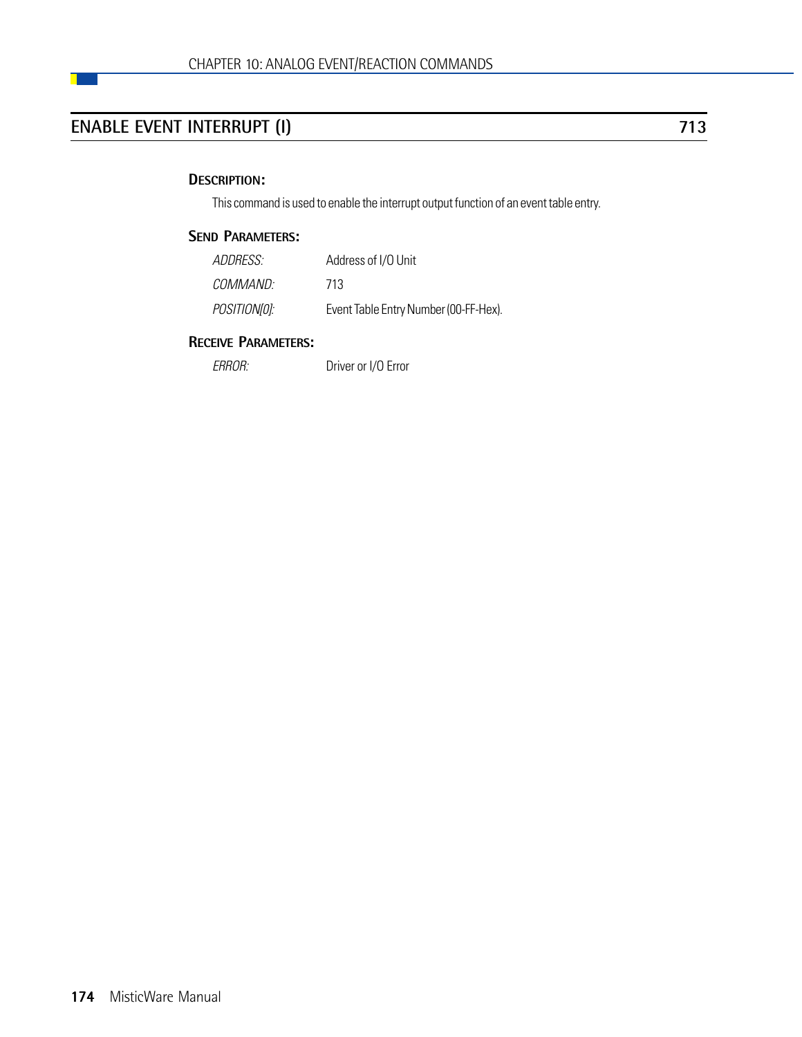## ENABLE EVENT INTERRUPT (I) 713

### DESCRIPTION:

This command is used to enable the interrupt output function of an event table entry.

### SEND PARAMETERS:

| | |
|---|---|
| *ADDRESS:* | Address of I/O Unit |
| *COMMAND:* | 713 |
| *POSITION[0]:* | Event Table Entry Number (00-FF-Hex). |

### RECEIVE PARAMETERS:

| | |
|---|---|
| *ERROR:* | Driver or I/O Error |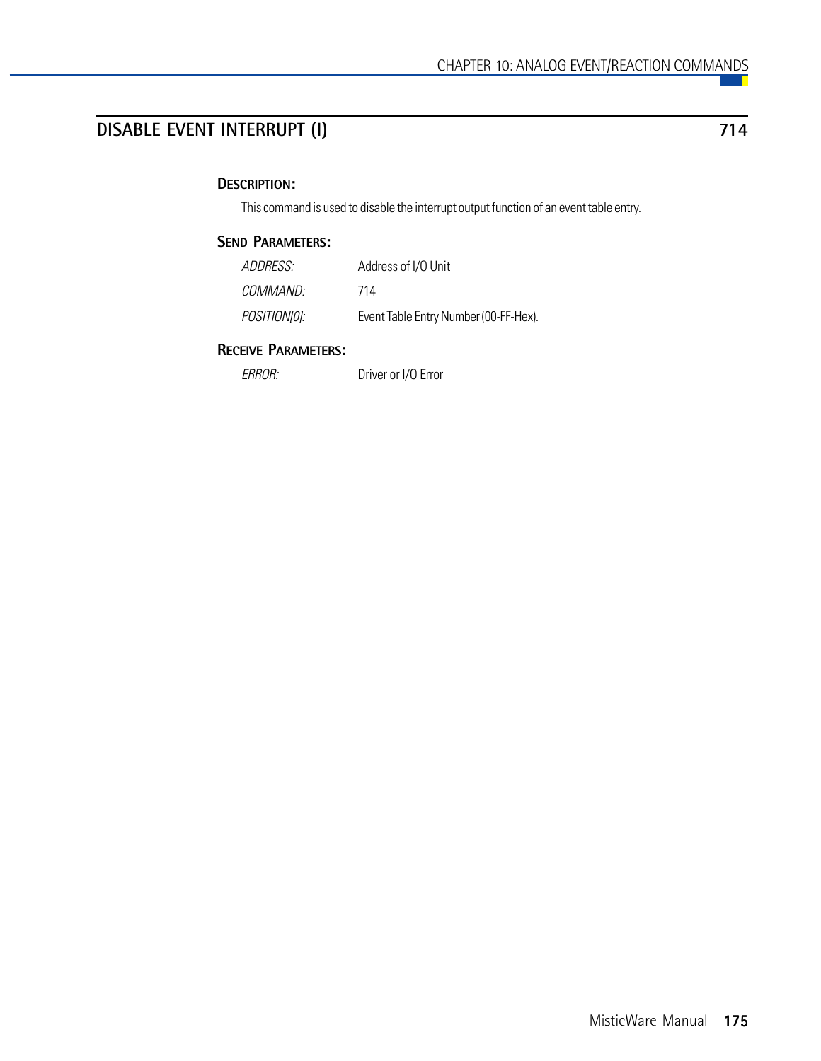## DISABLE EVENT INTERRUPT (I) — 714

### Description:

This command is used to disable the interrupt output function of an event table entry.

### Send Parameters:

| | |
|---|---|
| *ADDRESS:* | Address of I/O Unit |
| *COMMAND:* | 714 |
| *POSITION[0]:* | Event Table Entry Number (00-FF-Hex). |

### Receive Parameters:

| | |
|---|---|
| *ERROR:* | Driver or I/O Error |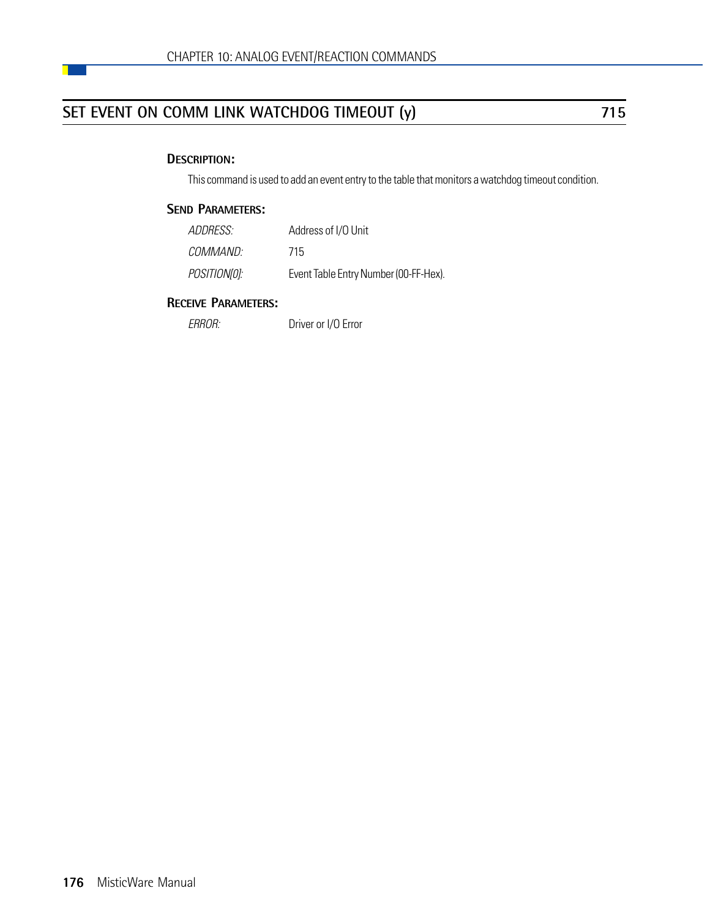## SET EVENT ON COMM LINK WATCHDOG TIMEOUT (y) 715

### Description:

This command is used to add an event entry to the table that monitors a watchdog timeout condition.

### Send Parameters:

| | |
|---|---|
| *ADDRESS:* | Address of I/O Unit |
| *COMMAND:* | 715 |
| *POSITION[0]:* | Event Table Entry Number (00-FF-Hex). |

### Receive Parameters:

| | |
|---|---|
| *ERROR:* | Driver or I/O Error |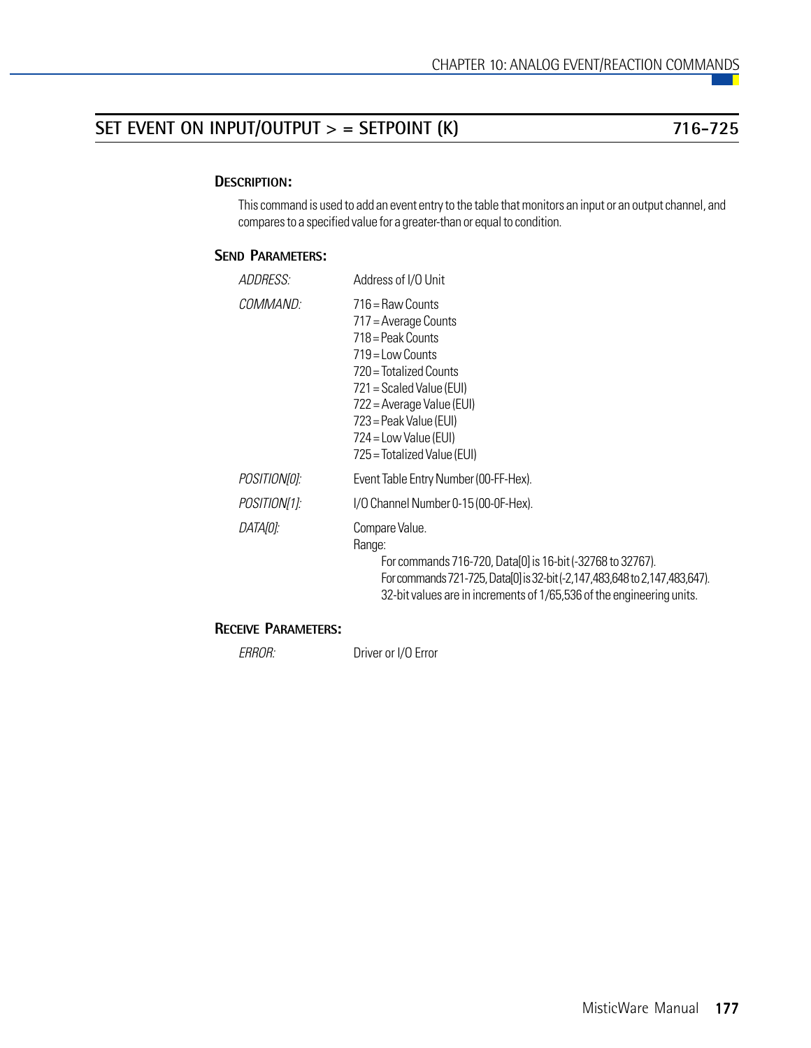## SET EVENT ON INPUT/OUTPUT > = SETPOINT (K) 716-725

### DESCRIPTION:

This command is used to add an event entry to the table that monitors an input or an output channel, and compares to a specified value for a greater-than or equal to condition.

### SEND PARAMETERS:

| | |
|---|---|
| *ADDRESS:* | Address of I/O Unit |
| *COMMAND:* | 716 = Raw Counts<br>717 = Average Counts<br>718 = Peak Counts<br>719 = Low Counts<br>720 = Totalized Counts<br>721 = Scaled Value (EUI)<br>722 = Average Value (EUI)<br>723 = Peak Value (EUI)<br>724 = Low Value (EUI)<br>725 = Totalized Value (EUI) |
| *POSITION[0]:* | Event Table Entry Number (00-FF-Hex). |
| *POSITION[1]:* | I/O Channel Number 0-15 (00-0F-Hex). |
| *DATA[0]:* | Compare Value.<br>Range:<br>For commands 716-720, Data[0] is 16-bit (-32768 to 32767).<br>For commands 721-725, Data[0] is 32-bit (-2,147,483,648 to 2,147,483,647).<br>32-bit values are in increments of 1/65,536 of the engineering units. |

### RECEIVE PARAMETERS:

| | |
|---|---|
| *ERROR:* | Driver or I/O Error |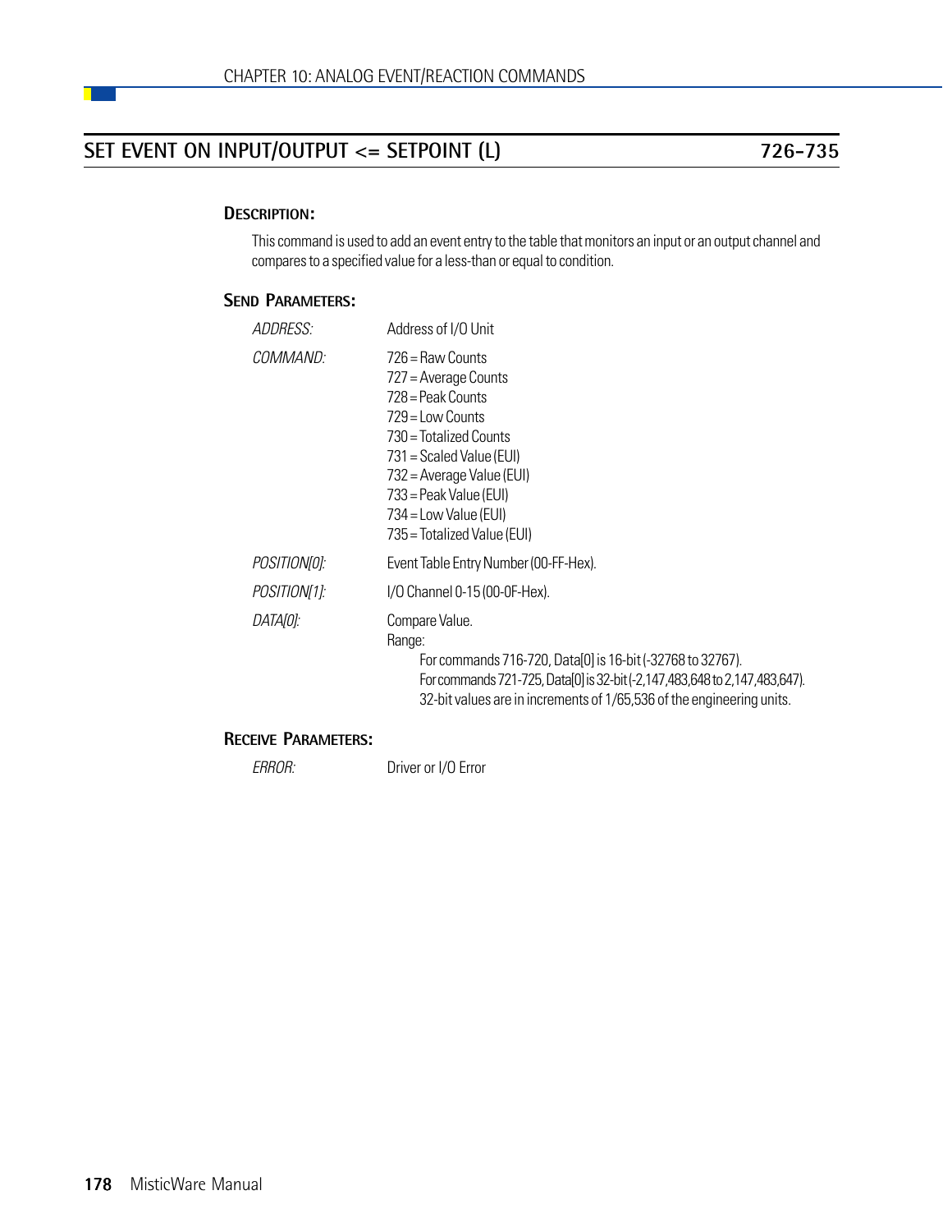## SET EVENT ON INPUT/OUTPUT <= SETPOINT (L) 726–735

### DESCRIPTION:

This command is used to add an event entry to the table that monitors an input or an output channel and compares to a specified value for a less-than or equal to condition.

### SEND PARAMETERS:

*ADDRESS:* Address of I/O Unit

*COMMAND:*
726 = Raw Counts
727 = Average Counts
728 = Peak Counts
729 = Low Counts
730 = Totalized Counts
731 = Scaled Value (EUI)
732 = Average Value (EUI)
733 = Peak Value (EUI)
734 = Low Value (EUI)
735 = Totalized Value (EUI)

*POSITION[0]:* Event Table Entry Number (00-FF-Hex).

*POSITION[1]:* I/O Channel 0-15 (00-0F-Hex).

*DATA[0]:* Compare Value.
Range:
For commands 716-720, Data[0] is 16-bit (-32768 to 32767).
For commands 721-725, Data[0] is 32-bit (-2,147,483,648 to 2,147,483,647).
32-bit values are in increments of 1/65,536 of the engineering units.

### RECEIVE PARAMETERS:

*ERROR:* Driver or I/O Error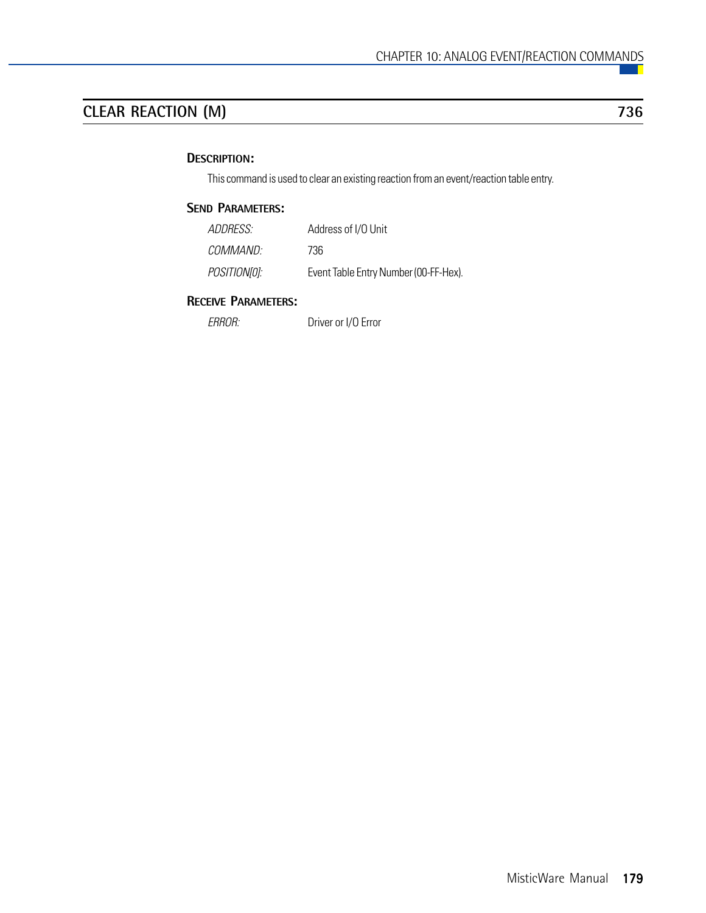## CLEAR REACTION (M) 736

### DESCRIPTION:

This command is used to clear an existing reaction from an event/reaction table entry.

### SEND PARAMETERS:

| | |
|---|---|
| *ADDRESS:* | Address of I/O Unit |
| *COMMAND:* | 736 |
| *POSITION[0]:* | Event Table Entry Number (00-FF-Hex). |

### RECEIVE PARAMETERS:

| | |
|---|---|
| *ERROR:* | Driver or I/O Error |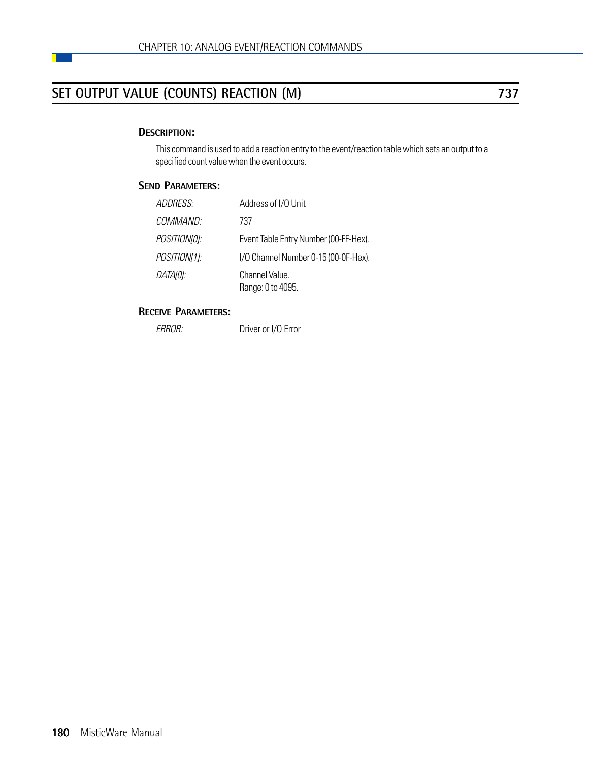## SET OUTPUT VALUE (COUNTS) REACTION (M) 737

### DESCRIPTION:

This command is used to add a reaction entry to the event/reaction table which sets an output to a specified count value when the event occurs.

### SEND PARAMETERS:

| | |
|---|---|
| *ADDRESS:* | Address of I/O Unit |
| *COMMAND:* | 737 |
| *POSITION[0]:* | Event Table Entry Number (00-FF-Hex). |
| *POSITION[1]:* | I/O Channel Number 0-15 (00-0F-Hex). |
| *DATA[0]:* | Channel Value.<br>Range: 0 to 4095. |

### RECEIVE PARAMETERS:

| | |
|---|---|
| *ERROR:* | Driver or I/O Error |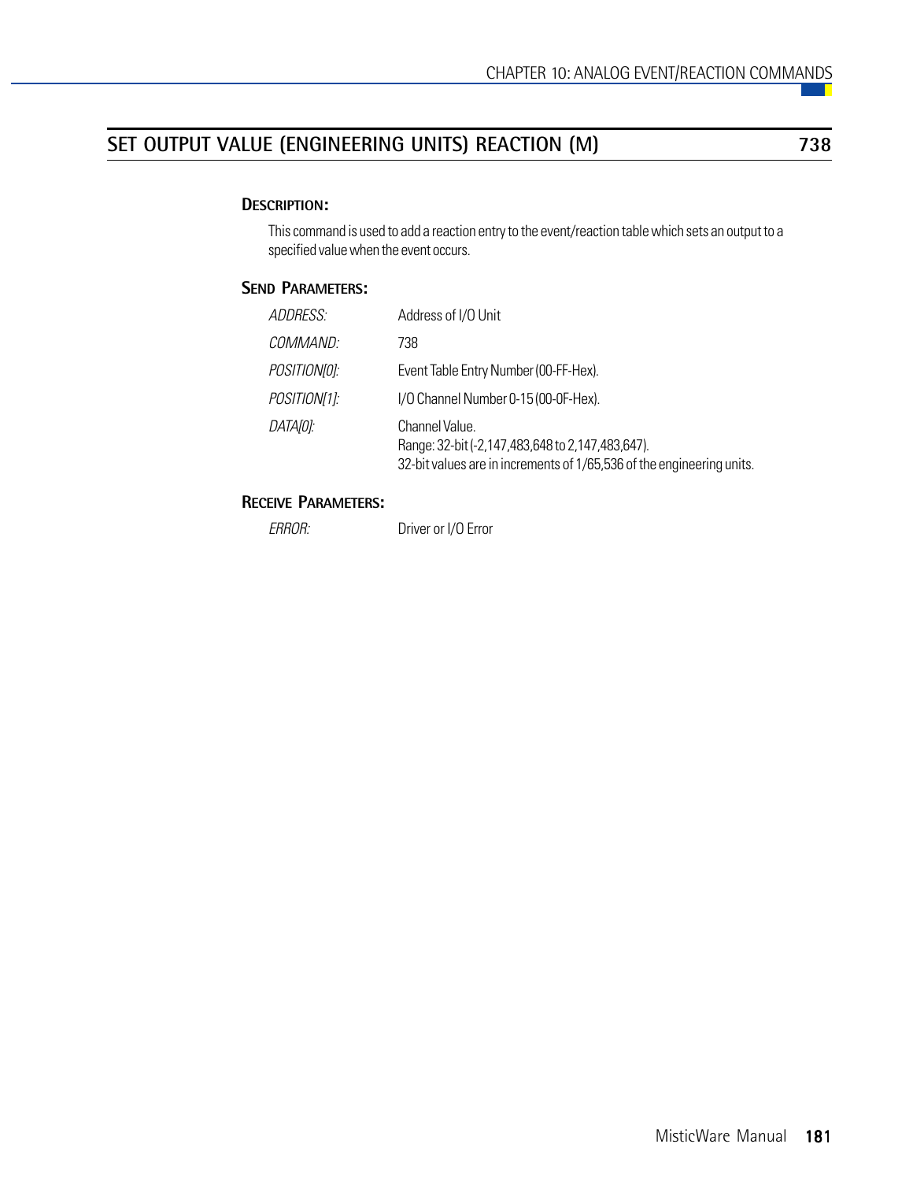## SET OUTPUT VALUE (ENGINEERING UNITS) REACTION (M) 738

### Description:

This command is used to add a reaction entry to the event/reaction table which sets an output to a specified value when the event occurs.

### Send Parameters:

| | |
|---|---|
| *ADDRESS:* | Address of I/O Unit |
| *COMMAND:* | 738 |
| *POSITION[0]:* | Event Table Entry Number (00-FF-Hex). |
| *POSITION[1]:* | I/O Channel Number 0-15 (00-0F-Hex). |
| *DATA[0]:* | Channel Value.<br>Range: 32-bit (-2,147,483,648 to 2,147,483,647).<br>32-bit values are in increments of 1/65,536 of the engineering units. |

### Receive Parameters:

| | |
|---|---|
| *ERROR:* | Driver or I/O Error |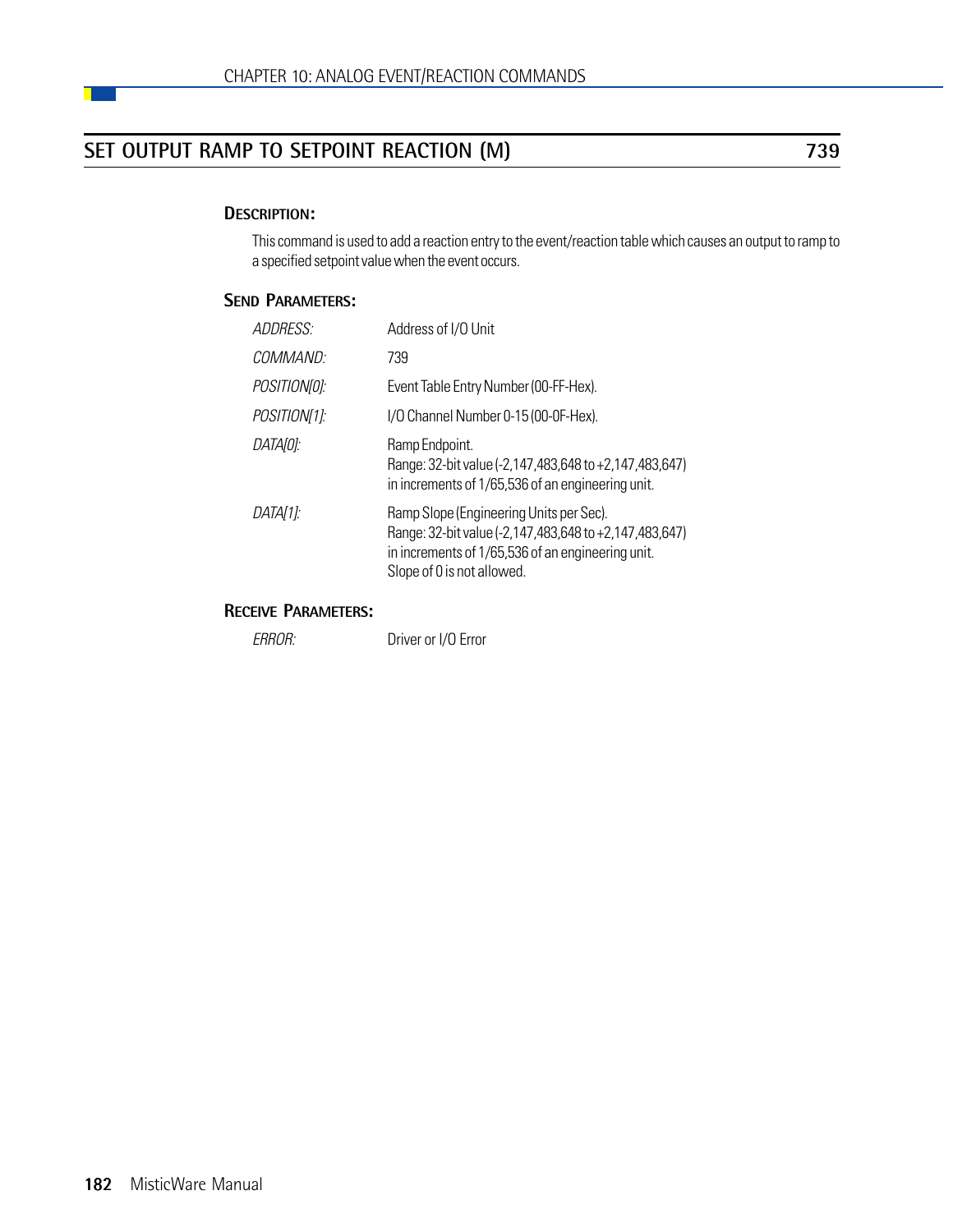## SET OUTPUT RAMP TO SETPOINT REACTION (M) — 739

### DESCRIPTION:

This command is used to add a reaction entry to the event/reaction table which causes an output to ramp to a specified setpoint value when the event occurs.

### SEND PARAMETERS:

| | |
|---|---|
| *ADDRESS:* | Address of I/O Unit |
| *COMMAND:* | 739 |
| *POSITION[0]:* | Event Table Entry Number (00-FF-Hex). |
| *POSITION[1]:* | I/O Channel Number 0-15 (00-0F-Hex). |
| *DATA[0]:* | Ramp Endpoint. Range: 32-bit value (-2,147,483,648 to +2,147,483,647) in increments of 1/65,536 of an engineering unit. |
| *DATA[1]:* | Ramp Slope (Engineering Units per Sec). Range: 32-bit value (-2,147,483,648 to +2,147,483,647) in increments of 1/65,536 of an engineering unit. Slope of 0 is not allowed. |

### RECEIVE PARAMETERS:

| | |
|---|---|
| *ERROR:* | Driver or I/O Error |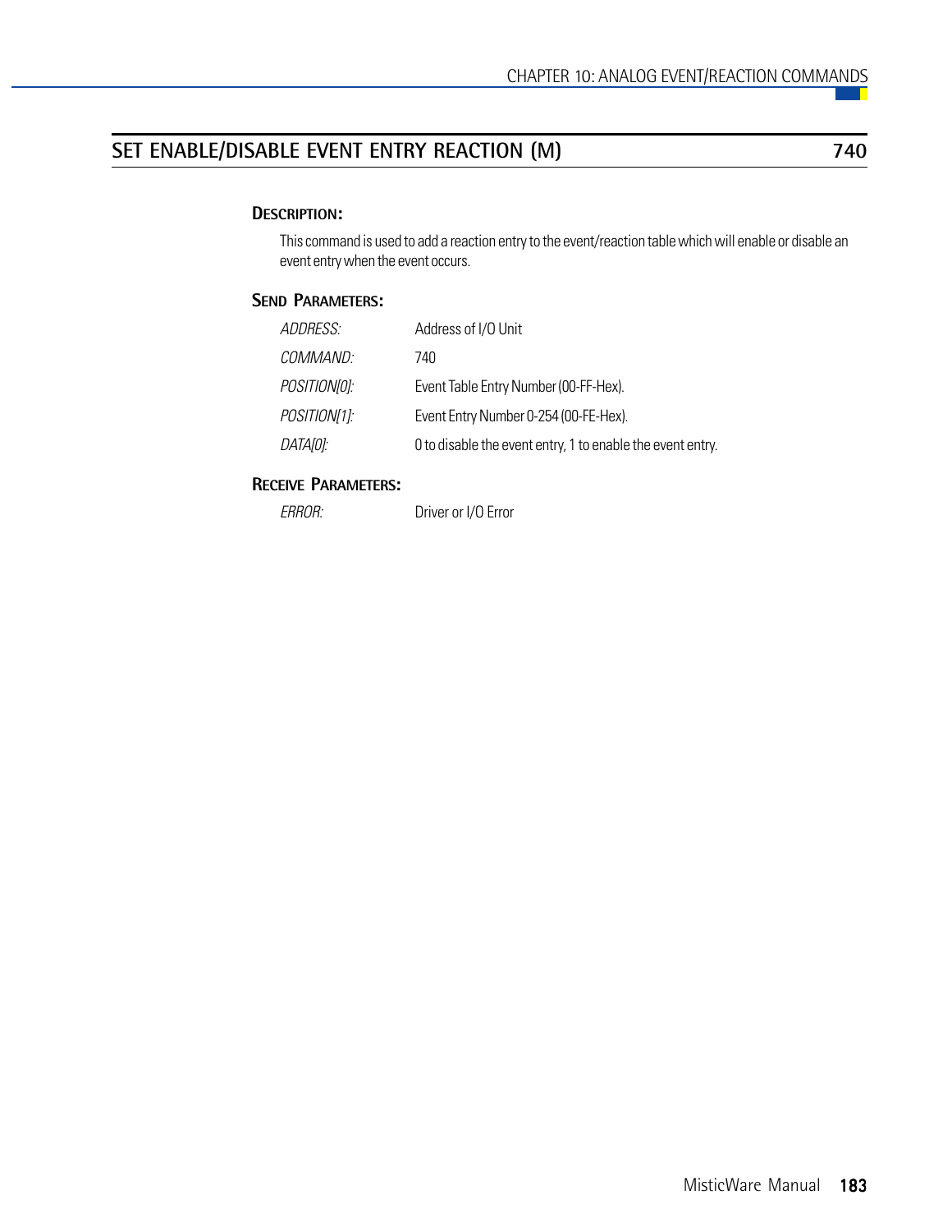## SET ENABLE/DISABLE EVENT ENTRY REACTION (M) 740

### DESCRIPTION:

This command is used to add a reaction entry to the event/reaction table which will enable or disable an event entry when the event occurs.

### SEND PARAMETERS:

| | |
|---|---|
| *ADDRESS:* | Address of I/O Unit |
| *COMMAND:* | 740 |
| *POSITION[0]:* | Event Table Entry Number (00-FF-Hex). |
| *POSITION[1]:* | Event Entry Number 0-254 (00-FE-Hex). |
| *DATA[0]:* | 0 to disable the event entry, 1 to enable the event entry. |

### RECEIVE PARAMETERS:

| | |
|---|---|
| *ERROR:* | Driver or I/O Error |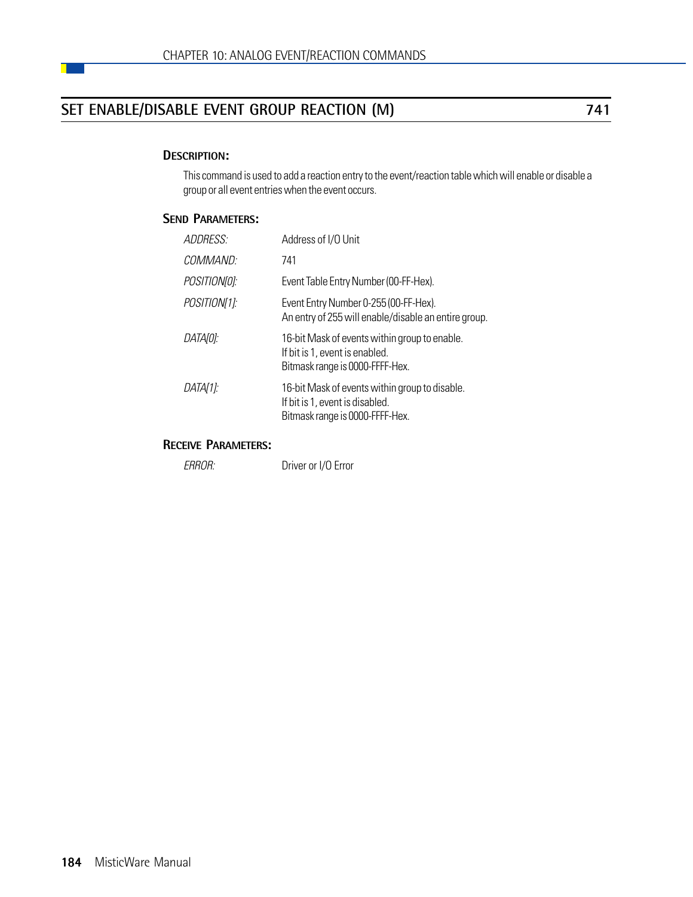## SET ENABLE/DISABLE EVENT GROUP REACTION (M) — 741

### DESCRIPTION:

This command is used to add a reaction entry to the event/reaction table which will enable or disable a group or all event entries when the event occurs.

### SEND PARAMETERS:

| | |
|---|---|
| *ADDRESS:* | Address of I/O Unit |
| *COMMAND:* | 741 |
| *POSITION[0]:* | Event Table Entry Number (00-FF-Hex). |
| *POSITION[1]:* | Event Entry Number 0-255 (00-FF-Hex).<br>An entry of 255 will enable/disable an entire group. |
| *DATA[0]:* | 16-bit Mask of events within group to enable.<br>If bit is 1, event is enabled.<br>Bitmask range is 0000-FFFF-Hex. |
| *DATA[1]:* | 16-bit Mask of events within group to disable.<br>If bit is 1, event is disabled.<br>Bitmask range is 0000-FFFF-Hex. |

### RECEIVE PARAMETERS:

| | |
|---|---|
| *ERROR:* | Driver or I/O Error |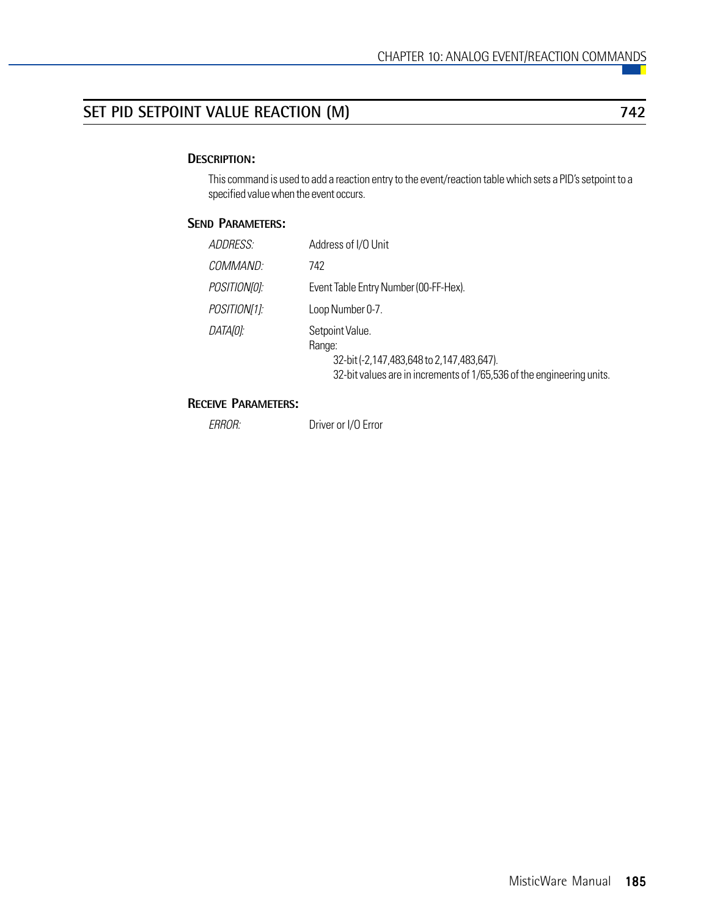## SET PID SETPOINT VALUE REACTION (M) — 742

### DESCRIPTION:

This command is used to add a reaction entry to the event/reaction table which sets a PID's setpoint to a specified value when the event occurs.

### SEND PARAMETERS:

| | |
|---|---|
| *ADDRESS:* | Address of I/O Unit |
| *COMMAND:* | 742 |
| *POSITION[0]:* | Event Table Entry Number (00-FF-Hex). |
| *POSITION[1]:* | Loop Number 0-7. |
| *DATA[0]:* | Setpoint Value.<br>Range:<br>32-bit (-2,147,483,648 to 2,147,483,647).<br>32-bit values are in increments of 1/65,536 of the engineering units. |

### RECEIVE PARAMETERS:

| | |
|---|---|
| *ERROR:* | Driver or I/O Error |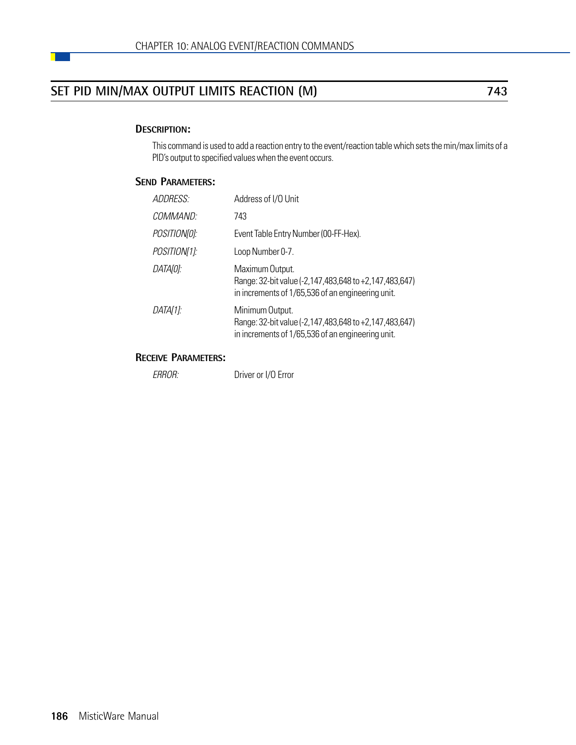## SET PID MIN/MAX OUTPUT LIMITS REACTION (M) 743

### Description:

This command is used to add a reaction entry to the event/reaction table which sets the min/max limits of a PID's output to specified values when the event occurs.

### Send Parameters:

| | |
|---|---|
| *ADDRESS:* | Address of I/O Unit |
| *COMMAND:* | 743 |
| *POSITION[0]:* | Event Table Entry Number (00-FF-Hex). |
| *POSITION[1]:* | Loop Number 0-7. |
| *DATA[0]:* | Maximum Output.<br>Range: 32-bit value (-2,147,483,648 to +2,147,483,647)<br>in increments of 1/65,536 of an engineering unit. |
| *DATA[1]:* | Minimum Output.<br>Range: 32-bit value (-2,147,483,648 to +2,147,483,647)<br>in increments of 1/65,536 of an engineering unit. |

### Receive Parameters:

| | |
|---|---|
| *ERROR:* | Driver or I/O Error |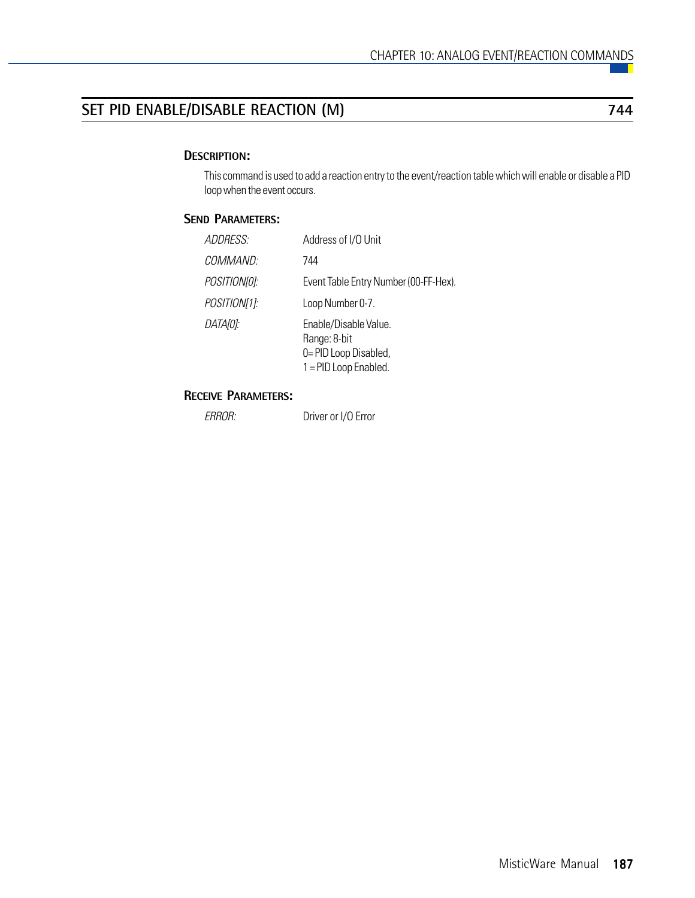## SET PID ENABLE/DISABLE REACTION (M) 744

### DESCRIPTION:

This command is used to add a reaction entry to the event/reaction table which will enable or disable a PID loop when the event occurs.

### SEND PARAMETERS:

| | |
|---|---|
| *ADDRESS:* | Address of I/O Unit |
| *COMMAND:* | 744 |
| *POSITION[0]:* | Event Table Entry Number (00-FF-Hex). |
| *POSITION[1]:* | Loop Number 0-7. |
| *DATA[0]:* | Enable/Disable Value.<br>Range: 8-bit<br>0= PID Loop Disabled,<br>1 = PID Loop Enabled. |

### RECEIVE PARAMETERS:

| | |
|---|---|
| *ERROR:* | Driver or I/O Error |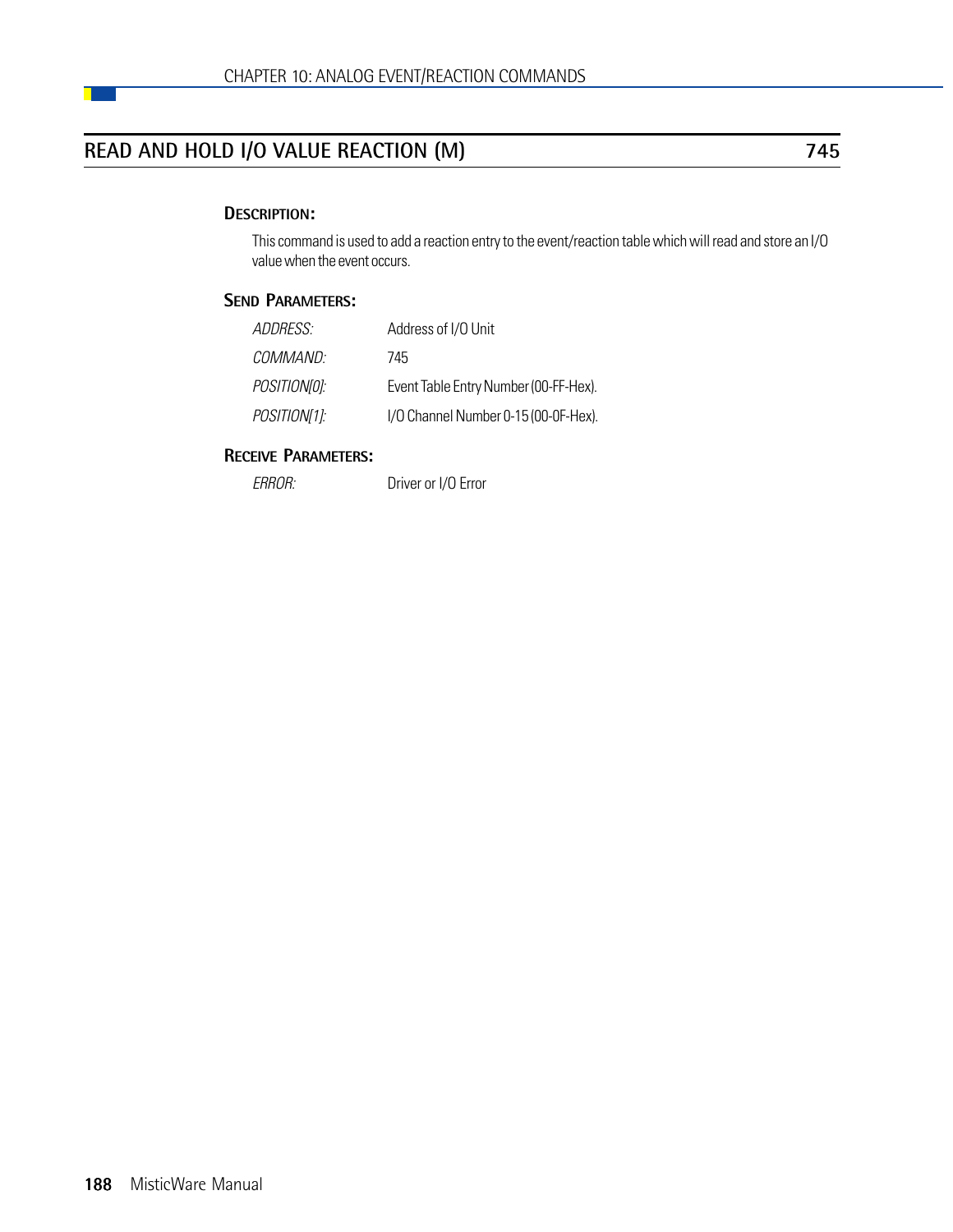## READ AND HOLD I/O VALUE REACTION (M) — 745

### DESCRIPTION:

This command is used to add a reaction entry to the event/reaction table which will read and store an I/O value when the event occurs.

### SEND PARAMETERS:

| | |
|---|---|
| *ADDRESS:* | Address of I/O Unit |
| *COMMAND:* | 745 |
| *POSITION[0]:* | Event Table Entry Number (00-FF-Hex). |
| *POSITION[1]:* | I/O Channel Number 0-15 (00-0F-Hex). |

### RECEIVE PARAMETERS:

| | |
|---|---|
| *ERROR:* | Driver or I/O Error |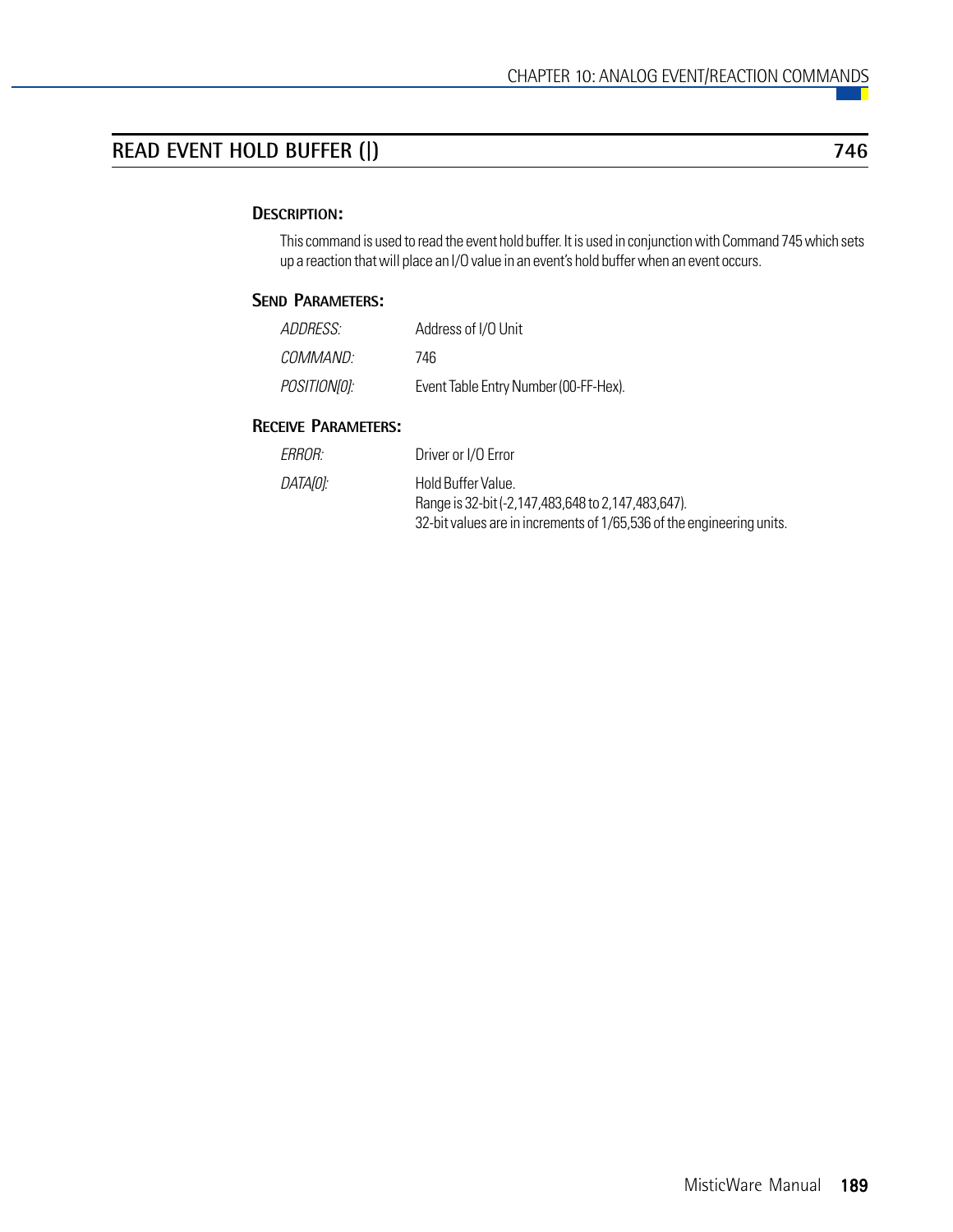## READ EVENT HOLD BUFFER (|) 746

### Description:

This command is used to read the event hold buffer. It is used in conjunction with Command 745 which sets up a reaction that will place an I/O value in an event's hold buffer when an event occurs.

### Send Parameters:

| | |
|---|---|
| *ADDRESS:* | Address of I/O Unit |
| *COMMAND:* | 746 |
| *POSITION[0]:* | Event Table Entry Number (00-FF-Hex). |

### Receive Parameters:

| | |
|---|---|
| *ERROR:* | Driver or I/O Error |
| *DATA[0]:* | Hold Buffer Value.<br>Range is 32-bit (-2,147,483,648 to 2,147,483,647).<br>32-bit values are in increments of 1/65,536 of the engineering units. |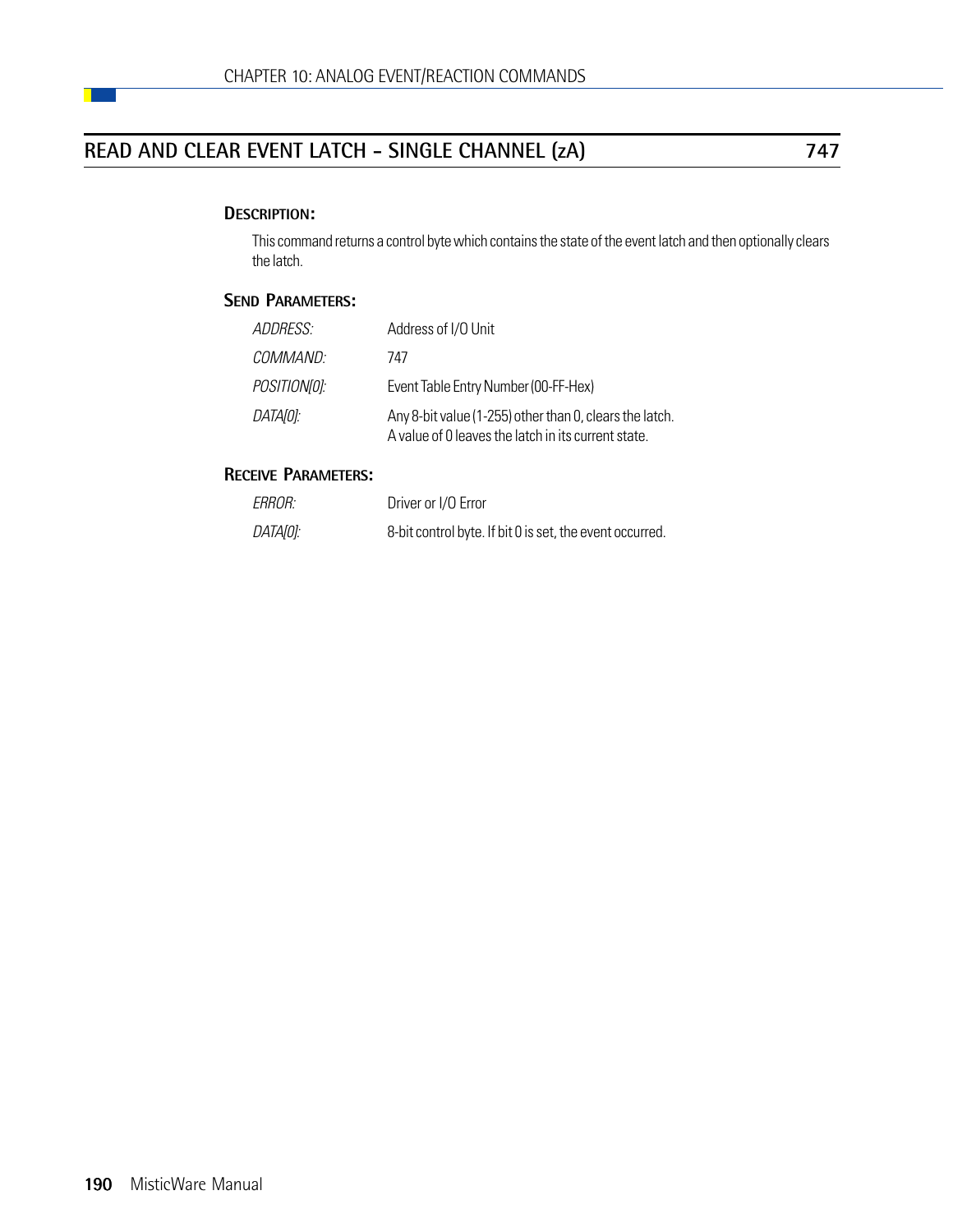## READ AND CLEAR EVENT LATCH - SINGLE CHANNEL (zA) 747

### DESCRIPTION:

This command returns a control byte which contains the state of the event latch and then optionally clears the latch.

### SEND PARAMETERS:

| | |
|---|---|
| *ADDRESS:* | Address of I/O Unit |
| *COMMAND:* | 747 |
| *POSITION[0]:* | Event Table Entry Number (00-FF-Hex) |
| *DATA[0]:* | Any 8-bit value (1-255) other than 0, clears the latch. A value of 0 leaves the latch in its current state. |

### RECEIVE PARAMETERS:

| | |
|---|---|
| *ERROR:* | Driver or I/O Error |
| *DATA[0]:* | 8-bit control byte. If bit 0 is set, the event occurred. |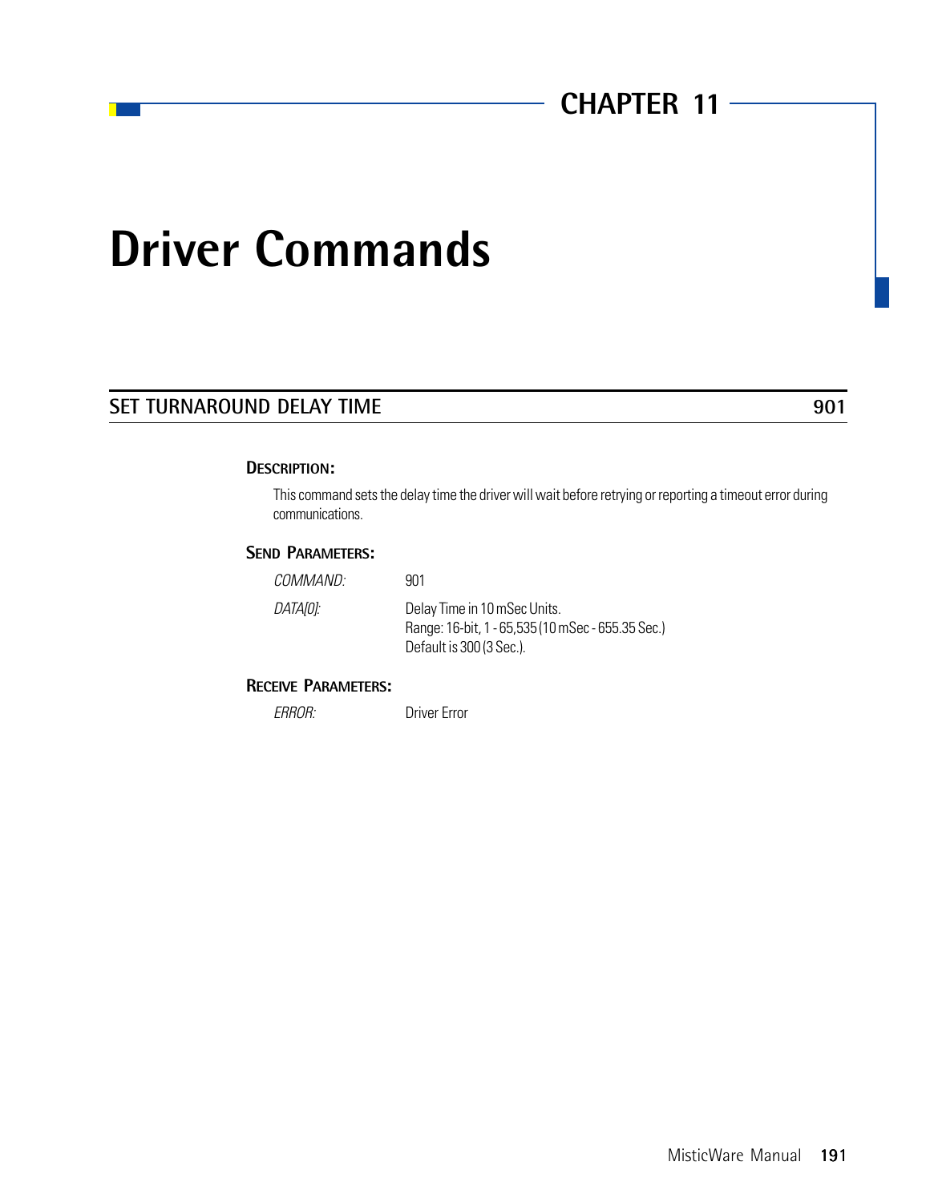# CHAPTER 11

# Driver Commands

## SET TURNAROUND DELAY TIME 901

### DESCRIPTION:

This command sets the delay time the driver will wait before retrying or reporting a timeout error during communications.

### SEND PARAMETERS:

| | |
|---|---|
| *COMMAND:* | 901 |
| *DATA[0]:* | Delay Time in 10 mSec Units.<br>Range: 16-bit, 1 - 65,535 (10 mSec - 655.35 Sec.)<br>Default is 300 (3 Sec.). |

### RECEIVE PARAMETERS:

| | |
|---|---|
| *ERROR:* | Driver Error |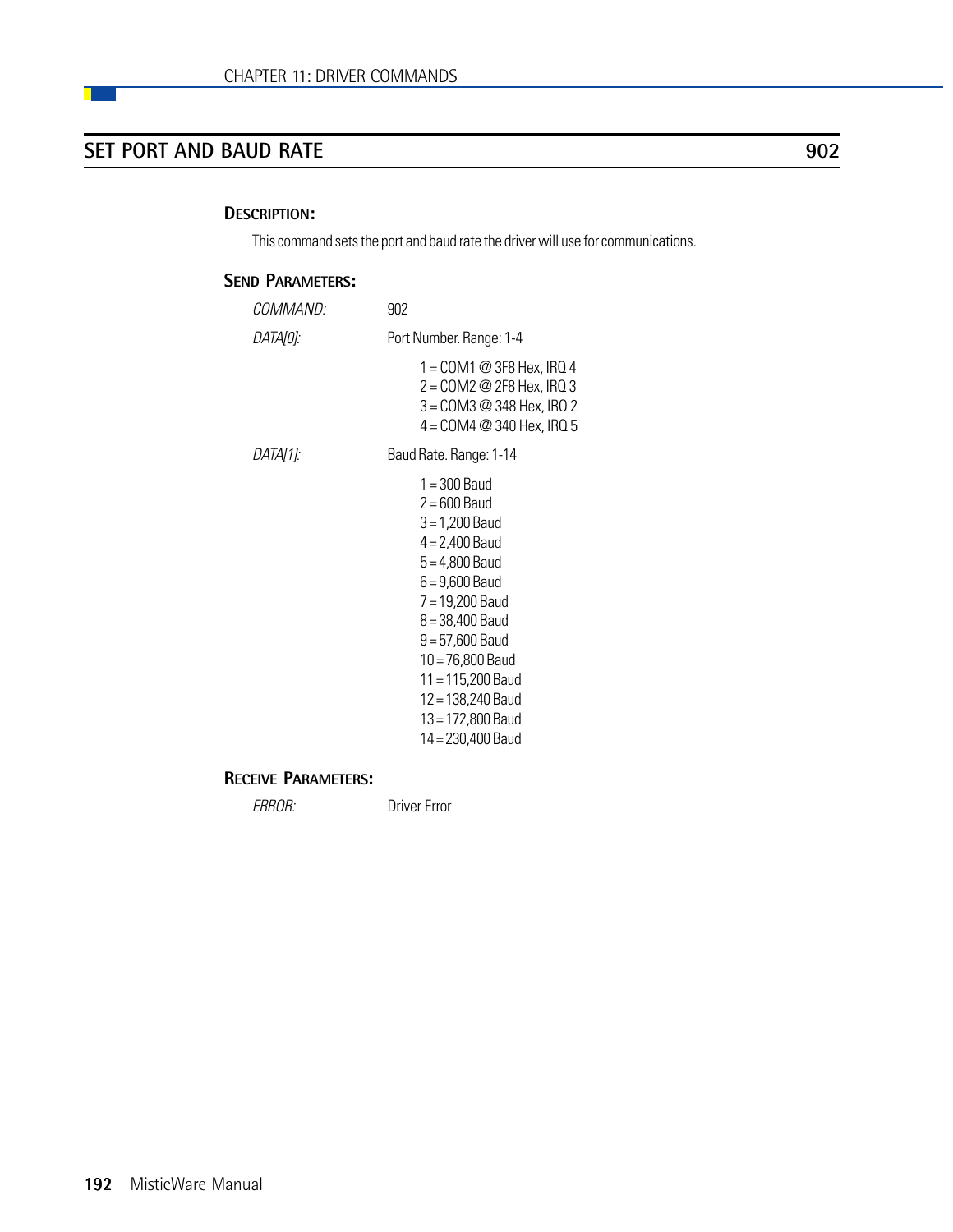## SET PORT AND BAUD RATE — 902

### Description:

This command sets the port and baud rate the driver will use for communications.

### Send Parameters:

*COMMAND:* 902

*DATA[0]:* Port Number. Range: 1-4

- 1 = COM1 @ 3F8 Hex, IRQ 4
- 2 = COM2 @ 2F8 Hex, IRQ 3
- 3 = COM3 @ 348 Hex, IRQ 2
- 4 = COM4 @ 340 Hex, IRQ 5

*DATA[1]:* Baud Rate. Range: 1-14

- 1 = 300 Baud
- 2 = 600 Baud
- 3 = 1,200 Baud
- 4 = 2,400 Baud
- 5 = 4,800 Baud
- 6 = 9,600 Baud
- 7 = 19,200 Baud
- 8 = 38,400 Baud
- 9 = 57,600 Baud
- 10 = 76,800 Baud
- 11 = 115,200 Baud
- 12 = 138,240 Baud
- 13 = 172,800 Baud
- 14 = 230,400 Baud

### Receive Parameters:

*ERROR:* Driver Error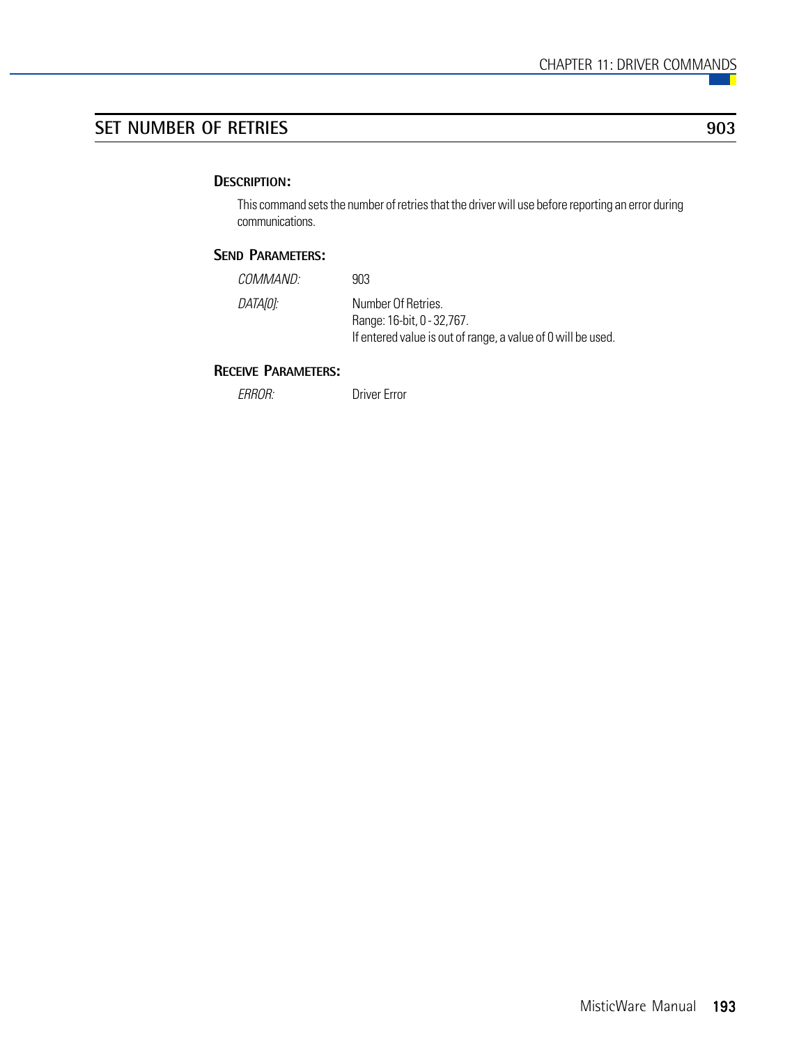## SET NUMBER OF RETRIES 903

### DESCRIPTION:

This command sets the number of retries that the driver will use before reporting an error during communications.

### SEND PARAMETERS:

| | |
|---|---|
| *COMMAND:* | 903 |
| *DATA[0]:* | Number Of Retries.<br>Range: 16-bit, 0 - 32,767.<br>If entered value is out of range, a value of 0 will be used. |

### RECEIVE PARAMETERS:

| | |
|---|---|
| *ERROR:* | Driver Error |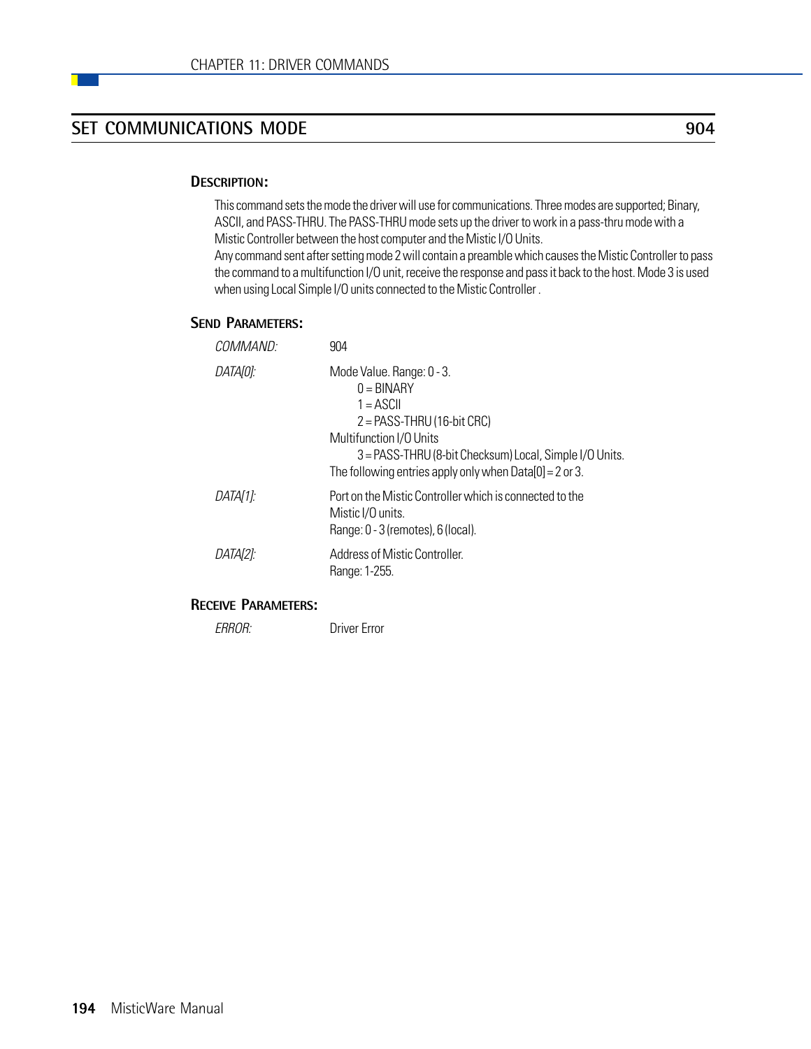## SET COMMUNICATIONS MODE 904

### DESCRIPTION:

This command sets the mode the driver will use for communications. Three modes are supported; Binary, ASCII, and PASS-THRU. The PASS-THRU mode sets up the driver to work in a pass-thru mode with a Mistic Controller between the host computer and the Mistic I/O Units.
Any command sent after setting mode 2 will contain a preamble which causes the Mistic Controller to pass the command to a multifunction I/O unit, receive the response and pass it back to the host. Mode 3 is used when using Local Simple I/O units connected to the Mistic Controller .

### SEND PARAMETERS:

*COMMAND:* 904

*DATA[0]:* Mode Value. Range: 0 - 3.
- 0 = BINARY
- 1 = ASCII
- 2 = PASS-THRU (16-bit CRC)

Multifunction I/O Units
- 3 = PASS-THRU (8-bit Checksum) Local, Simple I/O Units.

The following entries apply only when Data[0] = 2 or 3.

*DATA[1]:* Port on the Mistic Controller which is connected to the Mistic I/O units.
Range: 0 - 3 (remotes), 6 (local).

*DATA[2]:* Address of Mistic Controller.
Range: 1-255.

### RECEIVE PARAMETERS:

*ERROR:* Driver Error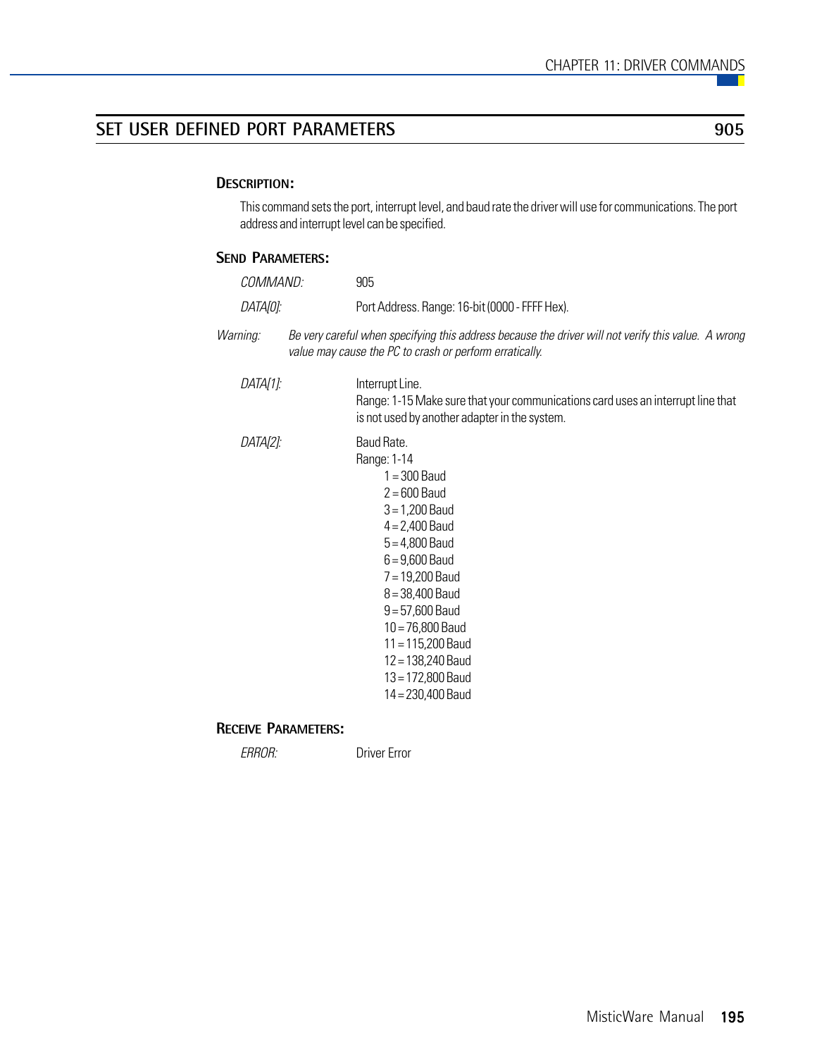## SET USER DEFINED PORT PARAMETERS — 905

### DESCRIPTION:

This command sets the port, interrupt level, and baud rate the driver will use for communications. The port address and interrupt level can be specified.

### SEND PARAMETERS:

*COMMAND:* 905

*DATA[0]:* Port Address. Range: 16-bit (0000 - FFFF Hex).

*Warning:* *Be very careful when specifying this address because the driver will not verify this value. A wrong value may cause the PC to crash or perform erratically.*

*DATA[1]:* Interrupt Line.
Range: 1-15 Make sure that your communications card uses an interrupt line that is not used by another adapter in the system.

*DATA[2]:* Baud Rate.
Range: 1-14

- 1 = 300 Baud
- 2 = 600 Baud
- 3 = 1,200 Baud
- 4 = 2,400 Baud
- 5 = 4,800 Baud
- 6 = 9,600 Baud
- 7 = 19,200 Baud
- 8 = 38,400 Baud
- 9 = 57,600 Baud
- 10 = 76,800 Baud
- 11 = 115,200 Baud
- 12 = 138,240 Baud
- 13 = 172,800 Baud
- 14 = 230,400 Baud

### RECEIVE PARAMETERS:

*ERROR:* Driver Error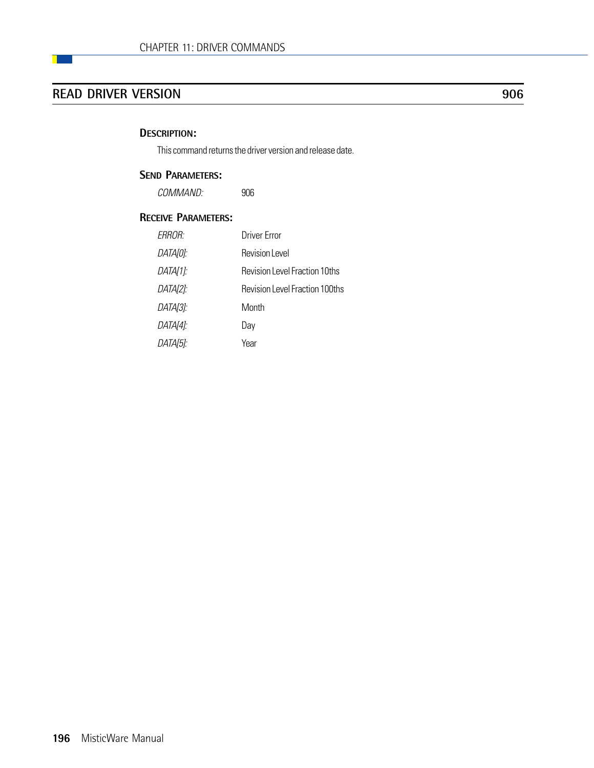## READ DRIVER VERSION 906

### DESCRIPTION:

This command returns the driver version and release date.

### SEND PARAMETERS:

| | |
|---|---|
| *COMMAND:* | 906 |

### RECEIVE PARAMETERS:

| | |
|---|---|
| *ERROR:* | Driver Error |
| *DATA[0]:* | Revision Level |
| *DATA[1]:* | Revision Level Fraction 10ths |
| *DATA[2]:* | Revision Level Fraction 100ths |
| *DATA[3]:* | Month |
| *DATA[4]:* | Day |
| *DATA[5]:* | Year |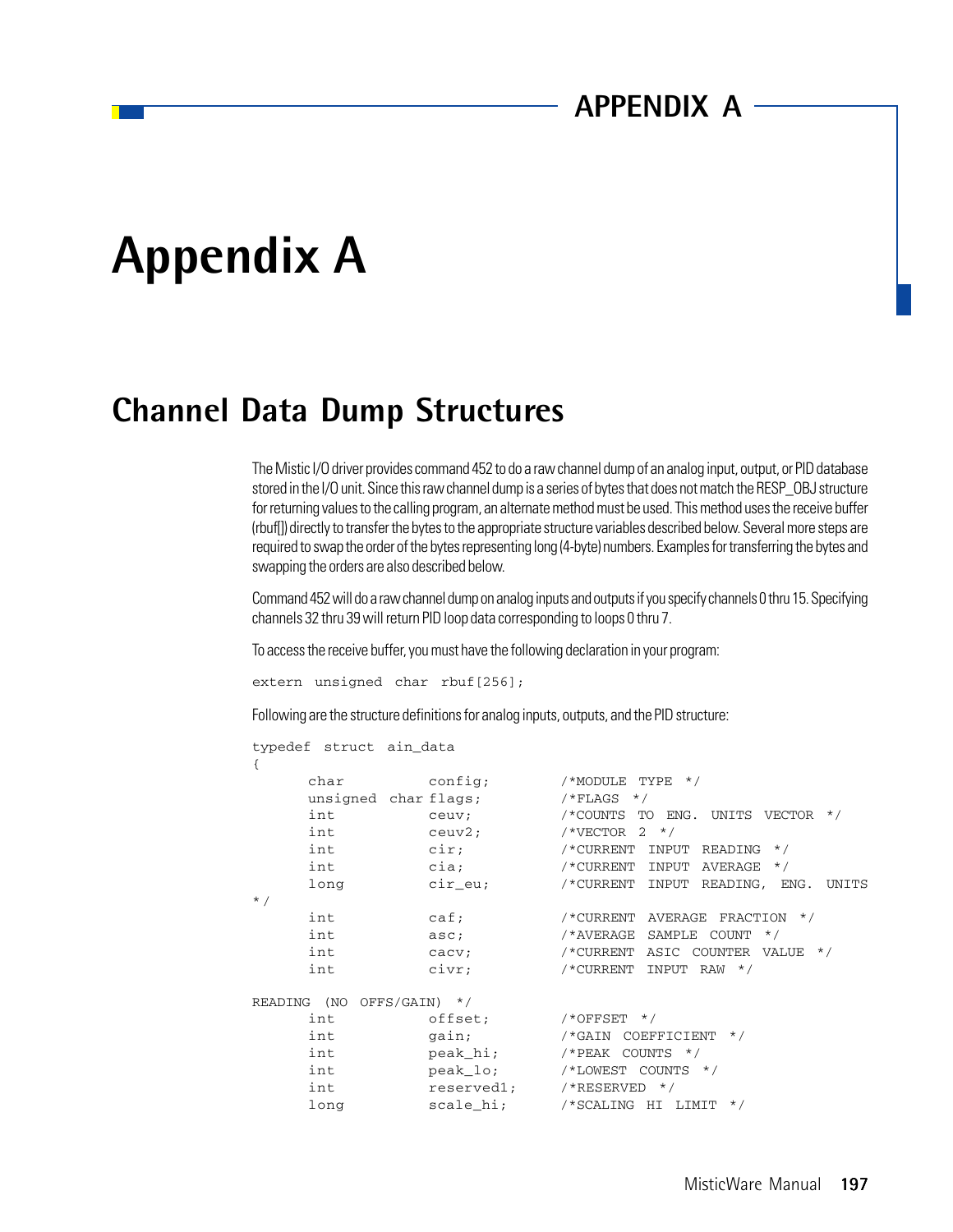# Appendix A

## Channel Data Dump Structures

The Mistic I/O driver provides command 452 to do a raw channel dump of an analog input, output, or PID database stored in the I/O unit. Since this raw channel dump is a series of bytes that does not match the RESP_OBJ structure for returning values to the calling program, an alternate method must be used. This method uses the receive buffer (rbuf[]) directly to transfer the bytes to the appropriate structure variables described below. Several more steps are required to swap the order of the bytes representing long (4-byte) numbers. Examples for transferring the bytes and swapping the orders are also described below.

Command 452 will do a raw channel dump on analog inputs and outputs if you specify channels 0 thru 15. Specifying channels 32 thru 39 will return PID loop data corresponding to loops 0 thru 7.

To access the receive buffer, you must have the following declaration in your program:

```
extern unsigned char rbuf[256];
```

Following are the structure definitions for analog inputs, outputs, and the PID structure:

```
typedef struct ain_data
{
      char          config;         /*MODULE TYPE */
      unsigned char flags;          /*FLAGS */
      int           ceuv;           /*COUNTS TO ENG. UNITS VECTOR */
      int           ceuv2;          /*VECTOR 2 */
      int           cir;            /*CURRENT INPUT READING */
      int           cia;            /*CURRENT INPUT AVERAGE */
      long          cir_eu;         /*CURRENT INPUT READING, ENG. UNITS
*/
      int           caf;            /*CURRENT AVERAGE FRACTION */
      int           asc;            /*AVERAGE SAMPLE COUNT */
      int           cacv;           /*CURRENT ASIC COUNTER VALUE */
      int           civr;           /*CURRENT INPUT RAW

READING (NO OFFS/GAIN) */
      int           offset;         /*OFFSET */
      int           gain;           /*GAIN COEFFICIENT */
      int           peak_hi;        /*PEAK COUNTS */
      int           peak_lo;        /*LOWEST COUNTS */
      int           reserved1;      /*RESERVED */
      long          scale_hi;       /*SCALING HI LIMIT */
```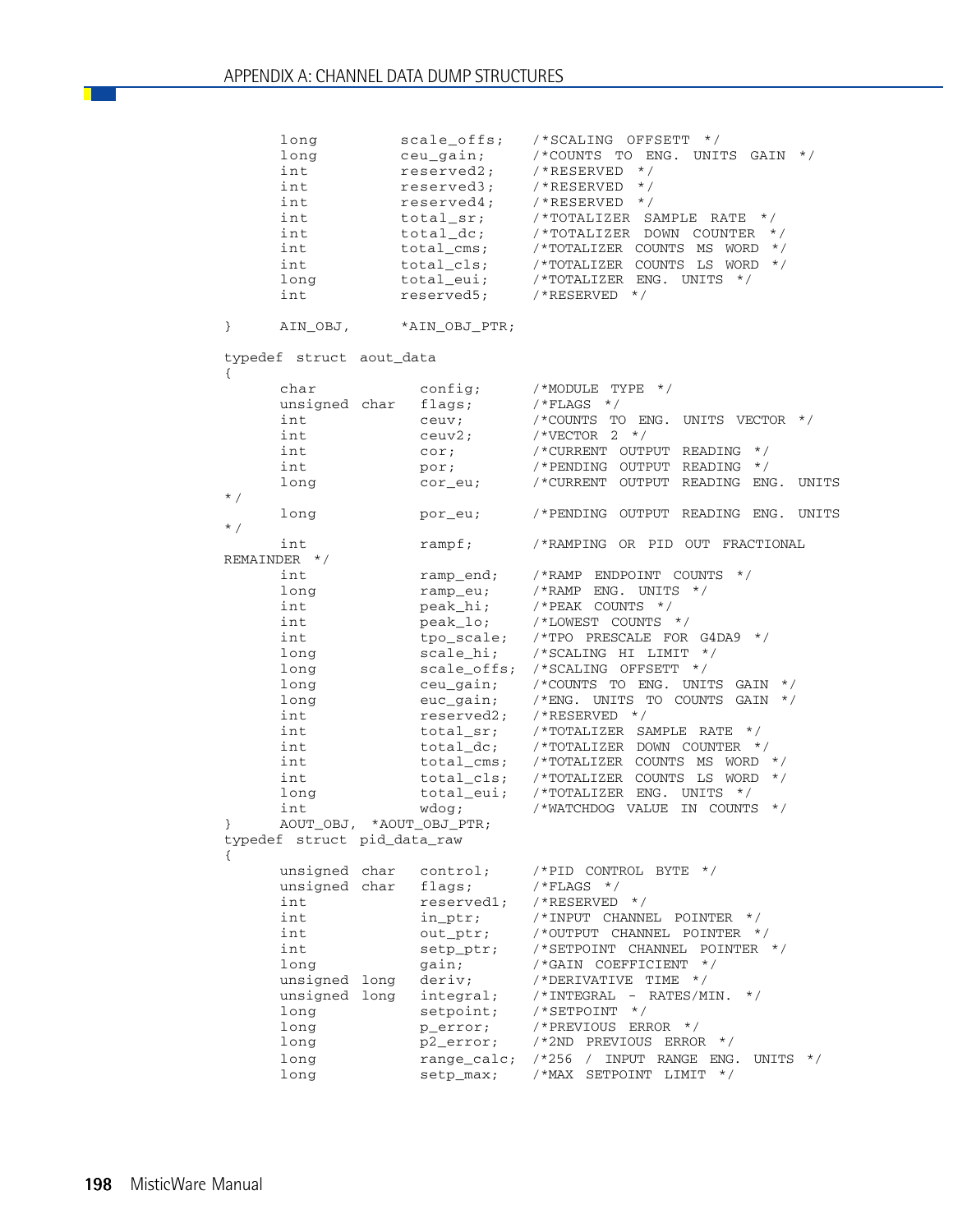```
      long          scale_offs;    /*SCALING OFFSETT */
      long          ceu_gain;      /*COUNTS TO ENG. UNITS GAIN */
      int           reserved2;     /*RESERVED */
      int           reserved3;     /*RESERVED */
      int           reserved4;     /*RESERVED */
      int           total_sr;      /*TOTALIZER SAMPLE RATE */
      int           total_dc;      /*TOTALIZER DOWN COUNTER */
      int           total_cms;     /*TOTALIZER COUNTS MS WORD */
      int           total_cls;     /*TOTALIZER COUNTS LS WORD */
      long          total_eui;     /*TOTALIZER ENG. UNITS */
      int           reserved5;     /*RESERVED */

}     AIN_OBJ,      *AIN_OBJ_PTR;

typedef struct aout_data
{
      char              config;      /*MODULE TYPE */
      unsigned char     flags;       /*FLAGS */
      int               ceuv;        /*COUNTS TO ENG. UNITS VECTOR */
      int               ceuv2;       /*VECTOR 2 */
      int               cor;         /*CURRENT OUTPUT READING */
      int               por;         /*PENDING OUTPUT READING */
      long              cor_eu;      /*CURRENT OUTPUT READING ENG. UNITS
*/
      long              por_eu;      /*PENDING OUTPUT READING ENG. UNITS
*/
      int               rampf;       /*RAMPING OR PID OUT FRACTIONAL
REMAINDER */
      int               ramp_end;    /*RAMP ENDPOINT COUNTS */
      long              ramp_eu;     /*RAMP ENG. UNITS */
      int               peak_hi;     /*PEAK COUNTS */
      int               peak_lo;     /*LOWEST COUNTS */
      int               tpo_scale;   /*TPO PRESCALE FOR G4DA9 */
      long              scale_hi;    /*SCALING HI LIMIT */
      long              scale_offs;  /*SCALING OFFSETT */
      long              ceu_gain;    /*COUNTS TO ENG. UNITS GAIN */
      long              euc_gain;    /*ENG. UNITS TO COUNTS GAIN */
      int               reserved2;   /*RESERVED */
      int               total_sr;    /*TOTALIZER SAMPLE RATE */
      int               total_dc;    /*TOTALIZER DOWN COUNTER */
      int               total_cms;   /*TOTALIZER COUNTS MS WORD */
      int               total_cls;   /*TOTALIZER COUNTS LS WORD */
      long              total_eui;   /*TOTALIZER ENG. UNITS */
      int               wdog;        /*WATCHDOG VALUE IN COUNTS */
}     AOUT_OBJ, *AOUT_OBJ_PTR;
typedef struct pid_data_raw
{
      unsigned char     control;     /*PID CONTROL BYTE */
      unsigned char     flags;       /*FLAGS */
      int               reserved1;   /*RESERVED */
      int               in_ptr;      /*INPUT CHANNEL POINTER */
      int               out_ptr;     /*OUTPUT CHANNEL POINTER */
      int               setp_ptr;    /*SETPOINT CHANNEL POINTER */
      long              gain;        /*GAIN COEFFICIENT */
      unsigned long     deriv;       /*DERIVATIVE TIME */
      unsigned long     integral;    /*INTEGRAL - RATES/MIN. */
      long              setpoint;    /*SETPOINT */
      long              p_error;     /*PREVIOUS ERROR */
      long              p2_error;    /*2ND PREVIOUS ERROR */
      long              range_calc;  /*256 / INPUT RANGE ENG. UNITS */
      long              setp_max;    /*MAX SETPOINT LIMIT */
```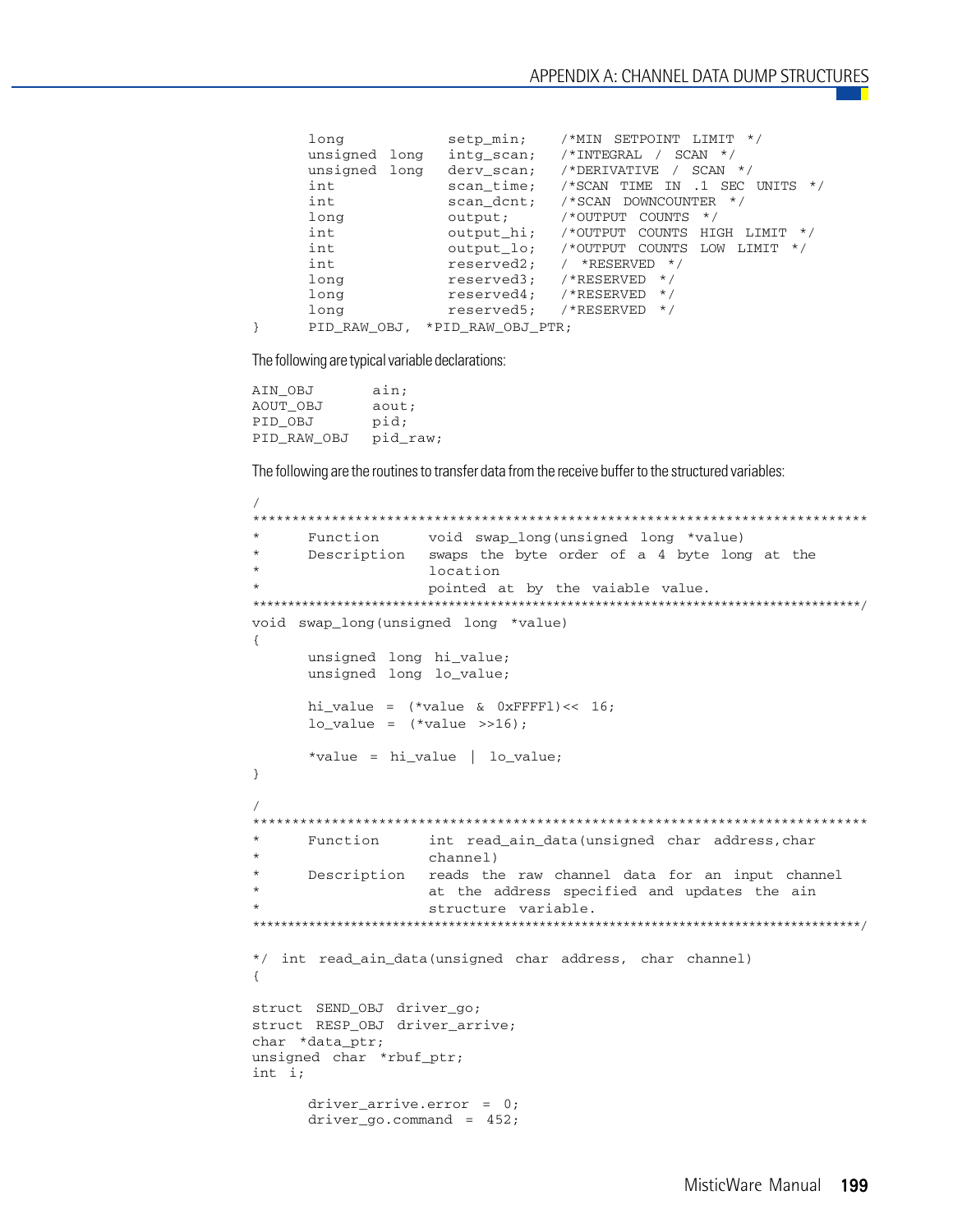```
      long            setp_min;    /*MIN SETPOINT LIMIT */
      unsigned long   intg_scan;   /*INTEGRAL / SCAN */
      unsigned long   derv_scan;   /*DERIVATIVE / SCAN */
      int             scan_time;   /*SCAN TIME IN .1 SEC UNITS */
      int             scan_dcnt;   /*SCAN DOWNCOUNTER */
      long            output;      /*OUTPUT COUNTS */
      int             output_hi;   /*OUTPUT COUNTS HIGH LIMIT */
      int             output_lo;   /*OUTPUT COUNTS LOW LIMIT */
      int             reserved2;   / *RESERVED */
      long            reserved3;   /*RESERVED */
      long            reserved4;   /*RESERVED */
      long            reserved5;   /*RESERVED */
}     PID_RAW_OBJ, *PID_RAW_OBJ_PTR;
```

The following are typical variable declarations:

```
AIN_OBJ       ain;
AOUT_OBJ      aout;
PID_OBJ       pid;
PID_RAW_OBJ   pid_raw;
```

The following are the routines to transfer data from the receive buffer to the structured variables:

```
/
*******************************************************************************
*      Function      void swap_long(unsigned long *value)
*      Description   swaps the byte order of a 4 byte long at the
*                    location
*                    pointed at by the vaiable value.
*******************************************************************************/
void swap_long(unsigned long *value)
{
      unsigned long hi_value;
      unsigned long lo_value;

      hi_value = (*value & 0xFFFFl)<< 16;
      lo_value = (*value >>16);

      *value = hi_value | lo_value;
}

/
*******************************************************************************
*      Function      int read_ain_data(unsigned char address,char
*                    channel)
*      Description   reads the raw channel data for an input channel
*                    at the address specified and updates the ain
*                    structure variable.
*******************************************************************************/

*/ int read_ain_data(unsigned char address, char channel)
{

struct SEND_OBJ driver_go;
struct RESP_OBJ driver_arrive;
char *data_ptr;
unsigned char *rbuf_ptr;
int i;

      driver_arrive.error = 0;
      driver_go.command = 452;
```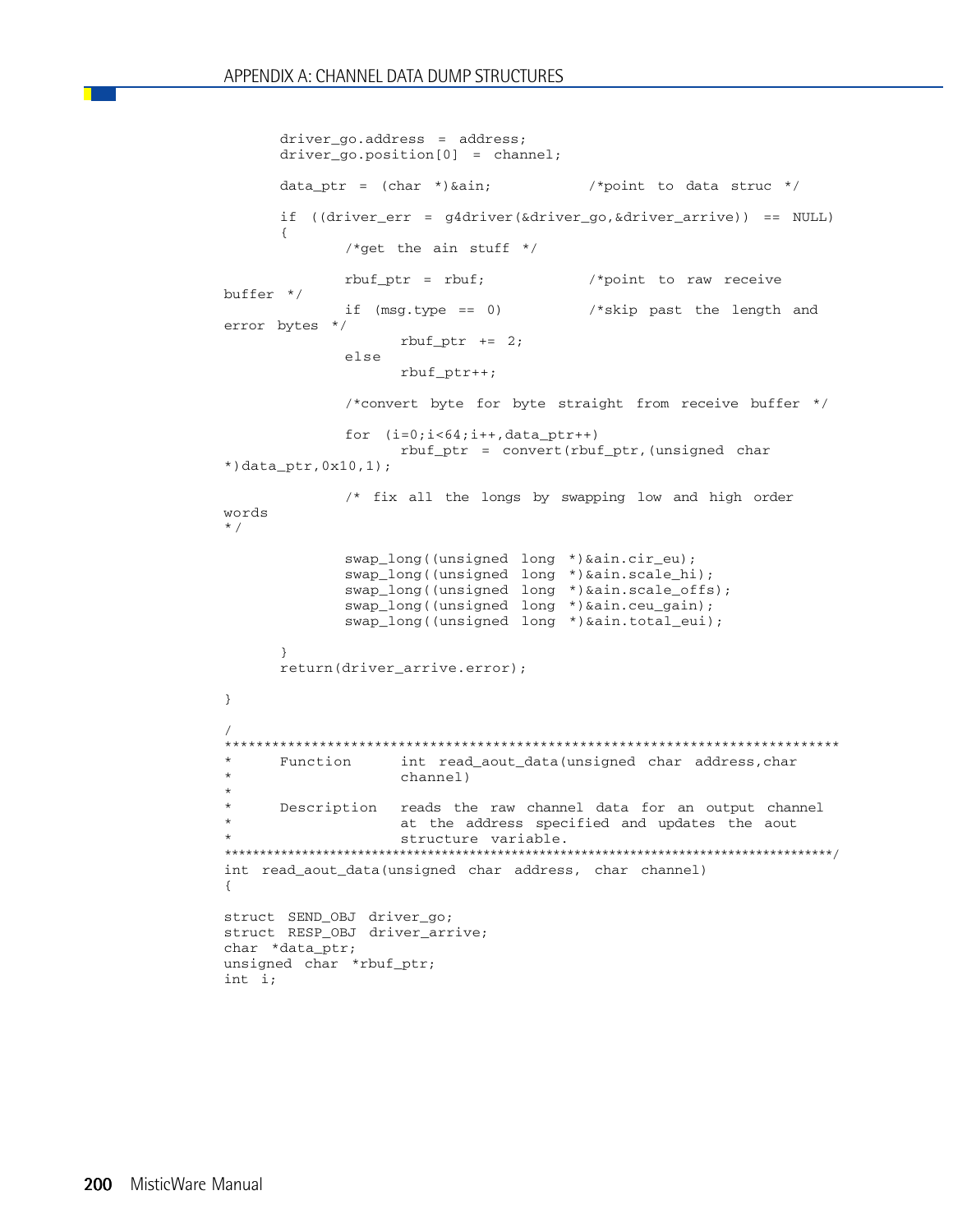```
      driver_go.address = address;
      driver_go.position[0] = channel;

      data_ptr = (char *)&ain;           /*point to data struc */

      if ((driver_err = g4driver(&driver_go,&driver_arrive)) == NULL)
      {
             /*get the ain stuff */

             rbuf_ptr = rbuf;            /*point to raw receive
buffer */
             if (msg.type == 0)          /*skip past the length and
error bytes */
                    rbuf_ptr += 2;
             else
                    rbuf_ptr++;

             /*convert byte for byte straight from receive buffer */

             for (i=0;i<64;i++,data_ptr++)
                    rbuf_ptr = convert(rbuf_ptr,(unsigned char
*)data_ptr,0x10,1);

             /* fix all the longs by swapping low and high order
words
*/

             swap_long((unsigned long *)&ain.cir_eu);
             swap_long((unsigned long *)&ain.scale_hi);
             swap_long((unsigned long *)&ain.scale_offs);
             swap_long((unsigned long *)&ain.ceu_gain);
             swap_long((unsigned long *)&ain.total_eui);

      }
      return(driver_arrive.error);

}

/
*******************************************************************************
*      Function     int read_aout_data(unsigned char address,char
*                   channel)
*
*      Description  reads the raw channel data for an output channel
*                   at the address specified and updates the aout
*                   structure variable.
*******************************************************************************/
int read_aout_data(unsigned char address, char channel)
{

struct SEND_OBJ driver_go;
struct RESP_OBJ driver_arrive;
char *data_ptr;
unsigned char *rbuf_ptr;
int i;
```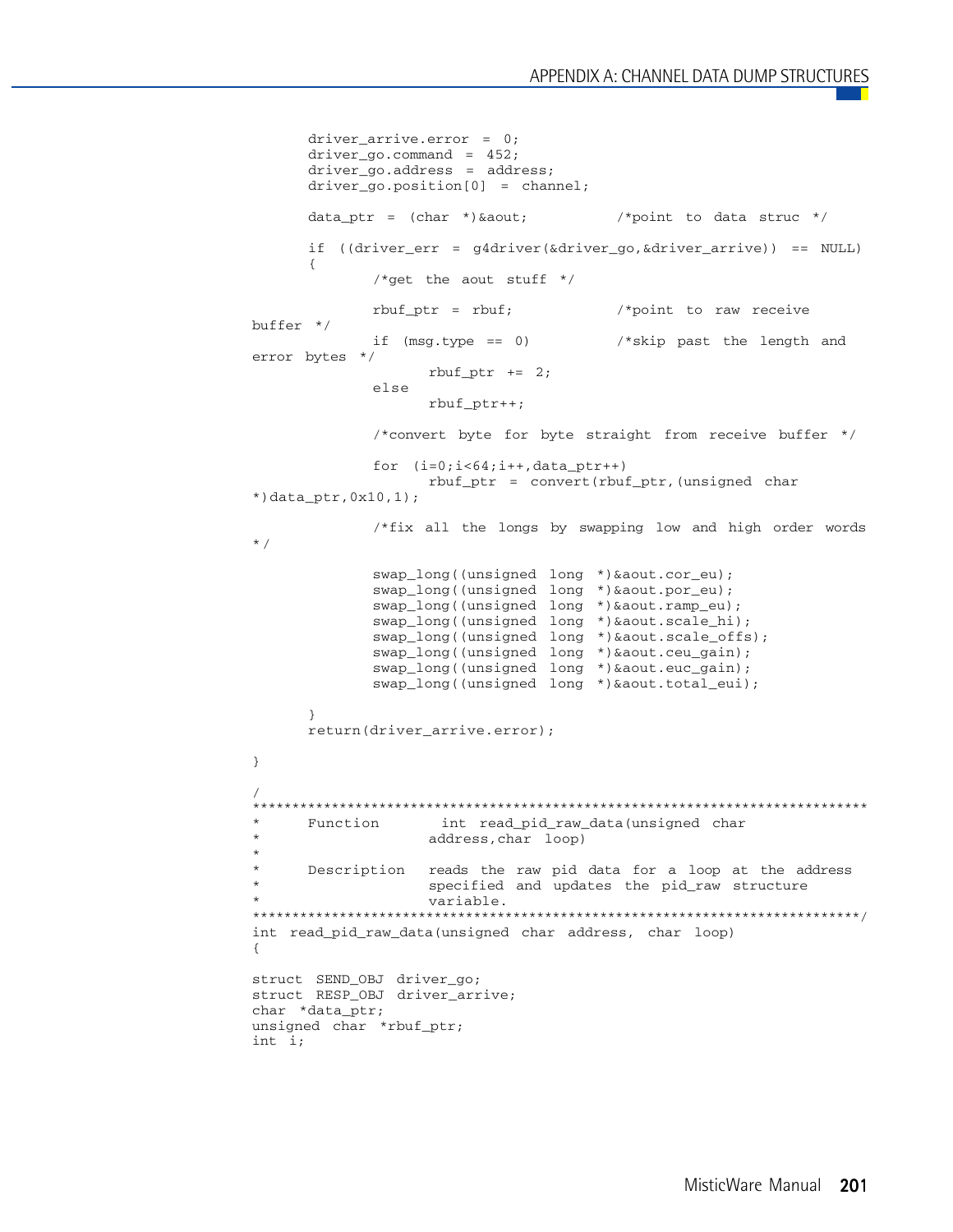```
      driver_arrive.error = 0;
      driver_go.command = 452;
      driver_go.address = address;
      driver_go.position[0] = channel;

      data_ptr = (char *)&aout;           /*point to data struc */

      if ((driver_err = g4driver(&driver_go,&driver_arrive)) == NULL)
      {
              /*get the aout stuff */

              rbuf_ptr = rbuf;            /*point to raw receive
buffer */
              if (msg.type == 0)          /*skip past the length and
error bytes */
                    rbuf_ptr += 2;
              else
                    rbuf_ptr++;

              /*convert byte for byte straight from receive buffer */

              for (i=0;i<64;i++,data_ptr++)
                    rbuf_ptr = convert(rbuf_ptr,(unsigned char
*)data_ptr,0x10,1);

              /*fix all the longs by swapping low and high order words
*/

              swap_long((unsigned long *)&aout.cor_eu);
              swap_long((unsigned long *)&aout.por_eu);
              swap_long((unsigned long *)&aout.ramp_eu);
              swap_long((unsigned long *)&aout.scale_hi);
              swap_long((unsigned long *)&aout.scale_offs);
              swap_long((unsigned long *)&aout.ceu_gain);
              swap_long((unsigned long *)&aout.euc_gain);
              swap_long((unsigned long *)&aout.total_eui);

      }
      return(driver_arrive.error);

}

/
******************************************************************************
*      Function       int read_pid_raw_data(unsigned char
*                     address,char loop)
*
*      Description    reads the raw pid data for a loop at the address
*                     specified and updates the pid_raw structure
*                     variable.
*****************************************************************************/
int read_pid_raw_data(unsigned char address, char loop)
{

struct SEND_OBJ driver_go;
struct RESP_OBJ driver_arrive;
char *data_ptr;
unsigned char *rbuf_ptr;
int i;
```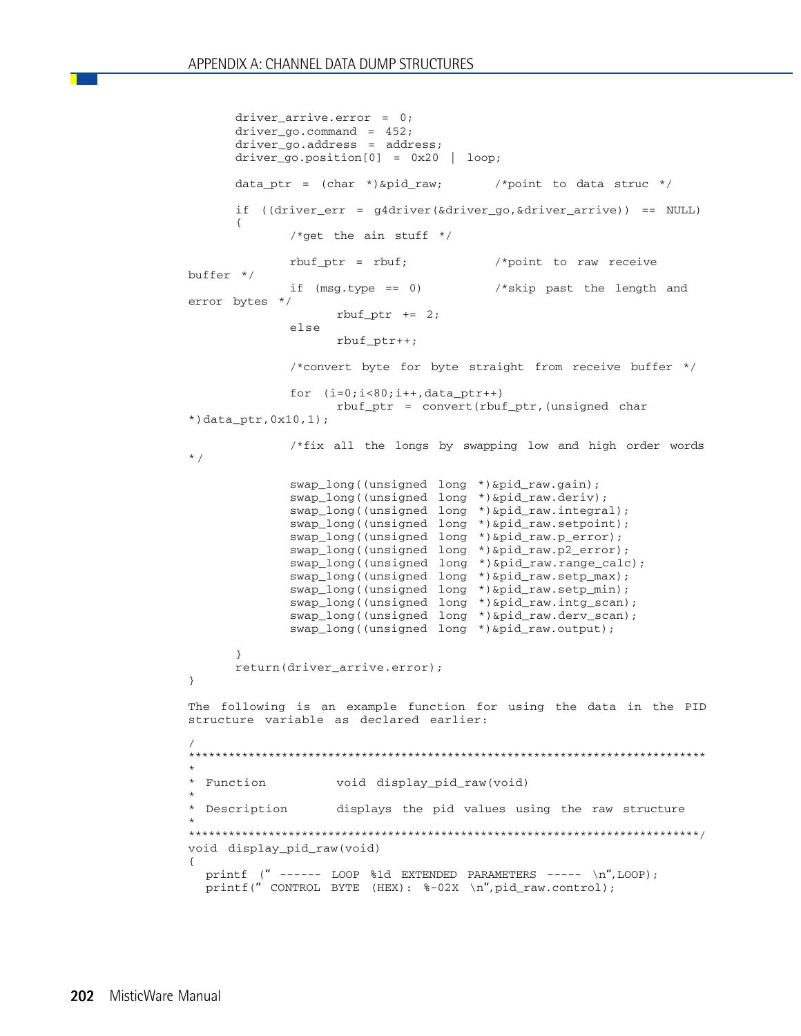```
	driver_arrive.error = 0;
	driver_go.command = 452;
	driver_go.address = address;
	driver_go.position[0] = 0x20 | loop;

	data_ptr = (char *)&pid_raw;		/*point to data struc */

	if ((driver_err = g4driver(&driver_go,&driver_arrive)) == NULL)
	{
		/*get the ain stuff */

		rbuf_ptr = rbuf;		/*point to raw receive
buffer */
		if (msg.type == 0)		/*skip past the length and
error bytes */
			rbuf_ptr += 2;
		else
			rbuf_ptr++;

		/*convert byte for byte straight from receive buffer */

		for (i=0;i<80;i++,data_ptr++)
			rbuf_ptr = convert(rbuf_ptr,(unsigned char
*)data_ptr,0x10,1);

		/*fix all the longs by swapping low and high order words
*/

		swap_long((unsigned long *)&pid_raw.gain);
		swap_long((unsigned long *)&pid_raw.deriv);
		swap_long((unsigned long *)&pid_raw.integral);
		swap_long((unsigned long *)&pid_raw.setpoint);
		swap_long((unsigned long *)&pid_raw.p_error);
		swap_long((unsigned long *)&pid_raw.p2_error);
		swap_long((unsigned long *)&pid_raw.range_calc);
		swap_long((unsigned long *)&pid_raw.setp_max);
		swap_long((unsigned long *)&pid_raw.setp_min);
		swap_long((unsigned long *)&pid_raw.intg_scan);
		swap_long((unsigned long *)&pid_raw.derv_scan);
		swap_long((unsigned long *)&pid_raw.output);

	}
	return(driver_arrive.error);
}
```

The following is an example function for using the data in the PID structure variable as declared earlier:

```
/
*****************************************************************************
*
*  Function          void display_pid_raw(void)
*
*  Description       displays the pid values using the raw structure
*
****************************************************************************/
void display_pid_raw(void)
{
  printf (" ------ LOOP %1d EXTENDED PARAMETERS ----- \n",LOOP);
  printf(" CONTROL BYTE (HEX): %-02X \n",pid_raw.control);
```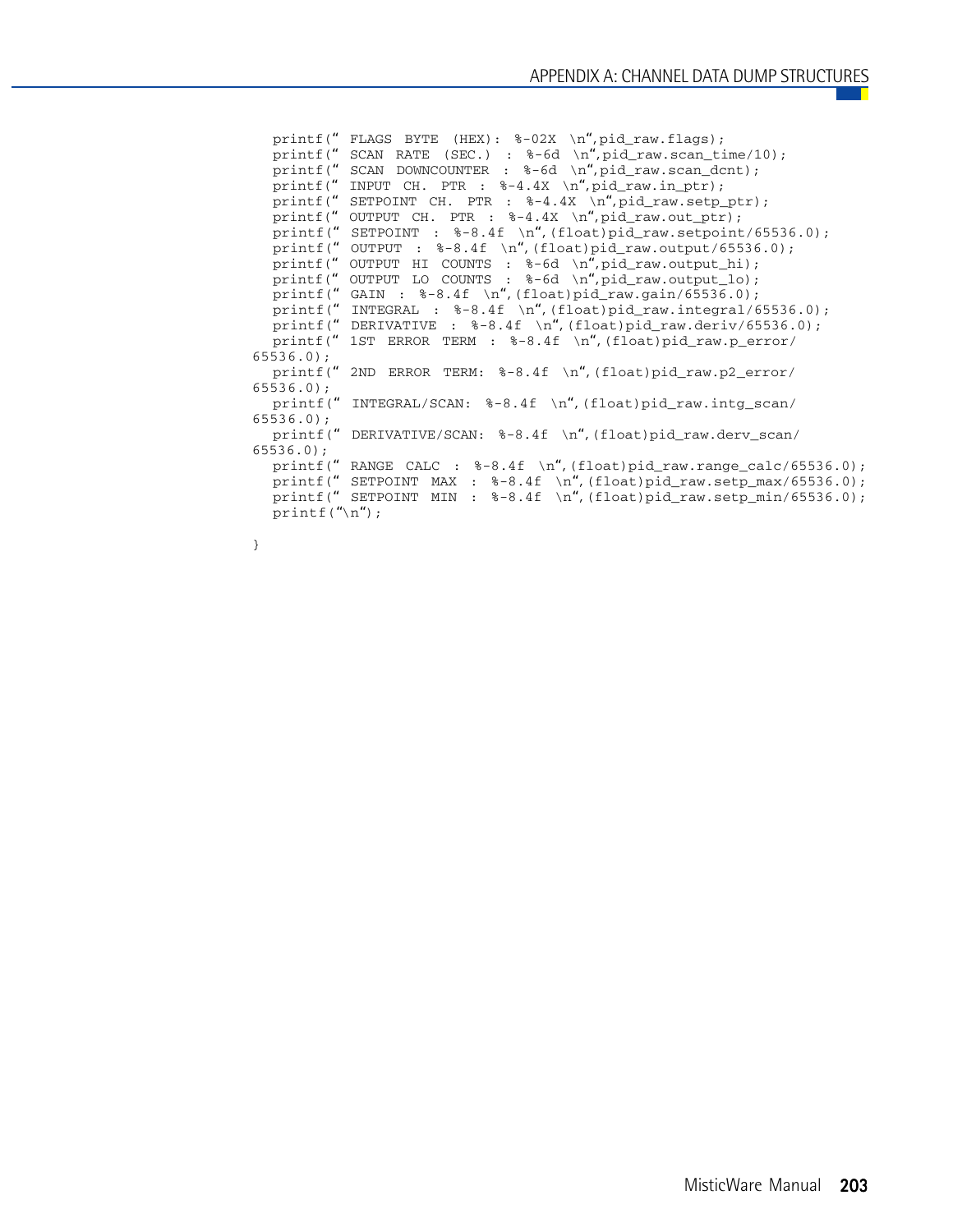```
printf(" FLAGS BYTE (HEX): %-02X \n",pid_raw.flags);
printf(" SCAN RATE (SEC.) : %-6d \n",pid_raw.scan_time/10);
printf(" SCAN DOWNCOUNTER : %-6d \n",pid_raw.scan_dcnt);
printf(" INPUT CH. PTR : %-4.4X \n",pid_raw.in_ptr);
printf(" SETPOINT CH. PTR : %-4.4X \n",pid_raw.setp_ptr);
printf(" OUTPUT CH. PTR : %-4.4X \n",pid_raw.out_ptr);
printf(" SETPOINT : %-8.4f \n",(float)pid_raw.setpoint/65536.0);
printf(" OUTPUT : %-8.4f \n",(float)pid_raw.output/65536.0);
printf(" OUTPUT HI COUNTS : %-6d \n",pid_raw.output_hi);
printf(" OUTPUT LO COUNTS : %-6d \n",pid_raw.output_lo);
printf(" GAIN : %-8.4f \n",(float)pid_raw.gain/65536.0);
printf(" INTEGRAL : %-8.4f \n",(float)pid_raw.integral/65536.0);
printf(" DERIVATIVE : %-8.4f \n",(float)pid_raw.deriv/65536.0);
printf(" 1ST ERROR TERM : %-8.4f \n",(float)pid_raw.p_error/
65536.0);
printf(" 2ND ERROR TERM: %-8.4f \n",(float)pid_raw.p2_error/
65536.0);
printf(" INTEGRAL/SCAN: %-8.4f \n",(float)pid_raw.intg_scan/
65536.0);
printf(" DERIVATIVE/SCAN: %-8.4f \n",(float)pid_raw.derv_scan/
65536.0);
printf(" RANGE CALC : %-8.4f \n",(float)pid_raw.range_calc/65536.0);
printf(" SETPOINT MAX : %-8.4f \n",(float)pid_raw.setp_max/65536.0);
printf(" SETPOINT MIN : %-8.4f \n",(float)pid_raw.setp_min/65536.0);
printf("\n");

}
```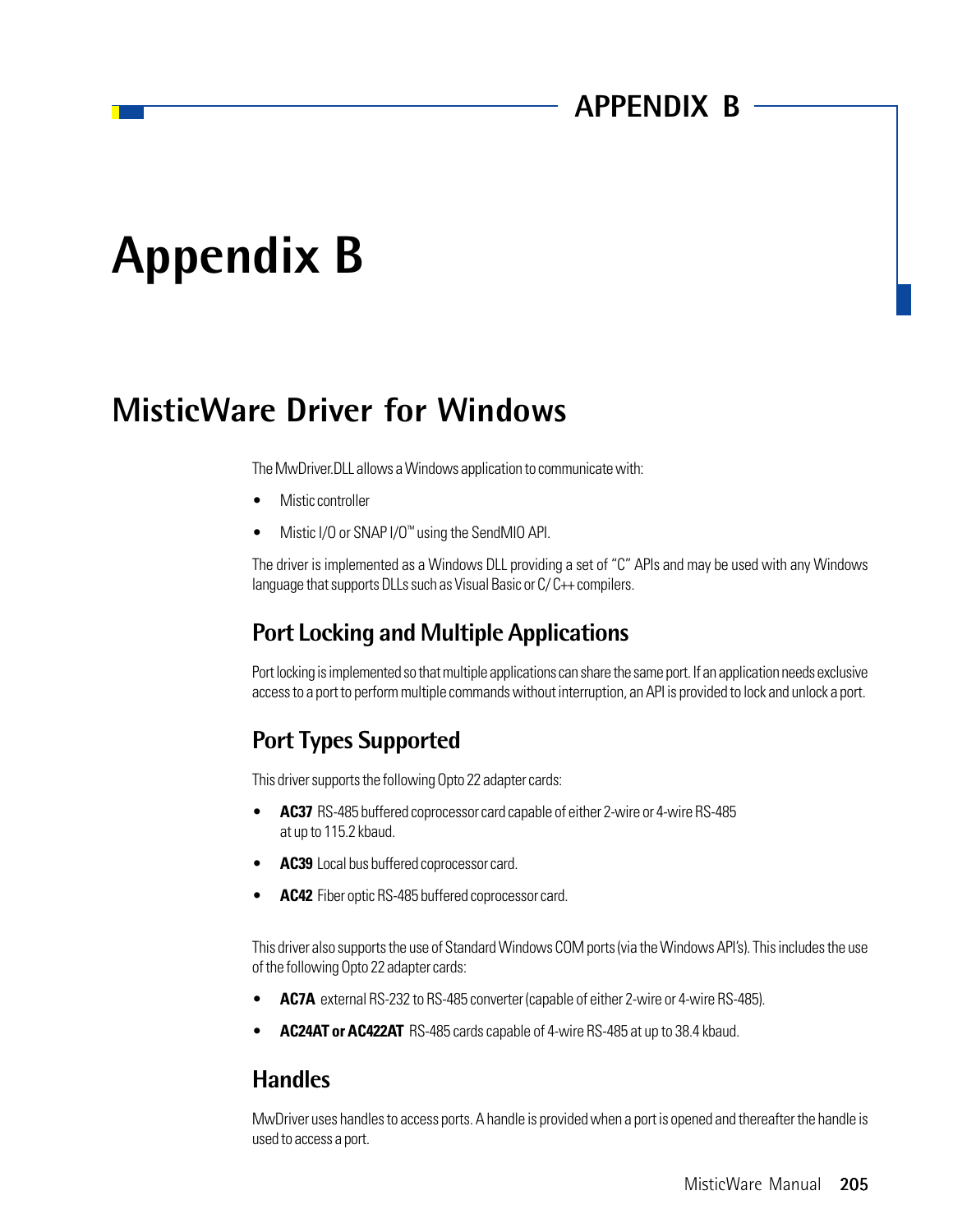# Appendix B

## MisticWare Driver for Windows

The MwDriver.DLL allows a Windows application to communicate with:

- Mistic controller
- Mistic I/O or SNAP I/O™ using the SendMIO API.

The driver is implemented as a Windows DLL providing a set of "C" APIs and may be used with any Windows language that supports DLLs such as Visual Basic or C/ C++ compilers.

### Port Locking and Multiple Applications

Port locking is implemented so that multiple applications can share the same port. If an application needs exclusive access to a port to perform multiple commands without interruption, an API is provided to lock and unlock a port.

### Port Types Supported

This driver supports the following Opto 22 adapter cards:

- **AC37** RS-485 buffered coprocessor card capable of either 2-wire or 4-wire RS-485 at up to 115.2 kbaud.
- **AC39** Local bus buffered coprocessor card.
- **AC42** Fiber optic RS-485 buffered coprocessor card.

This driver also supports the use of Standard Windows COM ports (via the Windows API's). This includes the use of the following Opto 22 adapter cards:

- **AC7A** external RS-232 to RS-485 converter (capable of either 2-wire or 4-wire RS-485).
- **AC24AT or AC422AT** RS-485 cards capable of 4-wire RS-485 at up to 38.4 kbaud.

### Handles

MwDriver uses handles to access ports. A handle is provided when a port is opened and thereafter the handle is used to access a port.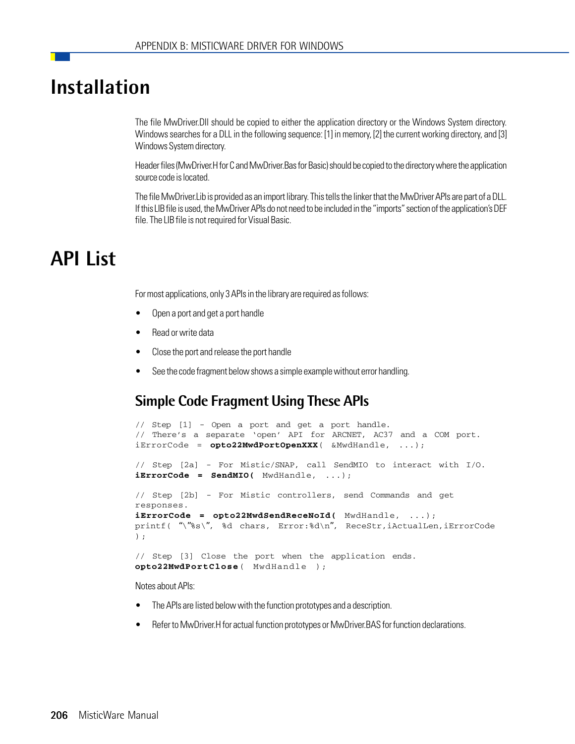# Installation

The file MwDriver.Dll should be copied to either the application directory or the Windows System directory. Windows searches for a DLL in the following sequence: [1] in memory, [2] the current working directory, and [3] Windows System directory.

Header files (MwDriver.H for C and MwDriver.Bas for Basic) should be copied to the directory where the application source code is located.

The file MwDriver.Lib is provided as an import library. This tells the linker that the MwDriver APIs are part of a DLL. If this LIB file is used, the MwDriver APIs do not need to be included in the "imports" section of the application's DEF file. The LIB file is not required for Visual Basic.

# API List

For most applications, only 3 APIs in the library are required as follows:

- Open a port and get a port handle
- Read or write data
- Close the port and release the port handle
- See the code fragment below shows a simple example without error handling.

## Simple Code Fragment Using These APIs

```
// Step [1] - Open a port and get a port handle.
// There's a separate 'open' API for ARCNET, AC37 and a COM port.
iErrorCode = opto22MwdPortOpenXXX( &MwdHandle, ...);

// Step [2a] - For Mistic/SNAP, call SendMIO to interact with I/O.
iErrorCode = SendMIO( MwdHandle, ...);

// Step [2b] - For Mistic controllers, send Commands and get
responses.
iErrorCode = opto22MwdSendReceNoId( MwdHandle, ...);
printf( "\"%s\", %d chars, Error:%d\n", ReceStr,iActualLen,iErrorCode
);

// Step [3] Close the port when the application ends.
opto22MwdPortClose( MwdHandle );
```

Notes about APIs:

- The APIs are listed below with the function prototypes and a description.
- Refer to MwDriver.H for actual function prototypes or MwDriver.BAS for function declarations.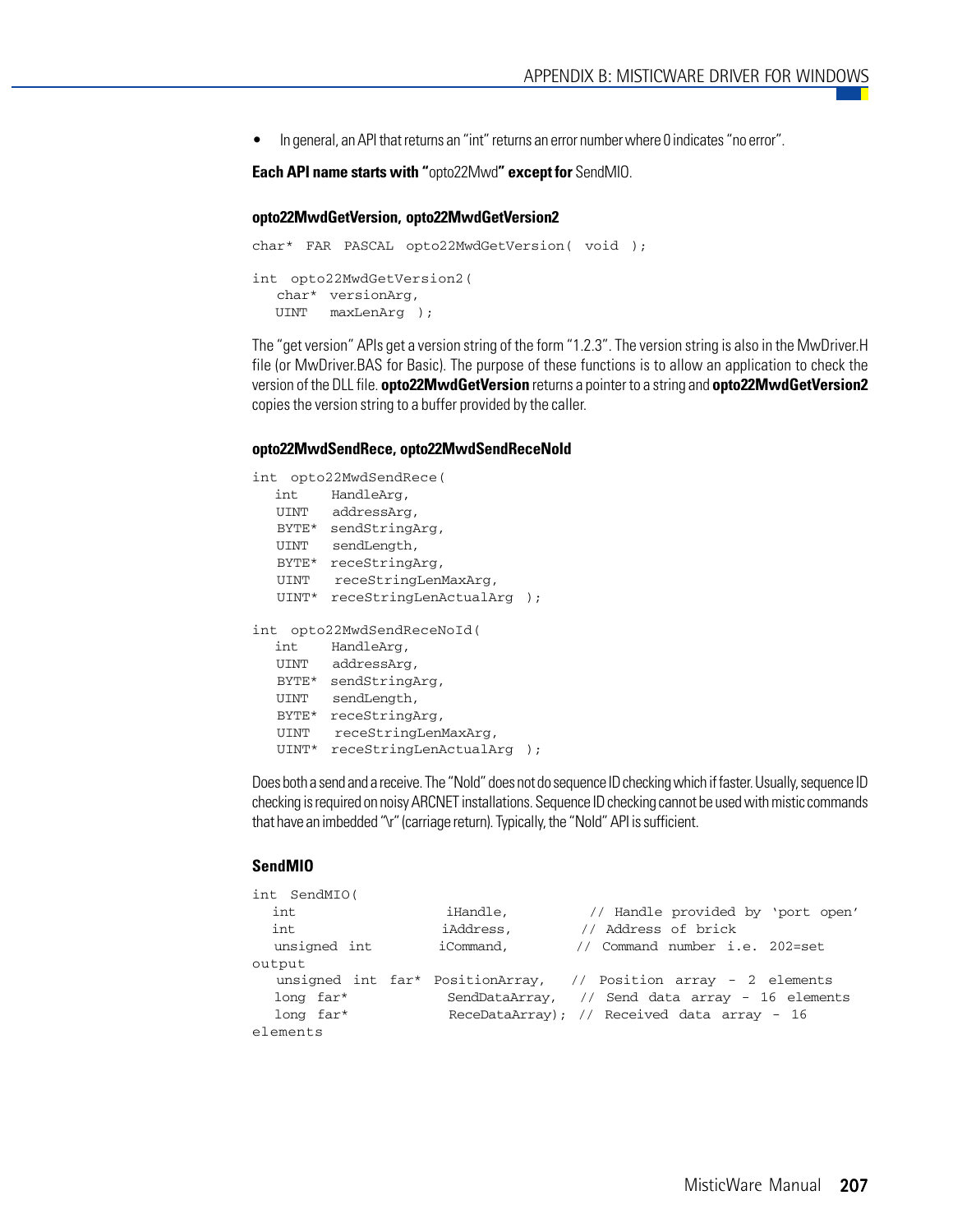- In general, an API that returns an "int" returns an error number where 0 indicates "no error".

**Each API name starts with "**opto22Mwd**" except for** SendMIO.

### opto22MwdGetVersion, opto22MwdGetVersion2

```
char* FAR PASCAL opto22MwdGetVersion( void );

int opto22MwdGetVersion2(
   char* versionArg,
   UINT  maxLenArg );
```

The "get version" APIs get a version string of the form "1.2.3". The version string is also in the MwDriver.H file (or MwDriver.BAS for Basic). The purpose of these functions is to allow an application to check the version of the DLL file. **opto22MwdGetVersion** returns a pointer to a string and **opto22MwdGetVersion2** copies the version string to a buffer provided by the caller.

### opto22MwdSendRece, opto22MwdSendReceNoId

```
int opto22MwdSendRece(
   int    HandleArg,
   UINT   addressArg,
   BYTE*  sendStringArg,
   UINT   sendLength,
   BYTE*  receStringArg,
   UINT   receStringLenMaxArg,
   UINT*  receStringLenActualArg );

int opto22MwdSendReceNoId(
   int    HandleArg,
   UINT   addressArg,
   BYTE*  sendStringArg,
   UINT   sendLength,
   BYTE*  receStringArg,
   UINT   receStringLenMaxArg,
   UINT*  receStringLenActualArg );
```

Does both a send and a receive. The "NoId" does not do sequence ID checking which if faster. Usually, sequence ID checking is required on noisy ARCNET installations. Sequence ID checking cannot be used with mistic commands that have an imbedded "\r" (carriage return). Typically, the "NoId" API is sufficient.

### SendMIO

```
int SendMIO(
  int                   iHandle,          // Handle provided by 'port open'
  int                   iAddress,         // Address of brick
  unsigned int          iCommand,         // Command number i.e. 202=set
output
   unsigned int far* PositionArray,   // Position array - 2 elements
   long far*            SendDataArray,  // Send data array - 16 elements
   long far*            ReceDataArray); // Received data array - 16
elements
```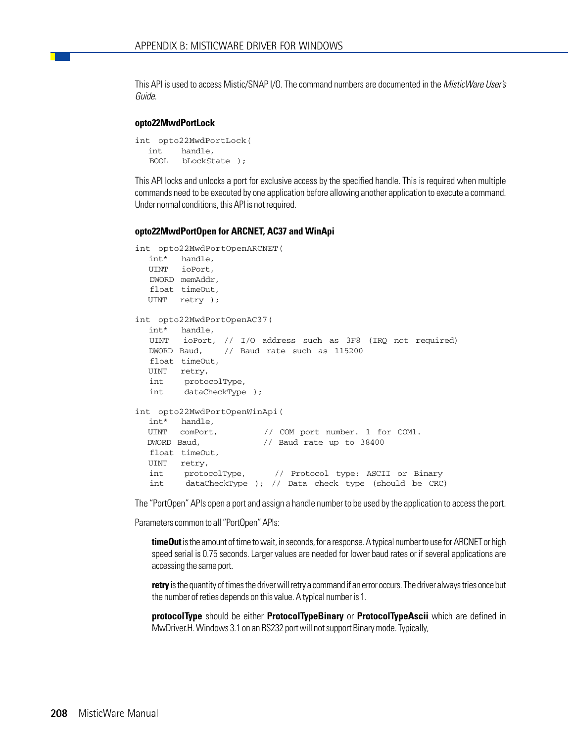This API is used to access Mistic/SNAP I/O. The command numbers are documented in the *MisticWare User's Guide.*

#### opto22MwdPortLock

```
int  opto22MwdPortLock(
   int    handle,
   BOOL   bLockState );
```

This API locks and unlocks a port for exclusive access by the specified handle. This is required when multiple commands need to be executed by one application before allowing another application to execute a command. Under normal conditions, this API is not required.

#### opto22MwdPortOpen for ARCNET, AC37 and WinApi

```
int  opto22MwdPortOpenARCNET(
   int*   handle,
   UINT   ioPort,
   DWORD  memAddr,
   float  timeOut,
   UINT   retry );

int  opto22MwdPortOpenAC37(
   int*   handle,
   UINT   ioPort,  // I/O address such as 3F8 (IRQ not required)
   DWORD  Baud,    // Baud rate such as 115200
   float  timeOut,
   UINT   retry,
   int    protocolType,
   int    dataCheckType );

int  opto22MwdPortOpenWinApi(
   int*   handle,
   UINT   comPort,         // COM port number. 1 for COM1.
   DWORD  Baud,            // Baud rate up to 38400
   float  timeOut,
   UINT   retry,
   int    protocolType,      // Protocol type: ASCII or Binary
   int    dataCheckType );  // Data check type (should be CRC)
```

The "PortOpen" APIs open a port and assign a handle number to be used by the application to access the port.

Parameters common to all "PortOpen" APIs:

**timeOut** is the amount of time to wait, in seconds, for a response. A typical number to use for ARCNET or high speed serial is 0.75 seconds. Larger values are needed for lower baud rates or if several applications are accessing the same port.

**retry** is the quantity of times the driver will retry a command if an error occurs. The driver always tries once but the number of reties depends on this value. A typical number is 1.

**protocolType** should be either **ProtocolTypeBinary** or **ProtocolTypeAscii** which are defined in MwDriver.H. Windows 3.1 on an RS232 port will not support Binary mode. Typically,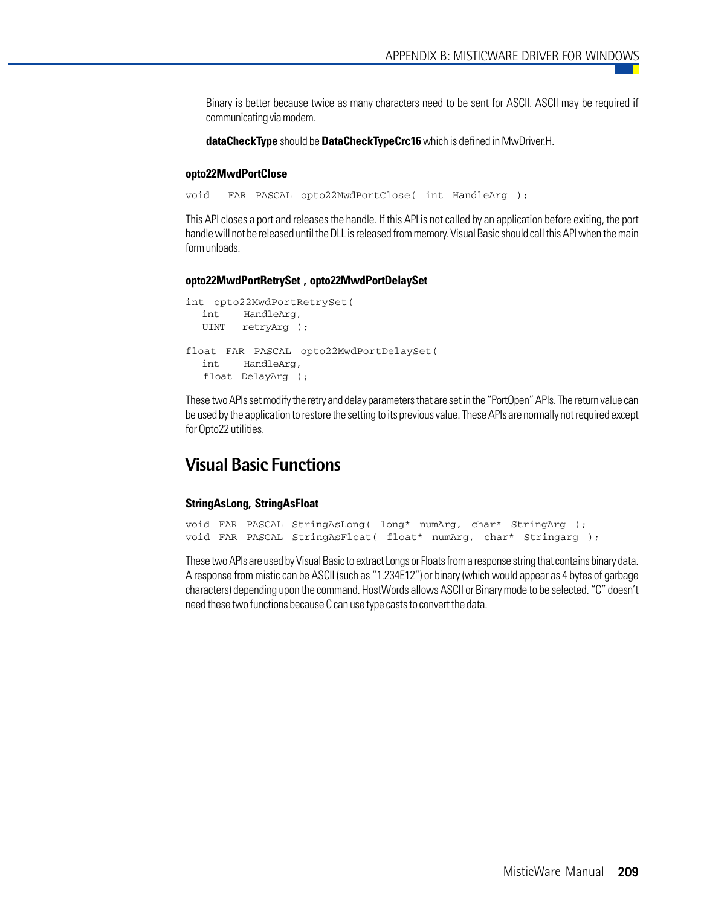Binary is better because twice as many characters need to be sent for ASCII. ASCII may be required if communicating via modem.

**dataCheckType** should be **DataCheckTypeCrc16** which is defined in MwDriver.H.

### opto22MwdPortClose

```
void   FAR PASCAL opto22MwdPortClose( int HandleArg );
```

This API closes a port and releases the handle. If this API is not called by an application before exiting, the port handle will not be released until the DLL is released from memory. Visual Basic should call this API when the main form unloads.

### opto22MwdPortRetrySet , opto22MwdPortDelaySet

```
int  opto22MwdPortRetrySet(
   int    HandleArg,
   UINT   retryArg );

float  FAR  PASCAL  opto22MwdPortDelaySet(
   int    HandleArg,
   float  DelayArg );
```

These two APIs set modify the retry and delay parameters that are set in the "PortOpen" APIs. The return value can be used by the application to restore the setting to its previous value. These APIs are normally not required except for Opto22 utilities.

## Visual Basic Functions

### StringAsLong, StringAsFloat

```
void  FAR  PASCAL  StringAsLong( long* numArg, char* StringArg );
void  FAR  PASCAL  StringAsFloat( float* numArg, char* Stringarg );
```

These two APIs are used by Visual Basic to extract Longs or Floats from a response string that contains binary data. A response from mistic can be ASCII (such as "1.234E12") or binary (which would appear as 4 bytes of garbage characters) depending upon the command. HostWords allows ASCII or Binary mode to be selected. "C" doesn't need these two functions because C can use type casts to convert the data.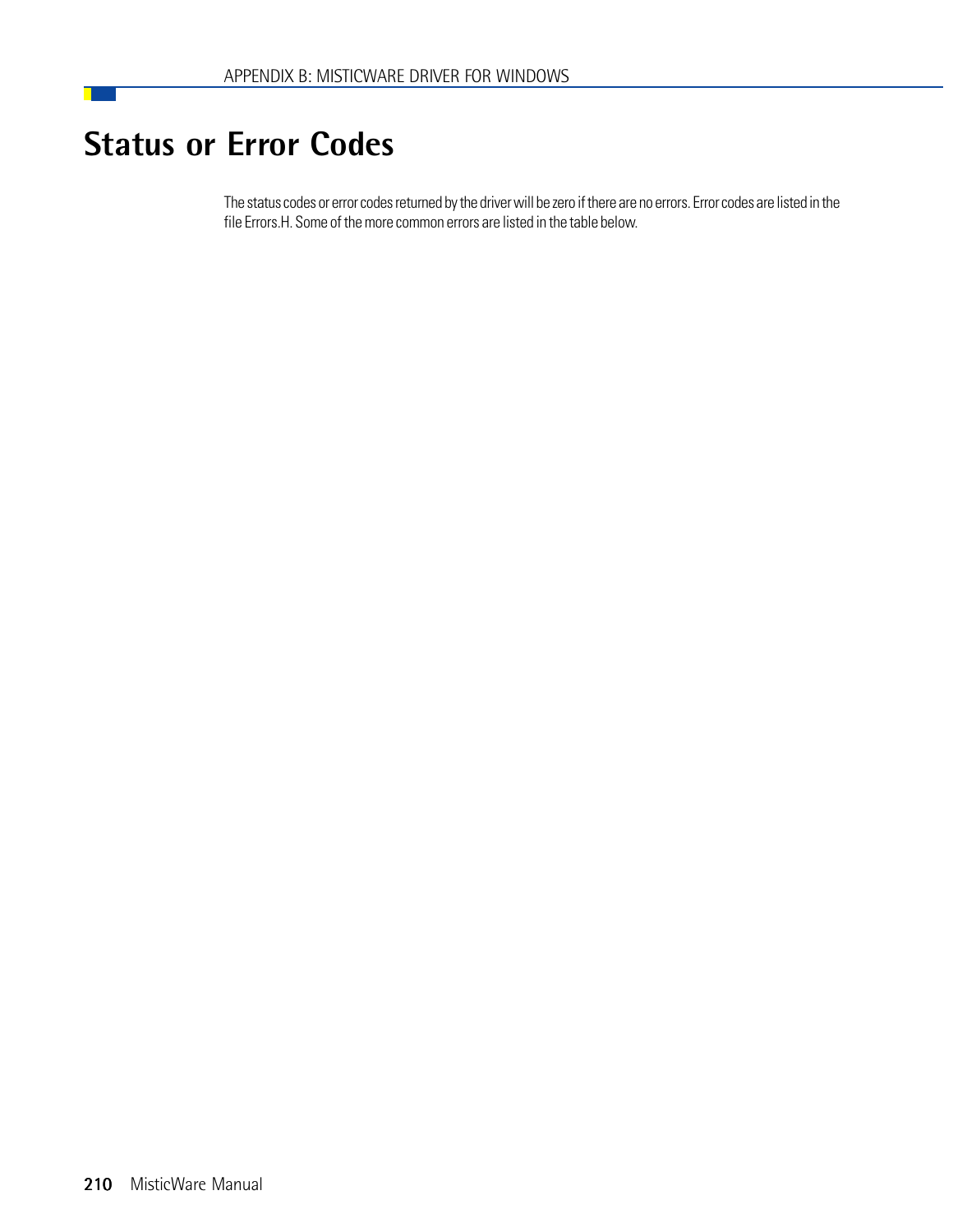# Status or Error Codes

The status codes or error codes returned by the driver will be zero if there are no errors. Error codes are listed in the file Errors.H. Some of the more common errors are listed in the table below.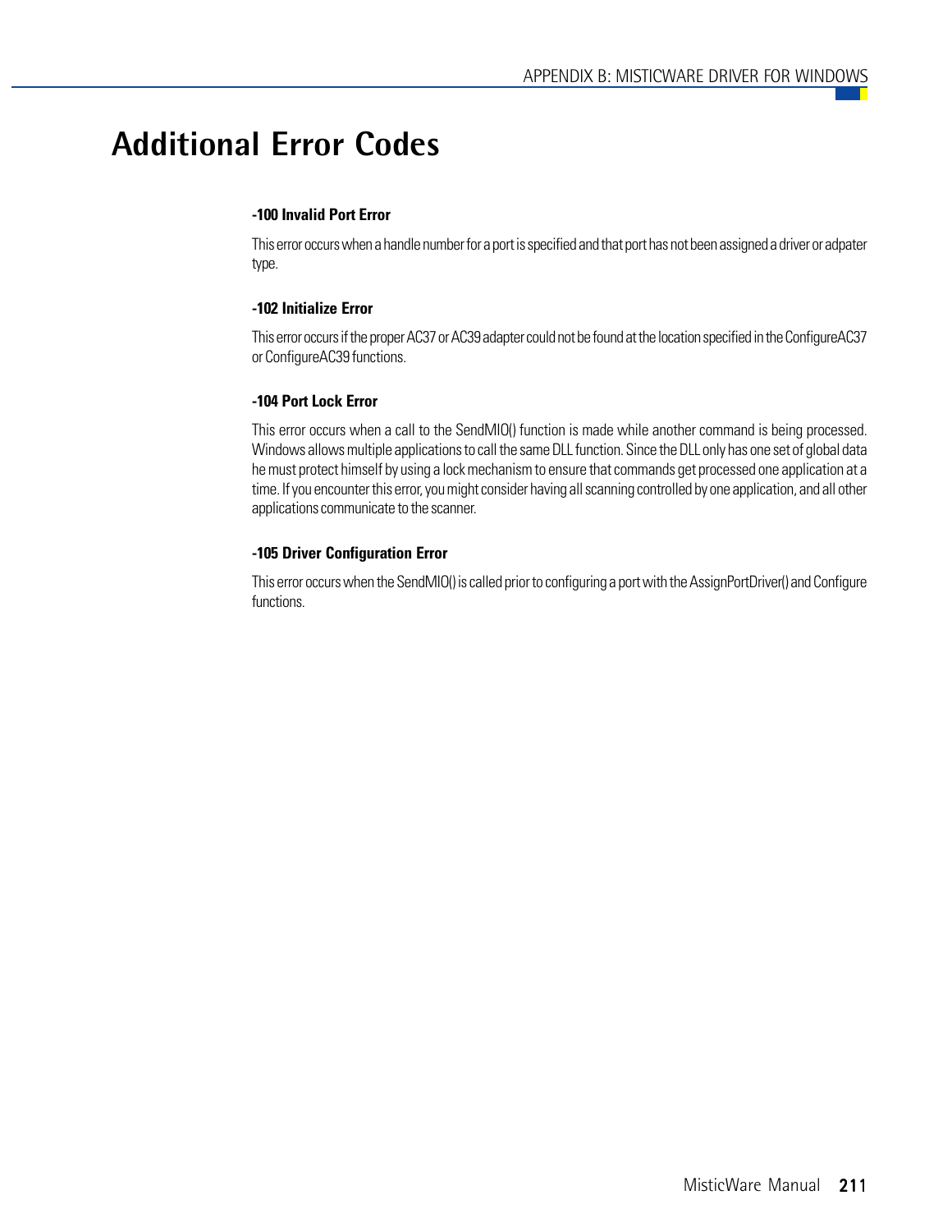# Additional Error Codes

**-100 Invalid Port Error**

This error occurs when a handle number for a port is specified and that port has not been assigned a driver or adpater type.

**-102 Initialize Error**

This error occurs if the proper AC37 or AC39 adapter could not be found at the location specified in the ConfigureAC37 or ConfigureAC39 functions.

**-104 Port Lock Error**

This error occurs when a call to the SendMIO() function is made while another command is being processed. Windows allows multiple applications to call the same DLL function. Since the DLL only has one set of global data he must protect himself by using a lock mechanism to ensure that commands get processed one application at a time. If you encounter this error, you might consider having all scanning controlled by one application, and all other applications communicate to the scanner.

**-105 Driver Configuration Error**

This error occurs when the SendMIO() is called prior to configuring a port with the AssignPortDriver() and Configure functions.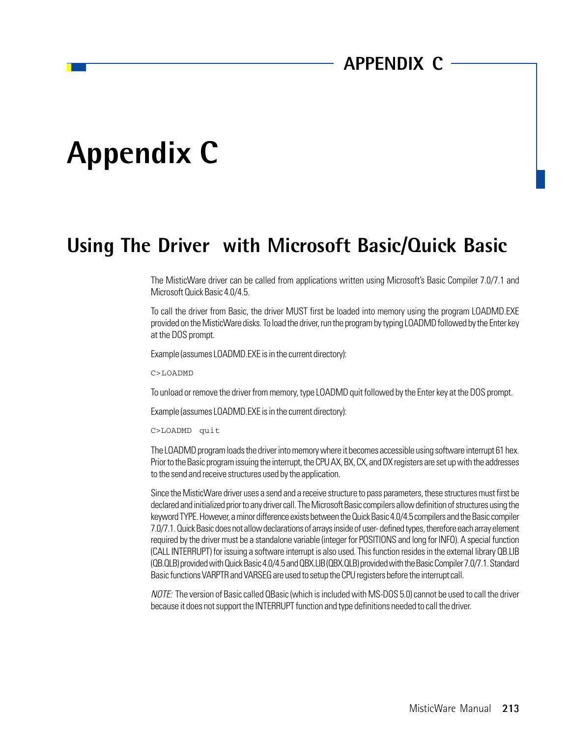# Appendix C

## Using The Driver with Microsoft Basic/Quick Basic

The MisticWare driver can be called from applications written using Microsoft's Basic Compiler 7.0/7.1 and Microsoft Quick Basic 4.0/4.5.

To call the driver from Basic, the driver MUST first be loaded into memory using the program LOADMD.EXE provided on the MisticWare disks. To load the driver, run the program by typing LOADMD followed by the Enter key at the DOS prompt.

Example (assumes LOADMD.EXE is in the current directory):

```
C>LOADMD
```

To unload or remove the driver from memory, type LOADMD quit followed by the Enter key at the DOS prompt.

Example (assumes LOADMD.EXE is in the current directory):

```
C>LOADMD  quit
```

The LOADMD program loads the driver into memory where it becomes accessible using software interrupt 61 hex. Prior to the Basic program issuing the interrupt, the CPU AX, BX, CX, and DX registers are set up with the addresses to the send and receive structures used by the application.

Since the MisticWare driver uses a send and a receive structure to pass parameters, these structures must first be declared and initialized prior to any driver call. The Microsoft Basic compilers allow definition of structures using the keyword TYPE. However, a minor difference exists between the Quick Basic 4.0/4.5 compilers and the Basic compiler 7.0/7.1. Quick Basic does not allow declarations of arrays inside of user- defined types, therefore each array element required by the driver must be a standalone variable (integer for POSITIONS and long for INFO). A special function (CALL INTERRUPT) for issuing a software interrupt is also used. This function resides in the external library QB.LIB (QB.QLB) provided with Quick Basic 4.0/4.5 and QBX.LIB (QBX.QLB) provided with the Basic Compiler 7.0/7.1. Standard Basic functions VARPTR and VARSEG are used to setup the CPU registers before the interrupt call.

*NOTE:* The version of Basic called QBasic (which is included with MS-DOS 5.0) cannot be used to call the driver because it does not support the INTERRUPT function and type definitions needed to call the driver.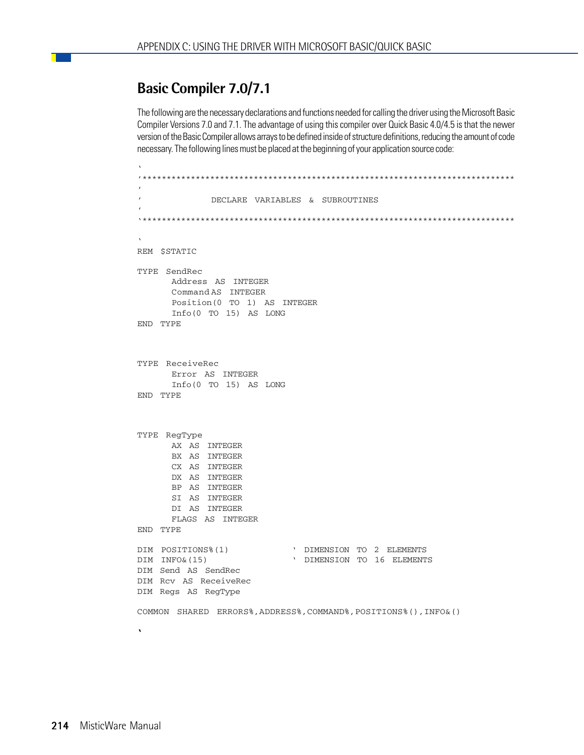## Basic Compiler 7.0/7.1

The following are the necessary declarations and functions needed for calling the driver using the Microsoft Basic Compiler Versions 7.0 and 7.1. The advantage of using this compiler over Quick Basic 4.0/4.5 is that the newer version of the Basic Compiler allows arrays to be defined inside of structure definitions, reducing the amount of code necessary. The following lines must be placed at the beginning of your application source code:

```
`
'*****************************************************************************
'
'              DECLARE  VARIABLES  &  SUBROUTINES
'
`*****************************************************************************

`
REM  $STATIC

TYPE  SendRec
       Address  AS  INTEGER
       Command AS  INTEGER
       Position(0  TO  1)  AS  INTEGER
       Info(0  TO  15)  AS  LONG
END  TYPE


TYPE  ReceiveRec
       Error  AS  INTEGER
       Info(0  TO  15)  AS  LONG
END  TYPE


TYPE  RegType
       AX  AS  INTEGER
       BX  AS  INTEGER
       CX  AS  INTEGER
       DX  AS  INTEGER
       BP  AS  INTEGER
       SI  AS  INTEGER
       DI  AS  INTEGER
       FLAGS  AS  INTEGER
END  TYPE

DIM  POSITIONS%(1)            `  DIMENSION  TO  2  ELEMENTS
DIM  INFO&(15)                `  DIMENSION  TO  16  ELEMENTS
DIM  Send  AS  SendRec
DIM  Rcv  AS  ReceiveRec
DIM  Regs  AS  RegType

COMMON  SHARED  ERRORS%,ADDRESS%,COMMAND%,POSITIONS%(),INFO&()

`
```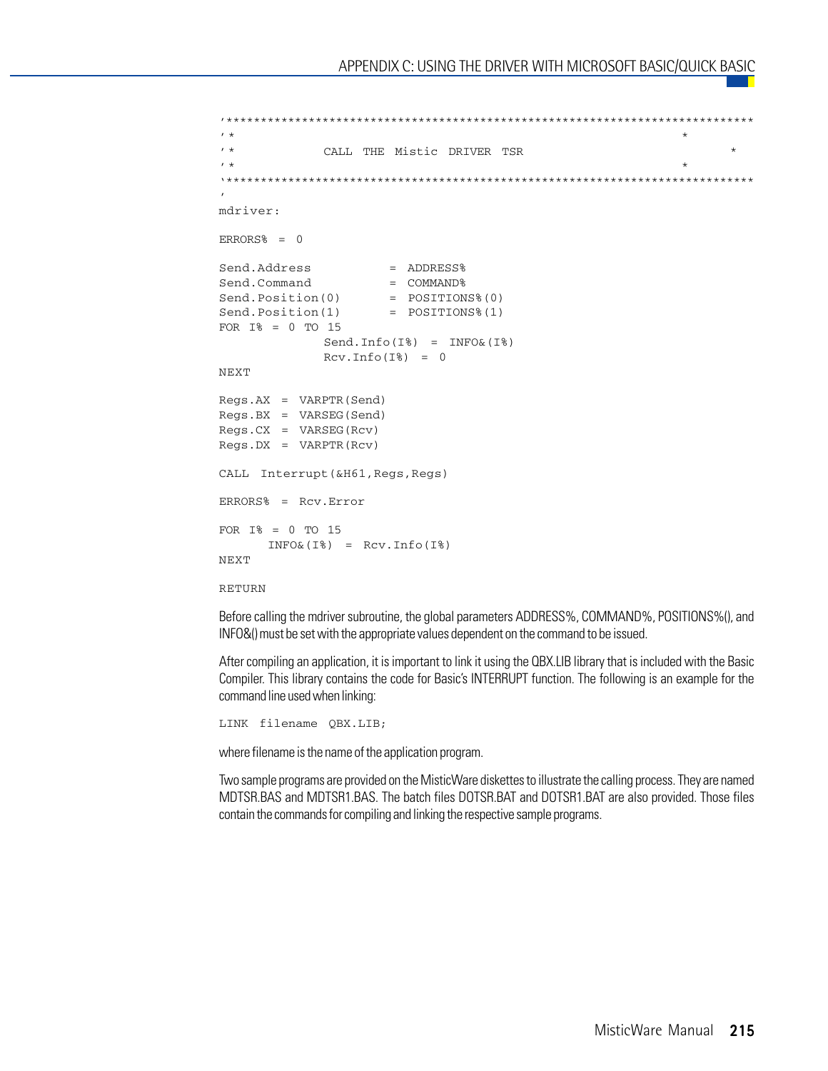```
'****************************************************************************
'*                                                                         *
'*            CALL  THE  Mistic  DRIVER  TSR                                  *
'*                                                                         *
'****************************************************************************
'
mdriver:

ERRORS%  =  0

Send.Address          =  ADDRESS%
Send.Command          =  COMMAND%
Send.Position(0)      =  POSITIONS%(0)
Send.Position(1)      =  POSITIONS%(1)
FOR  I%  =  0  TO  15
           Send.Info(I%)  =  INFO&(I%)
           Rcv.Info(I%)  =  0
NEXT

Regs.AX  =  VARPTR(Send)
Regs.BX  =  VARSEG(Send)
Regs.CX  =  VARSEG(Rcv)
Regs.DX  =  VARPTR(Rcv)

CALL  Interrupt(&H61,Regs,Regs)

ERRORS%  =  Rcv.Error

FOR  I%  =  0  TO  15
     INFO&(I%)  =  Rcv.Info(I%)
NEXT

RETURN
```

Before calling the mdriver subroutine, the global parameters ADDRESS%, COMMAND%, POSITIONS%(), and INFO&() must be set with the appropriate values dependent on the command to be issued.

After compiling an application, it is important to link it using the QBX.LIB library that is included with the Basic Compiler. This library contains the code for Basic's INTERRUPT function. The following is an example for the command line used when linking:

```
LINK  filename  QBX.LIB;
```

where filename is the name of the application program.

Two sample programs are provided on the MisticWare diskettes to illustrate the calling process. They are named MDTSR.BAS and MDTSR1.BAS. The batch files DOTSR.BAT and DOTSR1.BAT are also provided. Those files contain the commands for compiling and linking the respective sample programs.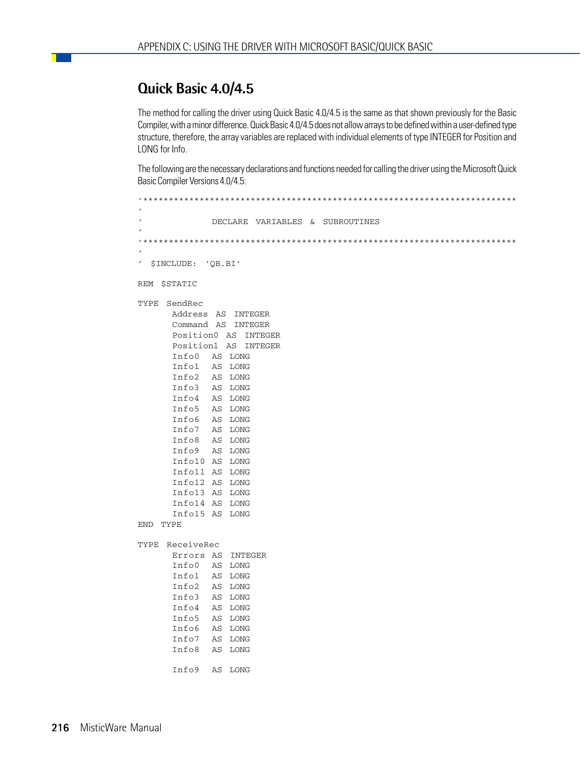## Quick Basic 4.0/4.5

The method for calling the driver using Quick Basic 4.0/4.5 is the same as that shown previously for the Basic Compiler, with a minor difference. Quick Basic 4.0/4.5 does not allow arrays to be defined within a user-defined type structure, therefore, the array variables are replaced with individual elements of type INTEGER for Position and LONG for Info.

The following are the necessary declarations and functions needed for calling the driver using the Microsoft Quick Basic Compiler Versions 4.0/4.5:

```
'*************************************************************************
'
'             DECLARE  VARIABLES  &  SUBROUTINES
'
'*************************************************************************
'
'  $INCLUDE:  'QB.BI'

REM  $STATIC

TYPE  SendRec
       Address  AS  INTEGER
       Command  AS  INTEGER
       Position0  AS  INTEGER
       Position1  AS  INTEGER
       Info0   AS  LONG
       Info1   AS  LONG
       Info2   AS  LONG
       Info3   AS  LONG
       Info4   AS  LONG
       Info5   AS  LONG
       Info6   AS  LONG
       Info7   AS  LONG
       Info8   AS  LONG
       Info9   AS  LONG
       Info10  AS  LONG
       Info11  AS  LONG
       Info12  AS  LONG
       Info13  AS  LONG
       Info14  AS  LONG
       Info15  AS  LONG
END  TYPE

TYPE  ReceiveRec
       Errors  AS  INTEGER
       Info0   AS  LONG
       Info1   AS  LONG
       Info2   AS  LONG
       Info3   AS  LONG
       Info4   AS  LONG
       Info5   AS  LONG
       Info6   AS  LONG
       Info7   AS  LONG
       Info8   AS  LONG

       Info9   AS  LONG
```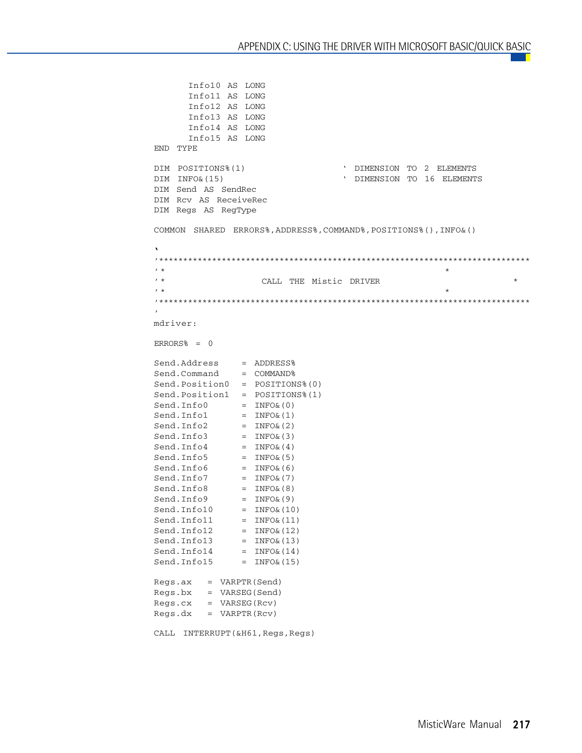```
      Info10 AS LONG
      Info11 AS LONG
      Info12 AS LONG
      Info13 AS LONG
      Info14 AS LONG
      Info15 AS LONG
END TYPE

DIM POSITIONS%(1)                   ' DIMENSION TO 2 ELEMENTS
DIM INFO&(15)                       ' DIMENSION TO 16 ELEMENTS
DIM Send AS SendRec
DIM Rcv AS ReceiveRec
DIM Regs AS RegType

COMMON SHARED ERRORS%,ADDRESS%,COMMAND%,POSITIONS%(),INFO&()

'
'*****************************************************************************
'*                                                          *
'*                   CALL THE Mistic DRIVER                               *
'*                                                          *
'*****************************************************************************
'
mdriver:

ERRORS% = 0

Send.Address     = ADDRESS%
Send.Command     = COMMAND%
Send.Position0   = POSITIONS%(0)
Send.Position1   = POSITIONS%(1)
Send.Info0       = INFO&(0)
Send.Info1       = INFO&(1)
Send.Info2       = INFO&(2)
Send.Info3       = INFO&(3)
Send.Info4       = INFO&(4)
Send.Info5       = INFO&(5)
Send.Info6       = INFO&(6)
Send.Info7       = INFO&(7)
Send.Info8       = INFO&(8)
Send.Info9       = INFO&(9)
Send.Info10      = INFO&(10)
Send.Info11      = INFO&(11)
Send.Info12      = INFO&(12)
Send.Info13      = INFO&(13)
Send.Info14      = INFO&(14)
Send.Info15      = INFO&(15)

Regs.ax   = VARPTR(Send)
Regs.bx   = VARSEG(Send)
Regs.cx   = VARSEG(Rcv)
Regs.dx   = VARPTR(Rcv)

CALL INTERRUPT(&H61,Regs,Regs)
```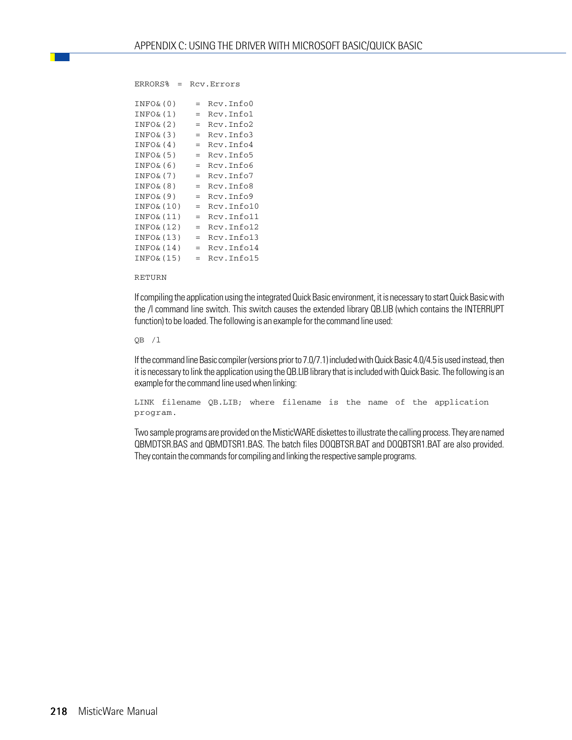```
ERRORS% = Rcv.Errors

INFO&(0)    = Rcv.Info0
INFO&(1)    = Rcv.Info1
INFO&(2)    = Rcv.Info2
INFO&(3)    = Rcv.Info3
INFO&(4)    = Rcv.Info4
INFO&(5)    = Rcv.Info5
INFO&(6)    = Rcv.Info6
INFO&(7)    = Rcv.Info7
INFO&(8)    = Rcv.Info8
INFO&(9)    = Rcv.Info9
INFO&(10)   = Rcv.Info10
INFO&(11)   = Rcv.Info11
INFO&(12)   = Rcv.Info12
INFO&(13)   = Rcv.Info13
INFO&(14)   = Rcv.Info14
INFO&(15)   = Rcv.Info15

RETURN
```

If compiling the application using the integrated Quick Basic environment, it is necessary to start Quick Basic with the /l command line switch. This switch causes the extended library QB.LIB (which contains the INTERRUPT function) to be loaded. The following is an example for the command line used:

```
QB /l
```

If the command line Basic compiler (versions prior to 7.0/7.1) included with Quick Basic 4.0/4.5 is used instead, then it is necessary to link the application using the QB.LIB library that is included with Quick Basic. The following is an example for the command line used when linking:

```
LINK filename QB.LIB; where filename is the name of the application
program.
```

Two sample programs are provided on the MisticWARE diskettes to illustrate the calling process. They are named QBMDTSR.BAS and QBMDTSR1.BAS. The batch files DOQBTSR.BAT and DOQBTSR1.BAT are also provided. They contain the commands for compiling and linking the respective sample programs.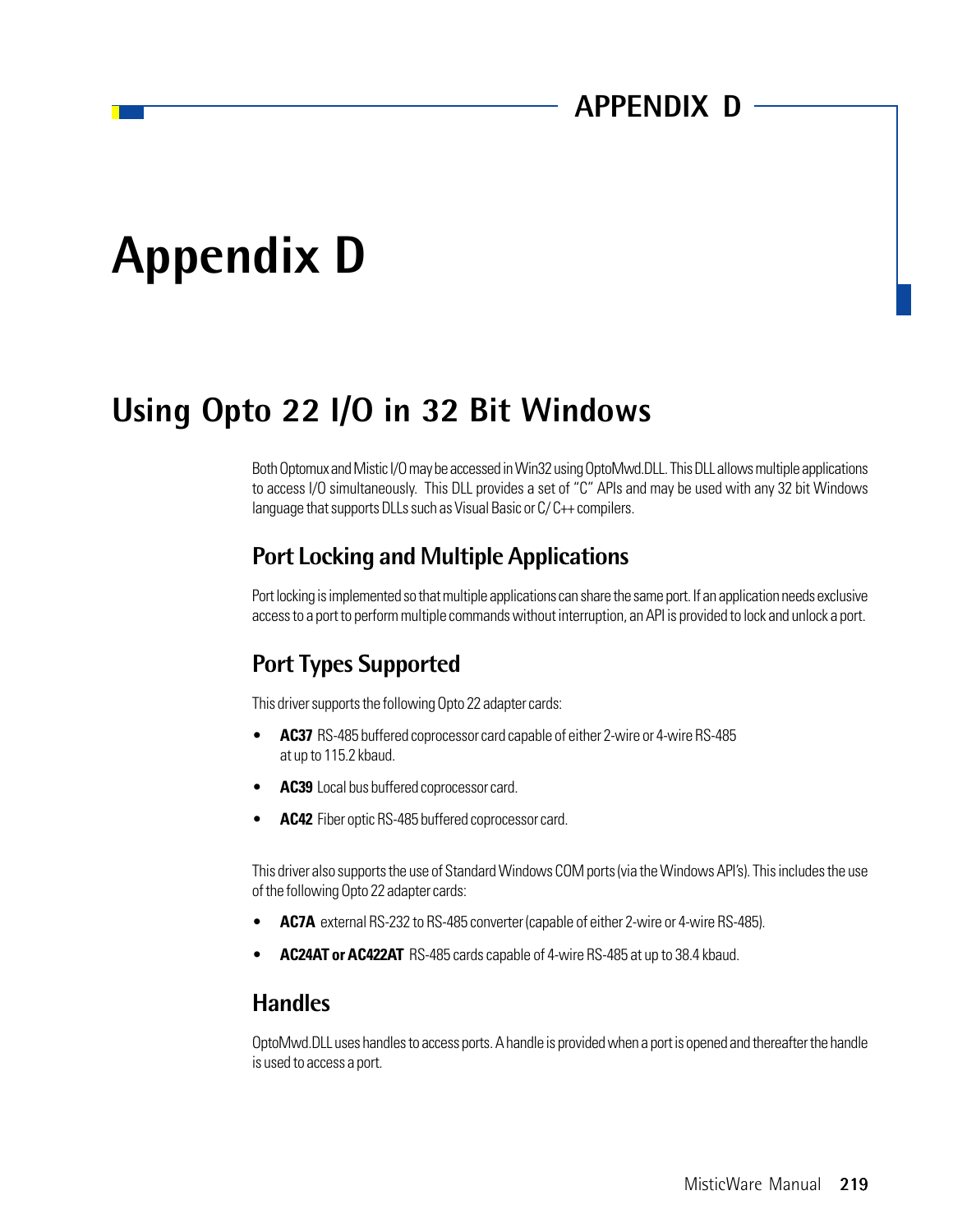# Appendix D

## Using Opto 22 I/O in 32 Bit Windows

Both Optomux and Mistic I/O may be accessed in Win32 using OptoMwd.DLL. This DLL allows multiple applications to access I/O simultaneously. This DLL provides a set of "C" APIs and may be used with any 32 bit Windows language that supports DLLs such as Visual Basic or C/C++ compilers.

### Port Locking and Multiple Applications

Port locking is implemented so that multiple applications can share the same port. If an application needs exclusive access to a port to perform multiple commands without interruption, an API is provided to lock and unlock a port.

### Port Types Supported

This driver supports the following Opto 22 adapter cards:

- **AC37** RS-485 buffered coprocessor card capable of either 2-wire or 4-wire RS-485 at up to 115.2 kbaud.
- **AC39** Local bus buffered coprocessor card.
- **AC42** Fiber optic RS-485 buffered coprocessor card.

This driver also supports the use of Standard Windows COM ports (via the Windows API's). This includes the use of the following Opto 22 adapter cards:

- **AC7A** external RS-232 to RS-485 converter (capable of either 2-wire or 4-wire RS-485).
- **AC24AT or AC422AT** RS-485 cards capable of 4-wire RS-485 at up to 38.4 kbaud.

### Handles

OptoMwd.DLL uses handles to access ports. A handle is provided when a port is opened and thereafter the handle is used to access a port.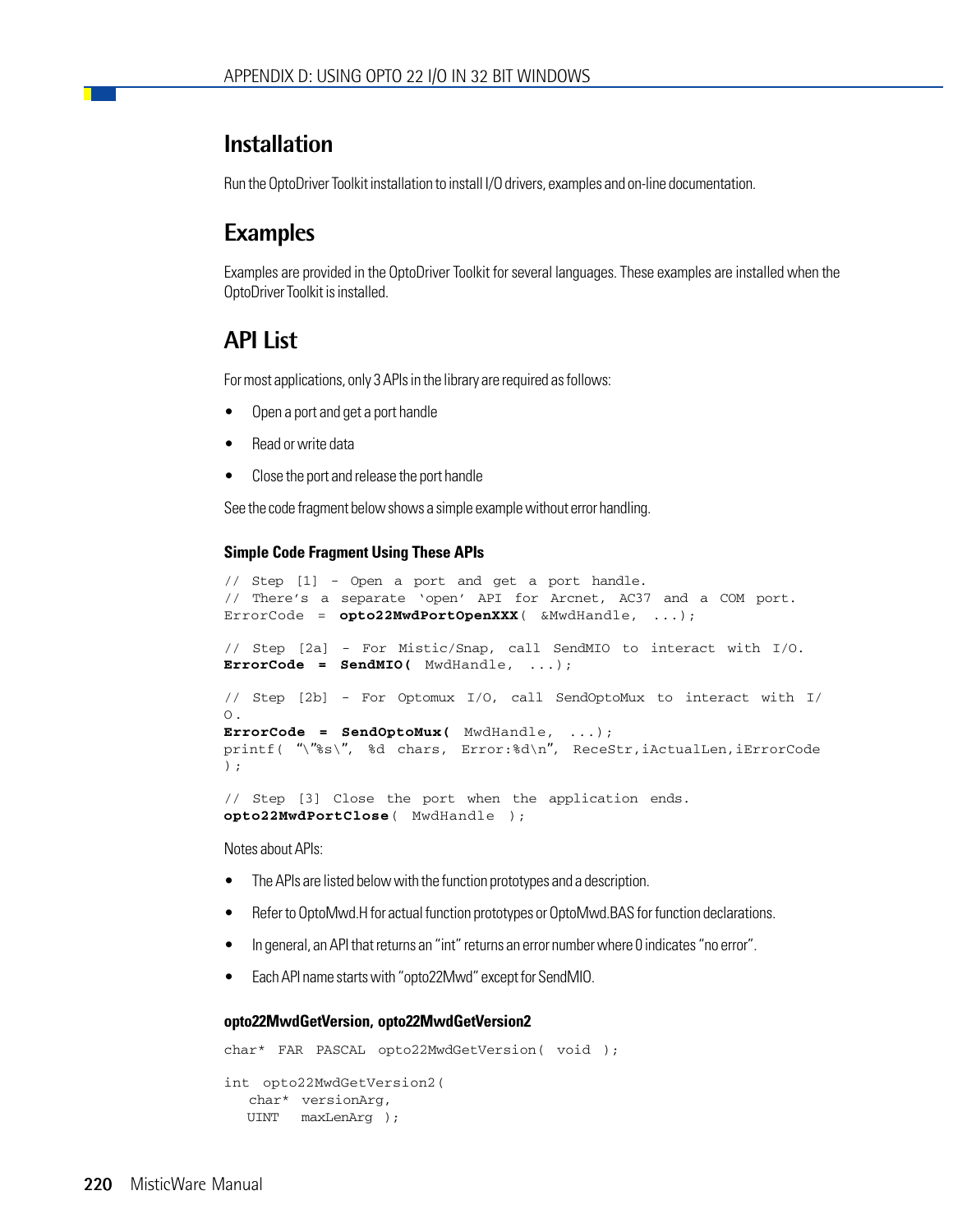## Installation

Run the OptoDriver Toolkit installation to install I/O drivers, examples and on-line documentation.

## Examples

Examples are provided in the OptoDriver Toolkit for several languages. These examples are installed when the OptoDriver Toolkit is installed.

## API List

For most applications, only 3 APIs in the library are required as follows:

- Open a port and get a port handle
- Read or write data
- Close the port and release the port handle

See the code fragment below shows a simple example without error handling.

#### Simple Code Fragment Using These APIs

```
// Step [1] - Open a port and get a port handle.
// There’s a separate ‘open’ API for Arcnet, AC37 and a COM port.
ErrorCode = opto22MwdPortOpenXXX( &MwdHandle, ...);

// Step [2a] - For Mistic/Snap, call SendMIO to interact with I/O.
ErrorCode = SendMIO( MwdHandle, ...);

// Step [2b] - For Optomux I/O, call SendOptoMux to interact with I/
O.
ErrorCode = SendOptoMux( MwdHandle, ...);
printf( “\”%s\”, %d chars, Error:%d\n”, ReceStr,iActualLen,iErrorCode
);

// Step [3] Close the port when the application ends.
opto22MwdPortClose( MwdHandle );
```

Notes about APIs:

- The APIs are listed below with the function prototypes and a description.
- Refer to OptoMwd.H for actual function prototypes or OptoMwd.BAS for function declarations.
- In general, an API that returns an “int” returns an error number where 0 indicates “no error”.
- Each API name starts with “opto22Mwd” except for SendMIO.

#### opto22MwdGetVersion, opto22MwdGetVersion2

```
char* FAR PASCAL opto22MwdGetVersion( void );

int opto22MwdGetVersion2(
   char* versionArg,
   UINT  maxLenArg );
```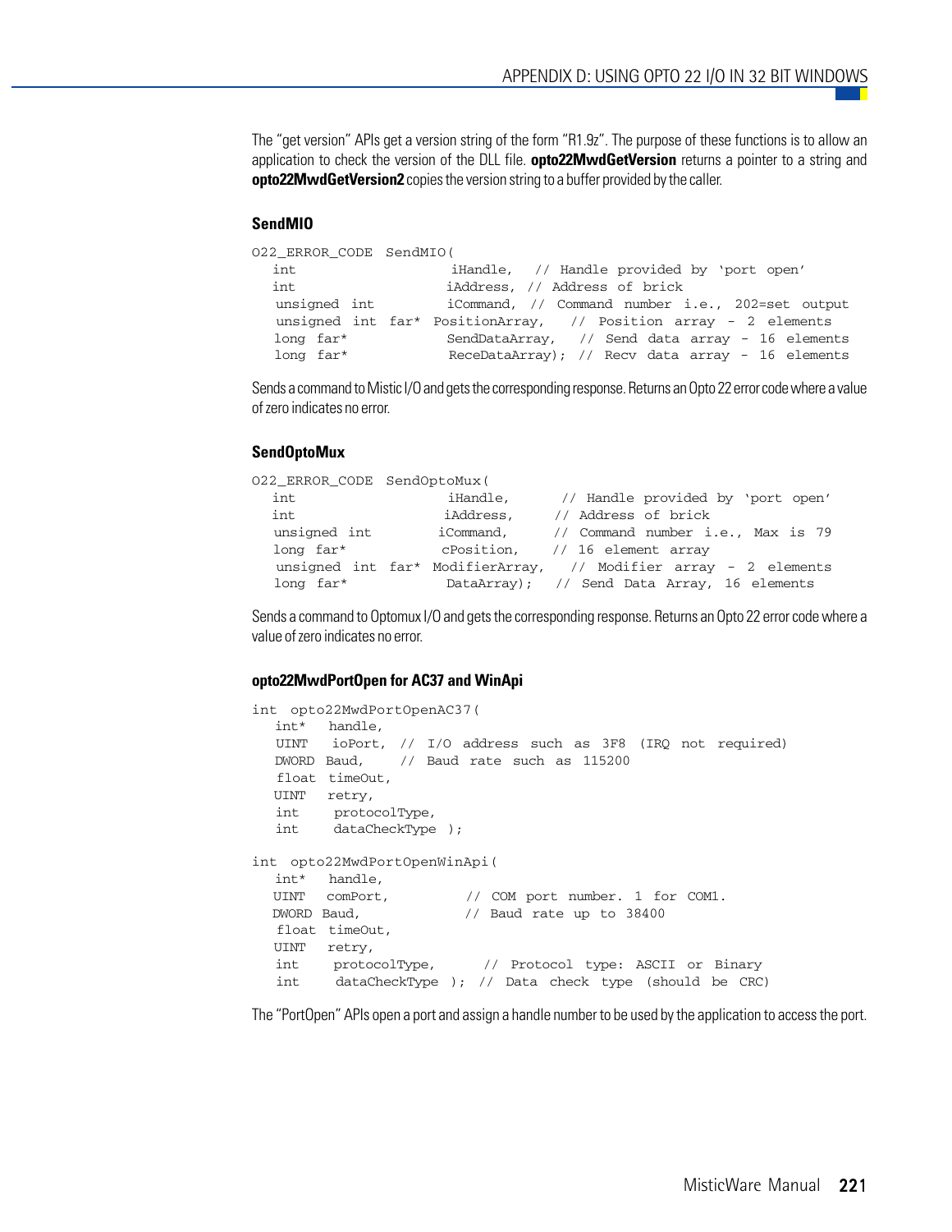The "get version" APIs get a version string of the form "R1.9z". The purpose of these functions is to allow an application to check the version of the DLL file. **opto22MwdGetVersion** returns a pointer to a string and **opto22MwdGetVersion2** copies the version string to a buffer provided by the caller.

### SendMIO

```
O22_ERROR_CODE SendMIO(
  int                  iHandle,  // Handle provided by 'port open'
  int                  iAddress, // Address of brick
  unsigned int         iCommand, // Command number i.e., 202=set output
  unsigned int far* PositionArray,  // Position array - 2 elements
  long far*            SendDataArray,  // Send data array - 16 elements
  long far*            ReceDataArray); // Recv data array - 16 elements
```

Sends a command to Mistic I/O and gets the corresponding response. Returns an Opto 22 error code where a value of zero indicates no error.

### SendOptoMux

```
O22_ERROR_CODE SendOptoMux(
  int                  iHandle,      // Handle provided by 'port open'
  int                  iAddress,     // Address of brick
  unsigned int         iCommand,     // Command number i.e., Max is 79
  long far*            cPosition,    // 16 element array
  unsigned int far* ModifierArray,   // Modifier array - 2 elements
  long far*            DataArray);   // Send Data Array, 16 elements
```

Sends a command to Optomux I/O and gets the corresponding response. Returns an Opto 22 error code where a value of zero indicates no error.

### opto22MwdPortOpen for AC37 and WinApi

```
int opto22MwdPortOpenAC37(
  int*   handle,
  UINT   ioPort, // I/O address such as 3F8 (IRQ not required)
  DWORD Baud,    // Baud rate such as 115200
  float timeOut,
  UINT   retry,
  int    protocolType,
  int    dataCheckType );

int opto22MwdPortOpenWinApi(
  int*   handle,
  UINT   comPort,         // COM port number. 1 for COM1.
  DWORD Baud,             // Baud rate up to 38400
  float timeOut,
  UINT   retry,
  int    protocolType,      // Protocol type: ASCII or Binary
  int    dataCheckType ); // Data check type (should be CRC)
```

The "PortOpen" APIs open a port and assign a handle number to be used by the application to access the port.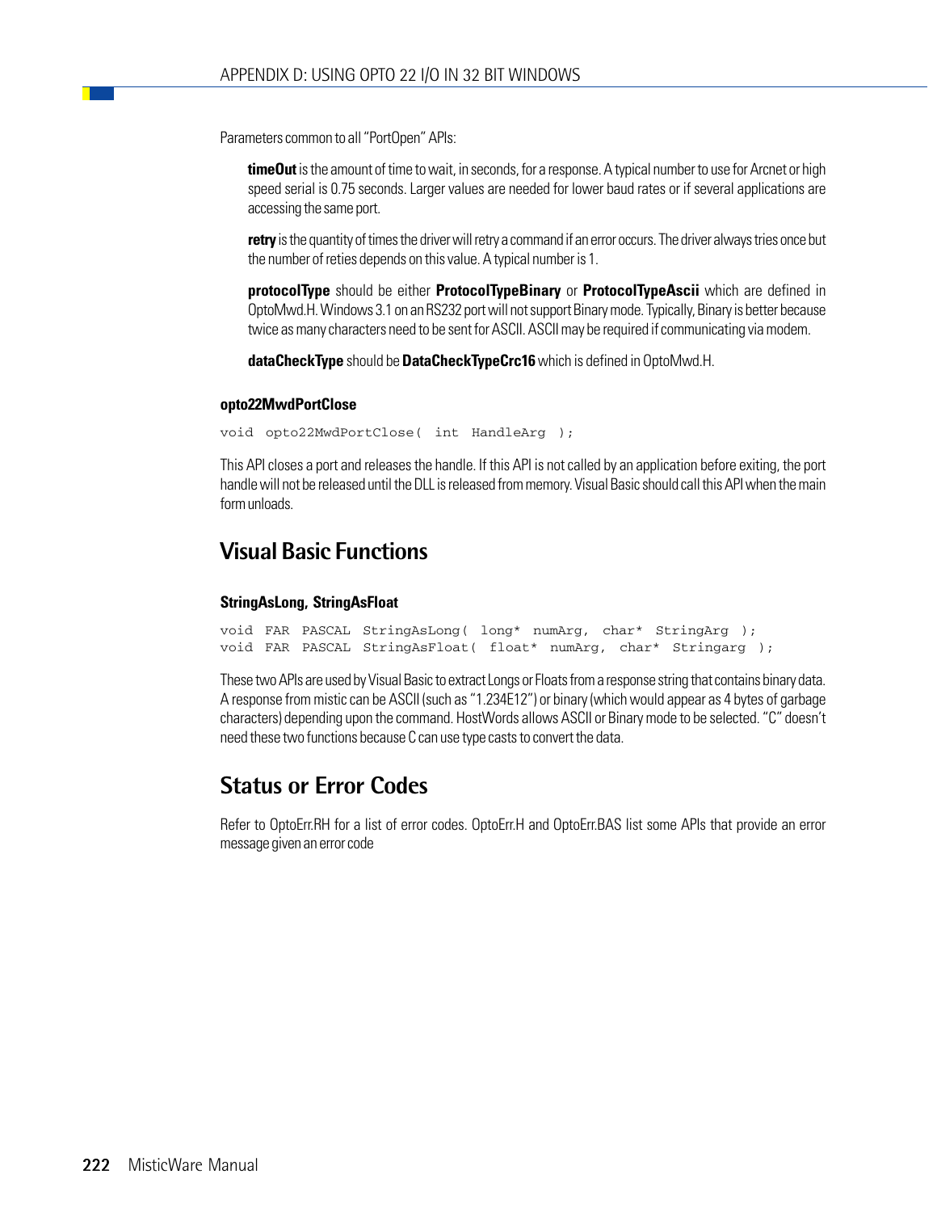Parameters common to all "PortOpen" APIs:

**timeOut** is the amount of time to wait, in seconds, for a response. A typical number to use for Arcnet or high speed serial is 0.75 seconds. Larger values are needed for lower baud rates or if several applications are accessing the same port.

**retry** is the quantity of times the driver will retry a command if an error occurs. The driver always tries once but the number of reties depends on this value. A typical number is 1.

**protocolType** should be either **ProtocolTypeBinary** or **ProtocolTypeAscii** which are defined in OptoMwd.H. Windows 3.1 on an RS232 port will not support Binary mode. Typically, Binary is better because twice as many characters need to be sent for ASCII. ASCII may be required if communicating via modem.

**dataCheckType** should be **DataCheckTypeCrc16** which is defined in OptoMwd.H.

### opto22MwdPortClose

```
void opto22MwdPortClose( int HandleArg );
```

This API closes a port and releases the handle. If this API is not called by an application before exiting, the port handle will not be released until the DLL is released from memory. Visual Basic should call this API when the main form unloads.

## Visual Basic Functions

### StringAsLong, StringAsFloat

```
void FAR PASCAL StringAsLong( long* numArg, char* StringArg );
void FAR PASCAL StringAsFloat( float* numArg, char* Stringarg );
```

These two APIs are used by Visual Basic to extract Longs or Floats from a response string that contains binary data. A response from mistic can be ASCII (such as "1.234E12") or binary (which would appear as 4 bytes of garbage characters) depending upon the command. HostWords allows ASCII or Binary mode to be selected. "C" doesn't need these two functions because C can use type casts to convert the data.

## Status or Error Codes

Refer to OptoErr.RH for a list of error codes. OptoErr.H and OptoErr.BAS list some APIs that provide an error message given an error code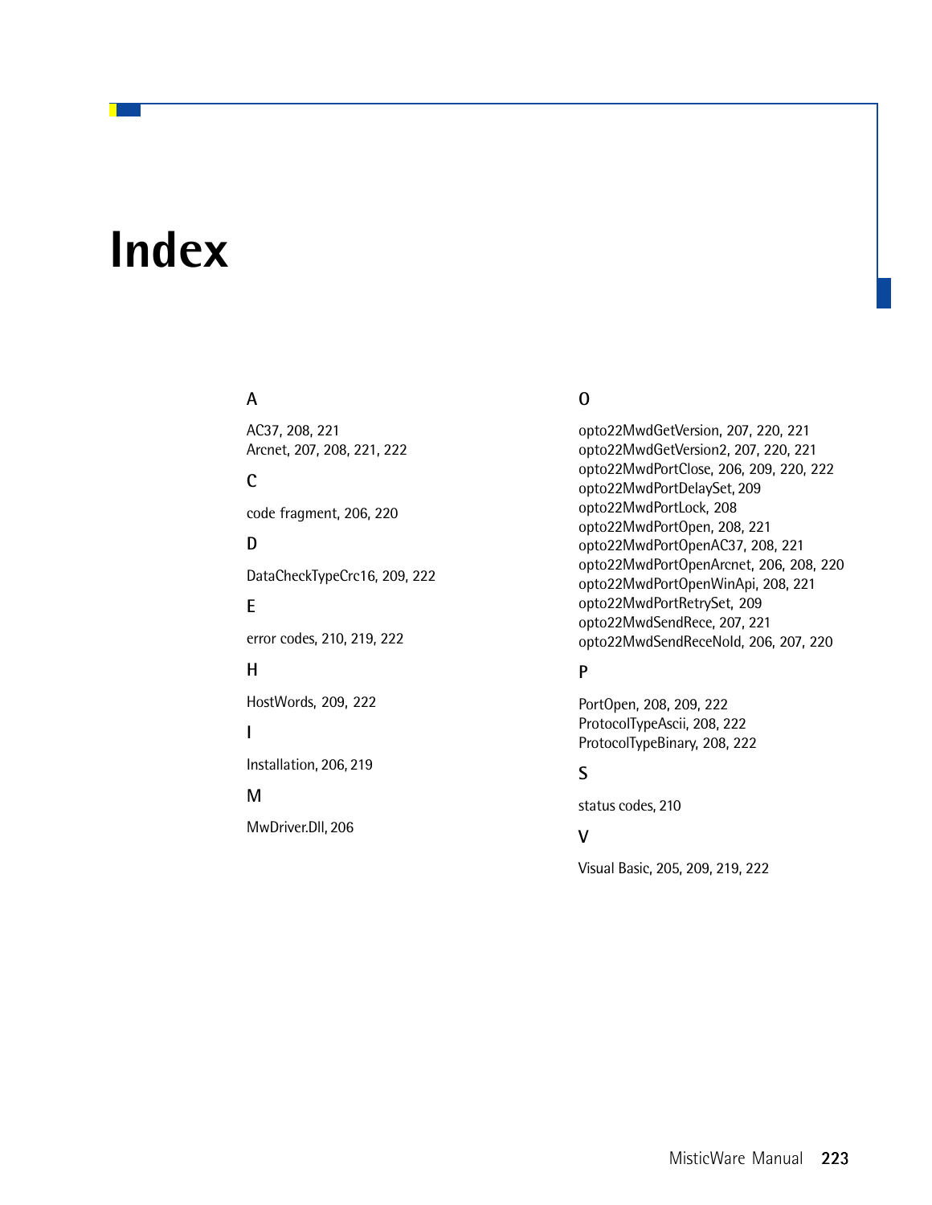# Index

## A

AC37, 208, 221
Arcnet, 207, 208, 221, 222

## C

code fragment, 206, 220

## D

DataCheckTypeCrc16, 209, 222

## E

error codes, 210, 219, 222

## H

HostWords, 209, 222

## I

Installation, 206, 219

## M

MwDriver.Dll, 206

## O

opto22MwdGetVersion, 207, 220, 221
opto22MwdGetVersion2, 207, 220, 221
opto22MwdPortClose, 206, 209, 220, 222
opto22MwdPortDelaySet, 209
opto22MwdPortLock, 208
opto22MwdPortOpen, 208, 221
opto22MwdPortOpenAC37, 208, 221
opto22MwdPortOpenArcnet, 206, 208, 220
opto22MwdPortOpenWinApi, 208, 221
opto22MwdPortRetrySet, 209
opto22MwdSendRece, 207, 221
opto22MwdSendReceNoId, 206, 207, 220

## P

PortOpen, 208, 209, 222
ProtocolTypeAscii, 208, 222
ProtocolTypeBinary, 208, 222

## S

status codes, 210

## V

Visual Basic, 205, 209, 219, 222